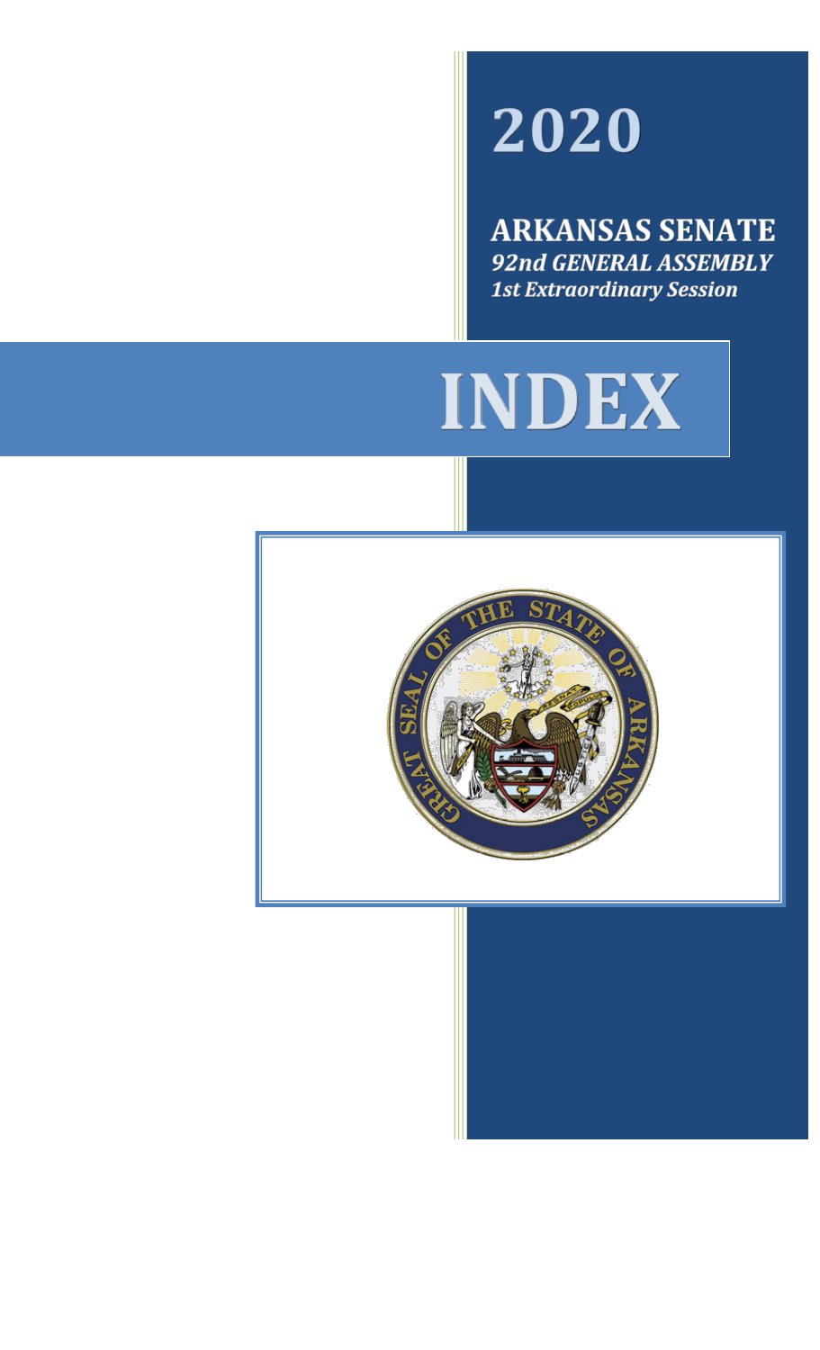# 2020

## ARKANSAS SENATE

***92nd GENERAL ASSEMBLY***

***1st Extraordinary Session***

# INDEX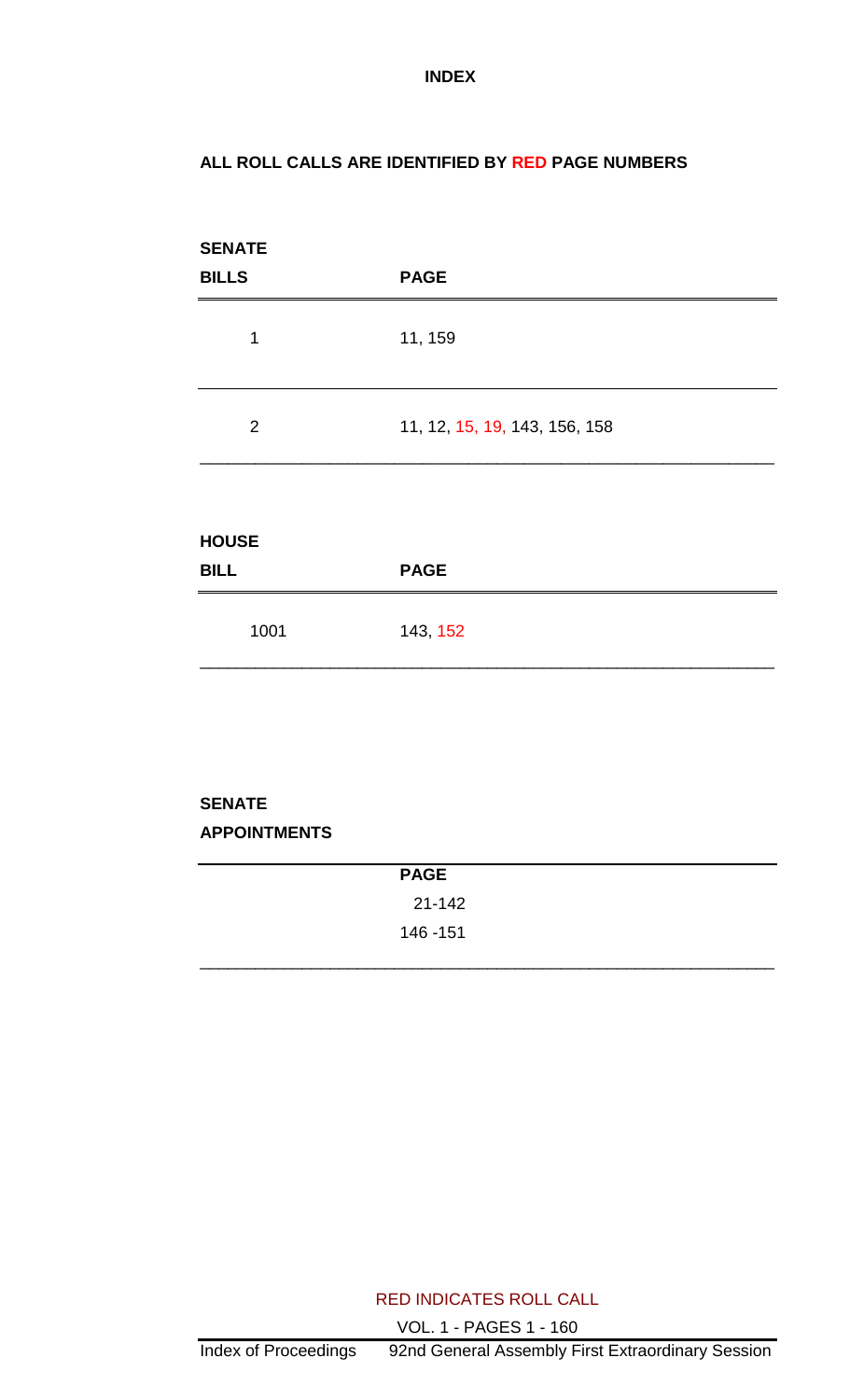# INDEX

**ALL ROLL CALLS ARE IDENTIFIED BY RED PAGE NUMBERS**

**SENATE**

| BILLS | PAGE |
|---|---|
| 1 | 11, 159 |
| 2 | 11, 12, 15, 19, 143, 156, 158 |

**HOUSE**

| BILL | PAGE |
|---|---|
| 1001 | 143, 152 |

**SENATE**

**APPOINTMENTS**

| PAGE |
|---|
| 21-142 |
| 146 -151 |

RED INDICATES ROLL CALL

VOL. 1 - PAGES 1 - 160

Index of Proceedings 92nd General Assembly First Extraordinary Session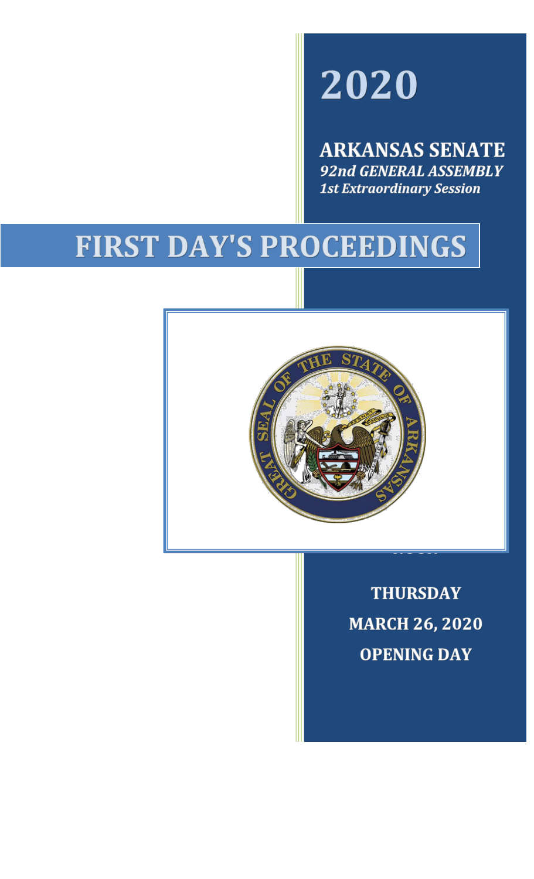# 2020

**ARKANSAS SENATE**
***92nd GENERAL ASSEMBLY***
***1st Extraordinary Session***

# FIRST DAY'S PROCEEDINGS

**THURSDAY**

**MARCH 26, 2020**

**OPENING DAY**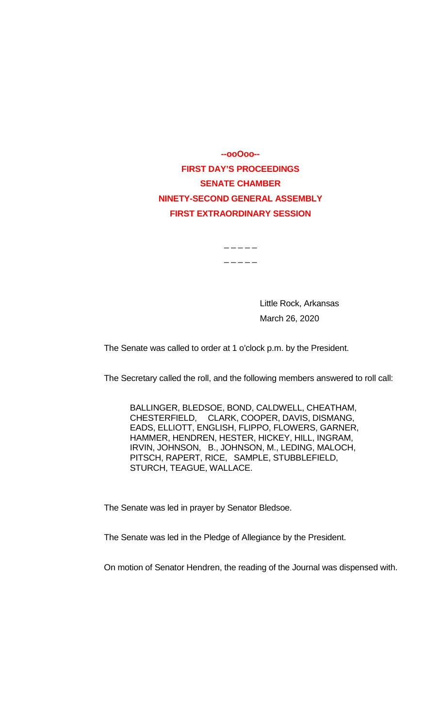**--ooOoo--**

**FIRST DAY'S PROCEEDINGS**

**SENATE CHAMBER**

**NINETY-SECOND GENERAL ASSEMBLY**

**FIRST EXTRAORDINARY SESSION**

\_ \_ \_ \_ \_

\_ \_ \_ \_ \_

Little Rock, Arkansas
March 26, 2020

The Senate was called to order at 1 o'clock p.m. by the President.

The Secretary called the roll, and the following members answered to roll call:

BALLINGER, BLEDSOE, BOND, CALDWELL, CHEATHAM, CHESTERFIELD, CLARK, COOPER, DAVIS, DISMANG, EADS, ELLIOTT, ENGLISH, FLIPPO, FLOWERS, GARNER, HAMMER, HENDREN, HESTER, HICKEY, HILL, INGRAM, IRVIN, JOHNSON, B., JOHNSON, M., LEDING, MALOCH, PITSCH, RAPERT, RICE, SAMPLE, STUBBLEFIELD, STURCH, TEAGUE, WALLACE.

The Senate was led in prayer by Senator Bledsoe.

The Senate was led in the Pledge of Allegiance by the President.

On motion of Senator Hendren, the reading of the Journal was dispensed with.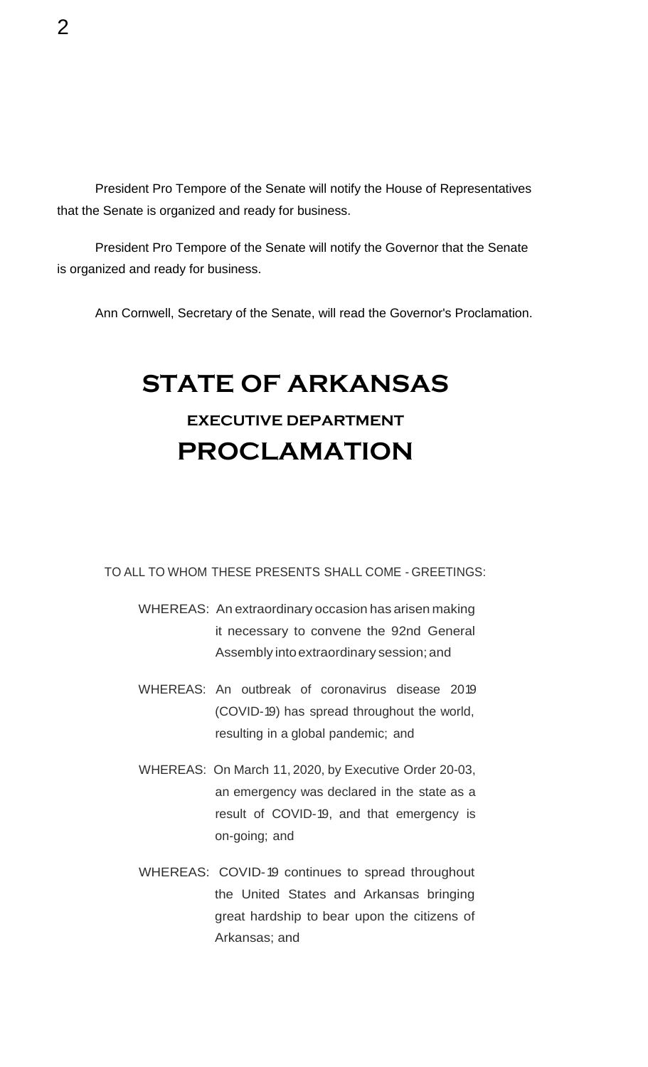President Pro Tempore of the Senate will notify the House of Representatives that the Senate is organized and ready for business.

President Pro Tempore of the Senate will notify the Governor that the Senate is organized and ready for business.

Ann Cornwell, Secretary of the Senate, will read the Governor's Proclamation.

# STATE OF ARKANSAS

### EXECUTIVE DEPARTMENT

## PROCLAMATION

TO ALL TO WHOM THESE PRESENTS SHALL COME - GREETINGS:

WHEREAS: An extraordinary occasion has arisen making it necessary to convene the 92nd General Assembly into extraordinary session; and

WHEREAS: An outbreak of coronavirus disease 2019 (COVID-19) has spread throughout the world, resulting in a global pandemic; and

WHEREAS: On March 11, 2020, by Executive Order 20-03, an emergency was declared in the state as a result of COVID-19, and that emergency is on-going; and

WHEREAS: COVID-19 continues to spread throughout the United States and Arkansas bringing great hardship to bear upon the citizens of Arkansas; and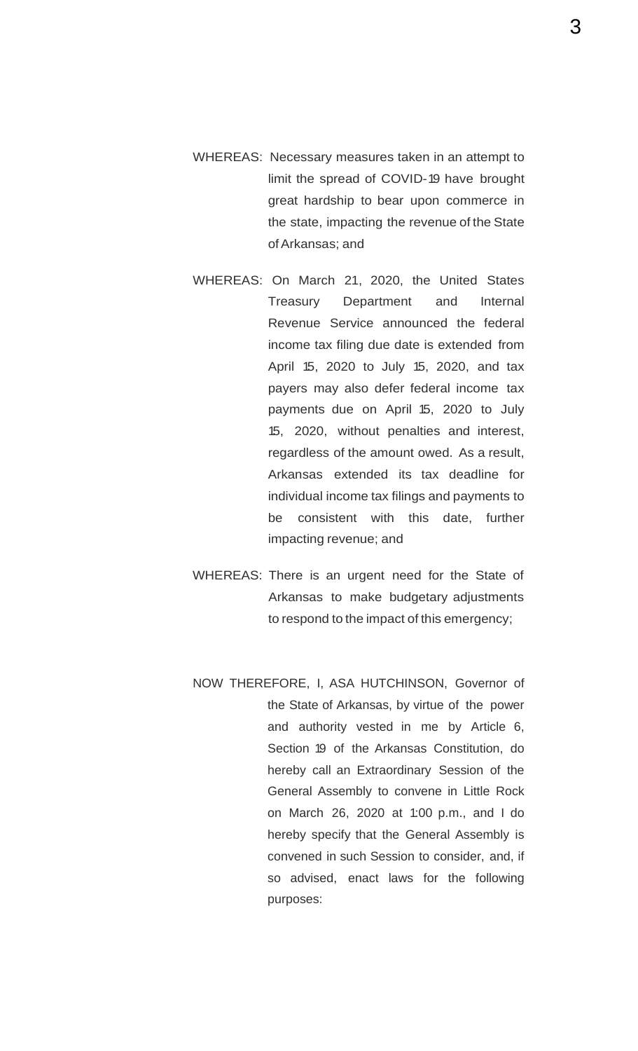WHEREAS: Necessary measures taken in an attempt to limit the spread of COVID-19 have brought great hardship to bear upon commerce in the state, impacting the revenue of the State of Arkansas; and

WHEREAS: On March 21, 2020, the United States Treasury Department and Internal Revenue Service announced the federal income tax filing due date is extended from April 15, 2020 to July 15, 2020, and tax payers may also defer federal income tax payments due on April 15, 2020 to July 15, 2020, without penalties and interest, regardless of the amount owed. As a result, Arkansas extended its tax deadline for individual income tax filings and payments to be consistent with this date, further impacting revenue; and

WHEREAS: There is an urgent need for the State of Arkansas to make budgetary adjustments to respond to the impact of this emergency;

NOW THEREFORE, I, ASA HUTCHINSON, Governor of the State of Arkansas, by virtue of the power and authority vested in me by Article 6, Section 19 of the Arkansas Constitution, do hereby call an Extraordinary Session of the General Assembly to convene in Little Rock on March 26, 2020 at 1:00 p.m., and I do hereby specify that the General Assembly is convened in such Session to consider, and, if so advised, enact laws for the following purposes: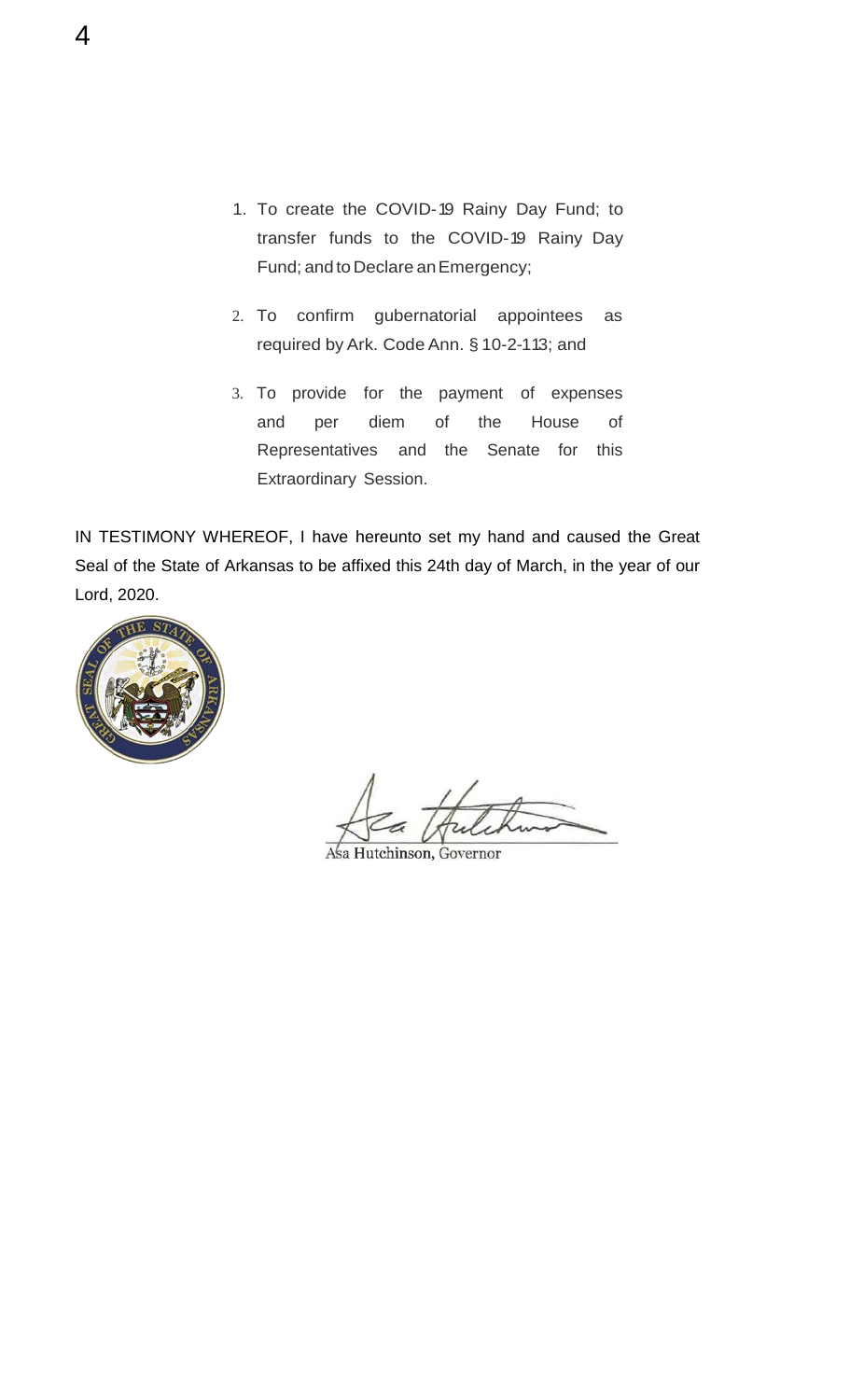1. To create the COVID-19 Rainy Day Fund; to transfer funds to the COVID-19 Rainy Day Fund; and to Declare an Emergency;

2. To confirm gubernatorial appointees as required by Ark. Code Ann. § 10-2-113; and

3. To provide for the payment of expenses and per diem of the House of Representatives and the Senate for this Extraordinary Session.

IN TESTIMONY WHEREOF, I have hereunto set my hand and caused the Great Seal of the State of Arkansas to be affixed this 24th day of March, in the year of our Lord, 2020.

Asa Hutchinson, Governor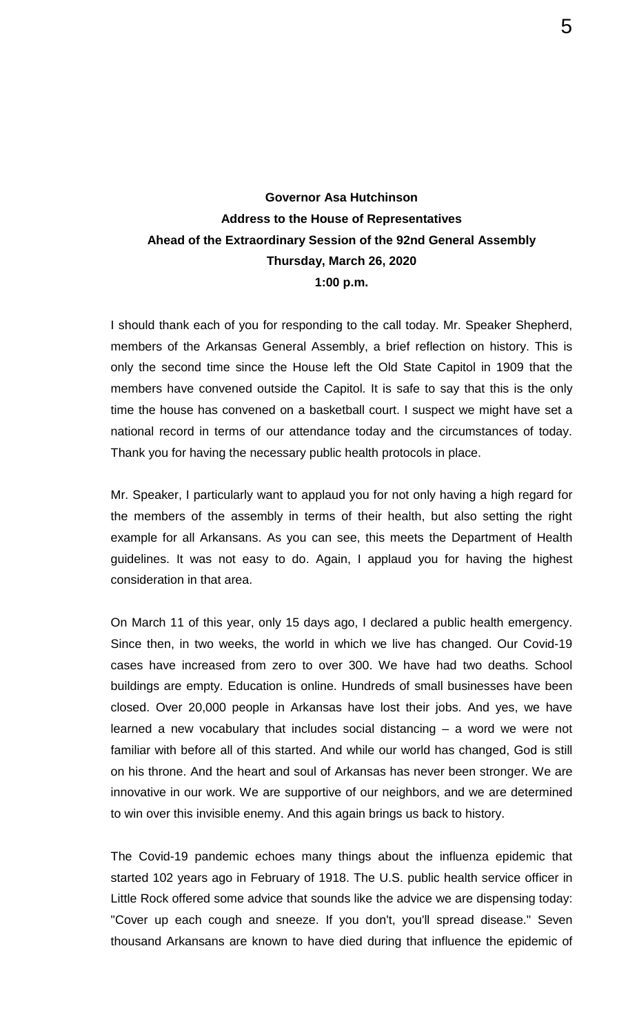**Governor Asa Hutchinson**
**Address to the House of Representatives**
**Ahead of the Extraordinary Session of the 92nd General Assembly**
**Thursday, March 26, 2020**
**1:00 p.m.**

I should thank each of you for responding to the call today. Mr. Speaker Shepherd, members of the Arkansas General Assembly, a brief reflection on history. This is only the second time since the House left the Old State Capitol in 1909 that the members have convened outside the Capitol. It is safe to say that this is the only time the house has convened on a basketball court. I suspect we might have set a national record in terms of our attendance today and the circumstances of today. Thank you for having the necessary public health protocols in place.

Mr. Speaker, I particularly want to applaud you for not only having a high regard for the members of the assembly in terms of their health, but also setting the right example for all Arkansans. As you can see, this meets the Department of Health guidelines. It was not easy to do. Again, I applaud you for having the highest consideration in that area.

On March 11 of this year, only 15 days ago, I declared a public health emergency. Since then, in two weeks, the world in which we live has changed. Our Covid-19 cases have increased from zero to over 300. We have had two deaths. School buildings are empty. Education is online. Hundreds of small businesses have been closed. Over 20,000 people in Arkansas have lost their jobs. And yes, we have learned a new vocabulary that includes social distancing – a word we were not familiar with before all of this started. And while our world has changed, God is still on his throne. And the heart and soul of Arkansas has never been stronger. We are innovative in our work. We are supportive of our neighbors, and we are determined to win over this invisible enemy. And this again brings us back to history.

The Covid-19 pandemic echoes many things about the influenza epidemic that started 102 years ago in February of 1918. The U.S. public health service officer in Little Rock offered some advice that sounds like the advice we are dispensing today: "Cover up each cough and sneeze. If you don't, you'll spread disease." Seven thousand Arkansans are known to have died during that influence the epidemic of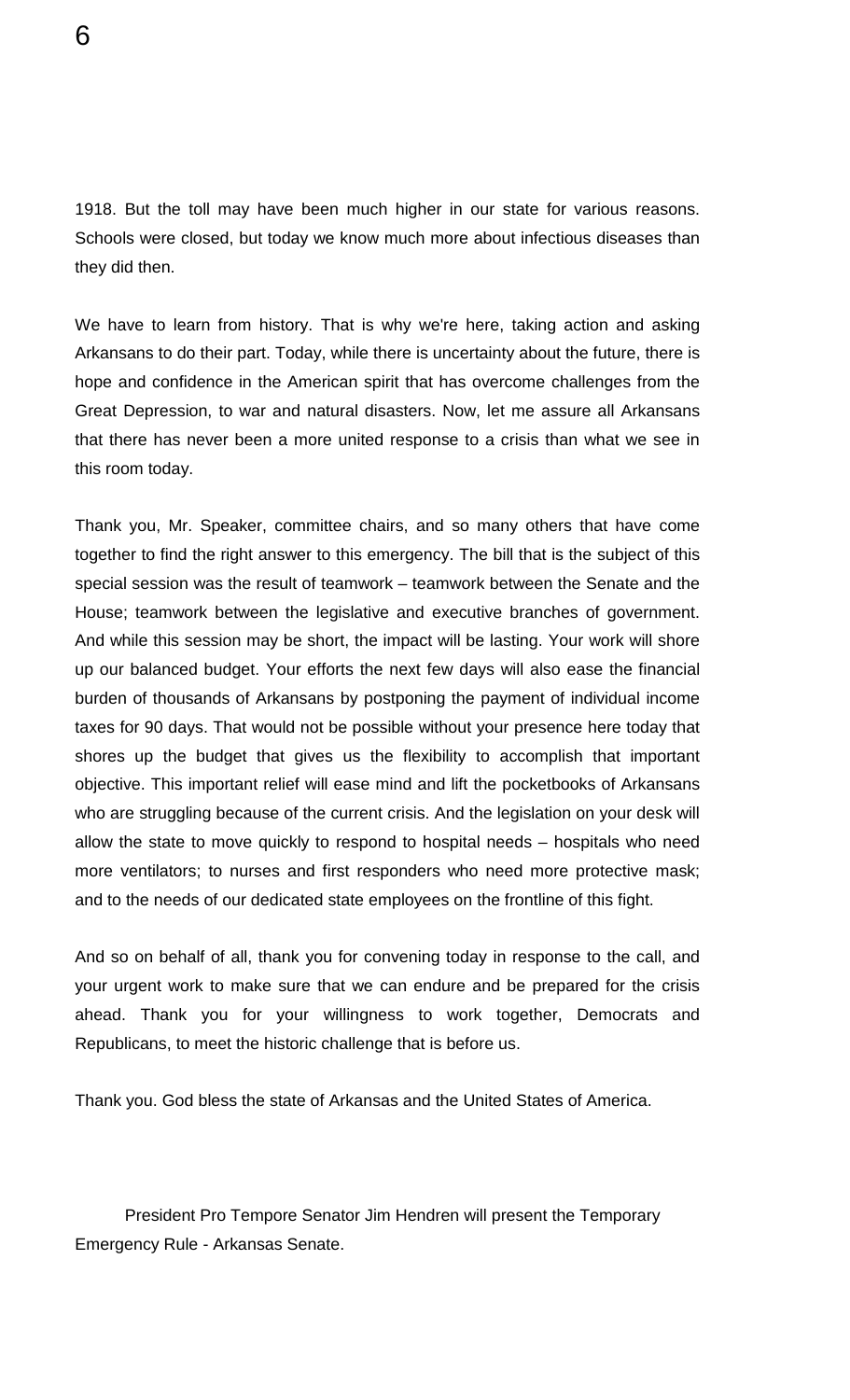1918. But the toll may have been much higher in our state for various reasons. Schools were closed, but today we know much more about infectious diseases than they did then.

We have to learn from history. That is why we're here, taking action and asking Arkansans to do their part. Today, while there is uncertainty about the future, there is hope and confidence in the American spirit that has overcome challenges from the Great Depression, to war and natural disasters. Now, let me assure all Arkansans that there has never been a more united response to a crisis than what we see in this room today.

Thank you, Mr. Speaker, committee chairs, and so many others that have come together to find the right answer to this emergency. The bill that is the subject of this special session was the result of teamwork – teamwork between the Senate and the House; teamwork between the legislative and executive branches of government. And while this session may be short, the impact will be lasting. Your work will shore up our balanced budget. Your efforts the next few days will also ease the financial burden of thousands of Arkansans by postponing the payment of individual income taxes for 90 days. That would not be possible without your presence here today that shores up the budget that gives us the flexibility to accomplish that important objective. This important relief will ease mind and lift the pocketbooks of Arkansans who are struggling because of the current crisis. And the legislation on your desk will allow the state to move quickly to respond to hospital needs – hospitals who need more ventilators; to nurses and first responders who need more protective mask; and to the needs of our dedicated state employees on the frontline of this fight.

And so on behalf of all, thank you for convening today in response to the call, and your urgent work to make sure that we can endure and be prepared for the crisis ahead. Thank you for your willingness to work together, Democrats and Republicans, to meet the historic challenge that is before us.

Thank you. God bless the state of Arkansas and the United States of America.

President Pro Tempore Senator Jim Hendren will present the Temporary Emergency Rule - Arkansas Senate.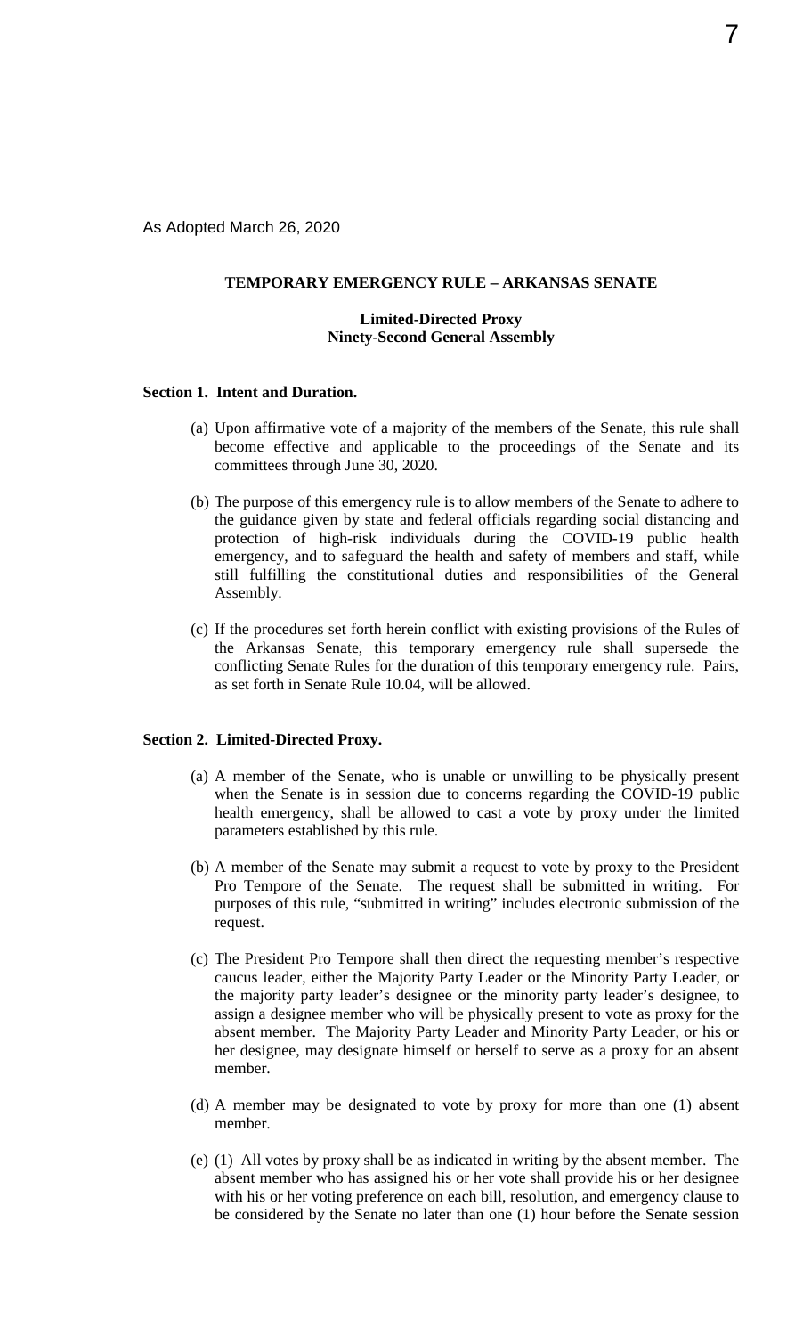As Adopted March 26, 2020

**TEMPORARY EMERGENCY RULE – ARKANSAS SENATE**

**Limited-Directed Proxy**
**Ninety-Second General Assembly**

**Section 1. Intent and Duration.**

(a) Upon affirmative vote of a majority of the members of the Senate, this rule shall become effective and applicable to the proceedings of the Senate and its committees through June 30, 2020.

(b) The purpose of this emergency rule is to allow members of the Senate to adhere to the guidance given by state and federal officials regarding social distancing and protection of high-risk individuals during the COVID-19 public health emergency, and to safeguard the health and safety of members and staff, while still fulfilling the constitutional duties and responsibilities of the General Assembly.

(c) If the procedures set forth herein conflict with existing provisions of the Rules of the Arkansas Senate, this temporary emergency rule shall supersede the conflicting Senate Rules for the duration of this temporary emergency rule. Pairs, as set forth in Senate Rule 10.04, will be allowed.

**Section 2. Limited-Directed Proxy.**

(a) A member of the Senate, who is unable or unwilling to be physically present when the Senate is in session due to concerns regarding the COVID-19 public health emergency, shall be allowed to cast a vote by proxy under the limited parameters established by this rule.

(b) A member of the Senate may submit a request to vote by proxy to the President Pro Tempore of the Senate. The request shall be submitted in writing. For purposes of this rule, "submitted in writing" includes electronic submission of the request.

(c) The President Pro Tempore shall then direct the requesting member's respective caucus leader, either the Majority Party Leader or the Minority Party Leader, or the majority party leader's designee or the minority party leader's designee, to assign a designee member who will be physically present to vote as proxy for the absent member. The Majority Party Leader and Minority Party Leader, or his or her designee, may designate himself or herself to serve as a proxy for an absent member.

(d) A member may be designated to vote by proxy for more than one (1) absent member.

(e) (1) All votes by proxy shall be as indicated in writing by the absent member. The absent member who has assigned his or her vote shall provide his or her designee with his or her voting preference on each bill, resolution, and emergency clause to be considered by the Senate no later than one (1) hour before the Senate session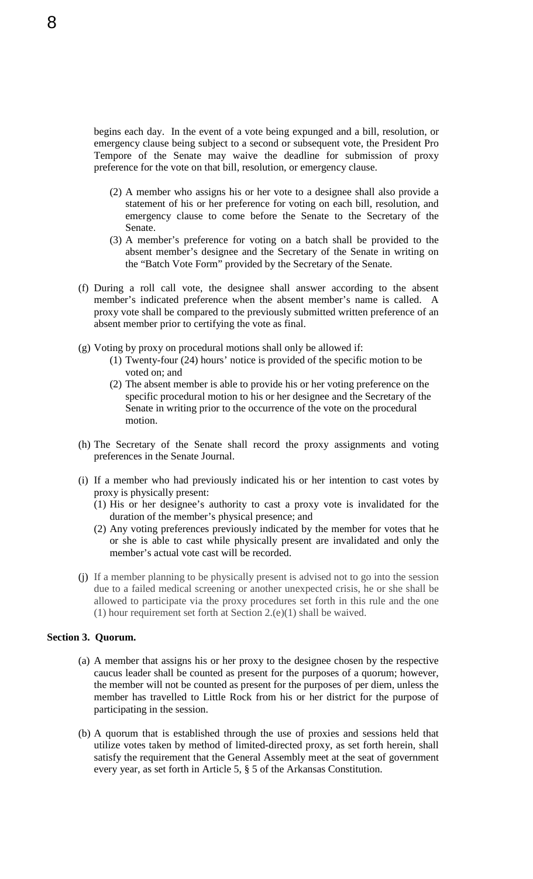begins each day. In the event of a vote being expunged and a bill, resolution, or emergency clause being subject to a second or subsequent vote, the President Pro Tempore of the Senate may waive the deadline for submission of proxy preference for the vote on that bill, resolution, or emergency clause.

(2) A member who assigns his or her vote to a designee shall also provide a statement of his or her preference for voting on each bill, resolution, and emergency clause to come before the Senate to the Secretary of the Senate.

(3) A member's preference for voting on a batch shall be provided to the absent member's designee and the Secretary of the Senate in writing on the "Batch Vote Form" provided by the Secretary of the Senate.

(f) During a roll call vote, the designee shall answer according to the absent member's indicated preference when the absent member's name is called. A proxy vote shall be compared to the previously submitted written preference of an absent member prior to certifying the vote as final.

(g) Voting by proxy on procedural motions shall only be allowed if:

(1) Twenty-four (24) hours' notice is provided of the specific motion to be voted on; and

(2) The absent member is able to provide his or her voting preference on the specific procedural motion to his or her designee and the Secretary of the Senate in writing prior to the occurrence of the vote on the procedural motion.

(h) The Secretary of the Senate shall record the proxy assignments and voting preferences in the Senate Journal.

(i) If a member who had previously indicated his or her intention to cast votes by proxy is physically present:

(1) His or her designee's authority to cast a proxy vote is invalidated for the duration of the member's physical presence; and

(2) Any voting preferences previously indicated by the member for votes that he or she is able to cast while physically present are invalidated and only the member's actual vote cast will be recorded.

(j) If a member planning to be physically present is advised not to go into the session due to a failed medical screening or another unexpected crisis, he or she shall be allowed to participate via the proxy procedures set forth in this rule and the one (1) hour requirement set forth at Section 2.(e)(1) shall be waived.

**Section 3. Quorum.**

(a) A member that assigns his or her proxy to the designee chosen by the respective caucus leader shall be counted as present for the purposes of a quorum; however, the member will not be counted as present for the purposes of per diem, unless the member has travelled to Little Rock from his or her district for the purpose of participating in the session.

(b) A quorum that is established through the use of proxies and sessions held that utilize votes taken by method of limited-directed proxy, as set forth herein, shall satisfy the requirement that the General Assembly meet at the seat of government every year, as set forth in Article 5, § 5 of the Arkansas Constitution.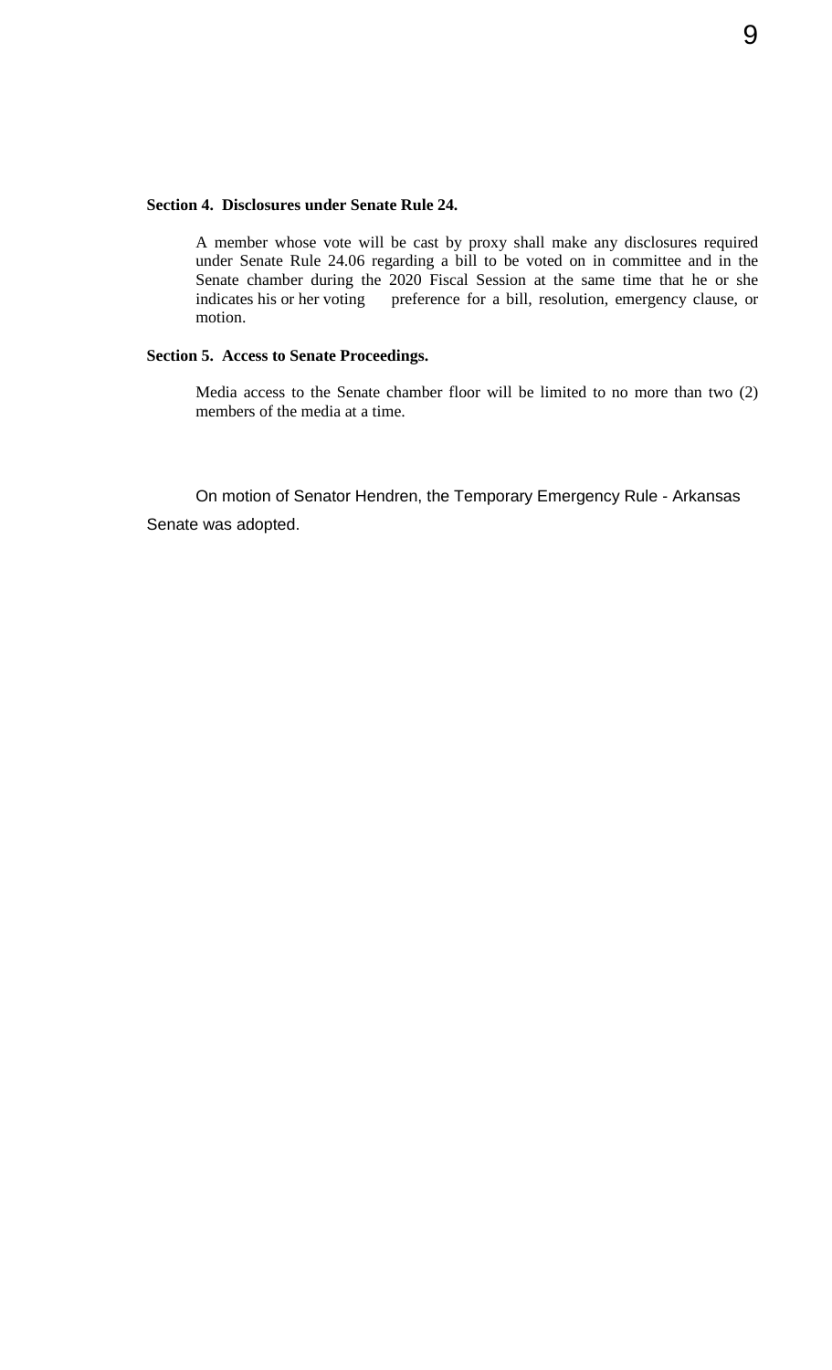**Section 4. Disclosures under Senate Rule 24.**

A member whose vote will be cast by proxy shall make any disclosures required under Senate Rule 24.06 regarding a bill to be voted on in committee and in the Senate chamber during the 2020 Fiscal Session at the same time that he or she indicates his or her voting preference for a bill, resolution, emergency clause, or motion.

**Section 5. Access to Senate Proceedings.**

Media access to the Senate chamber floor will be limited to no more than two (2) members of the media at a time.

On motion of Senator Hendren, the Temporary Emergency Rule - Arkansas Senate was adopted.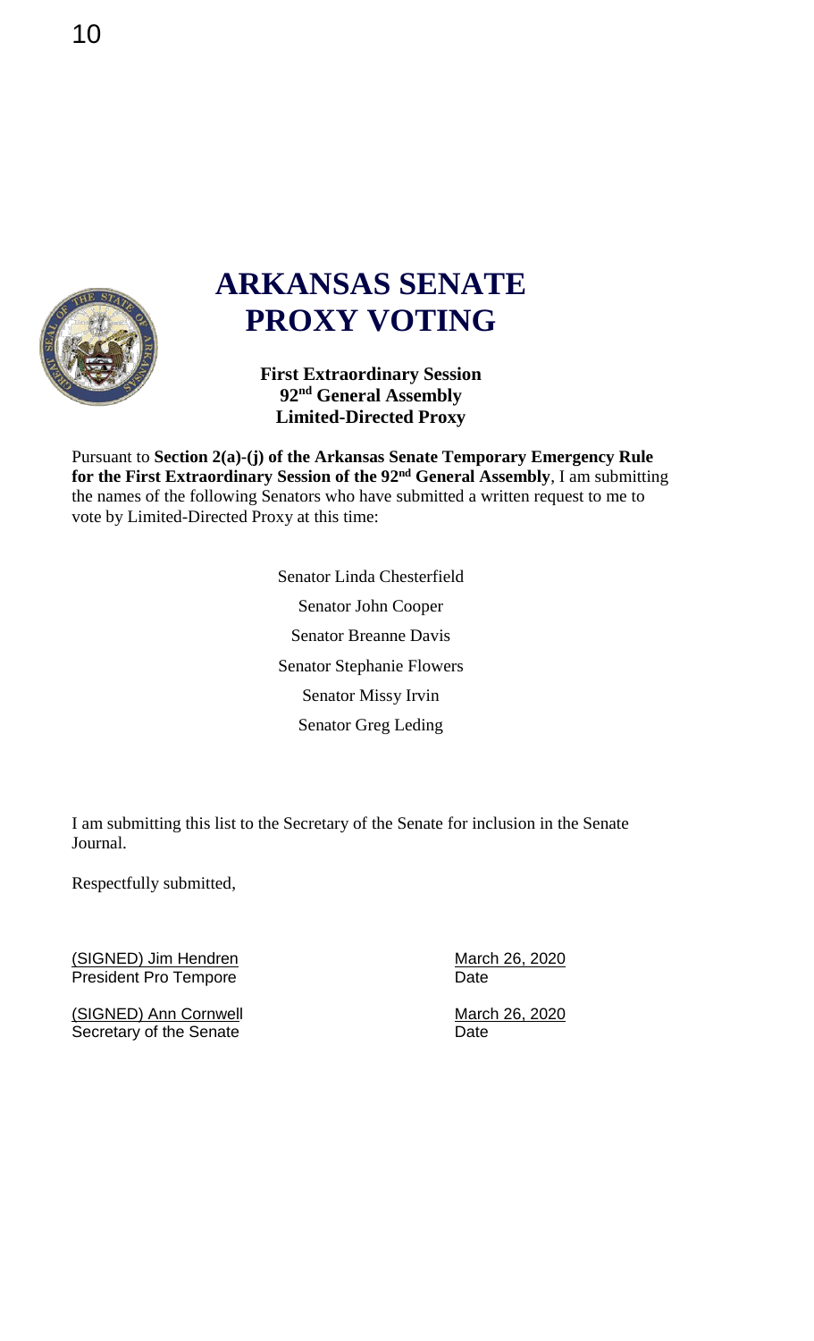# ARKANSAS SENATE PROXY VOTING

**First Extraordinary Session**
**92nd General Assembly**
**Limited-Directed Proxy**

Pursuant to **Section 2(a)-(j) of the Arkansas Senate Temporary Emergency Rule for the First Extraordinary Session of the 92nd General Assembly**, I am submitting the names of the following Senators who have submitted a written request to me to vote by Limited-Directed Proxy at this time:

Senator Linda Chesterfield

Senator John Cooper

Senator Breanne Davis

Senator Stephanie Flowers

Senator Missy Irvin

Senator Greg Leding

I am submitting this list to the Secretary of the Senate for inclusion in the Senate Journal.

Respectfully submitted,

(SIGNED) Jim Hendren — March 26, 2020
President Pro Tempore — Date

(SIGNED) Ann Cornwell — March 26, 2020
Secretary of the Senate — Date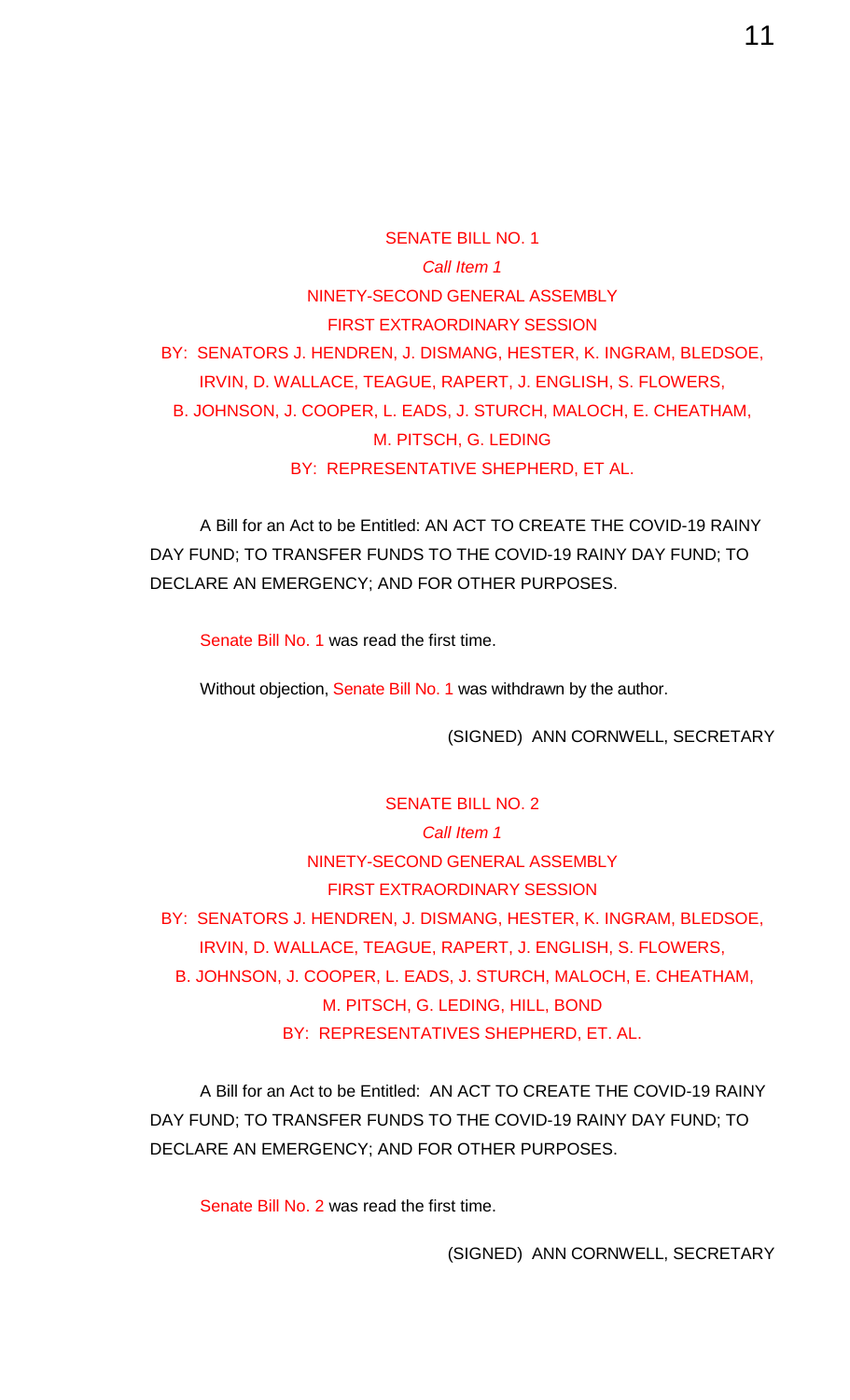SENATE BILL NO. 1

*Call Item 1*

NINETY-SECOND GENERAL ASSEMBLY

FIRST EXTRAORDINARY SESSION

BY: SENATORS J. HENDREN, J. DISMANG, HESTER, K. INGRAM, BLEDSOE, IRVIN, D. WALLACE, TEAGUE, RAPERT, J. ENGLISH, S. FLOWERS, B. JOHNSON, J. COOPER, L. EADS, J. STURCH, MALOCH, E. CHEATHAM, M. PITSCH, G. LEDING

BY: REPRESENTATIVE SHEPHERD, ET AL.

A Bill for an Act to be Entitled: AN ACT TO CREATE THE COVID-19 RAINY DAY FUND; TO TRANSFER FUNDS TO THE COVID-19 RAINY DAY FUND; TO DECLARE AN EMERGENCY; AND FOR OTHER PURPOSES.

Senate Bill No. 1 was read the first time.

Without objection, Senate Bill No. 1 was withdrawn by the author.

(SIGNED) ANN CORNWELL, SECRETARY

SENATE BILL NO. 2

*Call Item 1*

NINETY-SECOND GENERAL ASSEMBLY

FIRST EXTRAORDINARY SESSION

BY: SENATORS J. HENDREN, J. DISMANG, HESTER, K. INGRAM, BLEDSOE, IRVIN, D. WALLACE, TEAGUE, RAPERT, J. ENGLISH, S. FLOWERS, B. JOHNSON, J. COOPER, L. EADS, J. STURCH, MALOCH, E. CHEATHAM, M. PITSCH, G. LEDING, HILL, BOND

BY: REPRESENTATIVES SHEPHERD, ET. AL.

A Bill for an Act to be Entitled: AN ACT TO CREATE THE COVID-19 RAINY DAY FUND; TO TRANSFER FUNDS TO THE COVID-19 RAINY DAY FUND; TO DECLARE AN EMERGENCY; AND FOR OTHER PURPOSES.

Senate Bill No. 2 was read the first time.

(SIGNED) ANN CORNWELL, SECRETARY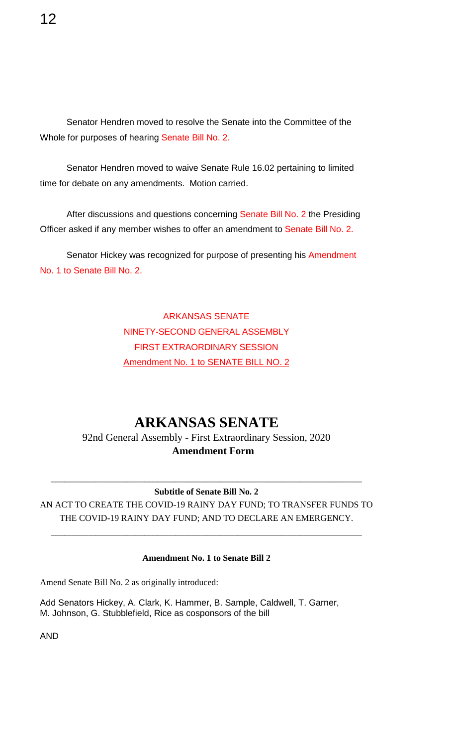Senator Hendren moved to resolve the Senate into the Committee of the Whole for purposes of hearing Senate Bill No. 2.

Senator Hendren moved to waive Senate Rule 16.02 pertaining to limited time for debate on any amendments. Motion carried.

After discussions and questions concerning Senate Bill No. 2 the Presiding Officer asked if any member wishes to offer an amendment to Senate Bill No. 2.

Senator Hickey was recognized for purpose of presenting his Amendment No. 1 to Senate Bill No. 2.

ARKANSAS SENATE
NINETY-SECOND GENERAL ASSEMBLY
FIRST EXTRAORDINARY SESSION
Amendment No. 1 to SENATE BILL NO. 2

# ARKANSAS SENATE

92nd General Assembly - First Extraordinary Session, 2020
**Amendment Form**

---

**Subtitle of Senate Bill No. 2**

AN ACT TO CREATE THE COVID-19 RAINY DAY FUND; TO TRANSFER FUNDS TO THE COVID-19 RAINY DAY FUND; AND TO DECLARE AN EMERGENCY.

---

**Amendment No. 1 to Senate Bill 2**

Amend Senate Bill No. 2 as originally introduced:

Add Senators Hickey, A. Clark, K. Hammer, B. Sample, Caldwell, T. Garner, M. Johnson, G. Stubblefield, Rice as cosponsors of the bill

AND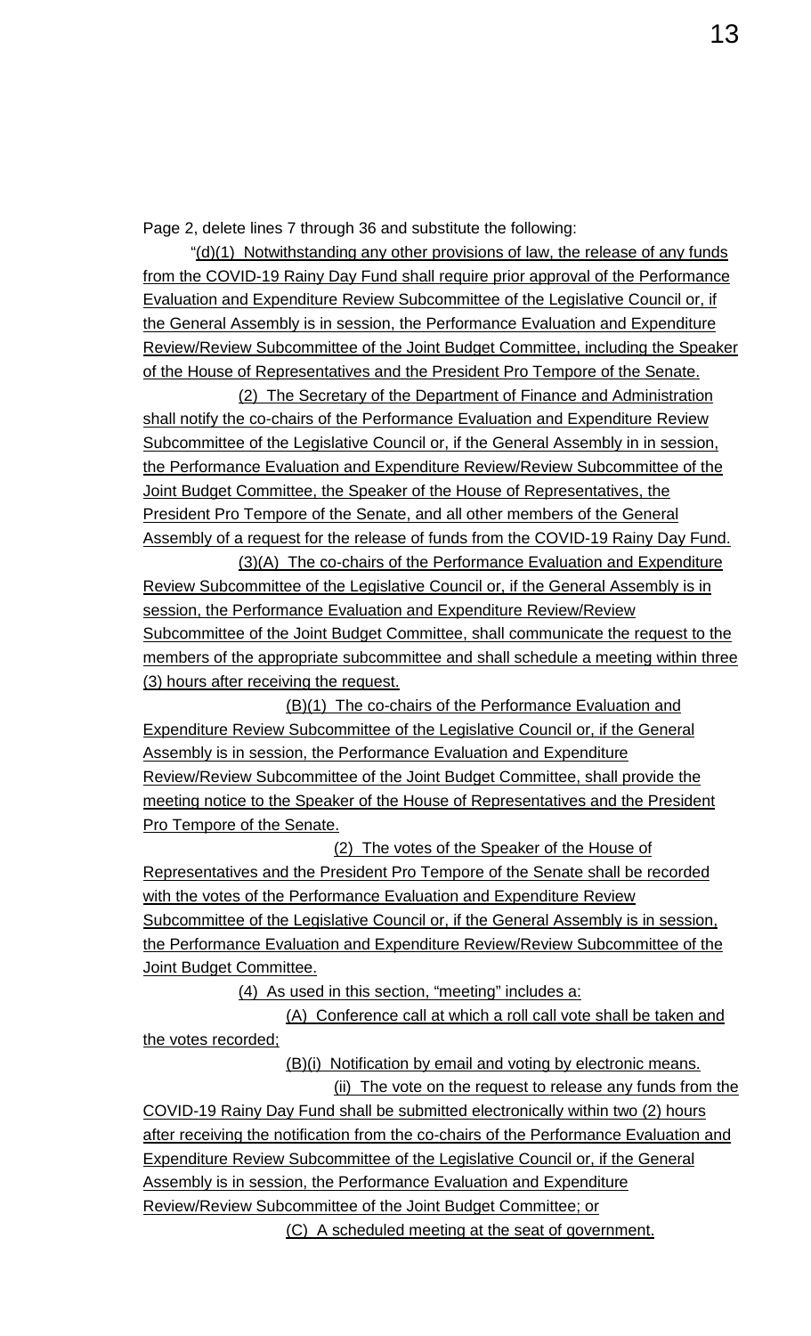Page 2, delete lines 7 through 36 and substitute the following:

"(d)(1) Notwithstanding any other provisions of law, the release of any funds from the COVID-19 Rainy Day Fund shall require prior approval of the Performance Evaluation and Expenditure Review Subcommittee of the Legislative Council or, if the General Assembly is in session, the Performance Evaluation and Expenditure Review/Review Subcommittee of the Joint Budget Committee, including the Speaker of the House of Representatives and the President Pro Tempore of the Senate.

(2) The Secretary of the Department of Finance and Administration shall notify the co-chairs of the Performance Evaluation and Expenditure Review Subcommittee of the Legislative Council or, if the General Assembly in in session, the Performance Evaluation and Expenditure Review/Review Subcommittee of the Joint Budget Committee, the Speaker of the House of Representatives, the President Pro Tempore of the Senate, and all other members of the General Assembly of a request for the release of funds from the COVID-19 Rainy Day Fund.

(3)(A) The co-chairs of the Performance Evaluation and Expenditure Review Subcommittee of the Legislative Council or, if the General Assembly is in session, the Performance Evaluation and Expenditure Review/Review Subcommittee of the Joint Budget Committee, shall communicate the request to the members of the appropriate subcommittee and shall schedule a meeting within three (3) hours after receiving the request.

(B)(1) The co-chairs of the Performance Evaluation and Expenditure Review Subcommittee of the Legislative Council or, if the General Assembly is in session, the Performance Evaluation and Expenditure Review/Review Subcommittee of the Joint Budget Committee, shall provide the meeting notice to the Speaker of the House of Representatives and the President Pro Tempore of the Senate.

(2) The votes of the Speaker of the House of Representatives and the President Pro Tempore of the Senate shall be recorded with the votes of the Performance Evaluation and Expenditure Review Subcommittee of the Legislative Council or, if the General Assembly is in session, the Performance Evaluation and Expenditure Review/Review Subcommittee of the Joint Budget Committee.

(4) As used in this section, "meeting" includes a:

(A) Conference call at which a roll call vote shall be taken and the votes recorded;

(B)(i) Notification by email and voting by electronic means.

(ii) The vote on the request to release any funds from the COVID-19 Rainy Day Fund shall be submitted electronically within two (2) hours after receiving the notification from the co-chairs of the Performance Evaluation and Expenditure Review Subcommittee of the Legislative Council or, if the General Assembly is in session, the Performance Evaluation and Expenditure Review/Review Subcommittee of the Joint Budget Committee; or

(C) A scheduled meeting at the seat of government.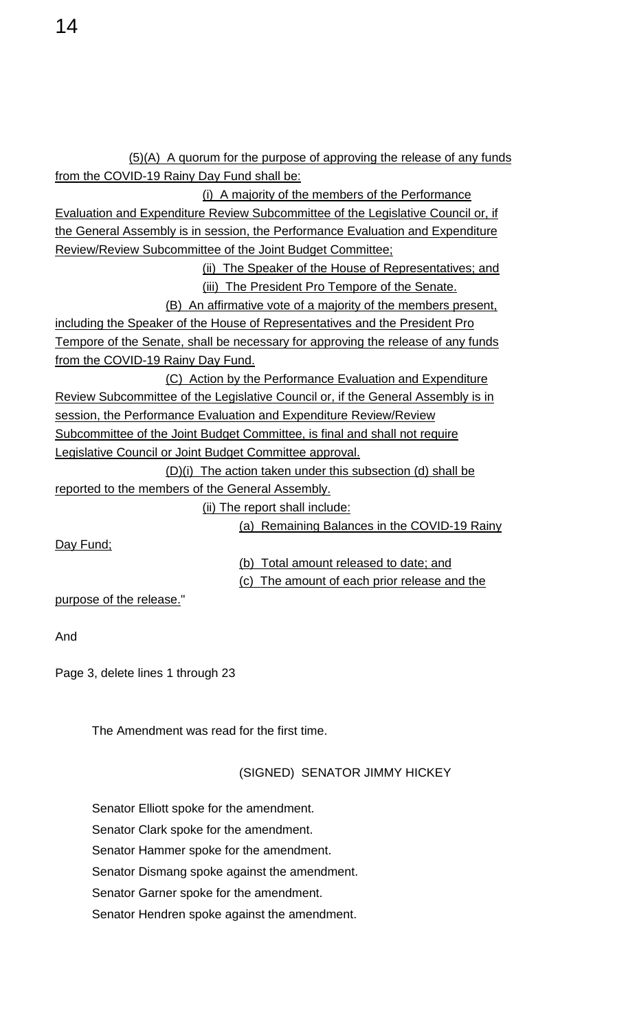(5)(A) A quorum for the purpose of approving the release of any funds from the COVID-19 Rainy Day Fund shall be:

(i) A majority of the members of the Performance Evaluation and Expenditure Review Subcommittee of the Legislative Council or, if the General Assembly is in session, the Performance Evaluation and Expenditure Review/Review Subcommittee of the Joint Budget Committee;

(ii) The Speaker of the House of Representatives; and

(iii) The President Pro Tempore of the Senate.

(B) An affirmative vote of a majority of the members present, including the Speaker of the House of Representatives and the President Pro Tempore of the Senate, shall be necessary for approving the release of any funds from the COVID-19 Rainy Day Fund.

(C) Action by the Performance Evaluation and Expenditure Review Subcommittee of the Legislative Council or, if the General Assembly is in session, the Performance Evaluation and Expenditure Review/Review Subcommittee of the Joint Budget Committee, is final and shall not require Legislative Council or Joint Budget Committee approval.

(D)(i) The action taken under this subsection (d) shall be reported to the members of the General Assembly.

(ii) The report shall include:

(a) Remaining Balances in the COVID-19 Rainy Day Fund;

(b) Total amount released to date; and

(c) The amount of each prior release and the purpose of the release."

And

Page 3, delete lines 1 through 23

The Amendment was read for the first time.

(SIGNED) SENATOR JIMMY HICKEY

Senator Elliott spoke for the amendment.

Senator Clark spoke for the amendment.

Senator Hammer spoke for the amendment.

Senator Dismang spoke against the amendment.

Senator Garner spoke for the amendment.

Senator Hendren spoke against the amendment.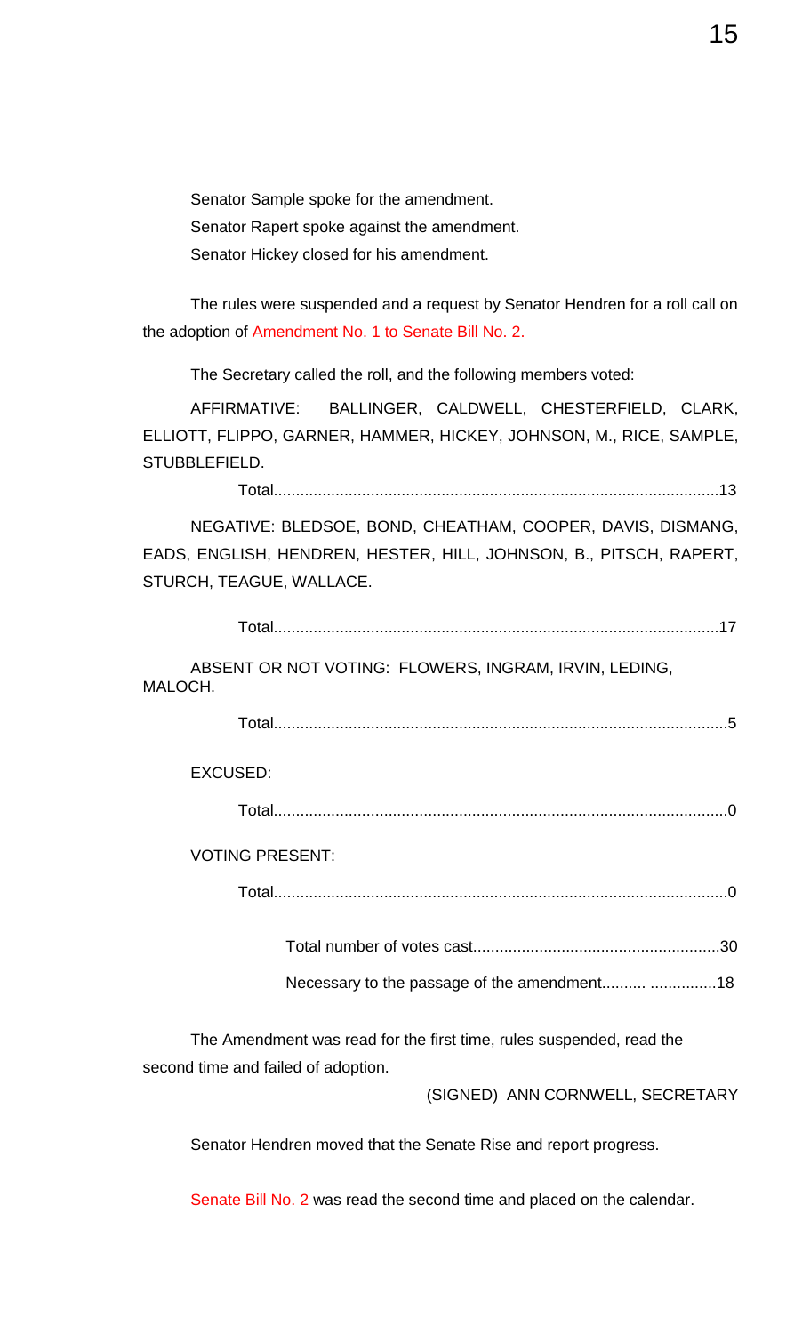Senator Sample spoke for the amendment.

Senator Rapert spoke against the amendment.

Senator Hickey closed for his amendment.

The rules were suspended and a request by Senator Hendren for a roll call on the adoption of Amendment No. 1 to Senate Bill No. 2.

The Secretary called the roll, and the following members voted:

AFFIRMATIVE: BALLINGER, CALDWELL, CHESTERFIELD, CLARK, ELLIOTT, FLIPPO, GARNER, HAMMER, HICKEY, JOHNSON, M., RICE, SAMPLE, STUBBLEFIELD.

Total.....................................................................................................13

NEGATIVE: BLEDSOE, BOND, CHEATHAM, COOPER, DAVIS, DISMANG, EADS, ENGLISH, HENDREN, HESTER, HILL, JOHNSON, B., PITSCH, RAPERT, STURCH, TEAGUE, WALLACE.

Total.....................................................................................................17

ABSENT OR NOT VOTING: FLOWERS, INGRAM, IRVIN, LEDING, MALOCH.

Total.......................................................................................................5

EXCUSED:

Total.......................................................................................................0

VOTING PRESENT:

Total.......................................................................................................0

Total number of votes cast........................................................30

Necessary to the passage of the amendment.......... ...............18

The Amendment was read for the first time, rules suspended, read the second time and failed of adoption.

(SIGNED) ANN CORNWELL, SECRETARY

Senator Hendren moved that the Senate Rise and report progress.

Senate Bill No. 2 was read the second time and placed on the calendar.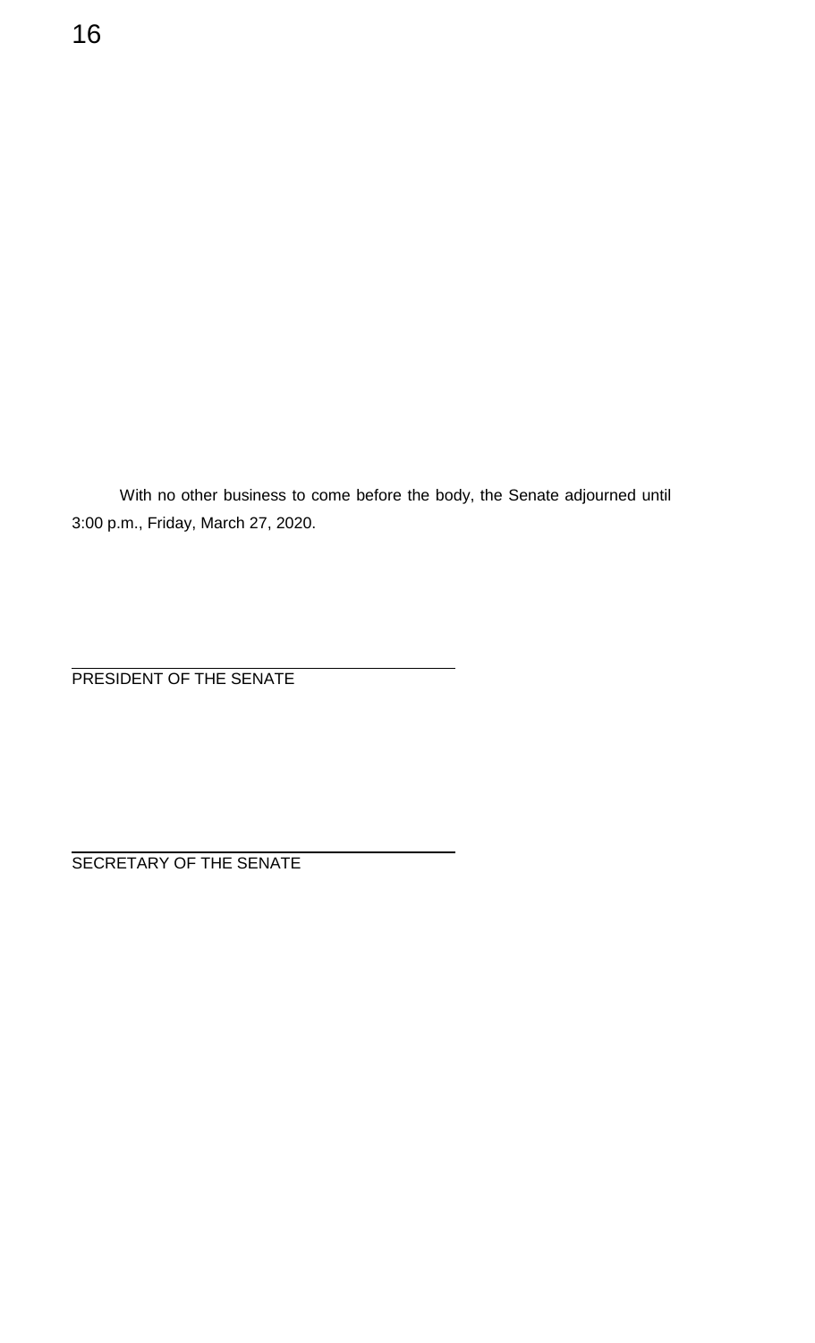With no other business to come before the body, the Senate adjourned until 3:00 p.m., Friday, March 27, 2020.

PRESIDENT OF THE SENATE

SECRETARY OF THE SENATE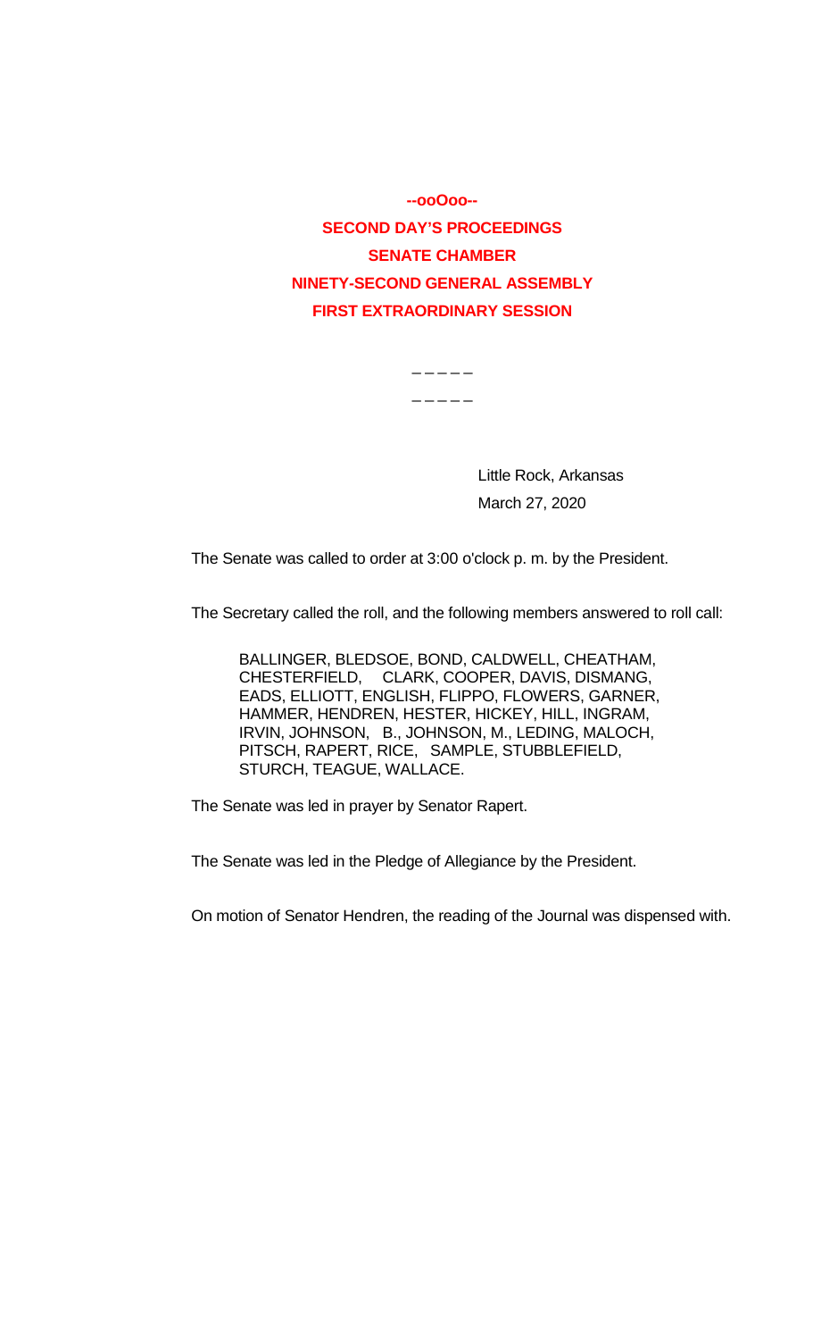**--ooOoo--**

**SECOND DAY'S PROCEEDINGS**

**SENATE CHAMBER**

**NINETY-SECOND GENERAL ASSEMBLY**

**FIRST EXTRAORDINARY SESSION**

\_ \_ \_ \_ \_

\_ \_ \_ \_ \_

Little Rock, Arkansas
March 27, 2020

The Senate was called to order at 3:00 o'clock p. m. by the President.

The Secretary called the roll, and the following members answered to roll call:

BALLINGER, BLEDSOE, BOND, CALDWELL, CHEATHAM, CHESTERFIELD, CLARK, COOPER, DAVIS, DISMANG, EADS, ELLIOTT, ENGLISH, FLIPPO, FLOWERS, GARNER, HAMMER, HENDREN, HESTER, HICKEY, HILL, INGRAM, IRVIN, JOHNSON, B., JOHNSON, M., LEDING, MALOCH, PITSCH, RAPERT, RICE, SAMPLE, STUBBLEFIELD, STURCH, TEAGUE, WALLACE.

The Senate was led in prayer by Senator Rapert.

The Senate was led in the Pledge of Allegiance by the President.

On motion of Senator Hendren, the reading of the Journal was dispensed with.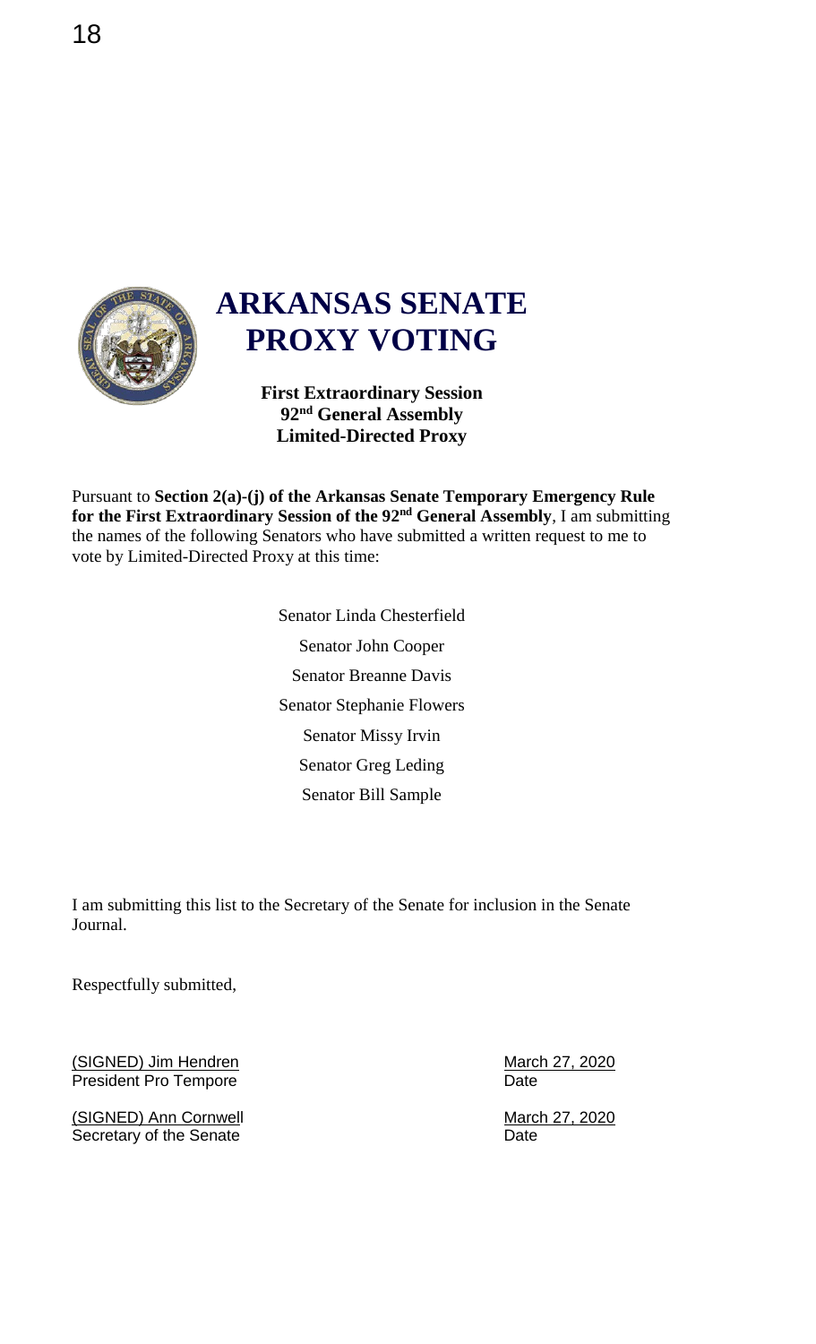# ARKANSAS SENATE PROXY VOTING

**First Extraordinary Session**
**92nd General Assembly**
**Limited-Directed Proxy**

Pursuant to **Section 2(a)-(j) of the Arkansas Senate Temporary Emergency Rule for the First Extraordinary Session of the 92nd General Assembly**, I am submitting the names of the following Senators who have submitted a written request to me to vote by Limited-Directed Proxy at this time:

Senator Linda Chesterfield
Senator John Cooper
Senator Breanne Davis
Senator Stephanie Flowers
Senator Missy Irvin
Senator Greg Leding
Senator Bill Sample

I am submitting this list to the Secretary of the Senate for inclusion in the Senate Journal.

Respectfully submitted,

(SIGNED) Jim Hendren — March 27, 2020
President Pro Tempore — Date

(SIGNED) Ann Cornwell — March 27, 2020
Secretary of the Senate — Date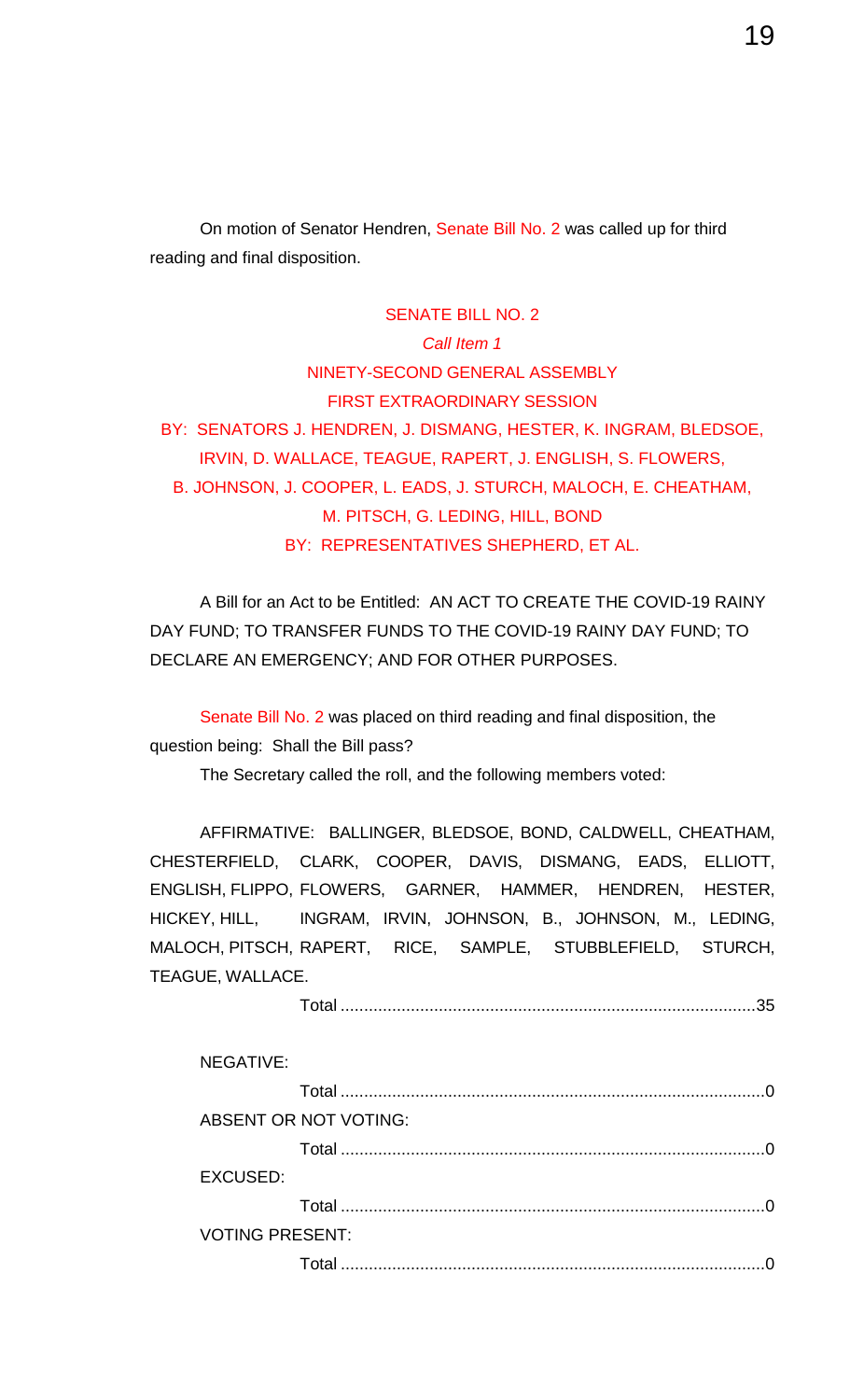On motion of Senator Hendren, Senate Bill No. 2 was called up for third reading and final disposition.

SENATE BILL NO. 2

*Call Item 1*

NINETY-SECOND GENERAL ASSEMBLY

FIRST EXTRAORDINARY SESSION

BY: SENATORS J. HENDREN, J. DISMANG, HESTER, K. INGRAM, BLEDSOE, IRVIN, D. WALLACE, TEAGUE, RAPERT, J. ENGLISH, S. FLOWERS, B. JOHNSON, J. COOPER, L. EADS, J. STURCH, MALOCH, E. CHEATHAM, M. PITSCH, G. LEDING, HILL, BOND

BY: REPRESENTATIVES SHEPHERD, ET AL.

A Bill for an Act to be Entitled: AN ACT TO CREATE THE COVID-19 RAINY DAY FUND; TO TRANSFER FUNDS TO THE COVID-19 RAINY DAY FUND; TO DECLARE AN EMERGENCY; AND FOR OTHER PURPOSES.

Senate Bill No. 2 was placed on third reading and final disposition, the question being: Shall the Bill pass?

The Secretary called the roll, and the following members voted:

AFFIRMATIVE: BALLINGER, BLEDSOE, BOND, CALDWELL, CHEATHAM, CHESTERFIELD, CLARK, COOPER, DAVIS, DISMANG, EADS, ELLIOTT, ENGLISH, FLIPPO, FLOWERS, GARNER, HAMMER, HENDREN, HESTER, HICKEY, HILL, INGRAM, IRVIN, JOHNSON, B., JOHNSON, M., LEDING, MALOCH, PITSCH, RAPERT, RICE, SAMPLE, STUBBLEFIELD, STURCH, TEAGUE, WALLACE.

Total ........................................................................................35

NEGATIVE:

Total ..........................................................................................0

ABSENT OR NOT VOTING:

Total ..........................................................................................0

EXCUSED:

Total ..........................................................................................0

VOTING PRESENT:

Total ..........................................................................................0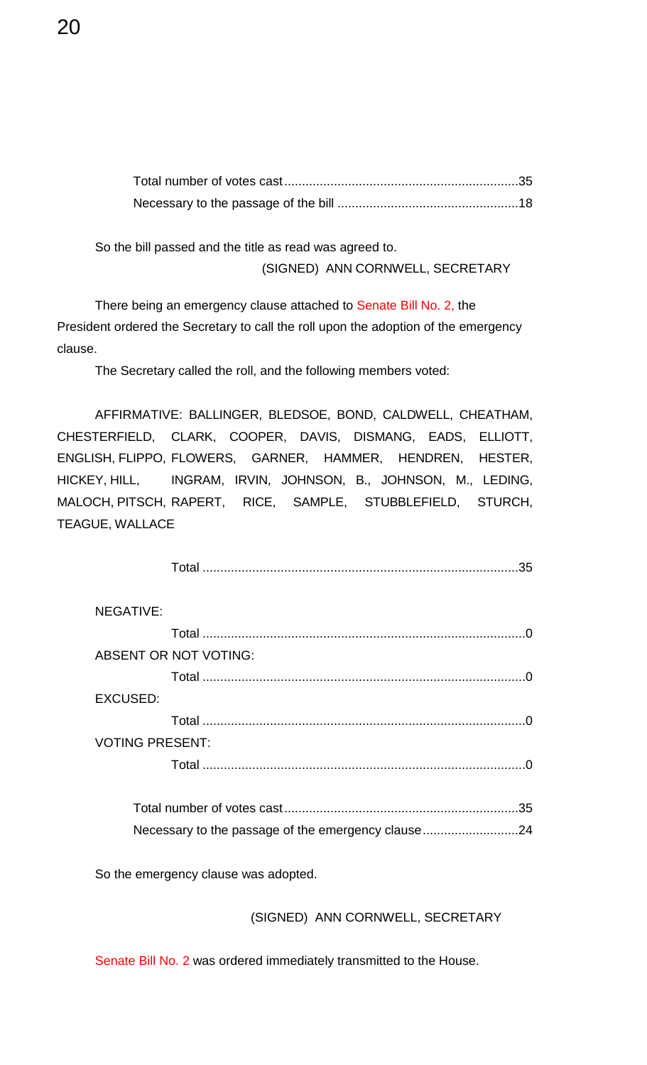Total number of votes cast ....................................................................35
Necessary to the passage of the bill ....................................................18

So the bill passed and the title as read was agreed to.

(SIGNED) ANN CORNWELL, SECRETARY

There being an emergency clause attached to Senate Bill No. 2, the President ordered the Secretary to call the roll upon the adoption of the emergency clause.

The Secretary called the roll, and the following members voted:

AFFIRMATIVE: BALLINGER, BLEDSOE, BOND, CALDWELL, CHEATHAM, CHESTERFIELD, CLARK, COOPER, DAVIS, DISMANG, EADS, ELLIOTT, ENGLISH, FLIPPO, FLOWERS, GARNER, HAMMER, HENDREN, HESTER, HICKEY, HILL, INGRAM, IRVIN, JOHNSON, B., JOHNSON, M., LEDING, MALOCH, PITSCH, RAPERT, RICE, SAMPLE, STUBBLEFIELD, STURCH, TEAGUE, WALLACE

Total ..........................................................................................35

NEGATIVE:

Total ..........................................................................................0

ABSENT OR NOT VOTING:

Total ..........................................................................................0

EXCUSED:

Total ..........................................................................................0

VOTING PRESENT:

Total ..........................................................................................0

Total number of votes cast ....................................................................35
Necessary to the passage of the emergency clause ...........................24

So the emergency clause was adopted.

(SIGNED) ANN CORNWELL, SECRETARY

Senate Bill No. 2 was ordered immediately transmitted to the House.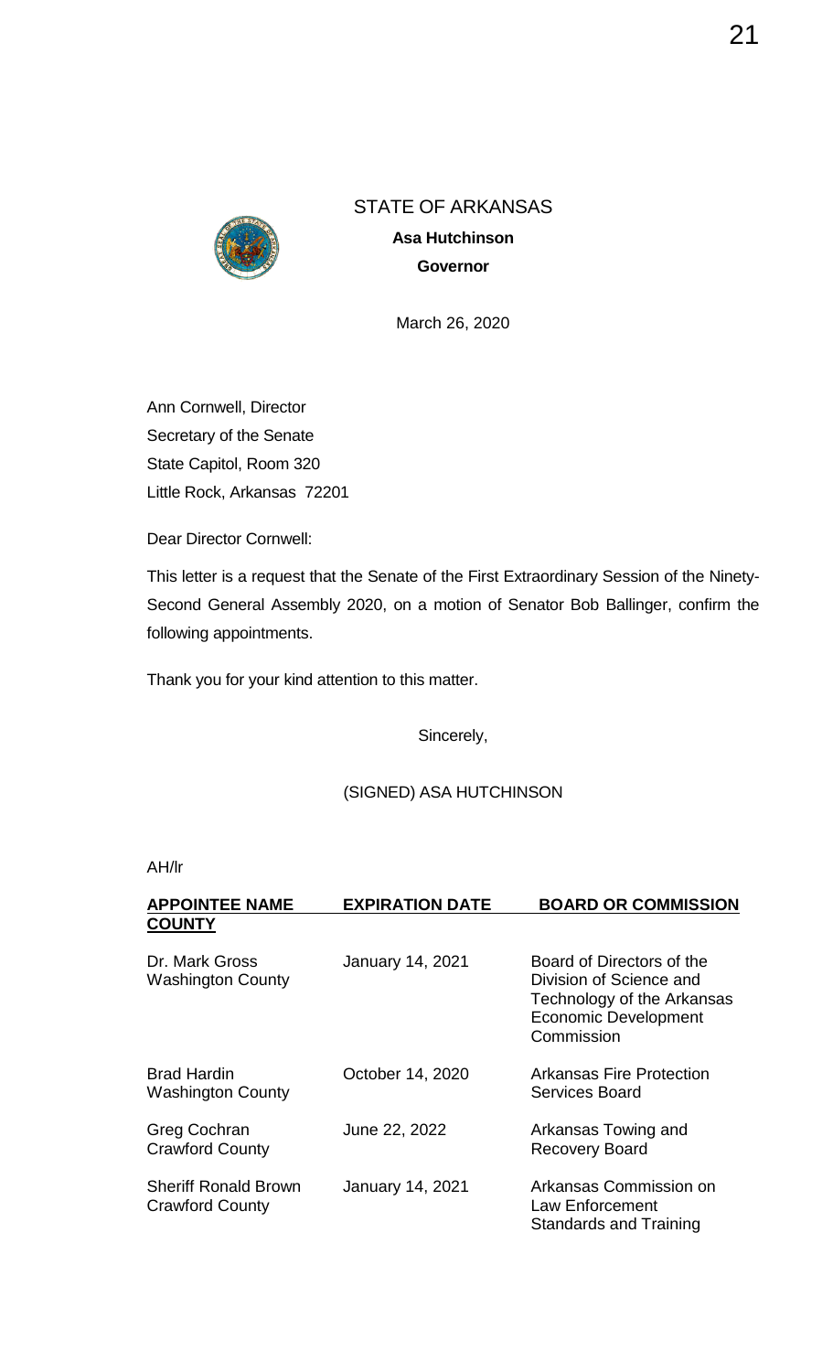STATE OF ARKANSAS

**Asa Hutchinson**

**Governor**

March 26, 2020

Ann Cornwell, Director
Secretary of the Senate
State Capitol, Room 320
Little Rock, Arkansas 72201

Dear Director Cornwell:

This letter is a request that the Senate of the First Extraordinary Session of the Ninety-Second General Assembly 2020, on a motion of Senator Bob Ballinger, confirm the following appointments.

Thank you for your kind attention to this matter.

Sincerely,

(SIGNED) ASA HUTCHINSON

AH/lr

| APPOINTEE NAME COUNTY | EXPIRATION DATE | BOARD OR COMMISSION |
|---|---|---|
| Dr. Mark Gross<br>Washington County | January 14, 2021 | Board of Directors of the Division of Science and Technology of the Arkansas Economic Development Commission |
| Brad Hardin<br>Washington County | October 14, 2020 | Arkansas Fire Protection Services Board |
| Greg Cochran<br>Crawford County | June 22, 2022 | Arkansas Towing and Recovery Board |
| Sheriff Ronald Brown<br>Crawford County | January 14, 2021 | Arkansas Commission on Law Enforcement Standards and Training |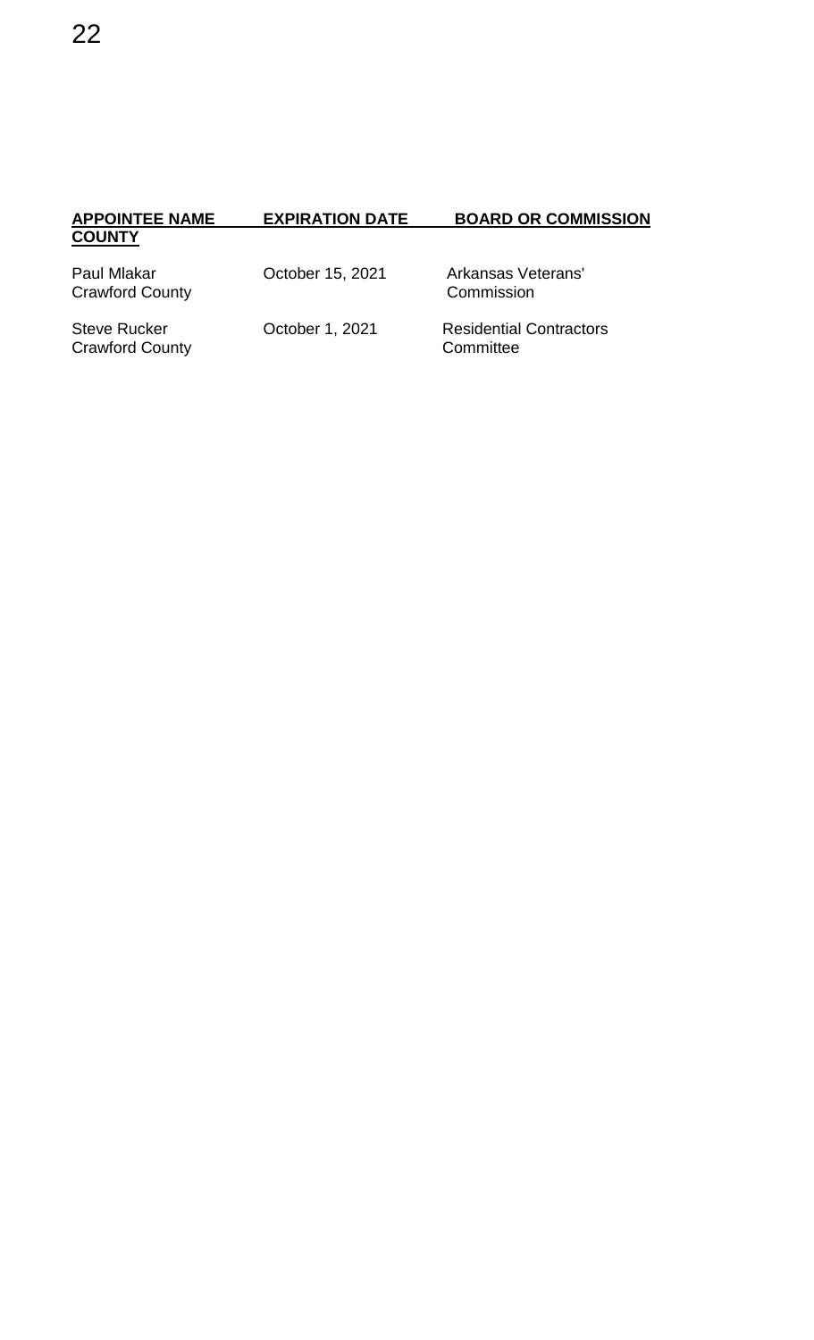| APPOINTEE NAME COUNTY | EXPIRATION DATE | BOARD OR COMMISSION |
| --- | --- | --- |
| Paul Mlakar Crawford County | October 15, 2021 | Arkansas Veterans' Commission |
| Steve Rucker Crawford County | October 1, 2021 | Residential Contractors Committee |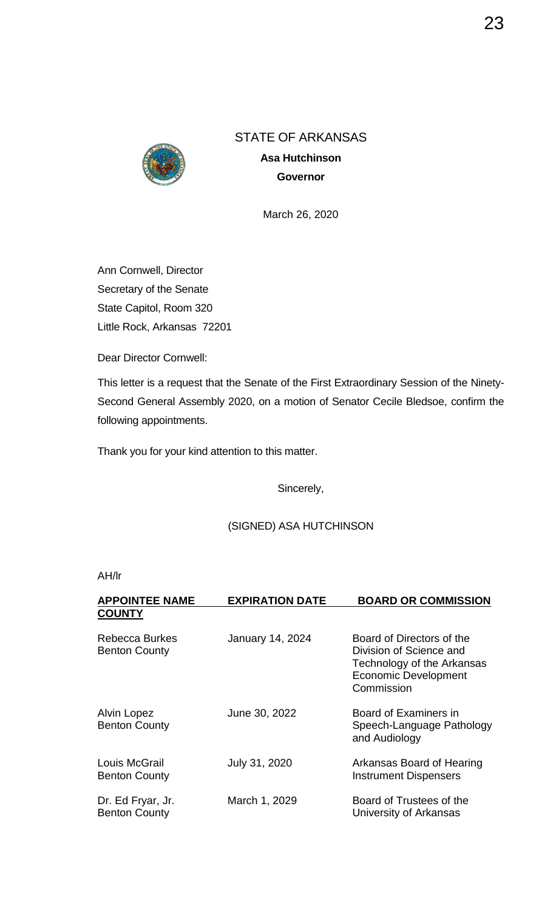STATE OF ARKANSAS

**Asa Hutchinson**

**Governor**

March 26, 2020

Ann Cornwell, Director
Secretary of the Senate
State Capitol, Room 320
Little Rock, Arkansas 72201

Dear Director Cornwell:

This letter is a request that the Senate of the First Extraordinary Session of the Ninety-Second General Assembly 2020, on a motion of Senator Cecile Bledsoe, confirm the following appointments.

Thank you for your kind attention to this matter.

Sincerely,

(SIGNED) ASA HUTCHINSON

AH/lr

| APPOINTEE NAME COUNTY | EXPIRATION DATE | BOARD OR COMMISSION |
|---|---|---|
| Rebecca Burkes Benton County | January 14, 2024 | Board of Directors of the Division of Science and Technology of the Arkansas Economic Development Commission |
| Alvin Lopez Benton County | June 30, 2022 | Board of Examiners in Speech-Language Pathology and Audiology |
| Louis McGrail Benton County | July 31, 2020 | Arkansas Board of Hearing Instrument Dispensers |
| Dr. Ed Fryar, Jr. Benton County | March 1, 2029 | Board of Trustees of the University of Arkansas |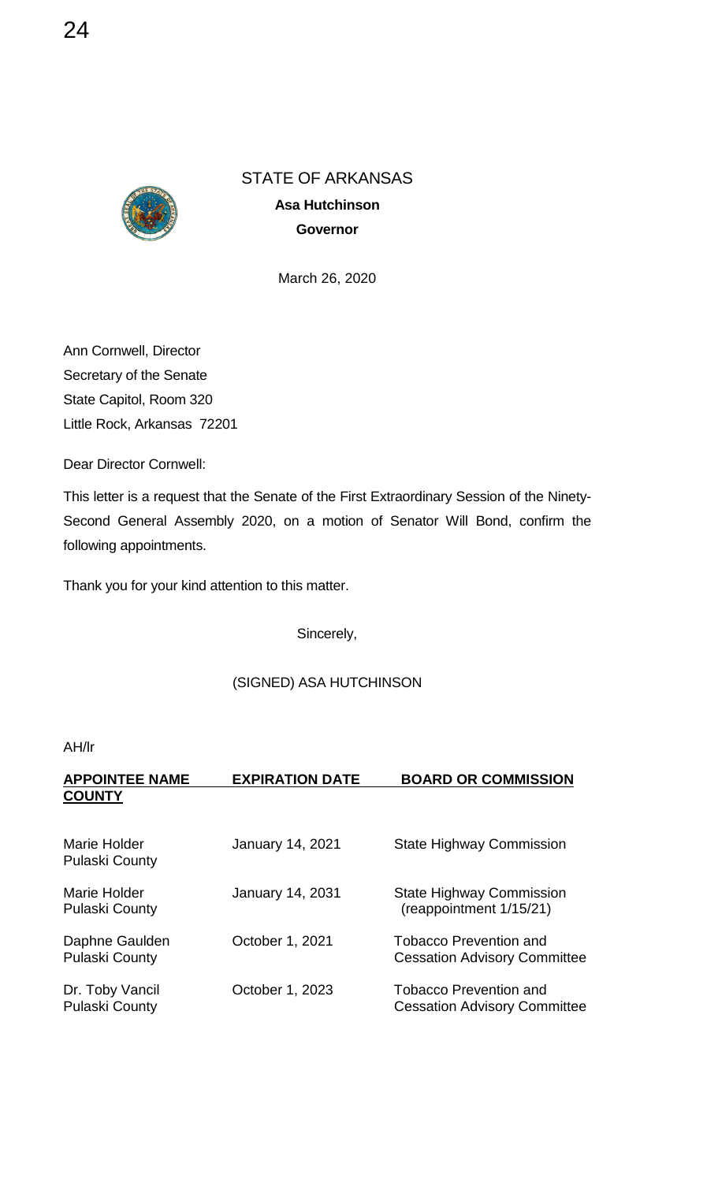STATE OF ARKANSAS

**Asa Hutchinson**

**Governor**

March 26, 2020

Ann Cornwell, Director
Secretary of the Senate
State Capitol, Room 320
Little Rock, Arkansas 72201

Dear Director Cornwell:

This letter is a request that the Senate of the First Extraordinary Session of the Ninety-Second General Assembly 2020, on a motion of Senator Will Bond, confirm the following appointments.

Thank you for your kind attention to this matter.

Sincerely,

(SIGNED) ASA HUTCHINSON

AH/lr

| APPOINTEE NAME COUNTY | EXPIRATION DATE | BOARD OR COMMISSION |
|---|---|---|
| Marie Holder<br>Pulaski County | January 14, 2021 | State Highway Commission |
| Marie Holder<br>Pulaski County | January 14, 2031 | State Highway Commission (reappointment 1/15/21) |
| Daphne Gaulden<br>Pulaski County | October 1, 2021 | Tobacco Prevention and Cessation Advisory Committee |
| Dr. Toby Vancil<br>Pulaski County | October 1, 2023 | Tobacco Prevention and Cessation Advisory Committee |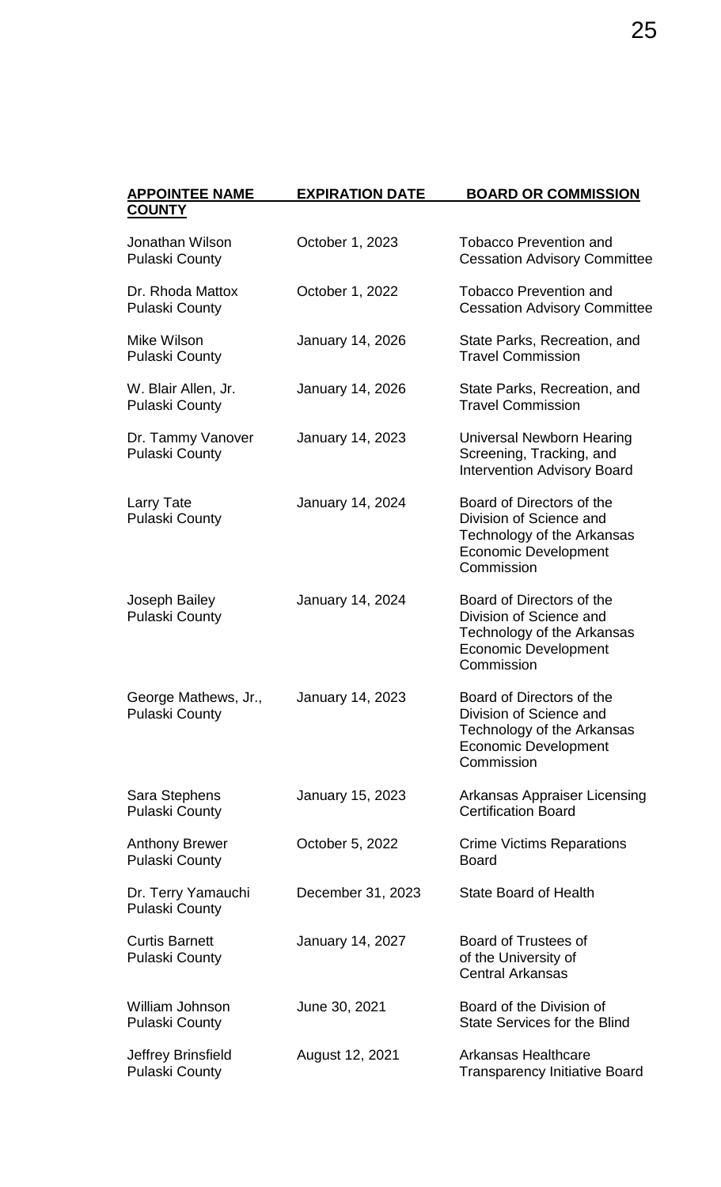| APPOINTEE NAME COUNTY | EXPIRATION DATE | BOARD OR COMMISSION |
|---|---|---|
| Jonathan Wilson<br>Pulaski County | October 1, 2023 | Tobacco Prevention and Cessation Advisory Committee |
| Dr. Rhoda Mattox<br>Pulaski County | October 1, 2022 | Tobacco Prevention and Cessation Advisory Committee |
| Mike Wilson<br>Pulaski County | January 14, 2026 | State Parks, Recreation, and Travel Commission |
| W. Blair Allen, Jr.<br>Pulaski County | January 14, 2026 | State Parks, Recreation, and Travel Commission |
| Dr. Tammy Vanover<br>Pulaski County | January 14, 2023 | Universal Newborn Hearing Screening, Tracking, and Intervention Advisory Board |
| Larry Tate<br>Pulaski County | January 14, 2024 | Board of Directors of the Division of Science and Technology of the Arkansas Economic Development Commission |
| Joseph Bailey<br>Pulaski County | January 14, 2024 | Board of Directors of the Division of Science and Technology of the Arkansas Economic Development Commission |
| George Mathews, Jr.,<br>Pulaski County | January 14, 2023 | Board of Directors of the Division of Science and Technology of the Arkansas Economic Development Commission |
| Sara Stephens<br>Pulaski County | January 15, 2023 | Arkansas Appraiser Licensing Certification Board |
| Anthony Brewer<br>Pulaski County | October 5, 2022 | Crime Victims Reparations Board |
| Dr. Terry Yamauchi<br>Pulaski County | December 31, 2023 | State Board of Health |
| Curtis Barnett<br>Pulaski County | January 14, 2027 | Board of Trustees of of the University of Central Arkansas |
| William Johnson<br>Pulaski County | June 30, 2021 | Board of the Division of State Services for the Blind |
| Jeffrey Brinsfield<br>Pulaski County | August 12, 2021 | Arkansas Healthcare Transparency Initiative Board |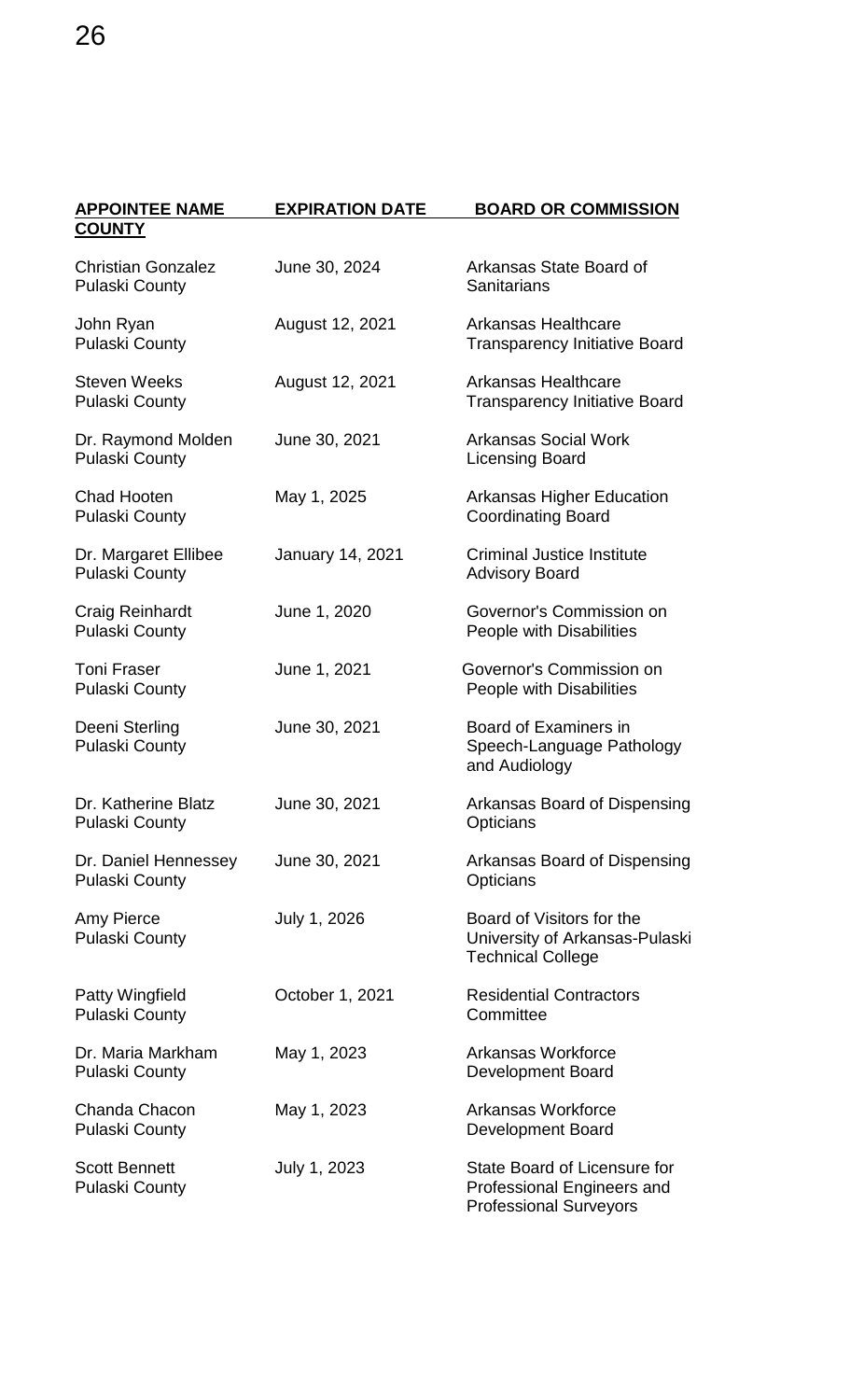| APPOINTEE NAME COUNTY | EXPIRATION DATE | BOARD OR COMMISSION |
|---|---|---|
| Christian Gonzalez Pulaski County | June 30, 2024 | Arkansas State Board of Sanitarians |
| John Ryan Pulaski County | August 12, 2021 | Arkansas Healthcare Transparency Initiative Board |
| Steven Weeks Pulaski County | August 12, 2021 | Arkansas Healthcare Transparency Initiative Board |
| Dr. Raymond Molden Pulaski County | June 30, 2021 | Arkansas Social Work Licensing Board |
| Chad Hooten Pulaski County | May 1, 2025 | Arkansas Higher Education Coordinating Board |
| Dr. Margaret Ellibee Pulaski County | January 14, 2021 | Criminal Justice Institute Advisory Board |
| Craig Reinhardt Pulaski County | June 1, 2020 | Governor's Commission on People with Disabilities |
| Toni Fraser Pulaski County | June 1, 2021 | Governor's Commission on People with Disabilities |
| Deeni Sterling Pulaski County | June 30, 2021 | Board of Examiners in Speech-Language Pathology and Audiology |
| Dr. Katherine Blatz Pulaski County | June 30, 2021 | Arkansas Board of Dispensing Opticians |
| Dr. Daniel Hennessey Pulaski County | June 30, 2021 | Arkansas Board of Dispensing Opticians |
| Amy Pierce Pulaski County | July 1, 2026 | Board of Visitors for the University of Arkansas-Pulaski Technical College |
| Patty Wingfield Pulaski County | October 1, 2021 | Residential Contractors Committee |
| Dr. Maria Markham Pulaski County | May 1, 2023 | Arkansas Workforce Development Board |
| Chanda Chacon Pulaski County | May 1, 2023 | Arkansas Workforce Development Board |
| Scott Bennett Pulaski County | July 1, 2023 | State Board of Licensure for Professional Engineers and Professional Surveyors |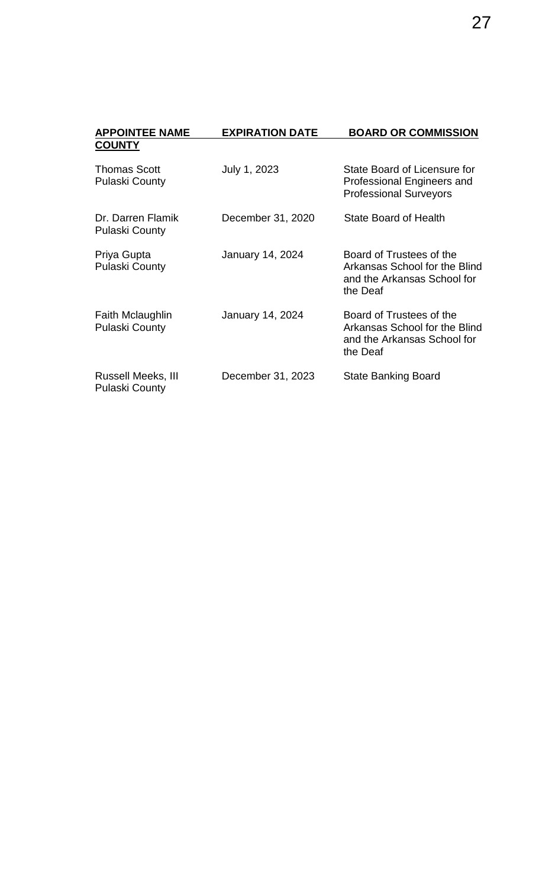| APPOINTEE NAME COUNTY | EXPIRATION DATE | BOARD OR COMMISSION |
|---|---|---|
| Thomas Scott Pulaski County | July 1, 2023 | State Board of Licensure for Professional Engineers and Professional Surveyors |
| Dr. Darren Flamik Pulaski County | December 31, 2020 | State Board of Health |
| Priya Gupta Pulaski County | January 14, 2024 | Board of Trustees of the Arkansas School for the Blind and the Arkansas School for the Deaf |
| Faith Mclaughlin Pulaski County | January 14, 2024 | Board of Trustees of the Arkansas School for the Blind and the Arkansas School for the Deaf |
| Russell Meeks, III Pulaski County | December 31, 2023 | State Banking Board |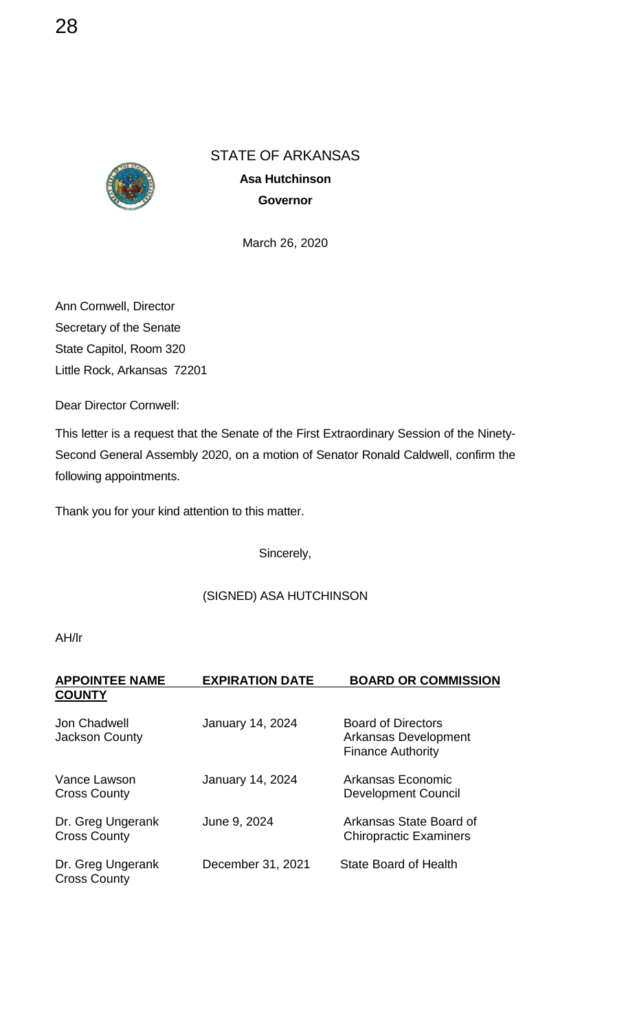STATE OF ARKANSAS

**Asa Hutchinson**

**Governor**

March 26, 2020

Ann Cornwell, Director
Secretary of the Senate
State Capitol, Room 320
Little Rock, Arkansas 72201

Dear Director Cornwell:

This letter is a request that the Senate of the First Extraordinary Session of the Ninety-Second General Assembly 2020, on a motion of Senator Ronald Caldwell, confirm the following appointments.

Thank you for your kind attention to this matter.

Sincerely,

(SIGNED) ASA HUTCHINSON

AH/lr

| APPOINTEE NAME COUNTY | EXPIRATION DATE | BOARD OR COMMISSION |
|---|---|---|
| Jon Chadwell Jackson County | January 14, 2024 | Board of Directors Arkansas Development Finance Authority |
| Vance Lawson Cross County | January 14, 2024 | Arkansas Economic Development Council |
| Dr. Greg Ungerank Cross County | June 9, 2024 | Arkansas State Board of Chiropractic Examiners |
| Dr. Greg Ungerank Cross County | December 31, 2021 | State Board of Health |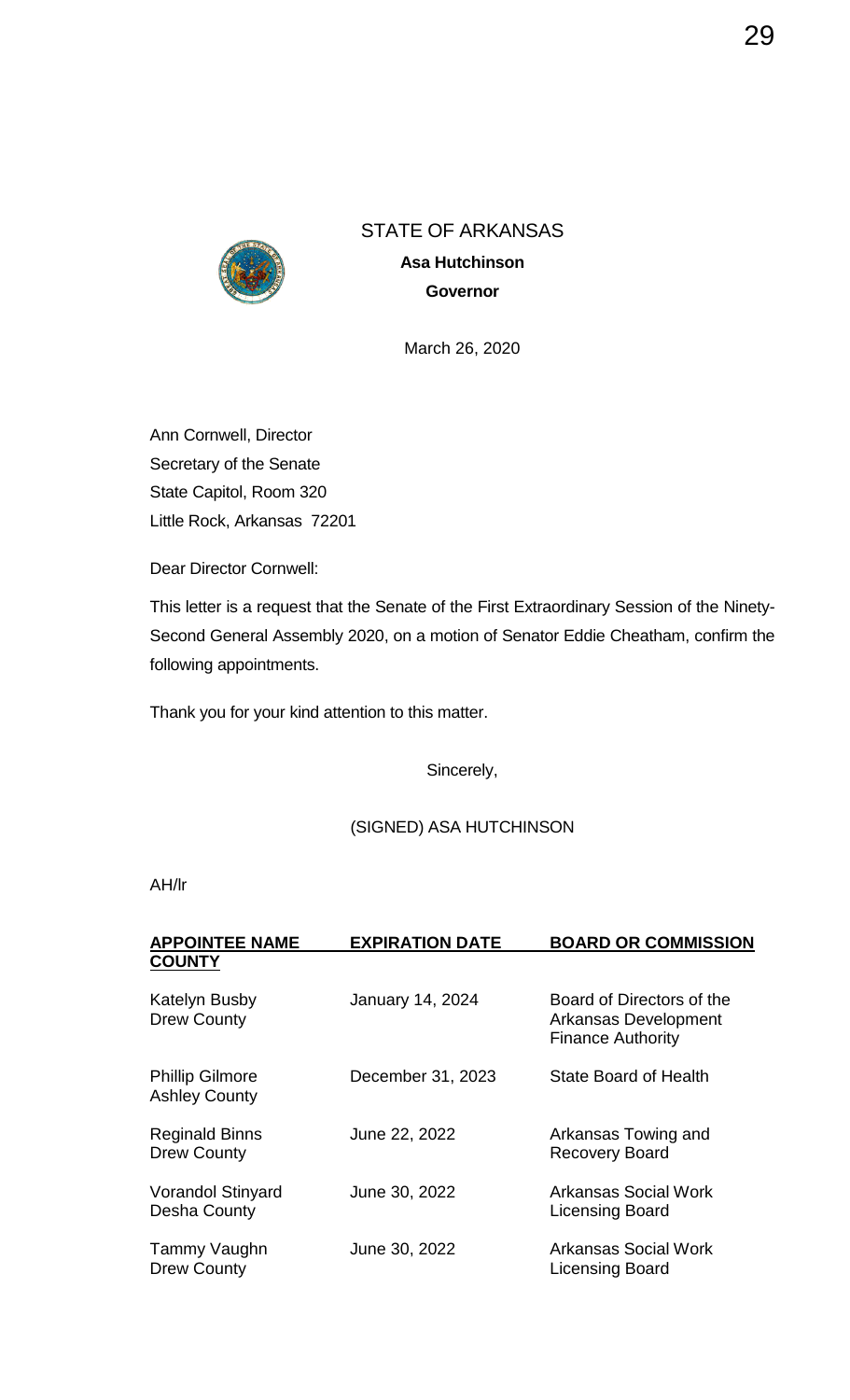STATE OF ARKANSAS

**Asa Hutchinson**

**Governor**

March 26, 2020

Ann Cornwell, Director
Secretary of the Senate
State Capitol, Room 320
Little Rock, Arkansas 72201

Dear Director Cornwell:

This letter is a request that the Senate of the First Extraordinary Session of the Ninety-Second General Assembly 2020, on a motion of Senator Eddie Cheatham, confirm the following appointments.

Thank you for your kind attention to this matter.

Sincerely,

(SIGNED) ASA HUTCHINSON

AH/lr

| **APPOINTEE NAME COUNTY** | **EXPIRATION DATE** | **BOARD OR COMMISSION** |
|---|---|---|
| Katelyn Busby<br>Drew County | January 14, 2024 | Board of Directors of the Arkansas Development Finance Authority |
| Phillip Gilmore<br>Ashley County | December 31, 2023 | State Board of Health |
| Reginald Binns<br>Drew County | June 22, 2022 | Arkansas Towing and Recovery Board |
| Vorandol Stinyard<br>Desha County | June 30, 2022 | Arkansas Social Work Licensing Board |
| Tammy Vaughn<br>Drew County | June 30, 2022 | Arkansas Social Work Licensing Board |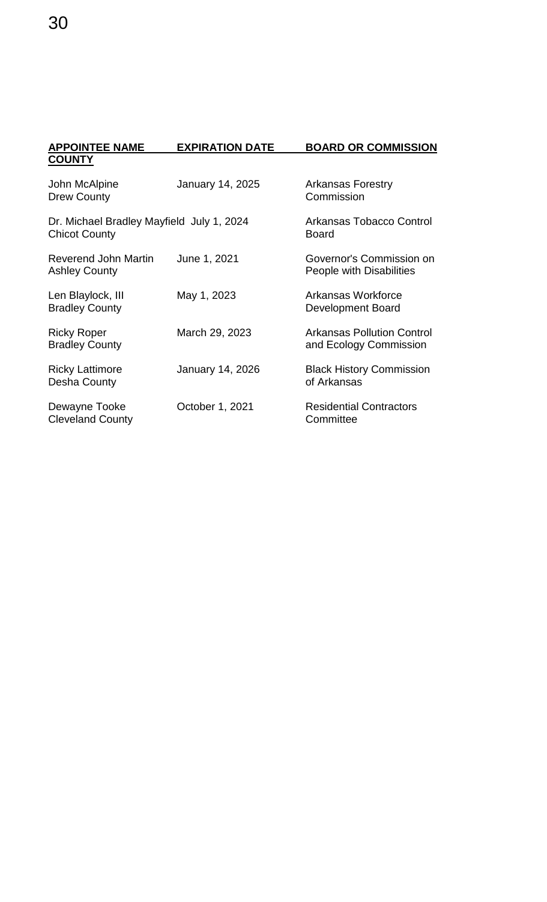| APPOINTEE NAME COUNTY | EXPIRATION DATE | BOARD OR COMMISSION |
|---|---|---|
| John McAlpine Drew County | January 14, 2025 | Arkansas Forestry Commission |
| Dr. Michael Bradley Mayfield Chicot County | July 1, 2024 | Arkansas Tobacco Control Board |
| Reverend John Martin Ashley County | June 1, 2021 | Governor's Commission on People with Disabilities |
| Len Blaylock, III Bradley County | May 1, 2023 | Arkansas Workforce Development Board |
| Ricky Roper Bradley County | March 29, 2023 | Arkansas Pollution Control and Ecology Commission |
| Ricky Lattimore Desha County | January 14, 2026 | Black History Commission of Arkansas |
| Dewayne Tooke Cleveland County | October 1, 2021 | Residential Contractors Committee |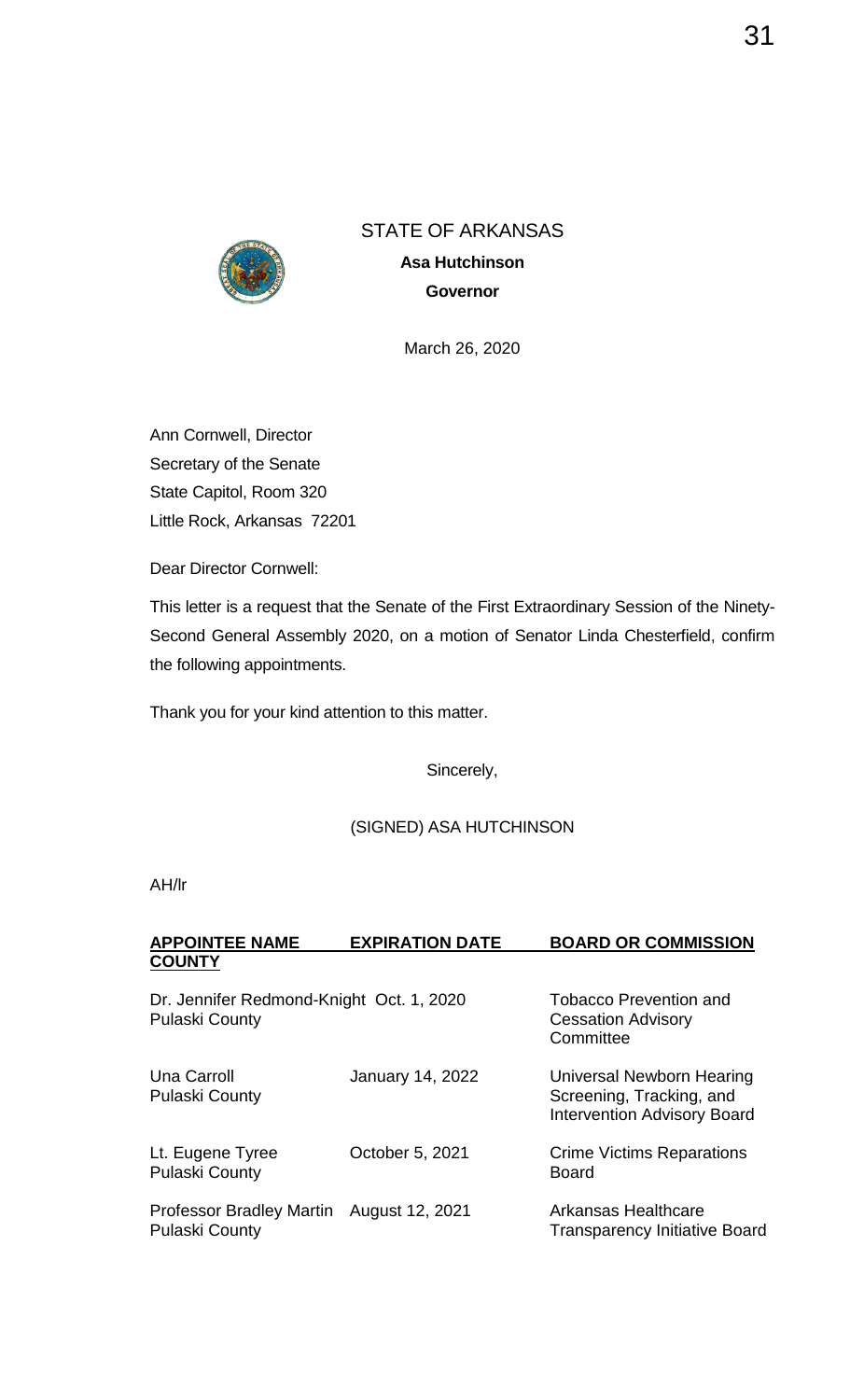STATE OF ARKANSAS

**Asa Hutchinson**

**Governor**

March 26, 2020

Ann Cornwell, Director
Secretary of the Senate
State Capitol, Room 320
Little Rock, Arkansas 72201

Dear Director Cornwell:

This letter is a request that the Senate of the First Extraordinary Session of the Ninety-Second General Assembly 2020, on a motion of Senator Linda Chesterfield, confirm the following appointments.

Thank you for your kind attention to this matter.

Sincerely,

(SIGNED) ASA HUTCHINSON

AH/lr

| APPOINTEE NAME COUNTY | EXPIRATION DATE | BOARD OR COMMISSION |
|---|---|---|
| Dr. Jennifer Redmond-Knight Pulaski County | Oct. 1, 2020 | Tobacco Prevention and Cessation Advisory Committee |
| Una Carroll Pulaski County | January 14, 2022 | Universal Newborn Hearing Screening, Tracking, and Intervention Advisory Board |
| Lt. Eugene Tyree Pulaski County | October 5, 2021 | Crime Victims Reparations Board |
| Professor Bradley Martin Pulaski County | August 12, 2021 | Arkansas Healthcare Transparency Initiative Board |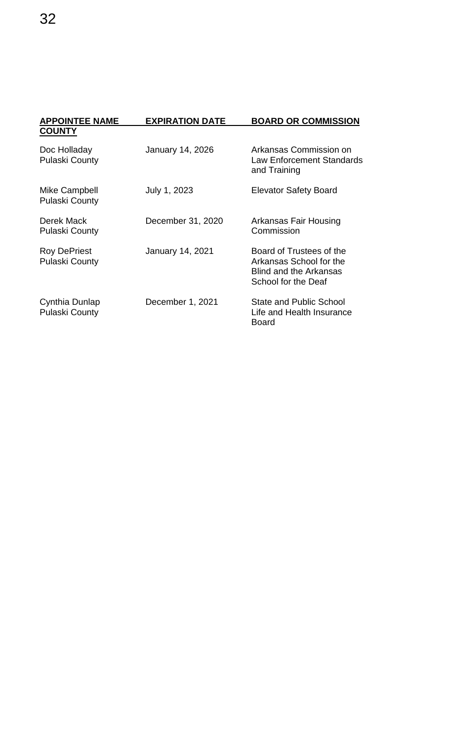| APPOINTEE NAME<br>COUNTY | EXPIRATION DATE | BOARD OR COMMISSION |
| --- | --- | --- |
| Doc Holladay<br>Pulaski County | January 14, 2026 | Arkansas Commission on Law Enforcement Standards and Training |
| Mike Campbell<br>Pulaski County | July 1, 2023 | Elevator Safety Board |
| Derek Mack<br>Pulaski County | December 31, 2020 | Arkansas Fair Housing Commission |
| Roy DePriest<br>Pulaski County | January 14, 2021 | Board of Trustees of the Arkansas School for the Blind and the Arkansas School for the Deaf |
| Cynthia Dunlap<br>Pulaski County | December 1, 2021 | State and Public School Life and Health Insurance Board |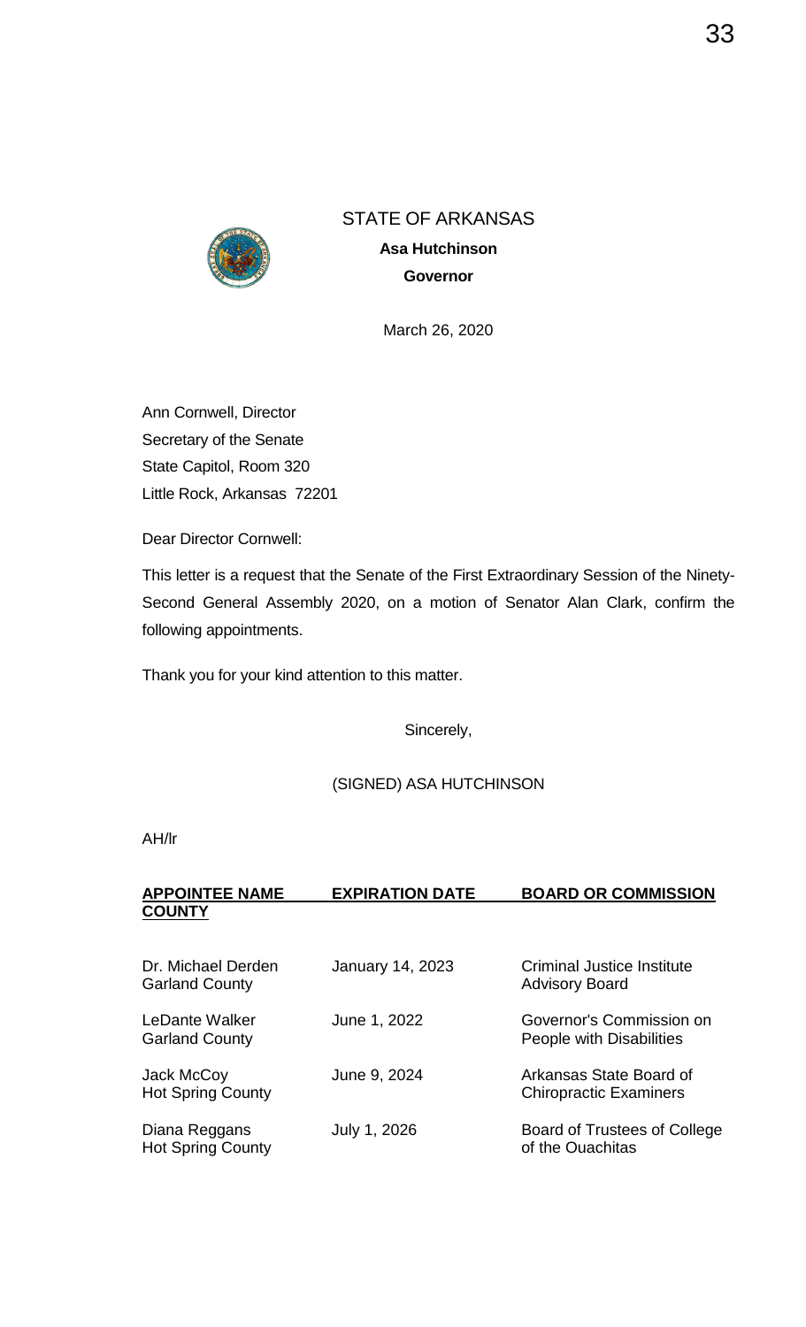STATE OF ARKANSAS

**Asa Hutchinson**

**Governor**

March 26, 2020

Ann Cornwell, Director
Secretary of the Senate
State Capitol, Room 320
Little Rock, Arkansas 72201

Dear Director Cornwell:

This letter is a request that the Senate of the First Extraordinary Session of the Ninety-Second General Assembly 2020, on a motion of Senator Alan Clark, confirm the following appointments.

Thank you for your kind attention to this matter.

Sincerely,

(SIGNED) ASA HUTCHINSON

AH/lr

| **APPOINTEE NAME COUNTY** | **EXPIRATION DATE** | **BOARD OR COMMISSION** |
|---|---|---|
| Dr. Michael Derden<br>Garland County | January 14, 2023 | Criminal Justice Institute Advisory Board |
| LeDante Walker<br>Garland County | June 1, 2022 | Governor's Commission on People with Disabilities |
| Jack McCoy<br>Hot Spring County | June 9, 2024 | Arkansas State Board of Chiropractic Examiners |
| Diana Reggans<br>Hot Spring County | July 1, 2026 | Board of Trustees of College of the Ouachitas |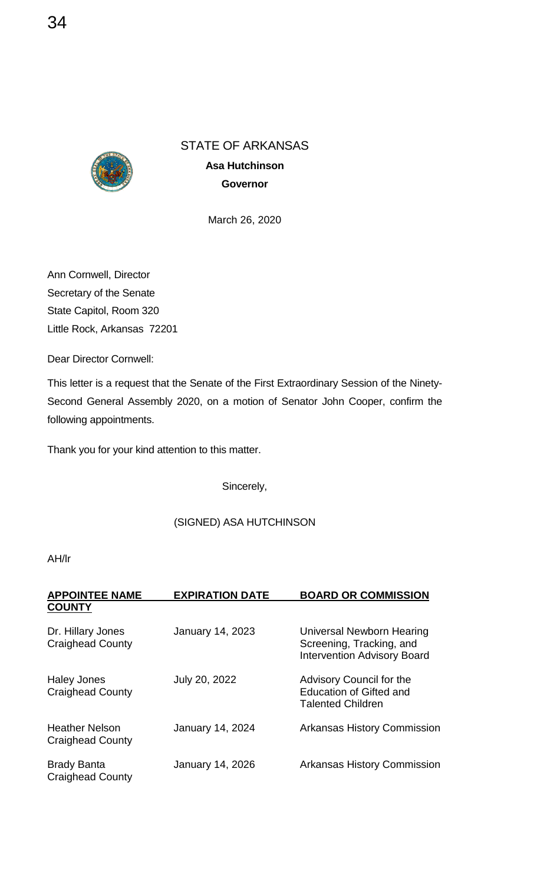STATE OF ARKANSAS

**Asa Hutchinson**

**Governor**

March 26, 2020

Ann Cornwell, Director
Secretary of the Senate
State Capitol, Room 320
Little Rock, Arkansas 72201

Dear Director Cornwell:

This letter is a request that the Senate of the First Extraordinary Session of the Ninety-Second General Assembly 2020, on a motion of Senator John Cooper, confirm the following appointments.

Thank you for your kind attention to this matter.

Sincerely,

(SIGNED) ASA HUTCHINSON

AH/lr

| **APPOINTEE NAME COUNTY** | **EXPIRATION DATE** | **BOARD OR COMMISSION** |
|---|---|---|
| Dr. Hillary Jones Craighead County | January 14, 2023 | Universal Newborn Hearing Screening, Tracking, and Intervention Advisory Board |
| Haley Jones Craighead County | July 20, 2022 | Advisory Council for the Education of Gifted and Talented Children |
| Heather Nelson Craighead County | January 14, 2024 | Arkansas History Commission |
| Brady Banta Craighead County | January 14, 2026 | Arkansas History Commission |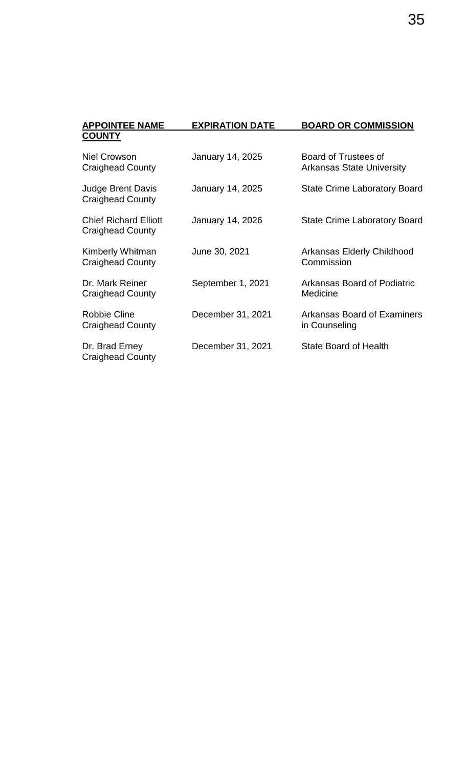| APPOINTEE NAME COUNTY | EXPIRATION DATE | BOARD OR COMMISSION |
|---|---|---|
| Niel Crowson Craighead County | January 14, 2025 | Board of Trustees of Arkansas State University |
| Judge Brent Davis Craighead County | January 14, 2025 | State Crime Laboratory Board |
| Chief Richard Elliott Craighead County | January 14, 2026 | State Crime Laboratory Board |
| Kimberly Whitman Craighead County | June 30, 2021 | Arkansas Elderly Childhood Commission |
| Dr. Mark Reiner Craighead County | September 1, 2021 | Arkansas Board of Podiatric Medicine |
| Robbie Cline Craighead County | December 31, 2021 | Arkansas Board of Examiners in Counseling |
| Dr. Brad Erney Craighead County | December 31, 2021 | State Board of Health |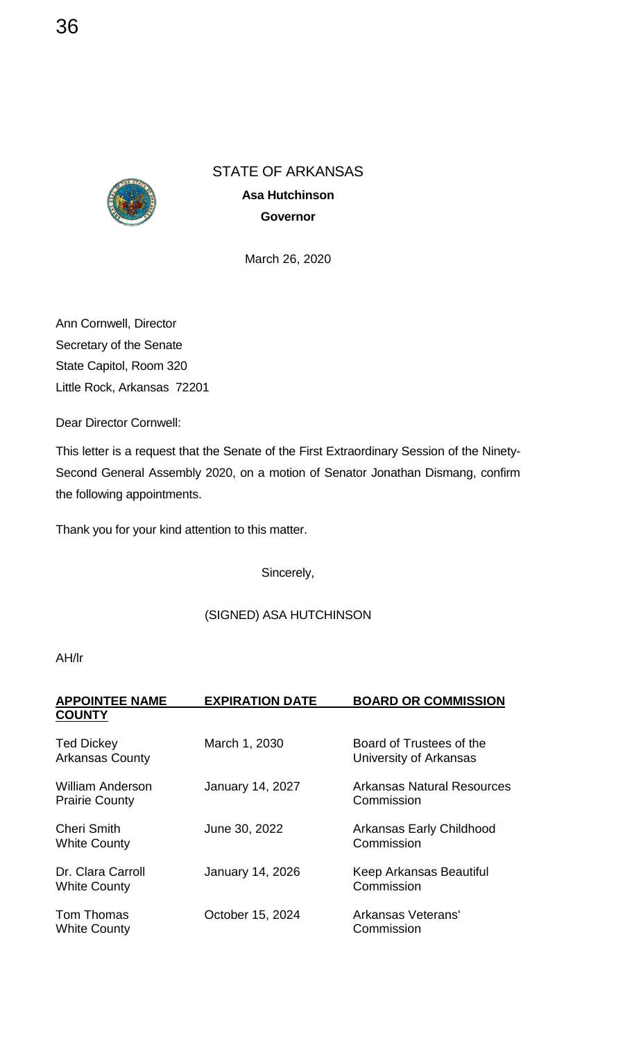STATE OF ARKANSAS

**Asa Hutchinson**

**Governor**

March 26, 2020

Ann Cornwell, Director
Secretary of the Senate
State Capitol, Room 320
Little Rock, Arkansas 72201

Dear Director Cornwell:

This letter is a request that the Senate of the First Extraordinary Session of the Ninety-Second General Assembly 2020, on a motion of Senator Jonathan Dismang, confirm the following appointments.

Thank you for your kind attention to this matter.

Sincerely,

(SIGNED) ASA HUTCHINSON

AH/lr

| APPOINTEE NAME COUNTY | EXPIRATION DATE | BOARD OR COMMISSION |
|---|---|---|
| Ted Dickey<br>Arkansas County | March 1, 2030 | Board of Trustees of the University of Arkansas |
| William Anderson<br>Prairie County | January 14, 2027 | Arkansas Natural Resources Commission |
| Cheri Smith<br>White County | June 30, 2022 | Arkansas Early Childhood Commission |
| Dr. Clara Carroll<br>White County | January 14, 2026 | Keep Arkansas Beautiful Commission |
| Tom Thomas<br>White County | October 15, 2024 | Arkansas Veterans' Commission |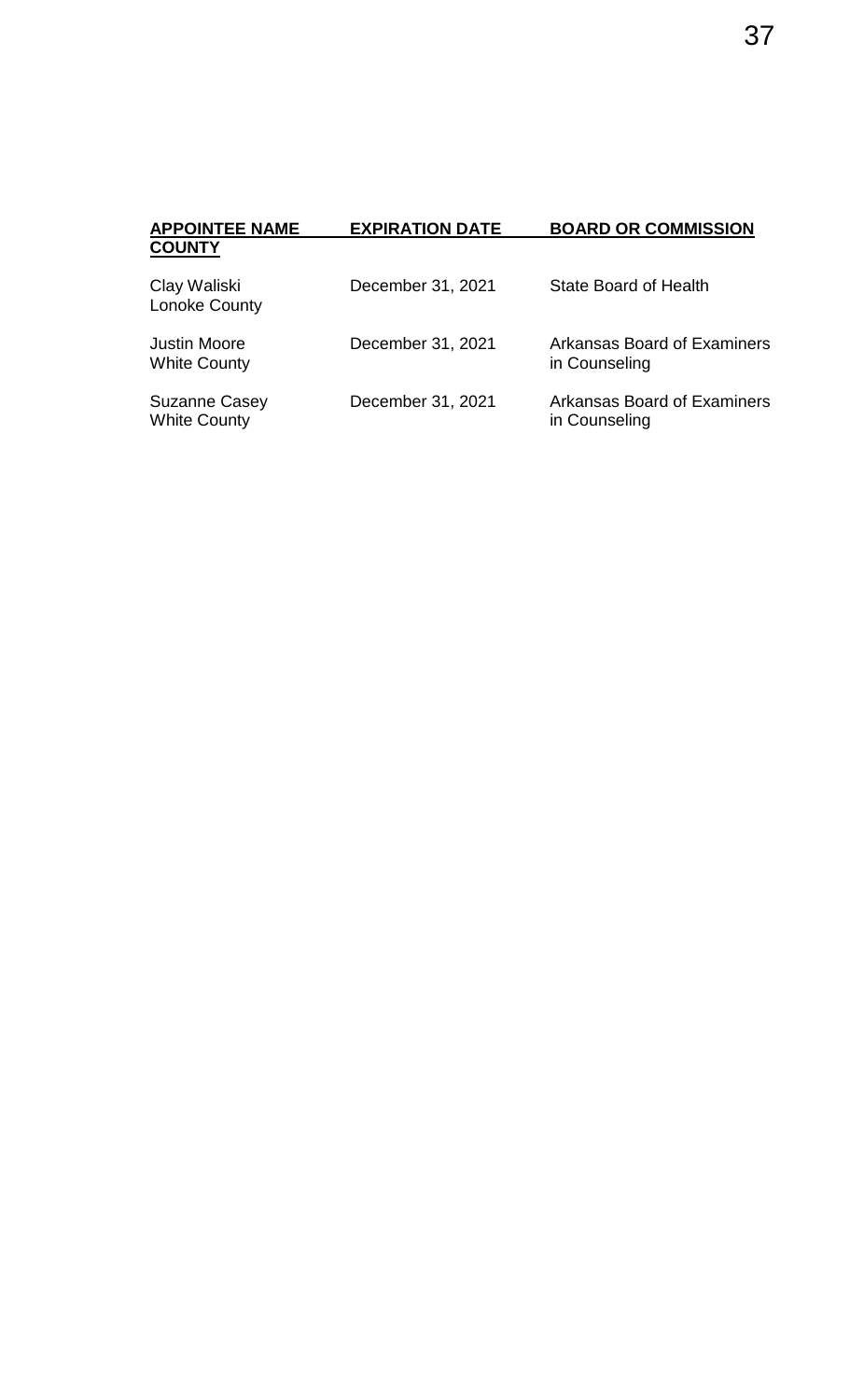| APPOINTEE NAME COUNTY | EXPIRATION DATE | BOARD OR COMMISSION |
|---|---|---|
| Clay Waliski<br>Lonoke County | December 31, 2021 | State Board of Health |
| Justin Moore<br>White County | December 31, 2021 | Arkansas Board of Examiners in Counseling |
| Suzanne Casey<br>White County | December 31, 2021 | Arkansas Board of Examiners in Counseling |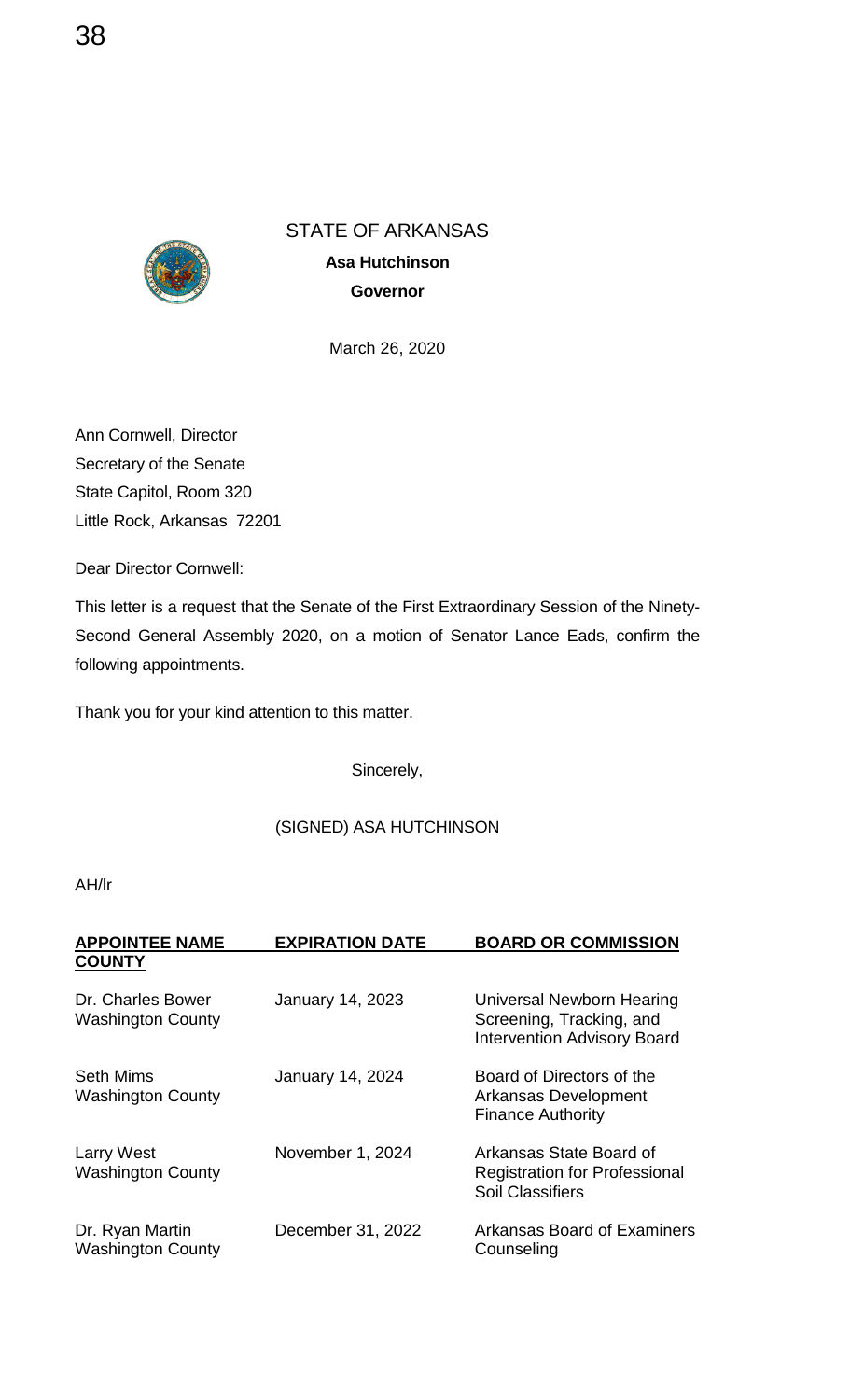STATE OF ARKANSAS

**Asa Hutchinson**

**Governor**

March 26, 2020

Ann Cornwell, Director
Secretary of the Senate
State Capitol, Room 320
Little Rock, Arkansas 72201

Dear Director Cornwell:

This letter is a request that the Senate of the First Extraordinary Session of the Ninety-Second General Assembly 2020, on a motion of Senator Lance Eads, confirm the following appointments.

Thank you for your kind attention to this matter.

Sincerely,

(SIGNED) ASA HUTCHINSON

AH/lr

| APPOINTEE NAME COUNTY | EXPIRATION DATE | BOARD OR COMMISSION |
|---|---|---|
| Dr. Charles Bower<br>Washington County | January 14, 2023 | Universal Newborn Hearing Screening, Tracking, and Intervention Advisory Board |
| Seth Mims<br>Washington County | January 14, 2024 | Board of Directors of the Arkansas Development Finance Authority |
| Larry West<br>Washington County | November 1, 2024 | Arkansas State Board of Registration for Professional Soil Classifiers |
| Dr. Ryan Martin<br>Washington County | December 31, 2022 | Arkansas Board of Examiners Counseling |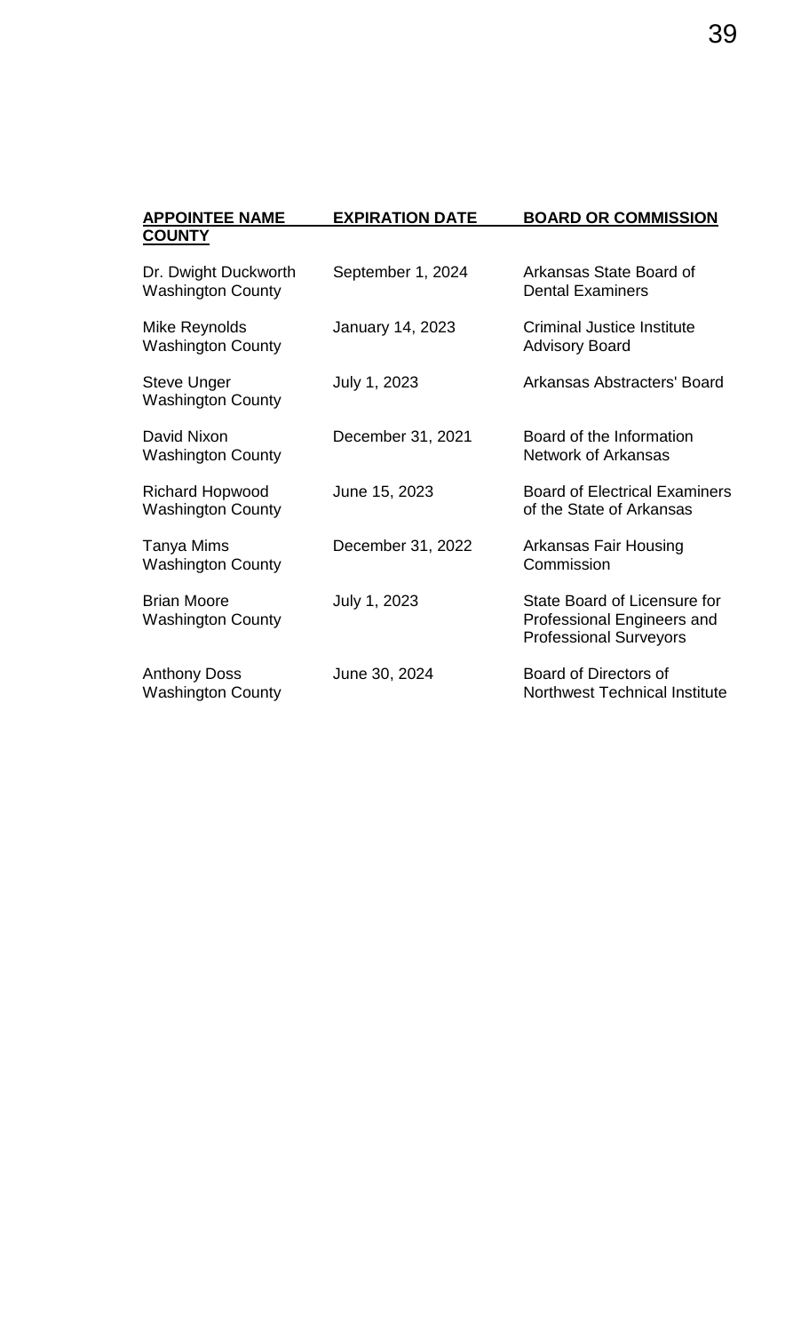| APPOINTEE NAME COUNTY | EXPIRATION DATE | BOARD OR COMMISSION |
|---|---|---|
| Dr. Dwight Duckworth Washington County | September 1, 2024 | Arkansas State Board of Dental Examiners |
| Mike Reynolds Washington County | January 14, 2023 | Criminal Justice Institute Advisory Board |
| Steve Unger Washington County | July 1, 2023 | Arkansas Abstracters' Board |
| David Nixon Washington County | December 31, 2021 | Board of the Information Network of Arkansas |
| Richard Hopwood Washington County | June 15, 2023 | Board of Electrical Examiners of the State of Arkansas |
| Tanya Mims Washington County | December 31, 2022 | Arkansas Fair Housing Commission |
| Brian Moore Washington County | July 1, 2023 | State Board of Licensure for Professional Engineers and Professional Surveyors |
| Anthony Doss Washington County | June 30, 2024 | Board of Directors of Northwest Technical Institute |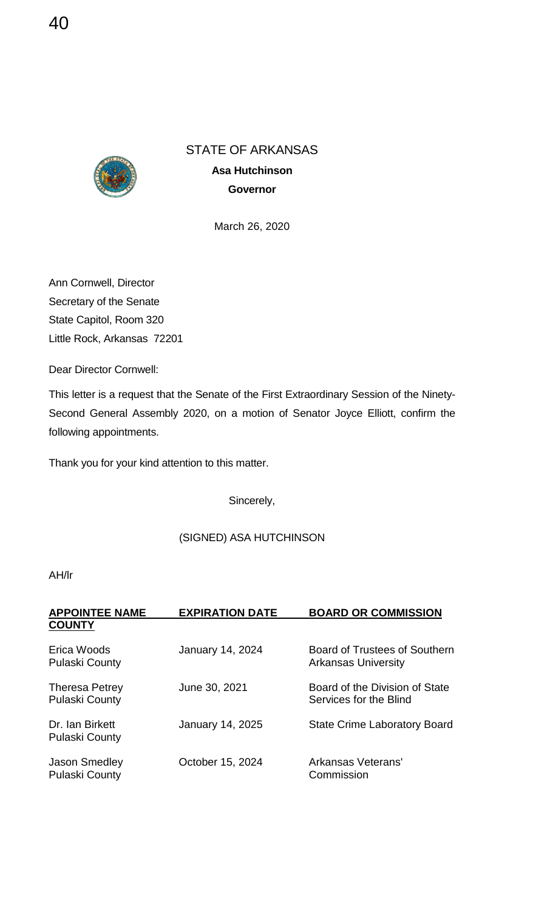STATE OF ARKANSAS

**Asa Hutchinson**

**Governor**

March 26, 2020

Ann Cornwell, Director
Secretary of the Senate
State Capitol, Room 320
Little Rock, Arkansas 72201

Dear Director Cornwell:

This letter is a request that the Senate of the First Extraordinary Session of the Ninety-Second General Assembly 2020, on a motion of Senator Joyce Elliott, confirm the following appointments.

Thank you for your kind attention to this matter.

Sincerely,

(SIGNED) ASA HUTCHINSON

AH/lr

| **APPOINTEE NAME COUNTY** | **EXPIRATION DATE** | **BOARD OR COMMISSION** |
|---|---|---|
| Erica Woods<br>Pulaski County | January 14, 2024 | Board of Trustees of Southern Arkansas University |
| Theresa Petrey<br>Pulaski County | June 30, 2021 | Board of the Division of State Services for the Blind |
| Dr. Ian Birkett<br>Pulaski County | January 14, 2025 | State Crime Laboratory Board |
| Jason Smedley<br>Pulaski County | October 15, 2024 | Arkansas Veterans' Commission |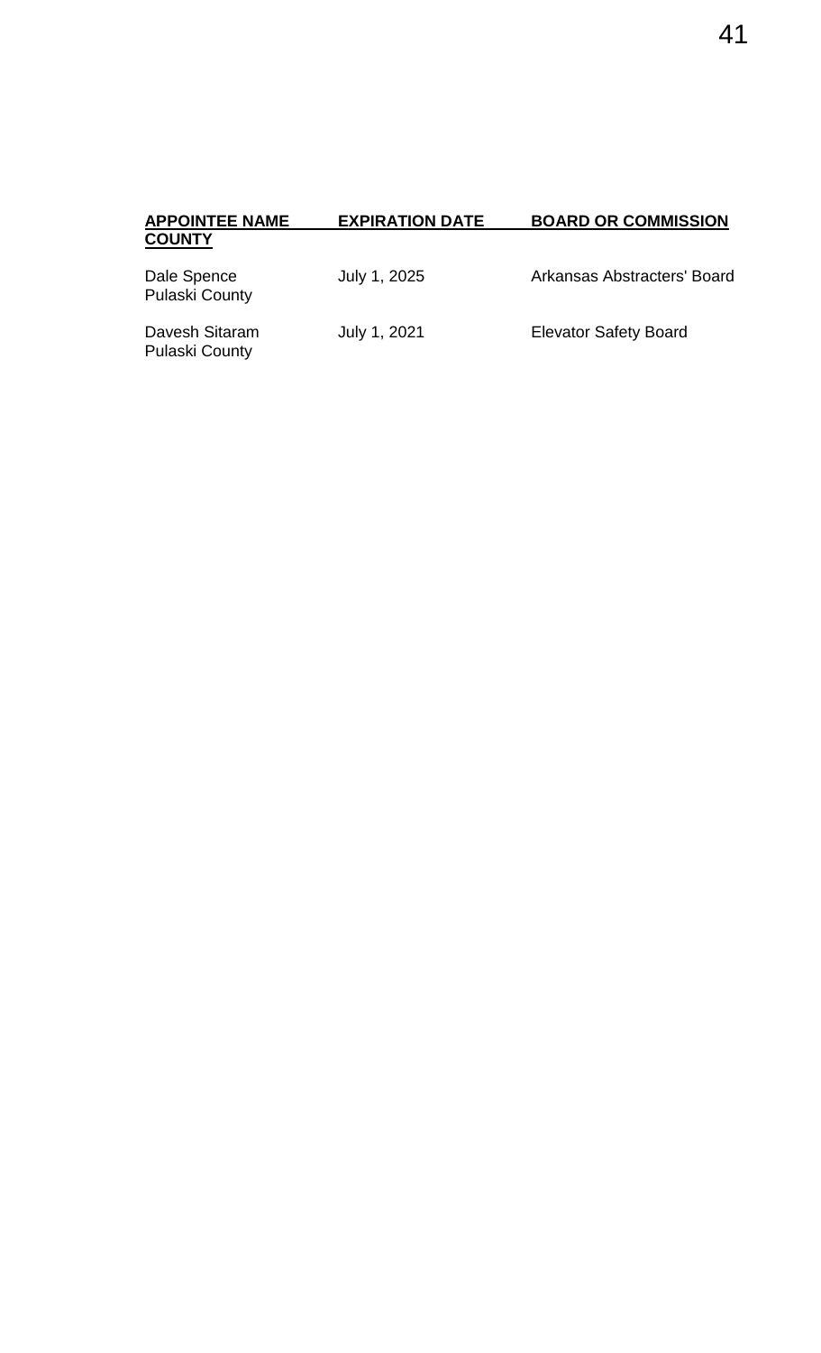| APPOINTEE NAME COUNTY | EXPIRATION DATE | BOARD OR COMMISSION |
| --- | --- | --- |
| Dale Spence Pulaski County | July 1, 2025 | Arkansas Abstracters' Board |
| Davesh Sitaram Pulaski County | July 1, 2021 | Elevator Safety Board |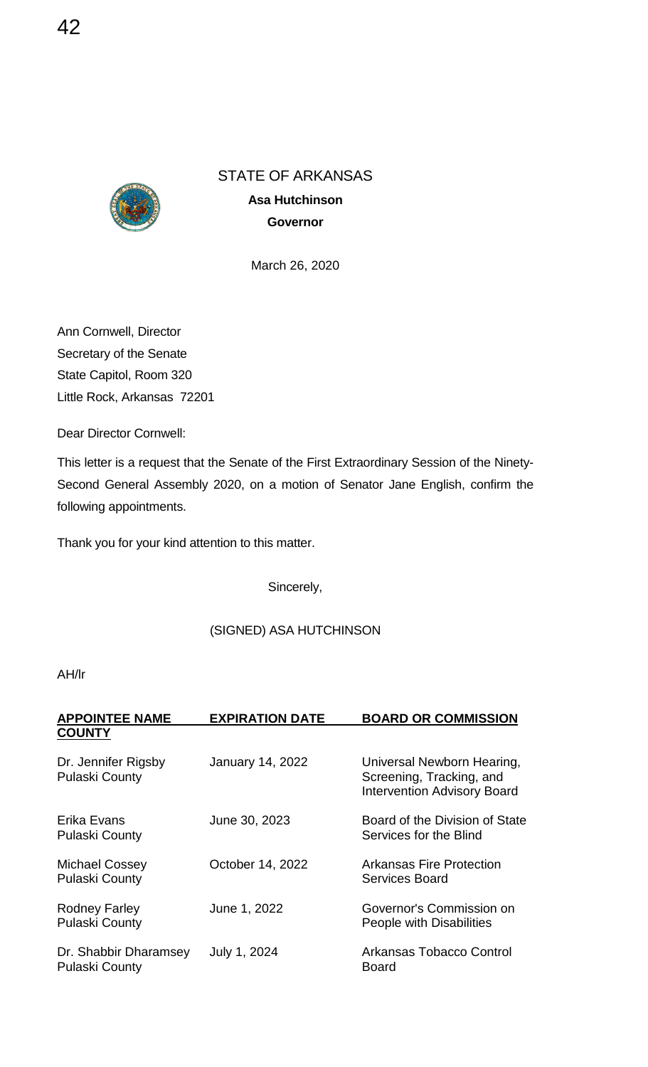STATE OF ARKANSAS

**Asa Hutchinson**

**Governor**

March 26, 2020

Ann Cornwell, Director
Secretary of the Senate
State Capitol, Room 320
Little Rock, Arkansas 72201

Dear Director Cornwell:

This letter is a request that the Senate of the First Extraordinary Session of the Ninety-Second General Assembly 2020, on a motion of Senator Jane English, confirm the following appointments.

Thank you for your kind attention to this matter.

Sincerely,

(SIGNED) ASA HUTCHINSON

AH/lr

| APPOINTEE NAME COUNTY | EXPIRATION DATE | BOARD OR COMMISSION |
|---|---|---|
| Dr. Jennifer Rigsby<br>Pulaski County | January 14, 2022 | Universal Newborn Hearing, Screening, Tracking, and Intervention Advisory Board |
| Erika Evans<br>Pulaski County | June 30, 2023 | Board of the Division of State Services for the Blind |
| Michael Cossey<br>Pulaski County | October 14, 2022 | Arkansas Fire Protection Services Board |
| Rodney Farley<br>Pulaski County | June 1, 2022 | Governor's Commission on People with Disabilities |
| Dr. Shabbir Dharamsey<br>Pulaski County | July 1, 2024 | Arkansas Tobacco Control Board |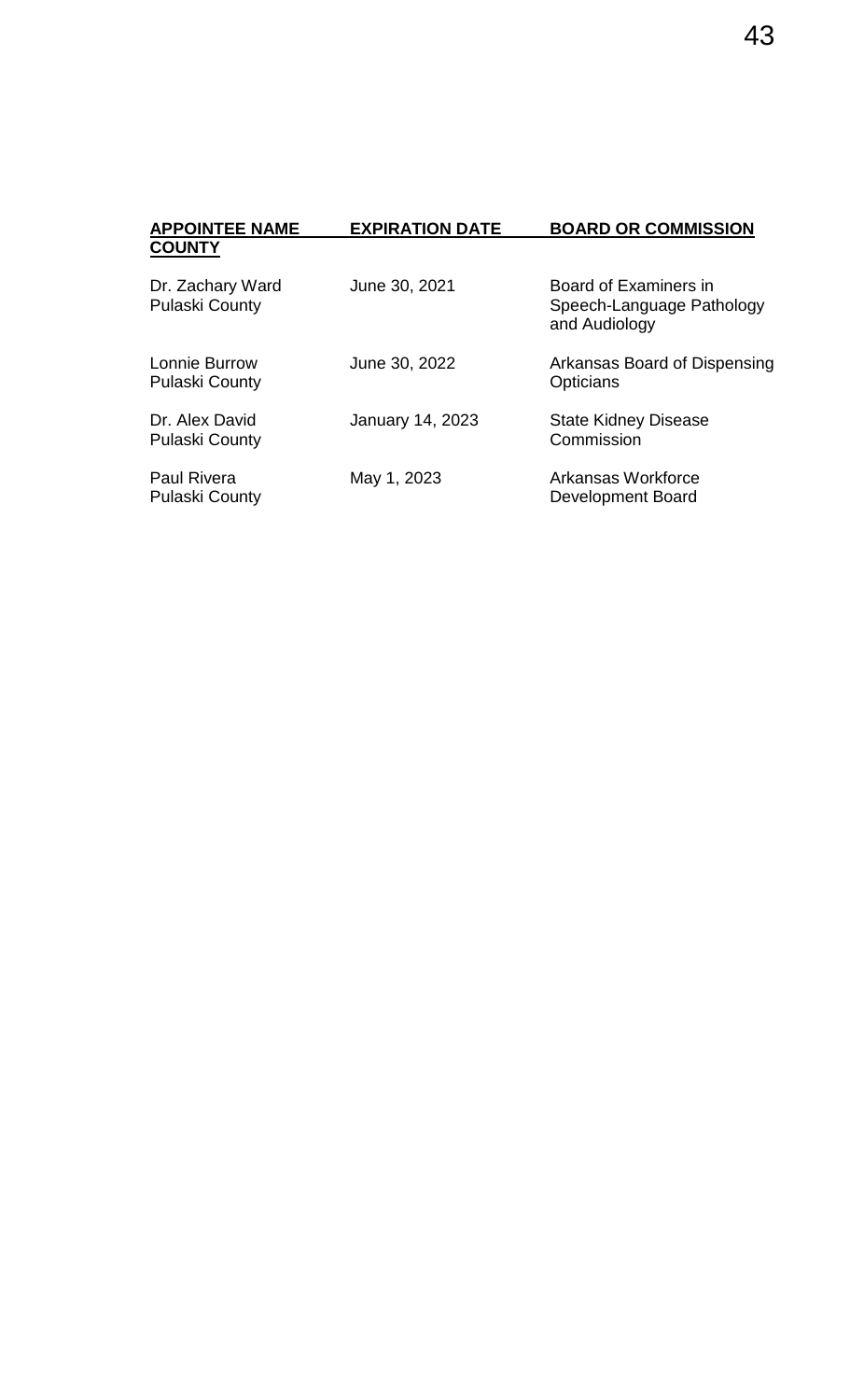| APPOINTEE NAME COUNTY | EXPIRATION DATE | BOARD OR COMMISSION |
|---|---|---|
| Dr. Zachary Ward Pulaski County | June 30, 2021 | Board of Examiners in Speech-Language Pathology and Audiology |
| Lonnie Burrow Pulaski County | June 30, 2022 | Arkansas Board of Dispensing Opticians |
| Dr. Alex David Pulaski County | January 14, 2023 | State Kidney Disease Commission |
| Paul Rivera Pulaski County | May 1, 2023 | Arkansas Workforce Development Board |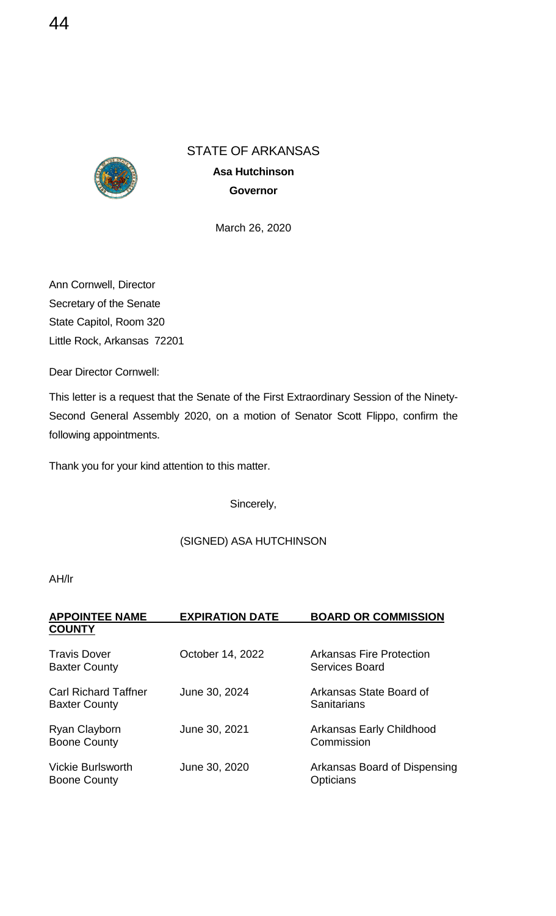STATE OF ARKANSAS

**Asa Hutchinson**

**Governor**

March 26, 2020

Ann Cornwell, Director
Secretary of the Senate
State Capitol, Room 320
Little Rock, Arkansas 72201

Dear Director Cornwell:

This letter is a request that the Senate of the First Extraordinary Session of the Ninety-Second General Assembly 2020, on a motion of Senator Scott Flippo, confirm the following appointments.

Thank you for your kind attention to this matter.

Sincerely,

(SIGNED) ASA HUTCHINSON

AH/lr

| APPOINTEE NAME<br>COUNTY | EXPIRATION DATE | BOARD OR COMMISSION |
|---|---|---|
| Travis Dover<br>Baxter County | October 14, 2022 | Arkansas Fire Protection Services Board |
| Carl Richard Taffner<br>Baxter County | June 30, 2024 | Arkansas State Board of Sanitarians |
| Ryan Clayborn<br>Boone County | June 30, 2021 | Arkansas Early Childhood Commission |
| Vickie Burlsworth<br>Boone County | June 30, 2020 | Arkansas Board of Dispensing Opticians |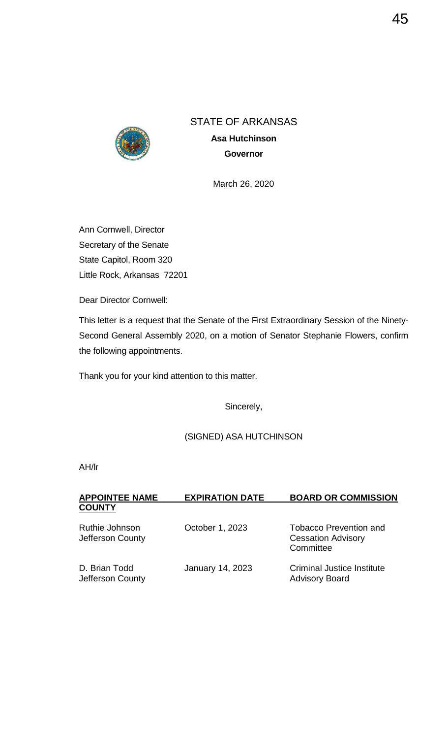STATE OF ARKANSAS

**Asa Hutchinson**

**Governor**

March 26, 2020

Ann Cornwell, Director
Secretary of the Senate
State Capitol, Room 320
Little Rock, Arkansas 72201

Dear Director Cornwell:

This letter is a request that the Senate of the First Extraordinary Session of the Ninety-Second General Assembly 2020, on a motion of Senator Stephanie Flowers, confirm the following appointments.

Thank you for your kind attention to this matter.

Sincerely,

(SIGNED) ASA HUTCHINSON

AH/lr

| APPOINTEE NAME COUNTY | EXPIRATION DATE | BOARD OR COMMISSION |
|---|---|---|
| Ruthie Johnson<br>Jefferson County | October 1, 2023 | Tobacco Prevention and Cessation Advisory Committee |
| D. Brian Todd<br>Jefferson County | January 14, 2023 | Criminal Justice Institute Advisory Board |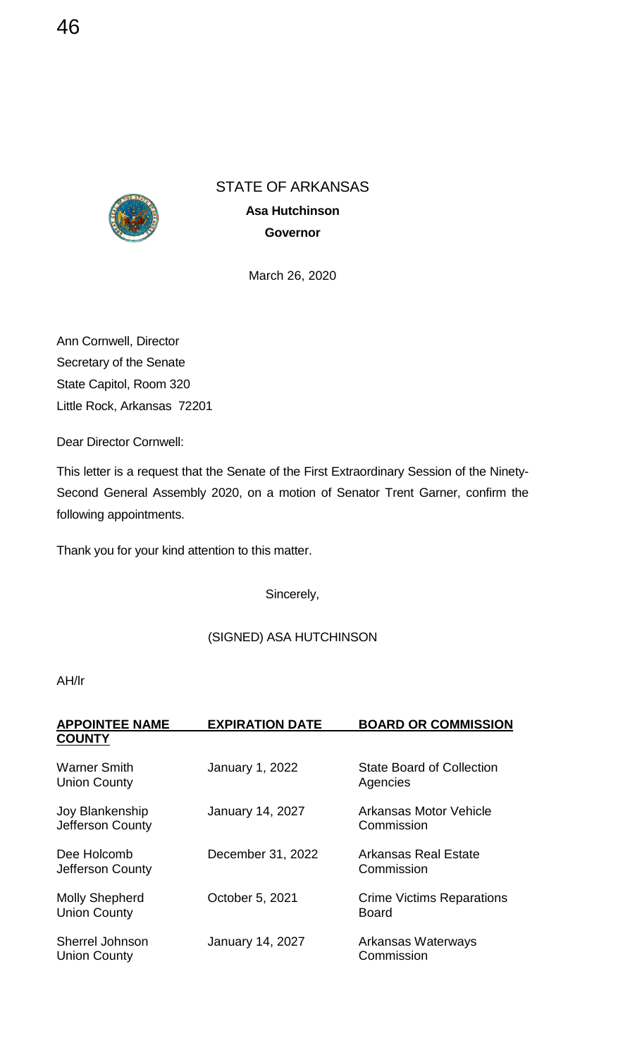STATE OF ARKANSAS

**Asa Hutchinson**

**Governor**

March 26, 2020

Ann Cornwell, Director
Secretary of the Senate
State Capitol, Room 320
Little Rock, Arkansas 72201

Dear Director Cornwell:

This letter is a request that the Senate of the First Extraordinary Session of the Ninety-Second General Assembly 2020, on a motion of Senator Trent Garner, confirm the following appointments.

Thank you for your kind attention to this matter.

Sincerely,

(SIGNED) ASA HUTCHINSON

AH/lr

| APPOINTEE NAME COUNTY | EXPIRATION DATE | BOARD OR COMMISSION |
|---|---|---|
| Warner Smith<br>Union County | January 1, 2022 | State Board of Collection Agencies |
| Joy Blankenship<br>Jefferson County | January 14, 2027 | Arkansas Motor Vehicle Commission |
| Dee Holcomb<br>Jefferson County | December 31, 2022 | Arkansas Real Estate Commission |
| Molly Shepherd<br>Union County | October 5, 2021 | Crime Victims Reparations Board |
| Sherrel Johnson<br>Union County | January 14, 2027 | Arkansas Waterways Commission |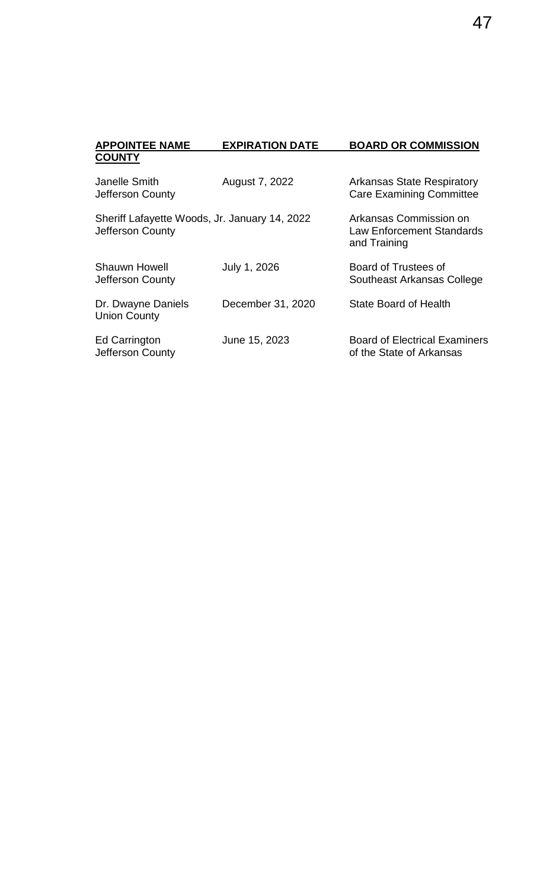| APPOINTEE NAME COUNTY | EXPIRATION DATE | BOARD OR COMMISSION |
|---|---|---|
| Janelle Smith Jefferson County | August 7, 2022 | Arkansas State Respiratory Care Examining Committee |
| Sheriff Lafayette Woods, Jr. Jefferson County | January 14, 2022 | Arkansas Commission on Law Enforcement Standards and Training |
| Shauwn Howell Jefferson County | July 1, 2026 | Board of Trustees of Southeast Arkansas College |
| Dr. Dwayne Daniels Union County | December 31, 2020 | State Board of Health |
| Ed Carrington Jefferson County | June 15, 2023 | Board of Electrical Examiners of the State of Arkansas |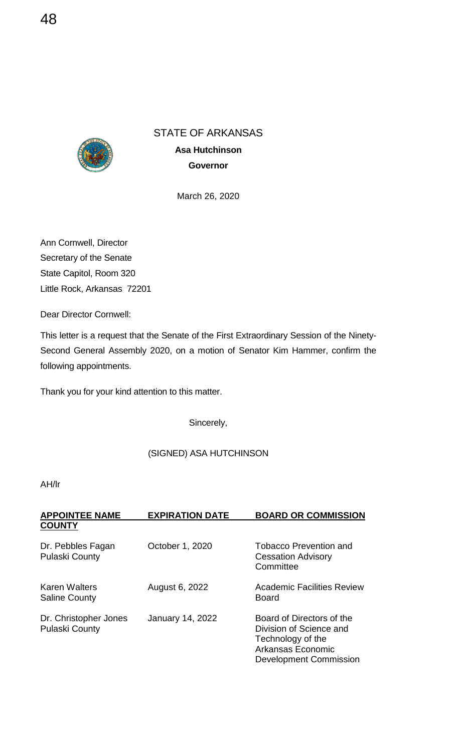STATE OF ARKANSAS

**Asa Hutchinson**

**Governor**

March 26, 2020

Ann Cornwell, Director
Secretary of the Senate
State Capitol, Room 320
Little Rock, Arkansas 72201

Dear Director Cornwell:

This letter is a request that the Senate of the First Extraordinary Session of the Ninety-Second General Assembly 2020, on a motion of Senator Kim Hammer, confirm the following appointments.

Thank you for your kind attention to this matter.

Sincerely,

(SIGNED) ASA HUTCHINSON

AH/lr

| APPOINTEE NAME<br>COUNTY | EXPIRATION DATE | BOARD OR COMMISSION |
|---|---|---|
| Dr. Pebbles Fagan<br>Pulaski County | October 1, 2020 | Tobacco Prevention and Cessation Advisory Committee |
| Karen Walters<br>Saline County | August 6, 2022 | Academic Facilities Review Board |
| Dr. Christopher Jones<br>Pulaski County | January 14, 2022 | Board of Directors of the Division of Science and Technology of the Arkansas Economic Development Commission |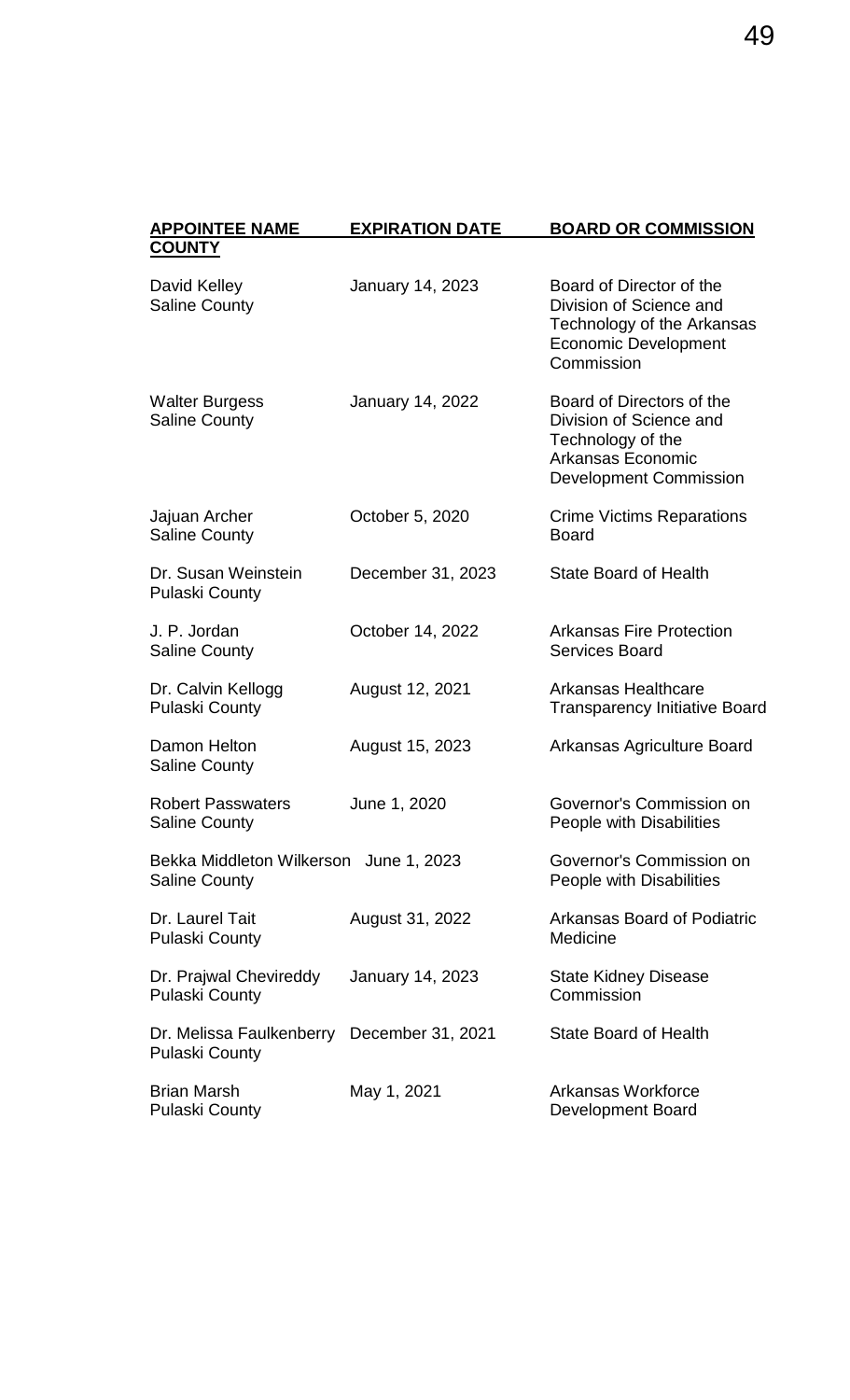| APPOINTEE NAME COUNTY | EXPIRATION DATE | BOARD OR COMMISSION |
| --- | --- | --- |
| David Kelley Saline County | January 14, 2023 | Board of Director of the Division of Science and Technology of the Arkansas Economic Development Commission |
| Walter Burgess Saline County | January 14, 2022 | Board of Directors of the Division of Science and Technology of the Arkansas Economic Development Commission |
| Jajuan Archer Saline County | October 5, 2020 | Crime Victims Reparations Board |
| Dr. Susan Weinstein Pulaski County | December 31, 2023 | State Board of Health |
| J. P. Jordan Saline County | October 14, 2022 | Arkansas Fire Protection Services Board |
| Dr. Calvin Kellogg Pulaski County | August 12, 2021 | Arkansas Healthcare Transparency Initiative Board |
| Damon Helton Saline County | August 15, 2023 | Arkansas Agriculture Board |
| Robert Passwaters Saline County | June 1, 2020 | Governor's Commission on People with Disabilities |
| Bekka Middleton Wilkerson Saline County | June 1, 2023 | Governor's Commission on People with Disabilities |
| Dr. Laurel Tait Pulaski County | August 31, 2022 | Arkansas Board of Podiatric Medicine |
| Dr. Prajwal Chevireddy Pulaski County | January 14, 2023 | State Kidney Disease Commission |
| Dr. Melissa Faulkenberry Pulaski County | December 31, 2021 | State Board of Health |
| Brian Marsh Pulaski County | May 1, 2021 | Arkansas Workforce Development Board |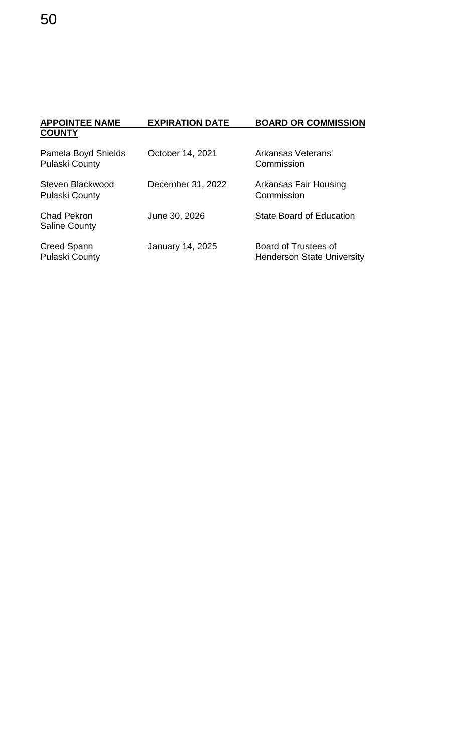| APPOINTEE NAME COUNTY | EXPIRATION DATE | BOARD OR COMMISSION |
| --- | --- | --- |
| Pamela Boyd Shields Pulaski County | October 14, 2021 | Arkansas Veterans' Commission |
| Steven Blackwood Pulaski County | December 31, 2022 | Arkansas Fair Housing Commission |
| Chad Pekron Saline County | June 30, 2026 | State Board of Education |
| Creed Spann Pulaski County | January 14, 2025 | Board of Trustees of Henderson State University |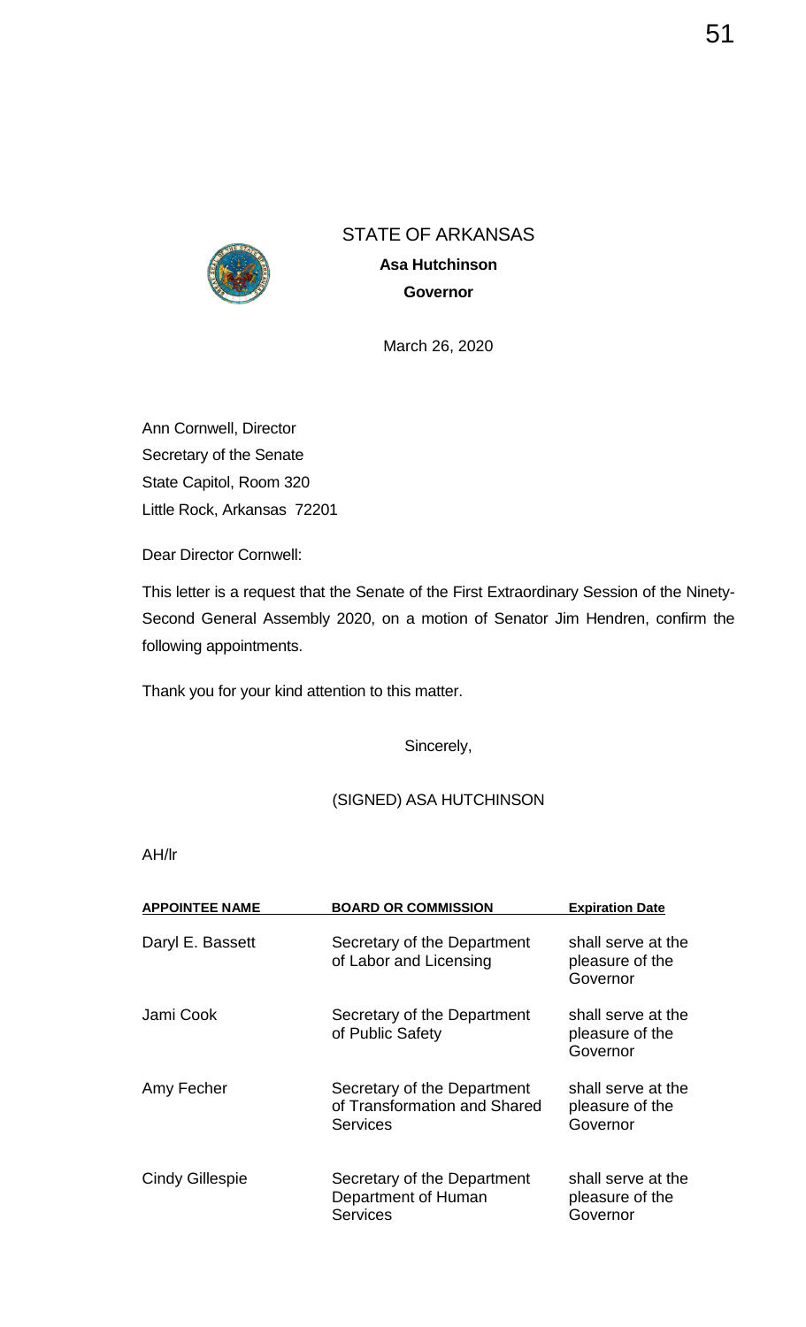STATE OF ARKANSAS

**Asa Hutchinson**

**Governor**

March 26, 2020

Ann Cornwell, Director
Secretary of the Senate
State Capitol, Room 320
Little Rock, Arkansas 72201

Dear Director Cornwell:

This letter is a request that the Senate of the First Extraordinary Session of the Ninety-Second General Assembly 2020, on a motion of Senator Jim Hendren, confirm the following appointments.

Thank you for your kind attention to this matter.

Sincerely,

(SIGNED) ASA HUTCHINSON

AH/lr

| APPOINTEE NAME | BOARD OR COMMISSION | Expiration Date |
|---|---|---|
| Daryl E. Bassett | Secretary of the Department of Labor and Licensing | shall serve at the pleasure of the Governor |
| Jami Cook | Secretary of the Department of Public Safety | shall serve at the pleasure of the Governor |
| Amy Fecher | Secretary of the Department of Transformation and Shared Services | shall serve at the pleasure of the Governor |
| Cindy Gillespie | Secretary of the Department Department of Human Services | shall serve at the pleasure of the Governor |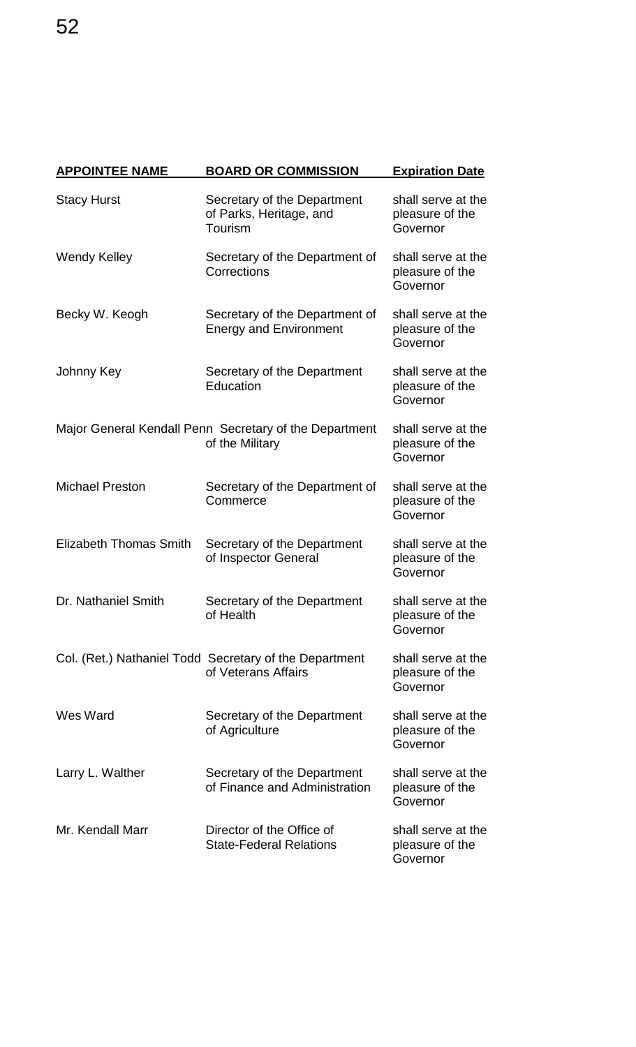| APPOINTEE NAME | BOARD OR COMMISSION | Expiration Date |
|---|---|---|
| Stacy Hurst | Secretary of the Department of Parks, Heritage, and Tourism | shall serve at the pleasure of the Governor |
| Wendy Kelley | Secretary of the Department of Corrections | shall serve at the pleasure of the Governor |
| Becky W. Keogh | Secretary of the Department of Energy and Environment | shall serve at the pleasure of the Governor |
| Johnny Key | Secretary of the Department Education | shall serve at the pleasure of the Governor |
| Major General Kendall Penn | Secretary of the Department of the Military | shall serve at the pleasure of the Governor |
| Michael Preston | Secretary of the Department of Commerce | shall serve at the pleasure of the Governor |
| Elizabeth Thomas Smith | Secretary of the Department of Inspector General | shall serve at the pleasure of the Governor |
| Dr. Nathaniel Smith | Secretary of the Department of Health | shall serve at the pleasure of the Governor |
| Col. (Ret.) Nathaniel Todd | Secretary of the Department of Veterans Affairs | shall serve at the pleasure of the Governor |
| Wes Ward | Secretary of the Department of Agriculture | shall serve at the pleasure of the Governor |
| Larry L. Walther | Secretary of the Department of Finance and Administration | shall serve at the pleasure of the Governor |
| Mr. Kendall Marr | Director of the Office of State-Federal Relations | shall serve at the pleasure of the Governor |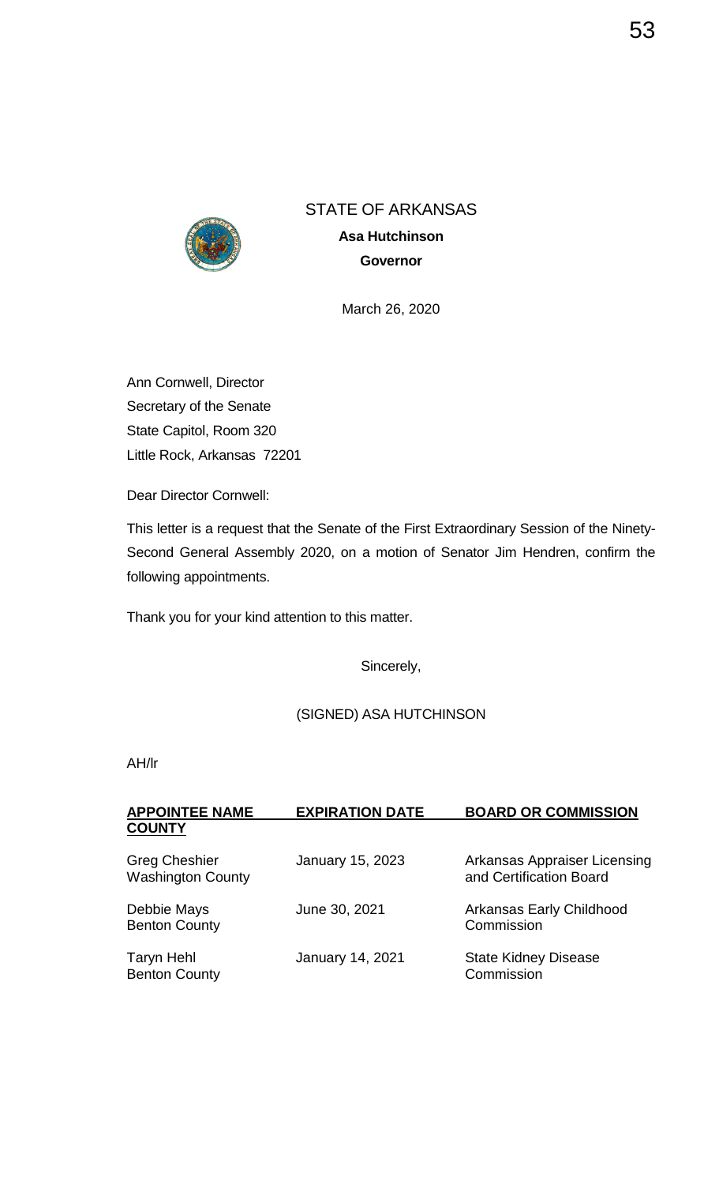STATE OF ARKANSAS

**Asa Hutchinson**

**Governor**

March 26, 2020

Ann Cornwell, Director
Secretary of the Senate
State Capitol, Room 320
Little Rock, Arkansas 72201

Dear Director Cornwell:

This letter is a request that the Senate of the First Extraordinary Session of the Ninety-Second General Assembly 2020, on a motion of Senator Jim Hendren, confirm the following appointments.

Thank you for your kind attention to this matter.

Sincerely,

(SIGNED) ASA HUTCHINSON

AH/lr

| APPOINTEE NAME COUNTY | EXPIRATION DATE | BOARD OR COMMISSION |
|---|---|---|
| Greg Cheshier Washington County | January 15, 2023 | Arkansas Appraiser Licensing and Certification Board |
| Debbie Mays Benton County | June 30, 2021 | Arkansas Early Childhood Commission |
| Taryn Hehl Benton County | January 14, 2021 | State Kidney Disease Commission |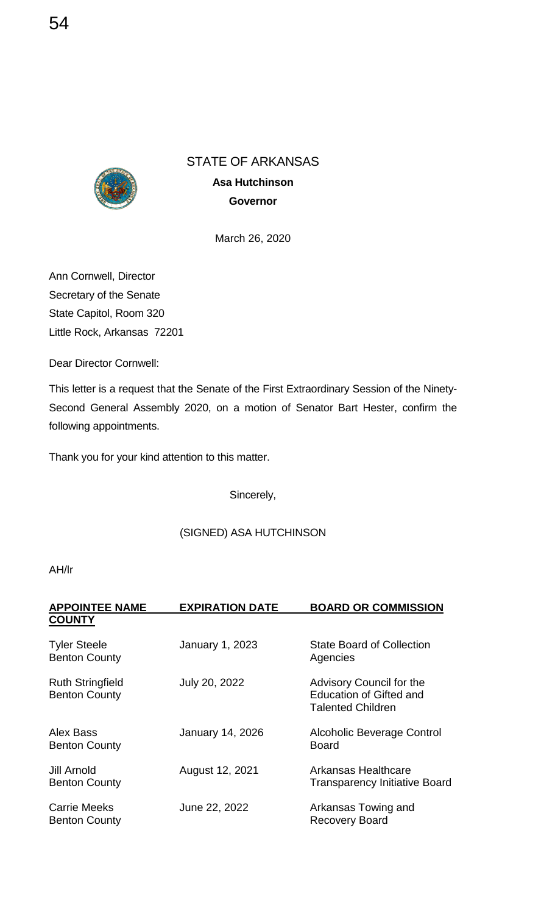STATE OF ARKANSAS

**Asa Hutchinson**

**Governor**

March 26, 2020

Ann Cornwell, Director
Secretary of the Senate
State Capitol, Room 320
Little Rock, Arkansas 72201

Dear Director Cornwell:

This letter is a request that the Senate of the First Extraordinary Session of the Ninety-Second General Assembly 2020, on a motion of Senator Bart Hester, confirm the following appointments.

Thank you for your kind attention to this matter.

Sincerely,

(SIGNED) ASA HUTCHINSON

AH/lr

| **APPOINTEE NAME COUNTY** | **EXPIRATION DATE** | **BOARD OR COMMISSION** |
|---|---|---|
| Tyler Steele<br>Benton County | January 1, 2023 | State Board of Collection Agencies |
| Ruth Stringfield<br>Benton County | July 20, 2022 | Advisory Council for the Education of Gifted and Talented Children |
| Alex Bass<br>Benton County | January 14, 2026 | Alcoholic Beverage Control Board |
| Jill Arnold<br>Benton County | August 12, 2021 | Arkansas Healthcare Transparency Initiative Board |
| Carrie Meeks<br>Benton County | June 22, 2022 | Arkansas Towing and Recovery Board |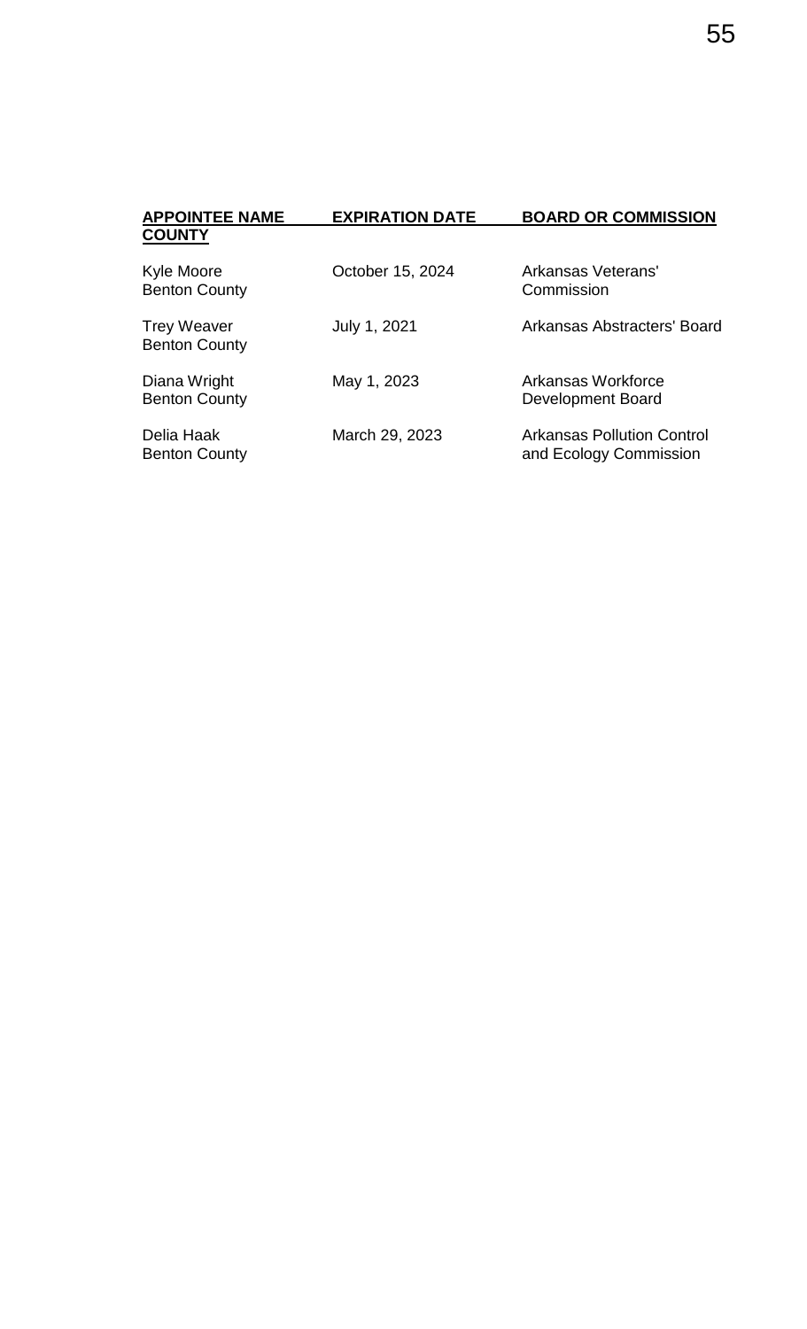| APPOINTEE NAME<br>COUNTY | EXPIRATION DATE | BOARD OR COMMISSION |
|---|---|---|
| Kyle Moore<br>Benton County | October 15, 2024 | Arkansas Veterans' Commission |
| Trey Weaver<br>Benton County | July 1, 2021 | Arkansas Abstracters' Board |
| Diana Wright<br>Benton County | May 1, 2023 | Arkansas Workforce Development Board |
| Delia Haak<br>Benton County | March 29, 2023 | Arkansas Pollution Control and Ecology Commission |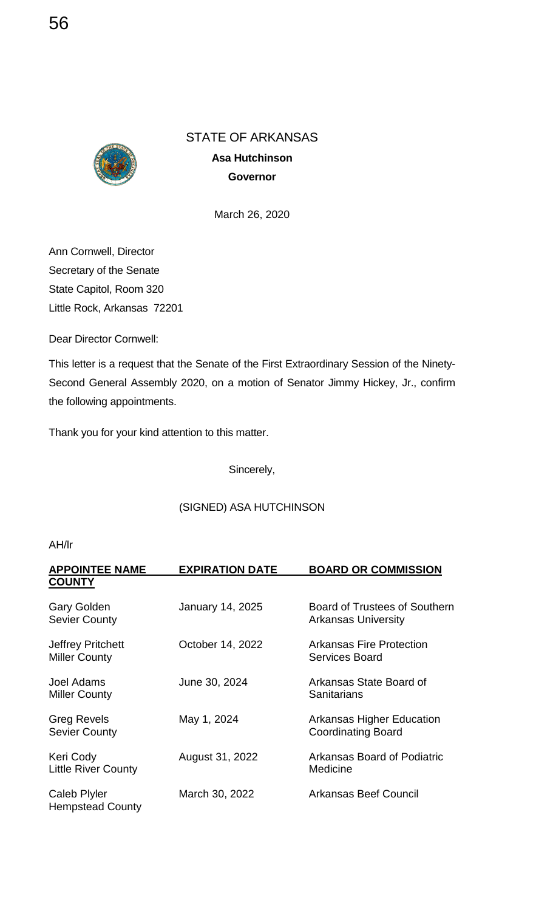STATE OF ARKANSAS

**Asa Hutchinson**

**Governor**

March 26, 2020

Ann Cornwell, Director
Secretary of the Senate
State Capitol, Room 320
Little Rock, Arkansas 72201

Dear Director Cornwell:

This letter is a request that the Senate of the First Extraordinary Session of the Ninety-Second General Assembly 2020, on a motion of Senator Jimmy Hickey, Jr., confirm the following appointments.

Thank you for your kind attention to this matter.

Sincerely,

(SIGNED) ASA HUTCHINSON

AH/lr

| APPOINTEE NAME COUNTY | EXPIRATION DATE | BOARD OR COMMISSION |
|---|---|---|
| Gary Golden Sevier County | January 14, 2025 | Board of Trustees of Southern Arkansas University |
| Jeffrey Pritchett Miller County | October 14, 2022 | Arkansas Fire Protection Services Board |
| Joel Adams Miller County | June 30, 2024 | Arkansas State Board of Sanitarians |
| Greg Revels Sevier County | May 1, 2024 | Arkansas Higher Education Coordinating Board |
| Keri Cody Little River County | August 31, 2022 | Arkansas Board of Podiatric Medicine |
| Caleb Plyler Hempstead County | March 30, 2022 | Arkansas Beef Council |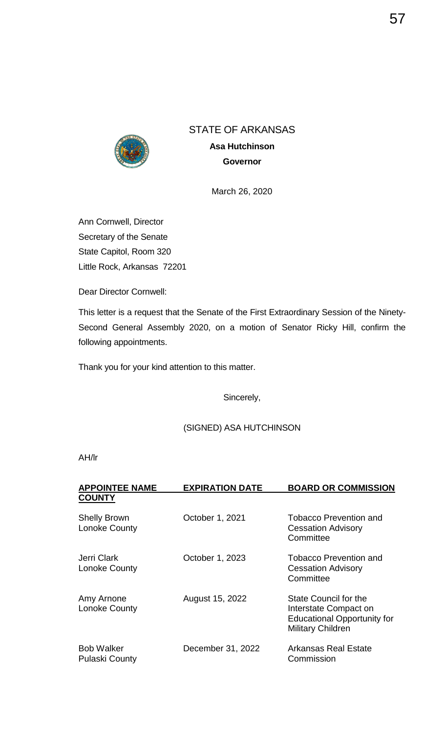STATE OF ARKANSAS

**Asa Hutchinson**

**Governor**

March 26, 2020

Ann Cornwell, Director
Secretary of the Senate
State Capitol, Room 320
Little Rock, Arkansas 72201

Dear Director Cornwell:

This letter is a request that the Senate of the First Extraordinary Session of the Ninety-Second General Assembly 2020, on a motion of Senator Ricky Hill, confirm the following appointments.

Thank you for your kind attention to this matter.

Sincerely,

(SIGNED) ASA HUTCHINSON

AH/lr

| APPOINTEE NAME COUNTY | EXPIRATION DATE | BOARD OR COMMISSION |
|---|---|---|
| Shelly Brown Lonoke County | October 1, 2021 | Tobacco Prevention and Cessation Advisory Committee |
| Jerri Clark Lonoke County | October 1, 2023 | Tobacco Prevention and Cessation Advisory Committee |
| Amy Arnone Lonoke County | August 15, 2022 | State Council for the Interstate Compact on Educational Opportunity for Military Children |
| Bob Walker Pulaski County | December 31, 2022 | Arkansas Real Estate Commission |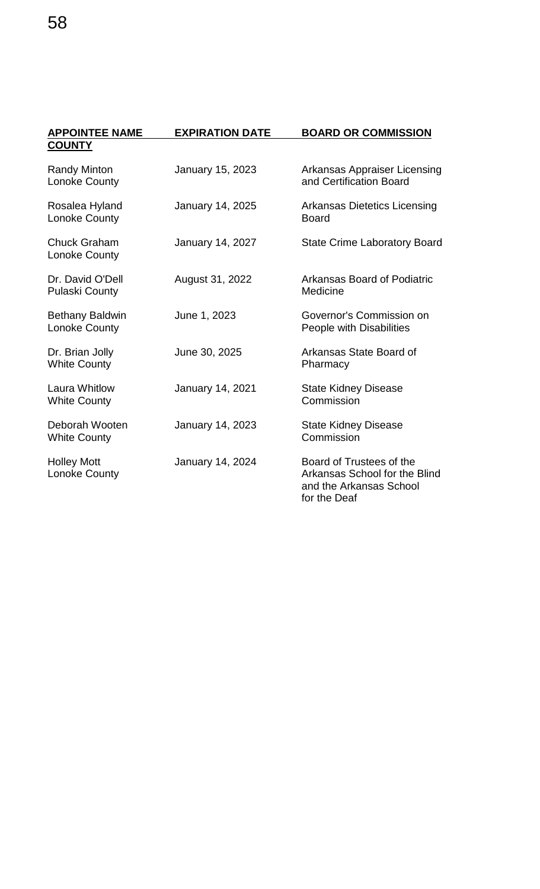| APPOINTEE NAME COUNTY | EXPIRATION DATE | BOARD OR COMMISSION |
|---|---|---|
| Randy Minton Lonoke County | January 15, 2023 | Arkansas Appraiser Licensing and Certification Board |
| Rosalea Hyland Lonoke County | January 14, 2025 | Arkansas Dietetics Licensing Board |
| Chuck Graham Lonoke County | January 14, 2027 | State Crime Laboratory Board |
| Dr. David O'Dell Pulaski County | August 31, 2022 | Arkansas Board of Podiatric Medicine |
| Bethany Baldwin Lonoke County | June 1, 2023 | Governor's Commission on People with Disabilities |
| Dr. Brian Jolly White County | June 30, 2025 | Arkansas State Board of Pharmacy |
| Laura Whitlow White County | January 14, 2021 | State Kidney Disease Commission |
| Deborah Wooten White County | January 14, 2023 | State Kidney Disease Commission |
| Holley Mott Lonoke County | January 14, 2024 | Board of Trustees of the Arkansas School for the Blind and the Arkansas School for the Deaf |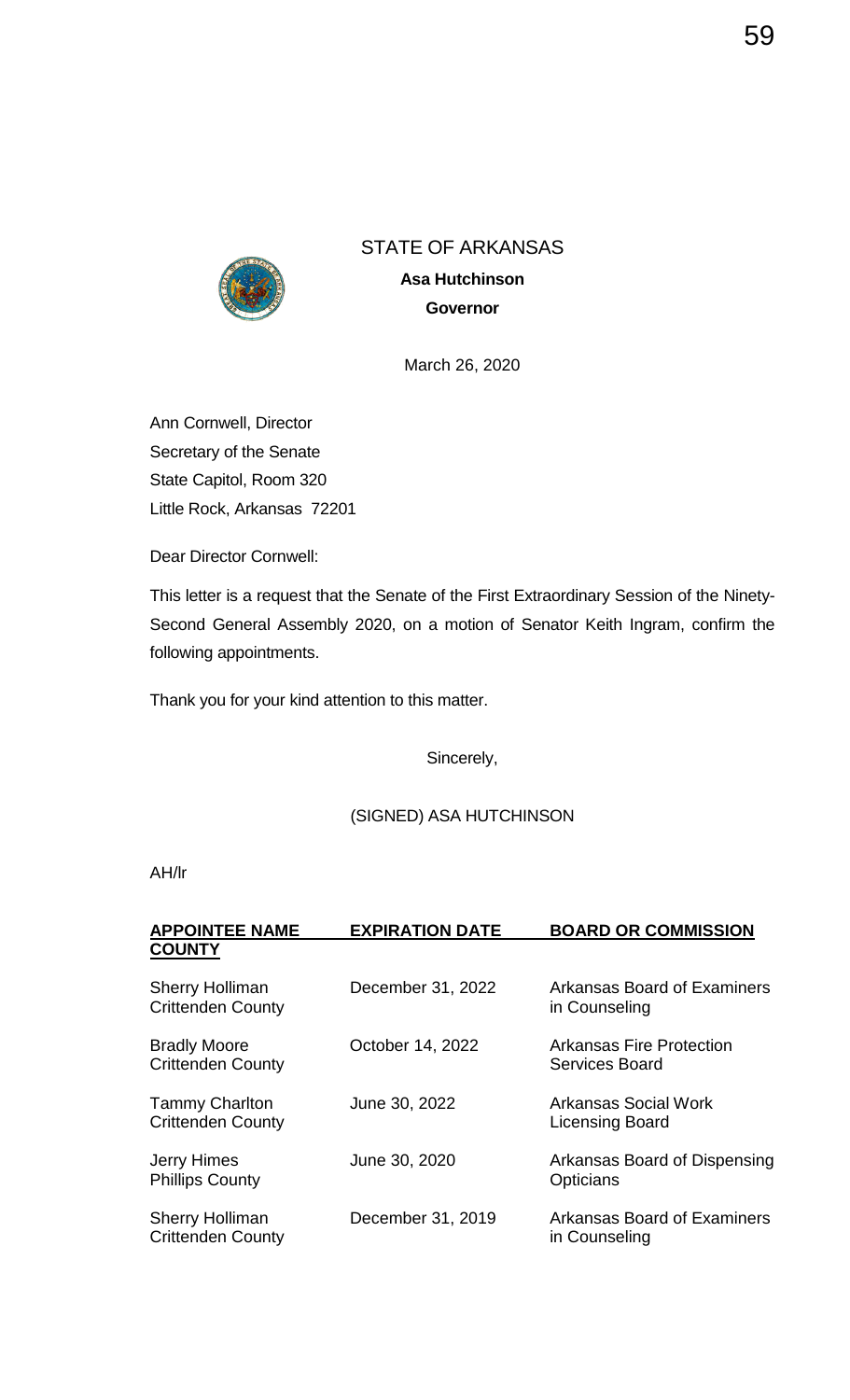STATE OF ARKANSAS

**Asa Hutchinson**

**Governor**

March 26, 2020

Ann Cornwell, Director
Secretary of the Senate
State Capitol, Room 320
Little Rock, Arkansas 72201

Dear Director Cornwell:

This letter is a request that the Senate of the First Extraordinary Session of the Ninety-Second General Assembly 2020, on a motion of Senator Keith Ingram, confirm the following appointments.

Thank you for your kind attention to this matter.

Sincerely,

(SIGNED) ASA HUTCHINSON

AH/lr

| **APPOINTEE NAME COUNTY** | **EXPIRATION DATE** | **BOARD OR COMMISSION** |
|---|---|---|
| Sherry Holliman<br>Crittenden County | December 31, 2022 | Arkansas Board of Examiners in Counseling |
| Bradly Moore<br>Crittenden County | October 14, 2022 | Arkansas Fire Protection Services Board |
| Tammy Charlton<br>Crittenden County | June 30, 2022 | Arkansas Social Work Licensing Board |
| Jerry Himes<br>Phillips County | June 30, 2020 | Arkansas Board of Dispensing Opticians |
| Sherry Holliman<br>Crittenden County | December 31, 2019 | Arkansas Board of Examiners in Counseling |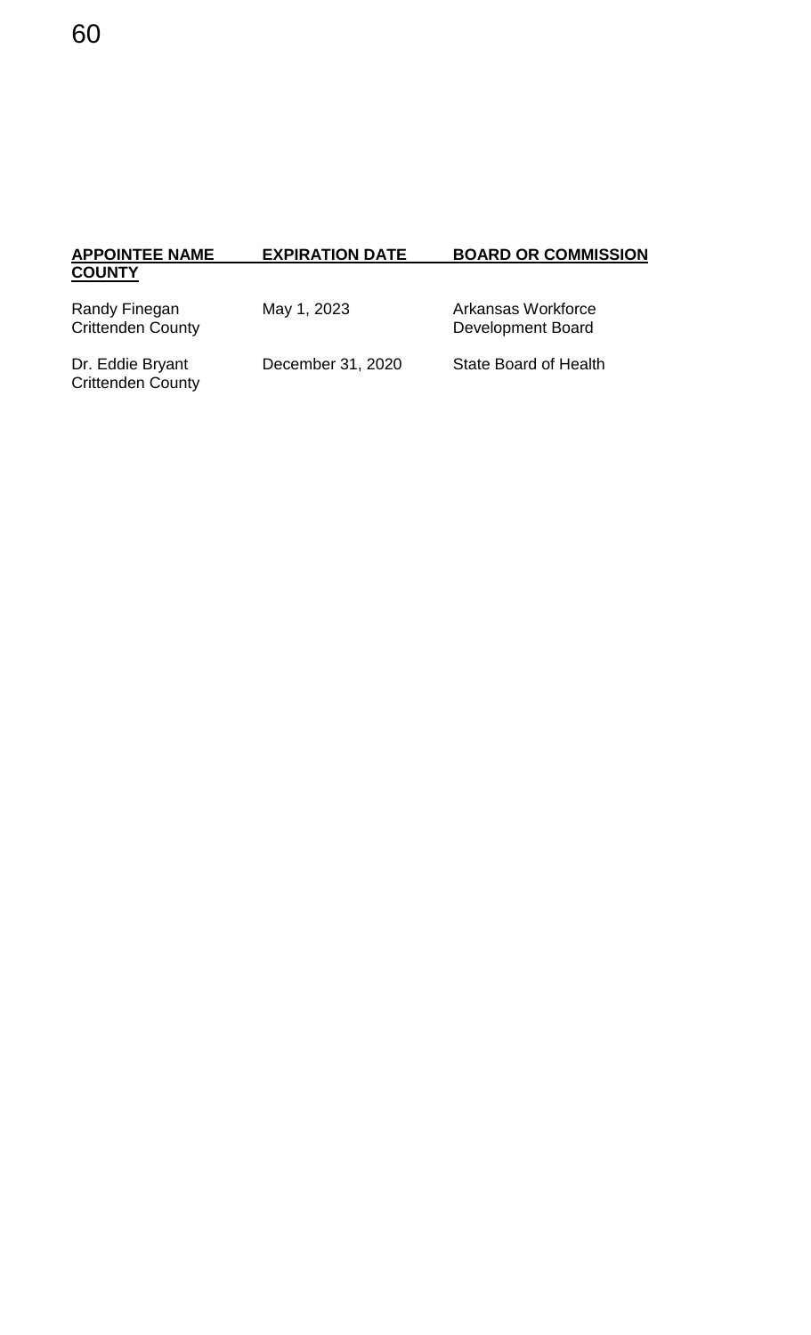| APPOINTEE NAME COUNTY | EXPIRATION DATE | BOARD OR COMMISSION |
| --- | --- | --- |
| Randy Finegan Crittenden County | May 1, 2023 | Arkansas Workforce Development Board |
| Dr. Eddie Bryant Crittenden County | December 31, 2020 | State Board of Health |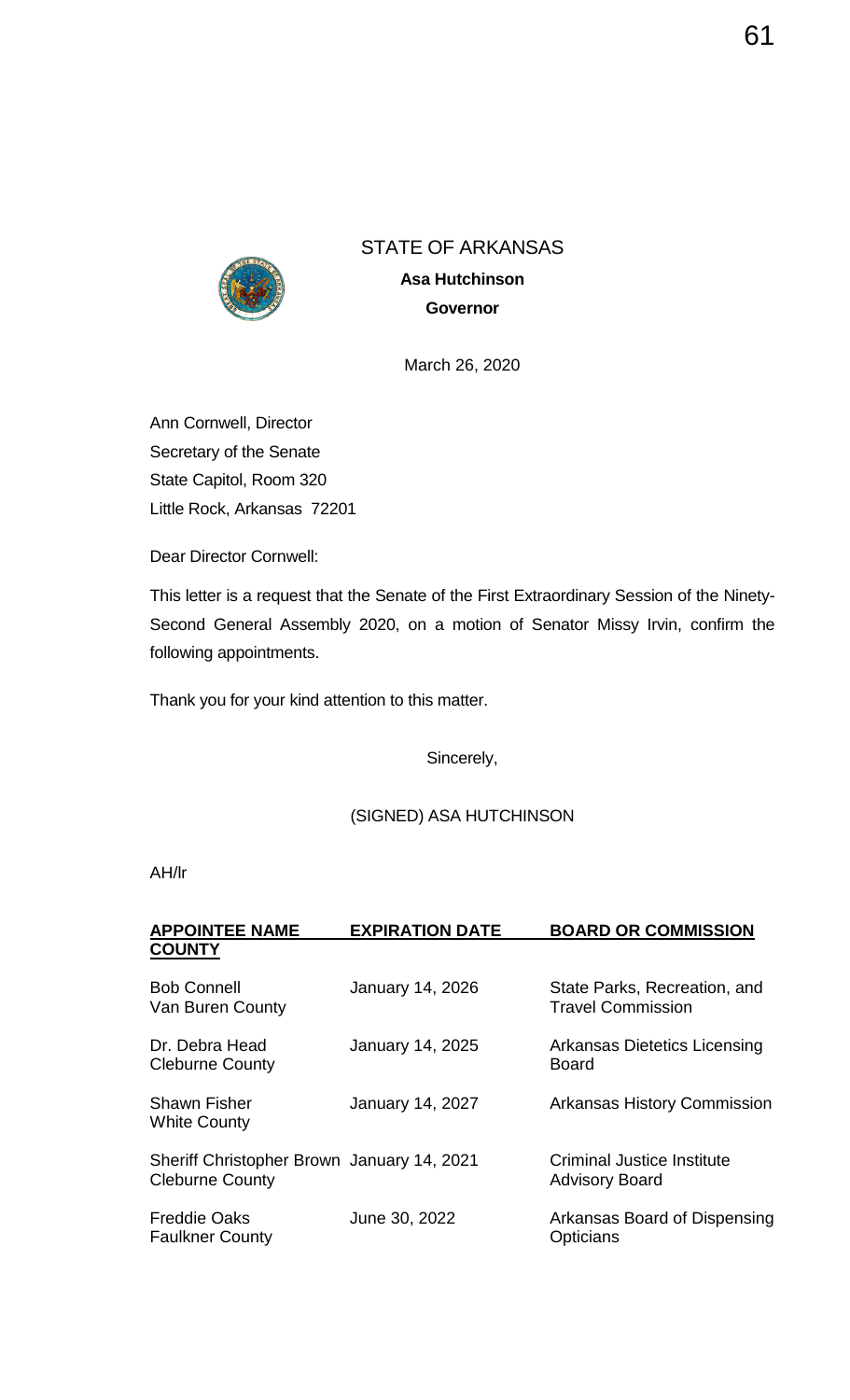STATE OF ARKANSAS

**Asa Hutchinson**

**Governor**

March 26, 2020

Ann Cornwell, Director
Secretary of the Senate
State Capitol, Room 320
Little Rock, Arkansas 72201

Dear Director Cornwell:

This letter is a request that the Senate of the First Extraordinary Session of the Ninety-Second General Assembly 2020, on a motion of Senator Missy Irvin, confirm the following appointments.

Thank you for your kind attention to this matter.

Sincerely,

(SIGNED) ASA HUTCHINSON

AH/lr

| **APPOINTEE NAME COUNTY** | **EXPIRATION DATE** | **BOARD OR COMMISSION** |
|---|---|---|
| Bob Connell<br>Van Buren County | January 14, 2026 | State Parks, Recreation, and Travel Commission |
| Dr. Debra Head<br>Cleburne County | January 14, 2025 | Arkansas Dietetics Licensing Board |
| Shawn Fisher<br>White County | January 14, 2027 | Arkansas History Commission |
| Sheriff Christopher Brown<br>Cleburne County | January 14, 2021 | Criminal Justice Institute Advisory Board |
| Freddie Oaks<br>Faulkner County | June 30, 2022 | Arkansas Board of Dispensing Opticians |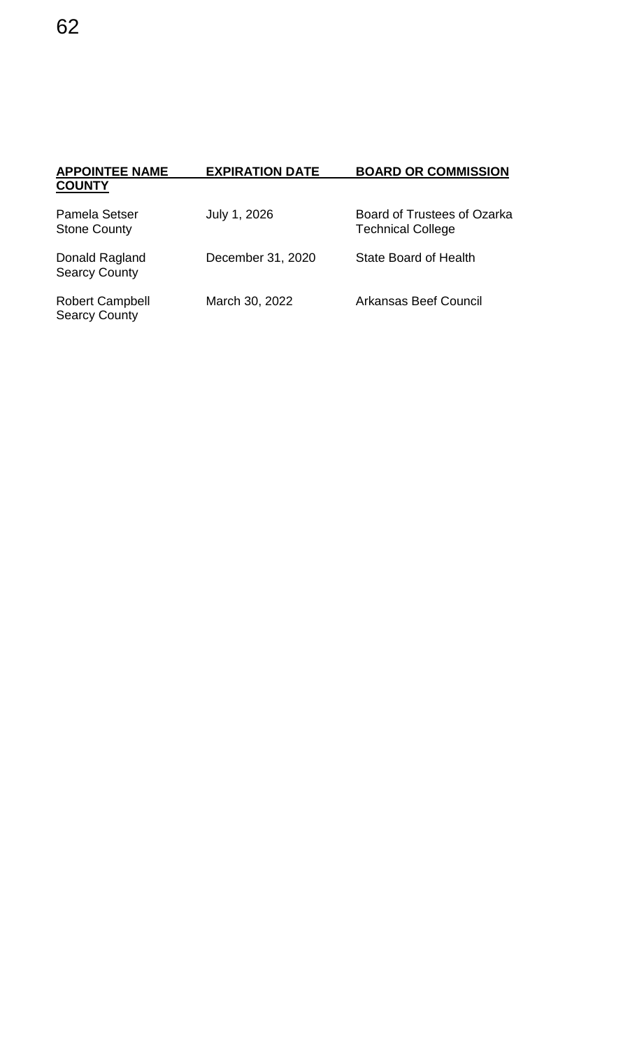| APPOINTEE NAME<br>COUNTY | EXPIRATION DATE | BOARD OR COMMISSION |
|---|---|---|
| Pamela Setser<br>Stone County | July 1, 2026 | Board of Trustees of Ozarka Technical College |
| Donald Ragland<br>Searcy County | December 31, 2020 | State Board of Health |
| Robert Campbell<br>Searcy County | March 30, 2022 | Arkansas Beef Council |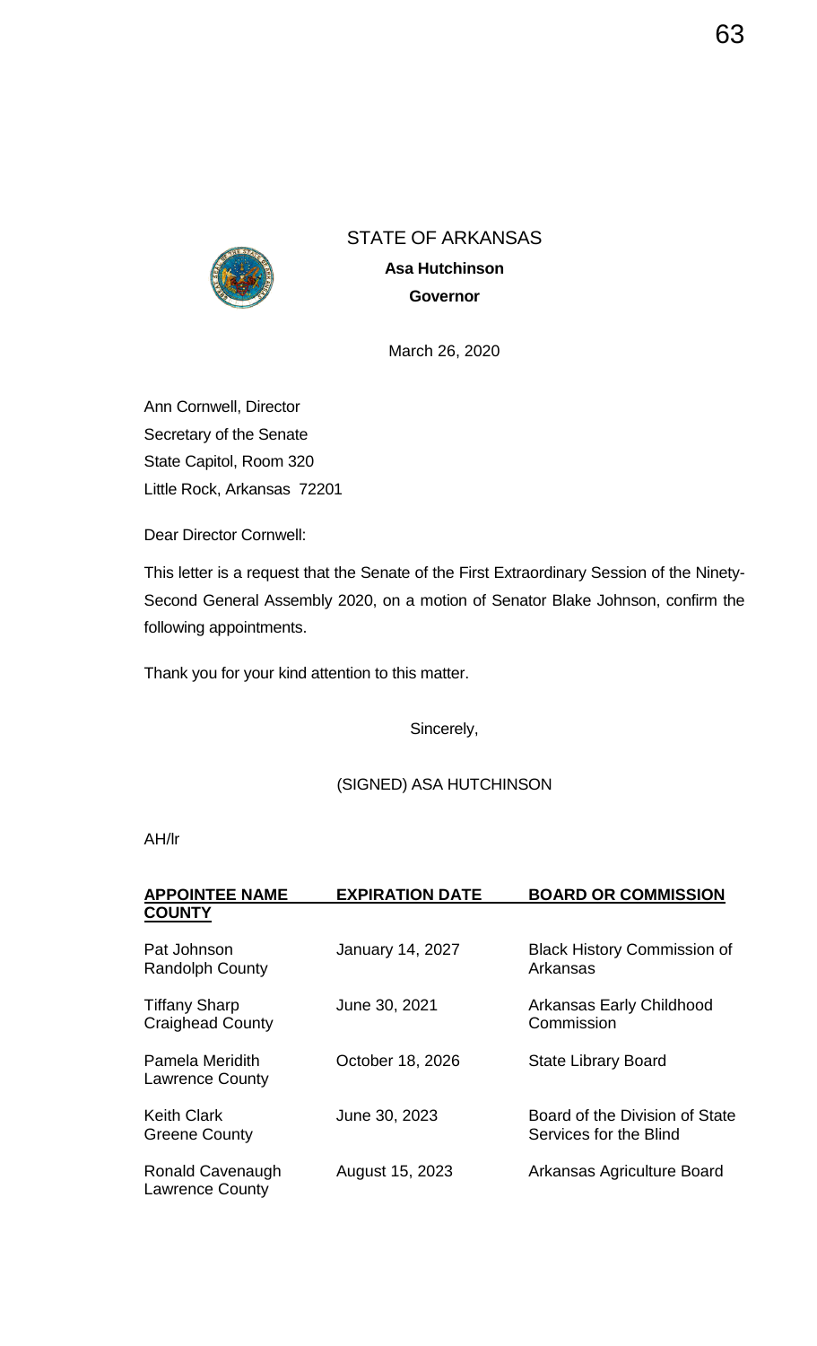STATE OF ARKANSAS

**Asa Hutchinson**

**Governor**

March 26, 2020

Ann Cornwell, Director
Secretary of the Senate
State Capitol, Room 320
Little Rock, Arkansas 72201

Dear Director Cornwell:

This letter is a request that the Senate of the First Extraordinary Session of the Ninety-Second General Assembly 2020, on a motion of Senator Blake Johnson, confirm the following appointments.

Thank you for your kind attention to this matter.

Sincerely,

(SIGNED) ASA HUTCHINSON

AH/lr

| **APPOINTEE NAME COUNTY** | **EXPIRATION DATE** | **BOARD OR COMMISSION** |
|---|---|---|
| Pat Johnson<br>Randolph County | January 14, 2027 | Black History Commission of Arkansas |
| Tiffany Sharp<br>Craighead County | June 30, 2021 | Arkansas Early Childhood Commission |
| Pamela Meridith<br>Lawrence County | October 18, 2026 | State Library Board |
| Keith Clark<br>Greene County | June 30, 2023 | Board of the Division of State Services for the Blind |
| Ronald Cavenaugh<br>Lawrence County | August 15, 2023 | Arkansas Agriculture Board |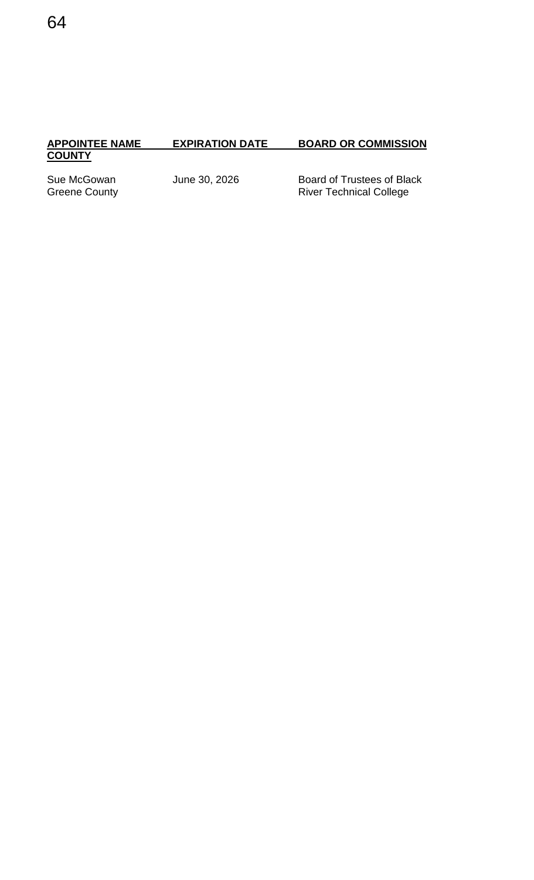| APPOINTEE NAME<br>COUNTY | EXPIRATION DATE | BOARD OR COMMISSION |
| --- | --- | --- |
| Sue McGowan<br>Greene County | June 30, 2026 | Board of Trustees of Black River Technical College |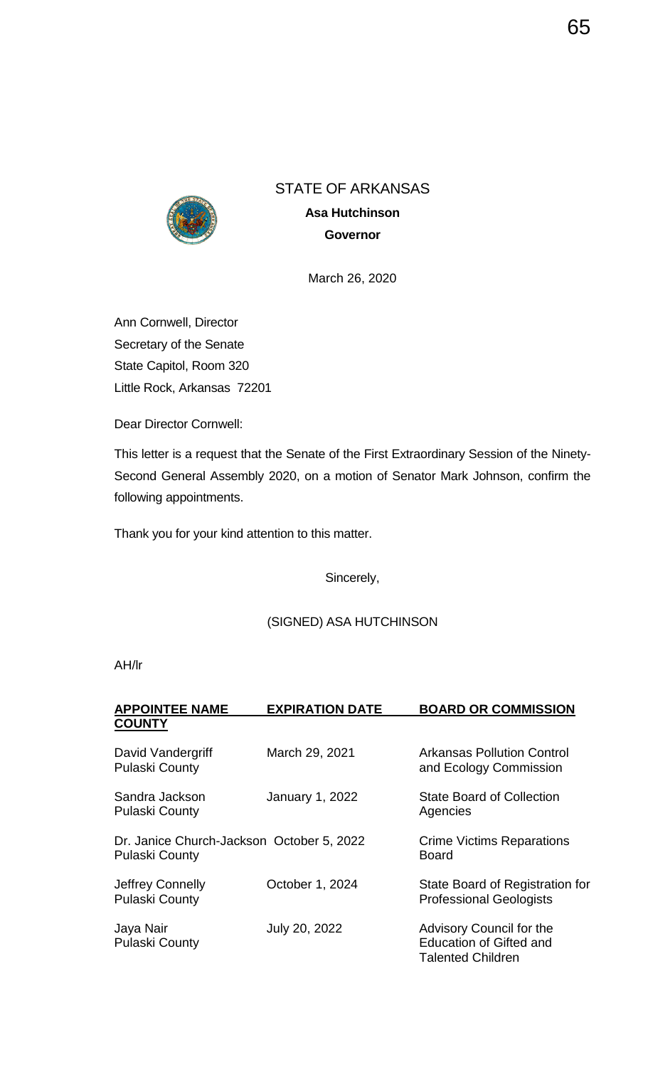STATE OF ARKANSAS

**Asa Hutchinson**

**Governor**

March 26, 2020

Ann Cornwell, Director
Secretary of the Senate
State Capitol, Room 320
Little Rock, Arkansas 72201

Dear Director Cornwell:

This letter is a request that the Senate of the First Extraordinary Session of the Ninety-Second General Assembly 2020, on a motion of Senator Mark Johnson, confirm the following appointments.

Thank you for your kind attention to this matter.

Sincerely,

(SIGNED) ASA HUTCHINSON

AH/lr

| APPOINTEE NAME COUNTY | EXPIRATION DATE | BOARD OR COMMISSION |
|---|---|---|
| David Vandergriff Pulaski County | March 29, 2021 | Arkansas Pollution Control and Ecology Commission |
| Sandra Jackson Pulaski County | January 1, 2022 | State Board of Collection Agencies |
| Dr. Janice Church-Jackson Pulaski County | October 5, 2022 | Crime Victims Reparations Board |
| Jeffrey Connelly Pulaski County | October 1, 2024 | State Board of Registration for Professional Geologists |
| Jaya Nair Pulaski County | July 20, 2022 | Advisory Council for the Education of Gifted and Talented Children |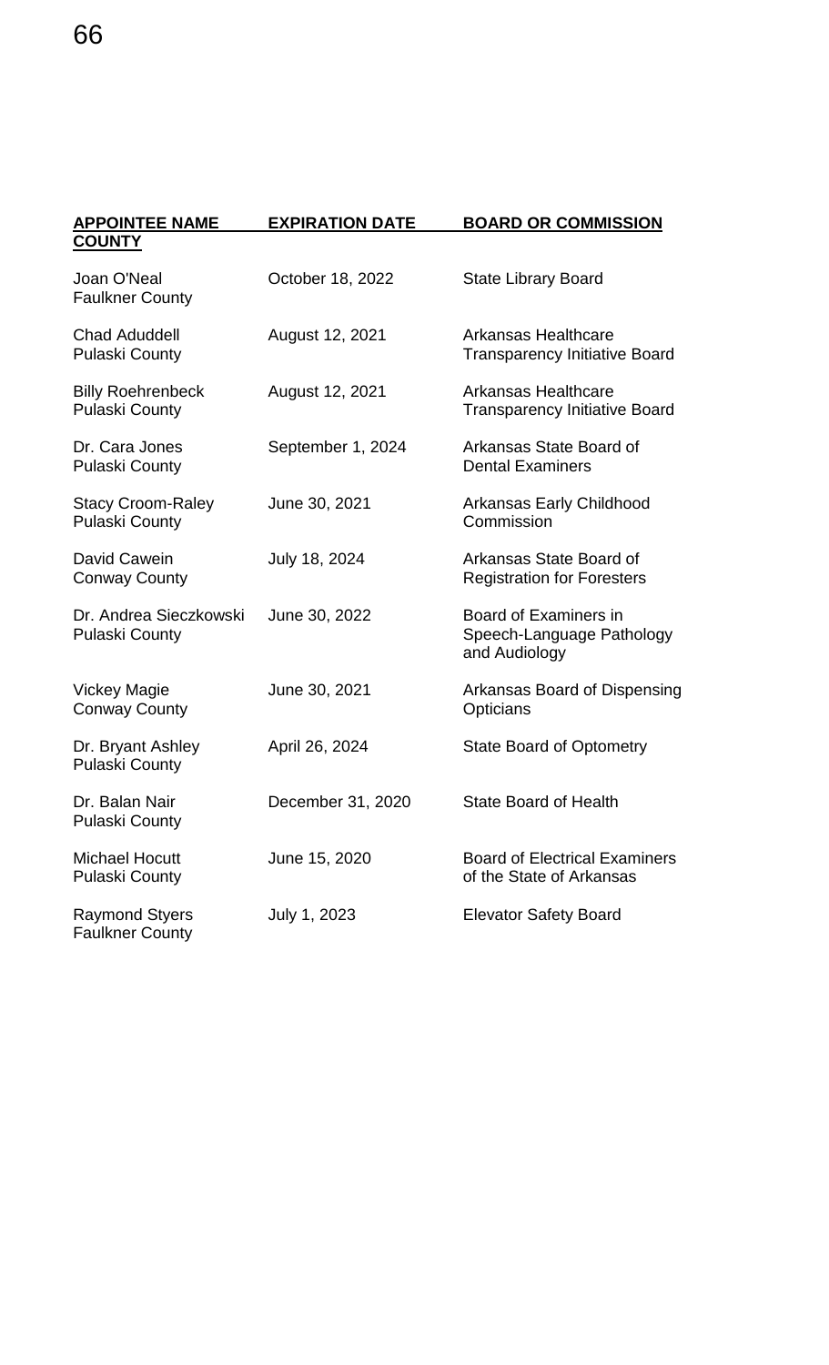| APPOINTEE NAME COUNTY | EXPIRATION DATE | BOARD OR COMMISSION |
| --- | --- | --- |
| Joan O'Neal Faulkner County | October 18, 2022 | State Library Board |
| Chad Aduddell Pulaski County | August 12, 2021 | Arkansas Healthcare Transparency Initiative Board |
| Billy Roehrenbeck Pulaski County | August 12, 2021 | Arkansas Healthcare Transparency Initiative Board |
| Dr. Cara Jones Pulaski County | September 1, 2024 | Arkansas State Board of Dental Examiners |
| Stacy Croom-Raley Pulaski County | June 30, 2021 | Arkansas Early Childhood Commission |
| David Cawein Conway County | July 18, 2024 | Arkansas State Board of Registration for Foresters |
| Dr. Andrea Sieczkowski Pulaski County | June 30, 2022 | Board of Examiners in Speech-Language Pathology and Audiology |
| Vickey Magie Conway County | June 30, 2021 | Arkansas Board of Dispensing Opticians |
| Dr. Bryant Ashley Pulaski County | April 26, 2024 | State Board of Optometry |
| Dr. Balan Nair Pulaski County | December 31, 2020 | State Board of Health |
| Michael Hocutt Pulaski County | June 15, 2020 | Board of Electrical Examiners of the State of Arkansas |
| Raymond Styers Faulkner County | July 1, 2023 | Elevator Safety Board |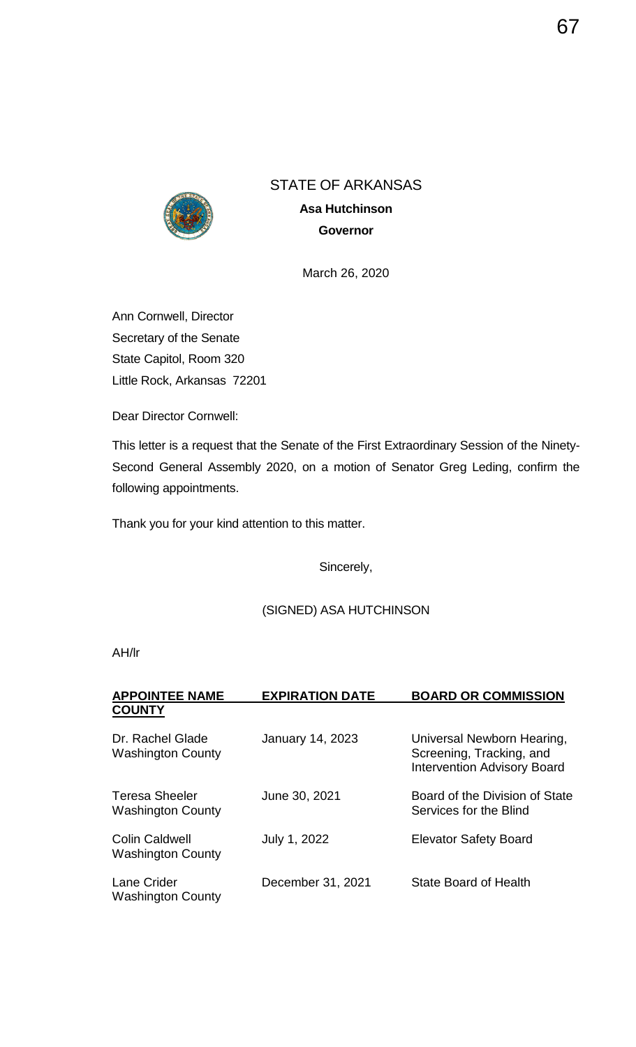STATE OF ARKANSAS

**Asa Hutchinson**

**Governor**

March 26, 2020

Ann Cornwell, Director
Secretary of the Senate
State Capitol, Room 320
Little Rock, Arkansas 72201

Dear Director Cornwell:

This letter is a request that the Senate of the First Extraordinary Session of the Ninety-Second General Assembly 2020, on a motion of Senator Greg Leding, confirm the following appointments.

Thank you for your kind attention to this matter.

Sincerely,

(SIGNED) ASA HUTCHINSON

AH/lr

| APPOINTEE NAME COUNTY | EXPIRATION DATE | BOARD OR COMMISSION |
|---|---|---|
| Dr. Rachel Glade Washington County | January 14, 2023 | Universal Newborn Hearing, Screening, Tracking, and Intervention Advisory Board |
| Teresa Sheeler Washington County | June 30, 2021 | Board of the Division of State Services for the Blind |
| Colin Caldwell Washington County | July 1, 2022 | Elevator Safety Board |
| Lane Crider Washington County | December 31, 2021 | State Board of Health |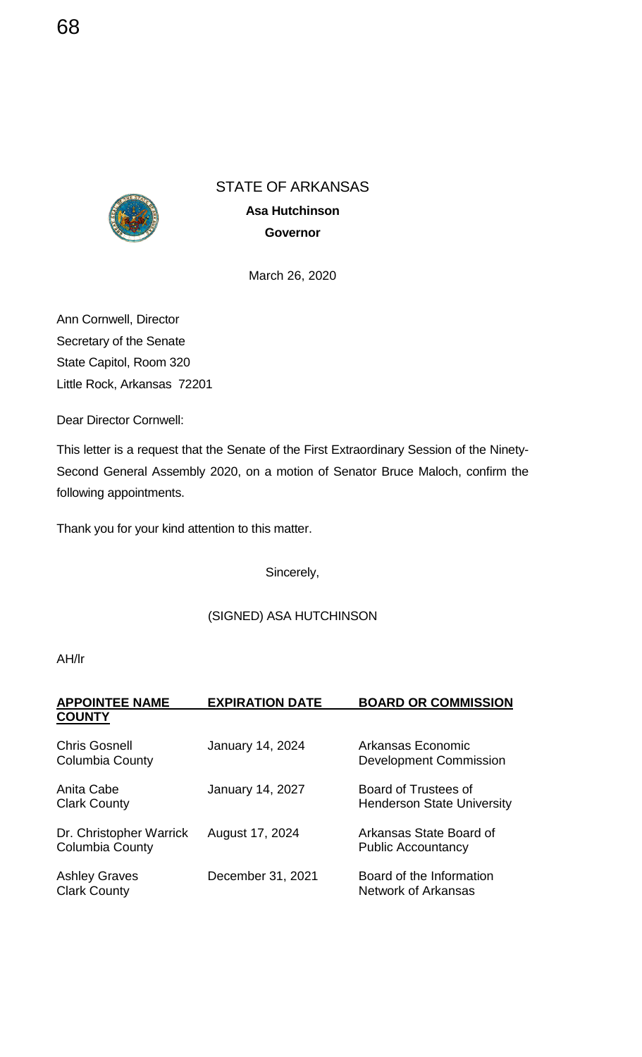STATE OF ARKANSAS

**Asa Hutchinson**

**Governor**

March 26, 2020

Ann Cornwell, Director
Secretary of the Senate
State Capitol, Room 320
Little Rock, Arkansas 72201

Dear Director Cornwell:

This letter is a request that the Senate of the First Extraordinary Session of the Ninety-Second General Assembly 2020, on a motion of Senator Bruce Maloch, confirm the following appointments.

Thank you for your kind attention to this matter.

Sincerely,

(SIGNED) ASA HUTCHINSON

AH/lr

| APPOINTEE NAME COUNTY | EXPIRATION DATE | BOARD OR COMMISSION |
|---|---|---|
| Chris Gosnell Columbia County | January 14, 2024 | Arkansas Economic Development Commission |
| Anita Cabe Clark County | January 14, 2027 | Board of Trustees of Henderson State University |
| Dr. Christopher Warrick Columbia County | August 17, 2024 | Arkansas State Board of Public Accountancy |
| Ashley Graves Clark County | December 31, 2021 | Board of the Information Network of Arkansas |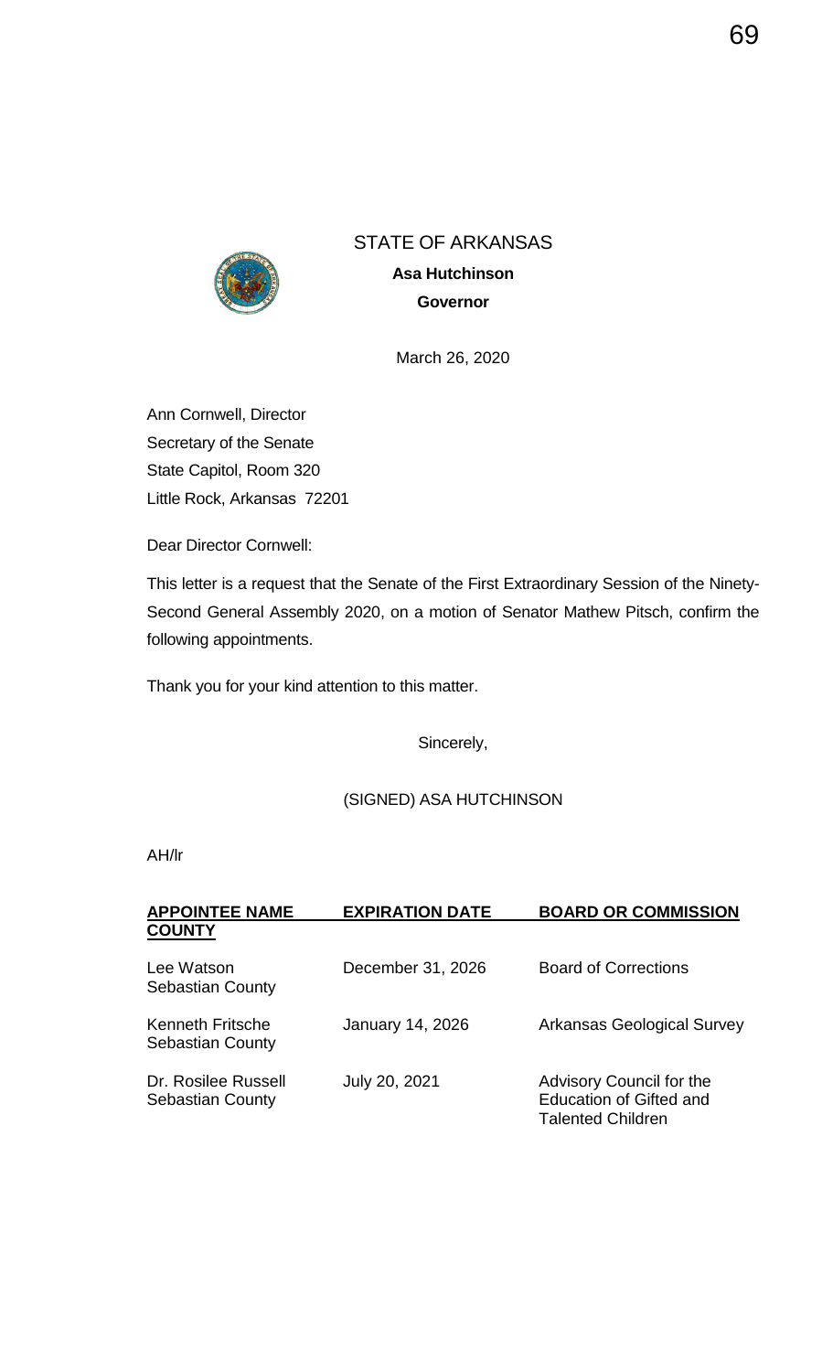STATE OF ARKANSAS

**Asa Hutchinson**

**Governor**

March 26, 2020

Ann Cornwell, Director
Secretary of the Senate
State Capitol, Room 320
Little Rock, Arkansas 72201

Dear Director Cornwell:

This letter is a request that the Senate of the First Extraordinary Session of the Ninety-Second General Assembly 2020, on a motion of Senator Mathew Pitsch, confirm the following appointments.

Thank you for your kind attention to this matter.

Sincerely,

(SIGNED) ASA HUTCHINSON

AH/lr

| **APPOINTEE NAME COUNTY** | **EXPIRATION DATE** | **BOARD OR COMMISSION** |
|---|---|---|
| Lee Watson<br>Sebastian County | December 31, 2026 | Board of Corrections |
| Kenneth Fritsche<br>Sebastian County | January 14, 2026 | Arkansas Geological Survey |
| Dr. Rosilee Russell<br>Sebastian County | July 20, 2021 | Advisory Council for the Education of Gifted and Talented Children |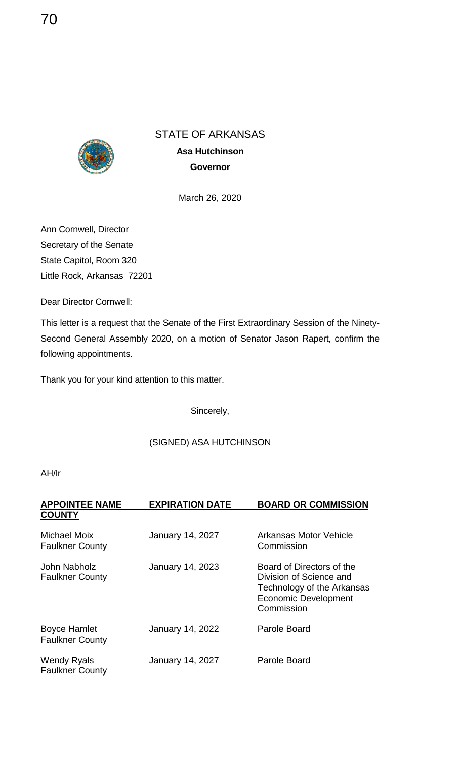STATE OF ARKANSAS

**Asa Hutchinson**

**Governor**

March 26, 2020

Ann Cornwell, Director
Secretary of the Senate
State Capitol, Room 320
Little Rock, Arkansas 72201

Dear Director Cornwell:

This letter is a request that the Senate of the First Extraordinary Session of the Ninety-Second General Assembly 2020, on a motion of Senator Jason Rapert, confirm the following appointments.

Thank you for your kind attention to this matter.

Sincerely,

(SIGNED) ASA HUTCHINSON

AH/lr

| APPOINTEE NAME<br>COUNTY | EXPIRATION DATE | BOARD OR COMMISSION |
|---|---|---|
| Michael Moix<br>Faulkner County | January 14, 2027 | Arkansas Motor Vehicle Commission |
| John Nabholz<br>Faulkner County | January 14, 2023 | Board of Directors of the Division of Science and Technology of the Arkansas Economic Development Commission |
| Boyce Hamlet<br>Faulkner County | January 14, 2022 | Parole Board |
| Wendy Ryals<br>Faulkner County | January 14, 2027 | Parole Board |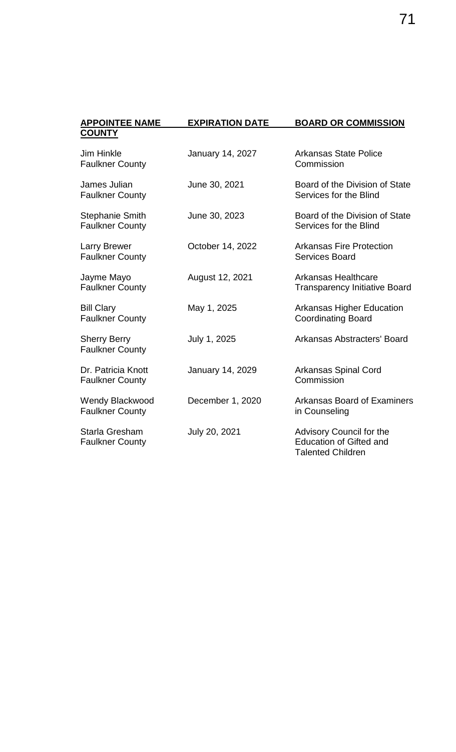| APPOINTEE NAME COUNTY | EXPIRATION DATE | BOARD OR COMMISSION |
|---|---|---|
| Jim Hinkle Faulkner County | January 14, 2027 | Arkansas State Police Commission |
| James Julian Faulkner County | June 30, 2021 | Board of the Division of State Services for the Blind |
| Stephanie Smith Faulkner County | June 30, 2023 | Board of the Division of State Services for the Blind |
| Larry Brewer Faulkner County | October 14, 2022 | Arkansas Fire Protection Services Board |
| Jayme Mayo Faulkner County | August 12, 2021 | Arkansas Healthcare Transparency Initiative Board |
| Bill Clary Faulkner County | May 1, 2025 | Arkansas Higher Education Coordinating Board |
| Sherry Berry Faulkner County | July 1, 2025 | Arkansas Abstracters' Board |
| Dr. Patricia Knott Faulkner County | January 14, 2029 | Arkansas Spinal Cord Commission |
| Wendy Blackwood Faulkner County | December 1, 2020 | Arkansas Board of Examiners in Counseling |
| Starla Gresham Faulkner County | July 20, 2021 | Advisory Council for the Education of Gifted and Talented Children |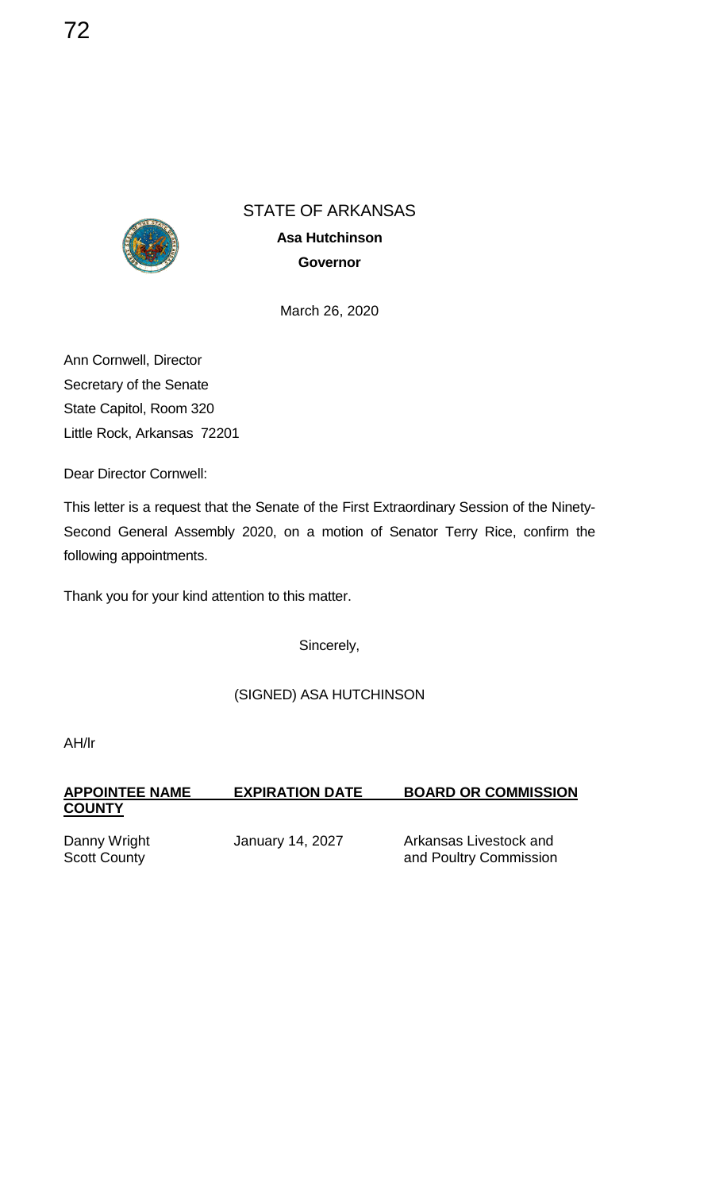STATE OF ARKANSAS

**Asa Hutchinson**

**Governor**

March 26, 2020

Ann Cornwell, Director
Secretary of the Senate
State Capitol, Room 320
Little Rock, Arkansas 72201

Dear Director Cornwell:

This letter is a request that the Senate of the First Extraordinary Session of the Ninety-Second General Assembly 2020, on a motion of Senator Terry Rice, confirm the following appointments.

Thank you for your kind attention to this matter.

Sincerely,

(SIGNED) ASA HUTCHINSON

AH/lr

| APPOINTEE NAME COUNTY | EXPIRATION DATE | BOARD OR COMMISSION |
|---|---|---|
| Danny Wright Scott County | January 14, 2027 | Arkansas Livestock and and Poultry Commission |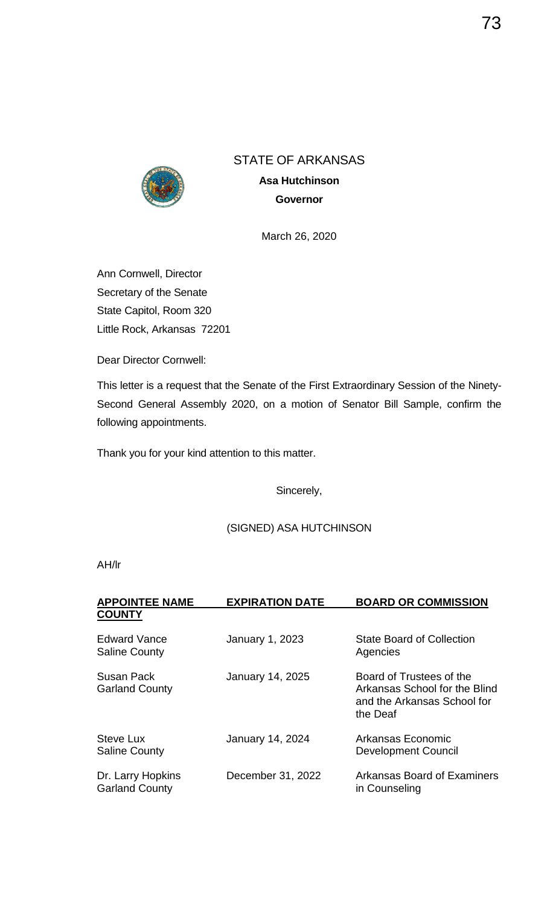STATE OF ARKANSAS

**Asa Hutchinson**

**Governor**

March 26, 2020

Ann Cornwell, Director
Secretary of the Senate
State Capitol, Room 320
Little Rock, Arkansas 72201

Dear Director Cornwell:

This letter is a request that the Senate of the First Extraordinary Session of the Ninety-Second General Assembly 2020, on a motion of Senator Bill Sample, confirm the following appointments.

Thank you for your kind attention to this matter.

Sincerely,

(SIGNED) ASA HUTCHINSON

AH/lr

| APPOINTEE NAME COUNTY | EXPIRATION DATE | BOARD OR COMMISSION |
|---|---|---|
| Edward Vance<br>Saline County | January 1, 2023 | State Board of Collection Agencies |
| Susan Pack<br>Garland County | January 14, 2025 | Board of Trustees of the Arkansas School for the Blind and the Arkansas School for the Deaf |
| Steve Lux<br>Saline County | January 14, 2024 | Arkansas Economic Development Council |
| Dr. Larry Hopkins<br>Garland County | December 31, 2022 | Arkansas Board of Examiners in Counseling |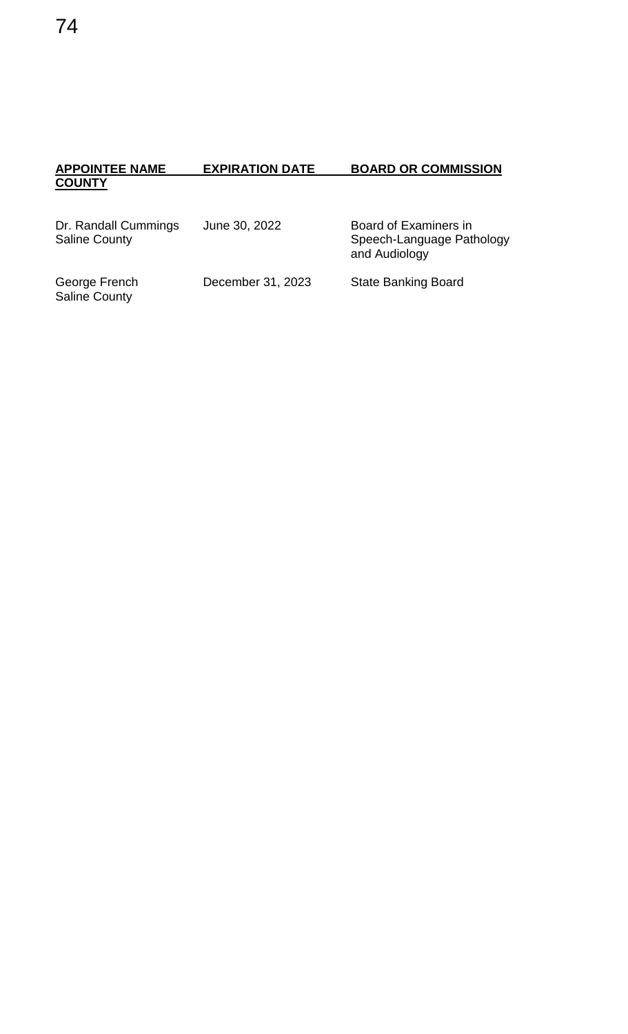| APPOINTEE NAME COUNTY | EXPIRATION DATE | BOARD OR COMMISSION |
|---|---|---|
| Dr. Randall Cummings Saline County | June 30, 2022 | Board of Examiners in Speech-Language Pathology and Audiology |
| George French Saline County | December 31, 2023 | State Banking Board |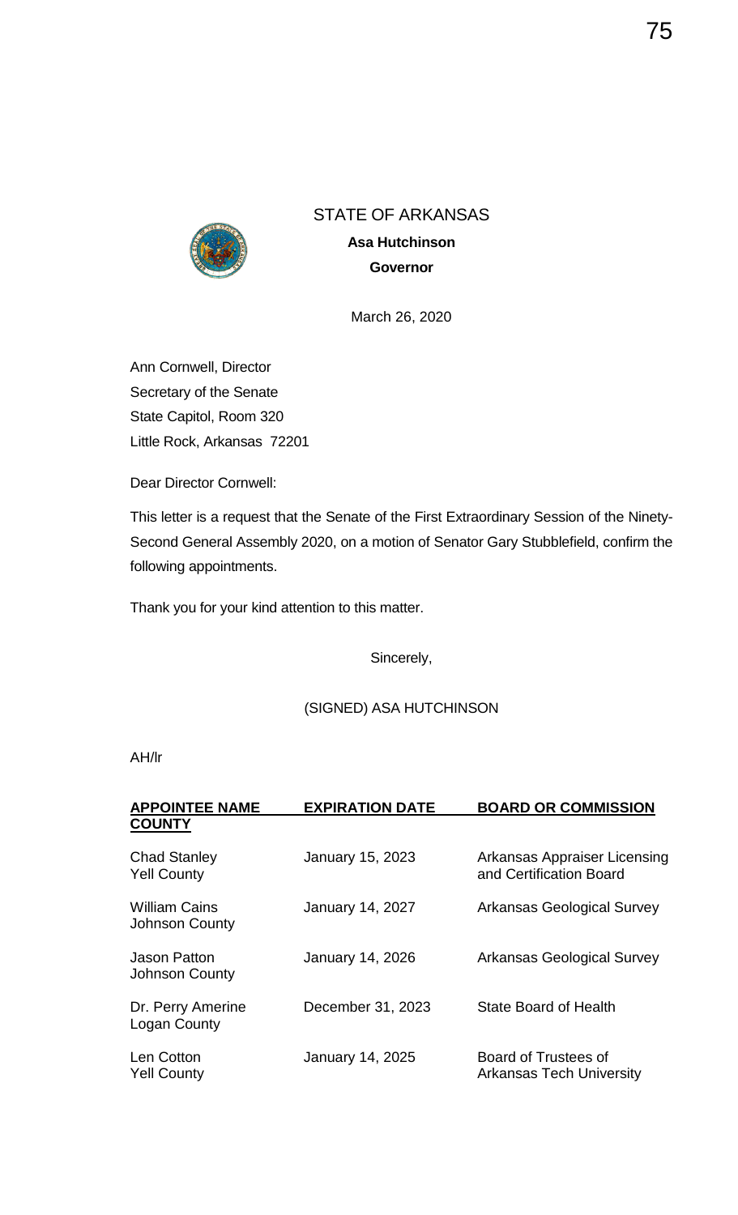STATE OF ARKANSAS

**Asa Hutchinson**

**Governor**

March 26, 2020

Ann Cornwell, Director
Secretary of the Senate
State Capitol, Room 320
Little Rock, Arkansas 72201

Dear Director Cornwell:

This letter is a request that the Senate of the First Extraordinary Session of the Ninety-Second General Assembly 2020, on a motion of Senator Gary Stubblefield, confirm the following appointments.

Thank you for your kind attention to this matter.

Sincerely,

(SIGNED) ASA HUTCHINSON

AH/lr

| APPOINTEE NAME COUNTY | EXPIRATION DATE | BOARD OR COMMISSION |
|---|---|---|
| Chad Stanley<br>Yell County | January 15, 2023 | Arkansas Appraiser Licensing and Certification Board |
| William Cains<br>Johnson County | January 14, 2027 | Arkansas Geological Survey |
| Jason Patton<br>Johnson County | January 14, 2026 | Arkansas Geological Survey |
| Dr. Perry Amerine<br>Logan County | December 31, 2023 | State Board of Health |
| Len Cotton<br>Yell County | January 14, 2025 | Board of Trustees of Arkansas Tech University |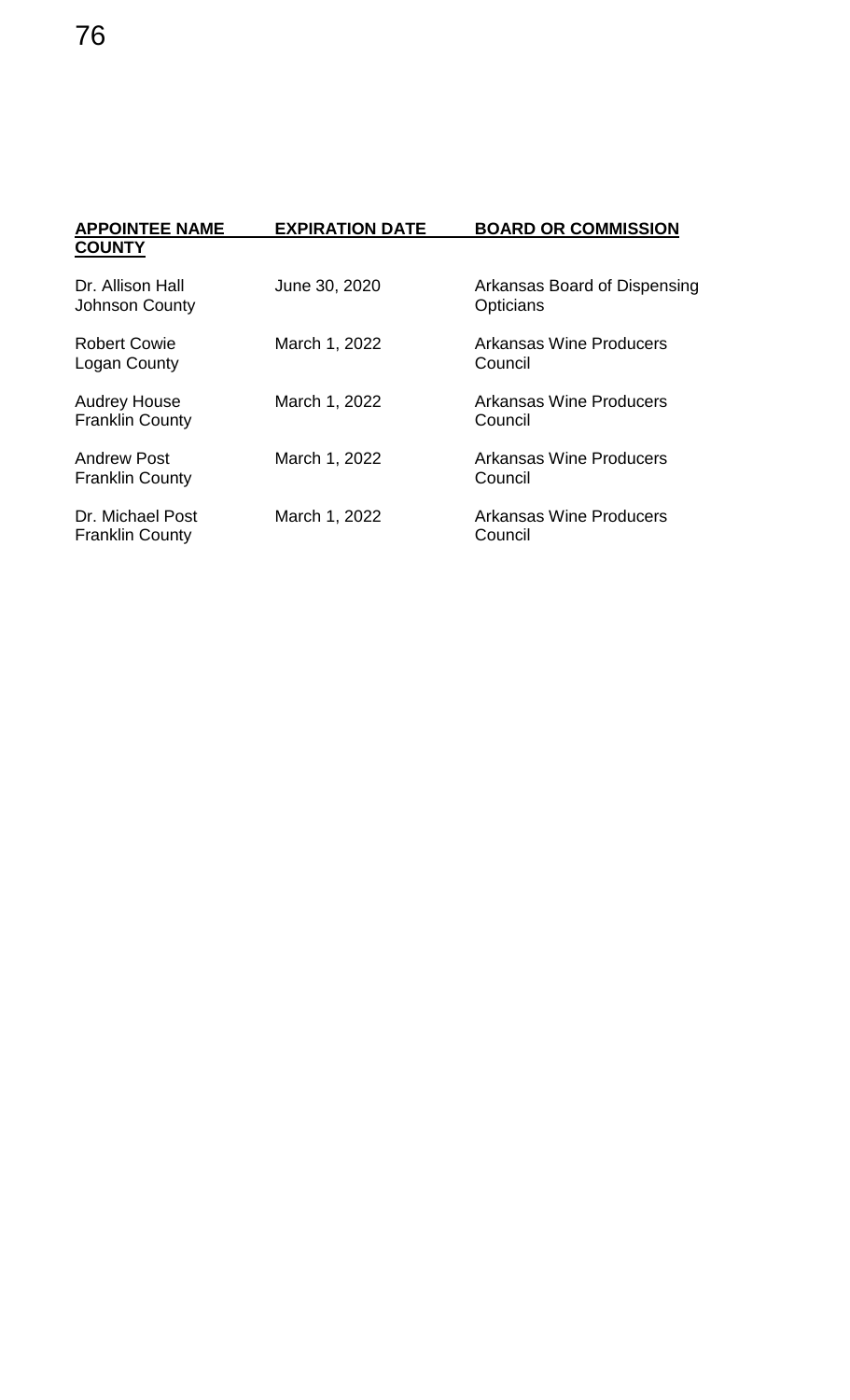| APPOINTEE NAME<br>COUNTY | EXPIRATION DATE | BOARD OR COMMISSION |
|---|---|---|
| Dr. Allison Hall<br>Johnson County | June 30, 2020 | Arkansas Board of Dispensing Opticians |
| Robert Cowie<br>Logan County | March 1, 2022 | Arkansas Wine Producers Council |
| Audrey House<br>Franklin County | March 1, 2022 | Arkansas Wine Producers Council |
| Andrew Post<br>Franklin County | March 1, 2022 | Arkansas Wine Producers Council |
| Dr. Michael Post<br>Franklin County | March 1, 2022 | Arkansas Wine Producers Council |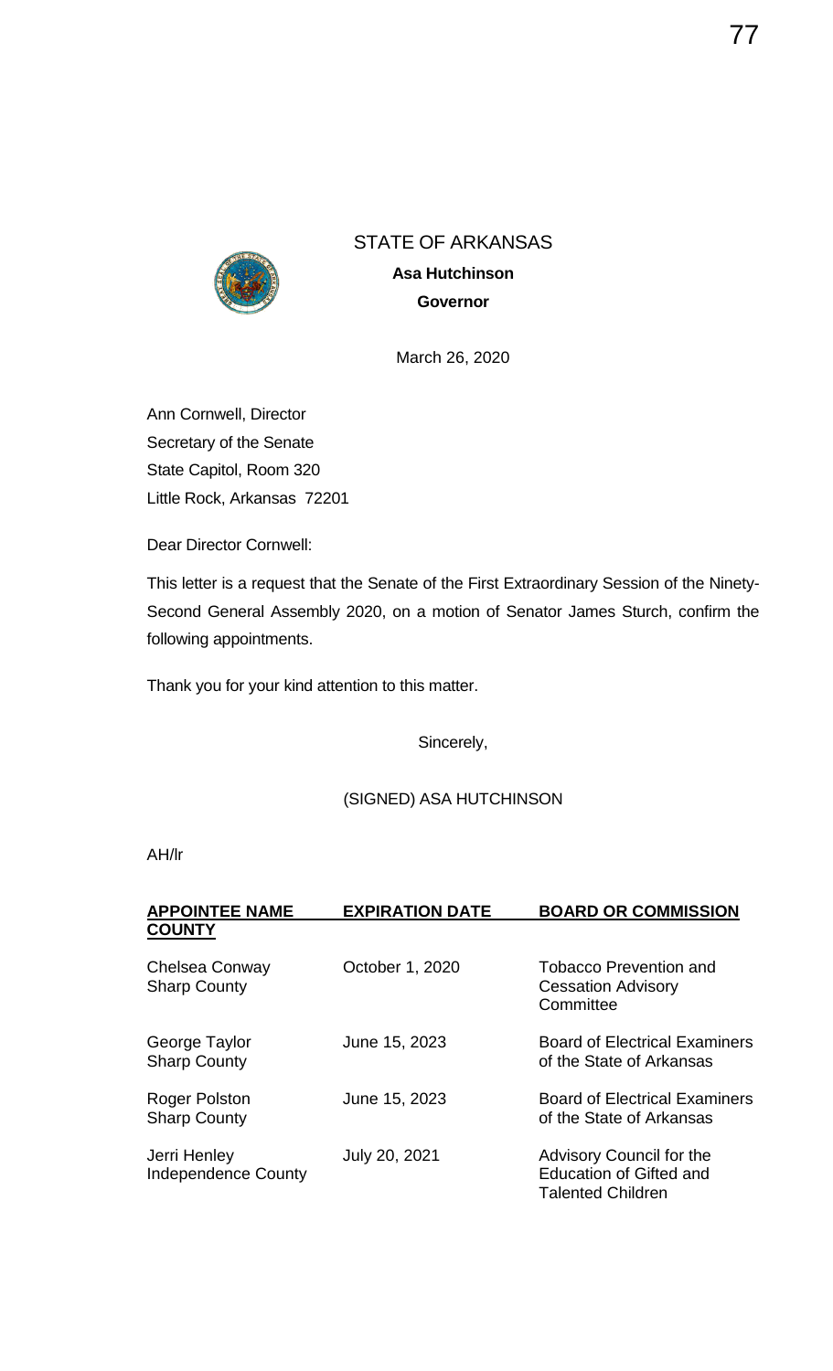STATE OF ARKANSAS

**Asa Hutchinson**

**Governor**

March 26, 2020

Ann Cornwell, Director
Secretary of the Senate
State Capitol, Room 320
Little Rock, Arkansas 72201

Dear Director Cornwell:

This letter is a request that the Senate of the First Extraordinary Session of the Ninety-Second General Assembly 2020, on a motion of Senator James Sturch, confirm the following appointments.

Thank you for your kind attention to this matter.

Sincerely,

(SIGNED) ASA HUTCHINSON

AH/lr

| APPOINTEE NAME COUNTY | EXPIRATION DATE | BOARD OR COMMISSION |
|---|---|---|
| Chelsea Conway<br>Sharp County | October 1, 2020 | Tobacco Prevention and Cessation Advisory Committee |
| George Taylor<br>Sharp County | June 15, 2023 | Board of Electrical Examiners of the State of Arkansas |
| Roger Polston<br>Sharp County | June 15, 2023 | Board of Electrical Examiners of the State of Arkansas |
| Jerri Henley<br>Independence County | July 20, 2021 | Advisory Council for the Education of Gifted and Talented Children |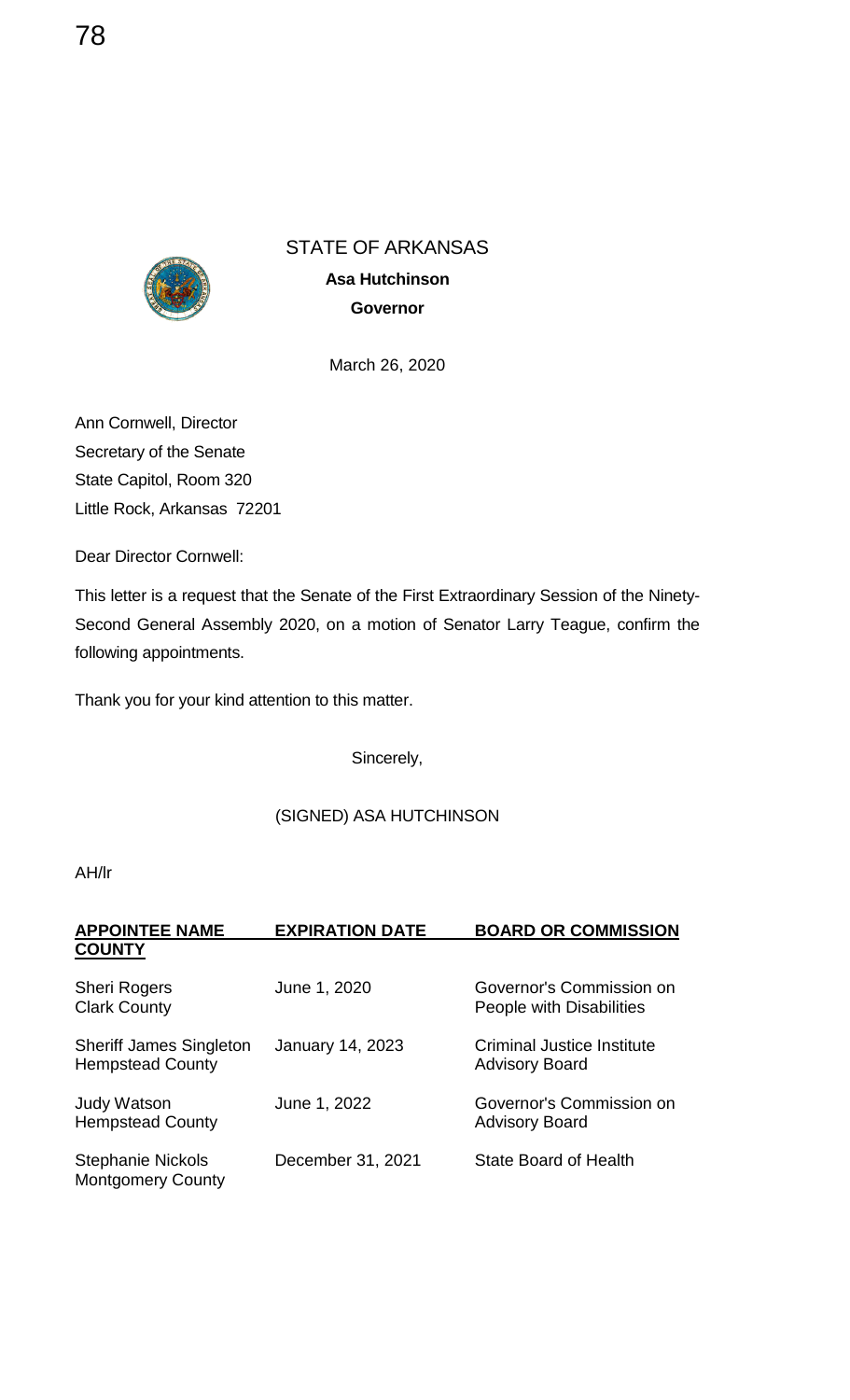STATE OF ARKANSAS

**Asa Hutchinson**

**Governor**

March 26, 2020

Ann Cornwell, Director
Secretary of the Senate
State Capitol, Room 320
Little Rock, Arkansas 72201

Dear Director Cornwell:

This letter is a request that the Senate of the First Extraordinary Session of the Ninety-Second General Assembly 2020, on a motion of Senator Larry Teague, confirm the following appointments.

Thank you for your kind attention to this matter.

Sincerely,

(SIGNED) ASA HUTCHINSON

AH/lr

| **APPOINTEE NAME COUNTY** | **EXPIRATION DATE** | **BOARD OR COMMISSION** |
|---|---|---|
| Sheri Rogers<br>Clark County | June 1, 2020 | Governor's Commission on People with Disabilities |
| Sheriff James Singleton<br>Hempstead County | January 14, 2023 | Criminal Justice Institute Advisory Board |
| Judy Watson<br>Hempstead County | June 1, 2022 | Governor's Commission on Advisory Board |
| Stephanie Nickols<br>Montgomery County | December 31, 2021 | State Board of Health |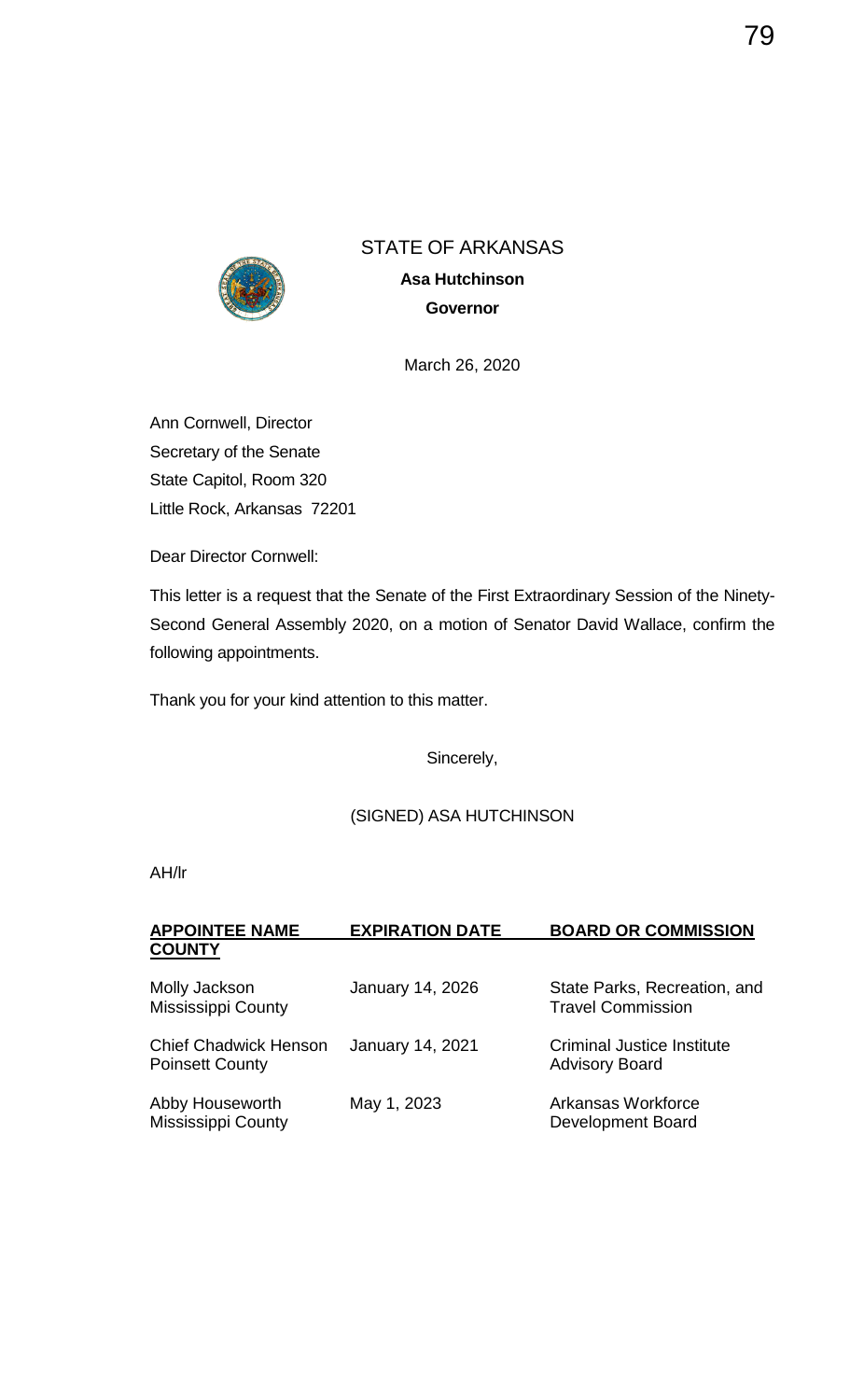STATE OF ARKANSAS

**Asa Hutchinson**

**Governor**

March 26, 2020

Ann Cornwell, Director
Secretary of the Senate
State Capitol, Room 320
Little Rock, Arkansas 72201

Dear Director Cornwell:

This letter is a request that the Senate of the First Extraordinary Session of the Ninety-Second General Assembly 2020, on a motion of Senator David Wallace, confirm the following appointments.

Thank you for your kind attention to this matter.

Sincerely,

(SIGNED) ASA HUTCHINSON

AH/lr

| **APPOINTEE NAME COUNTY** | **EXPIRATION DATE** | **BOARD OR COMMISSION** |
|---|---|---|
| Molly Jackson<br>Mississippi County | January 14, 2026 | State Parks, Recreation, and Travel Commission |
| Chief Chadwick Henson<br>Poinsett County | January 14, 2021 | Criminal Justice Institute Advisory Board |
| Abby Houseworth<br>Mississippi County | May 1, 2023 | Arkansas Workforce Development Board |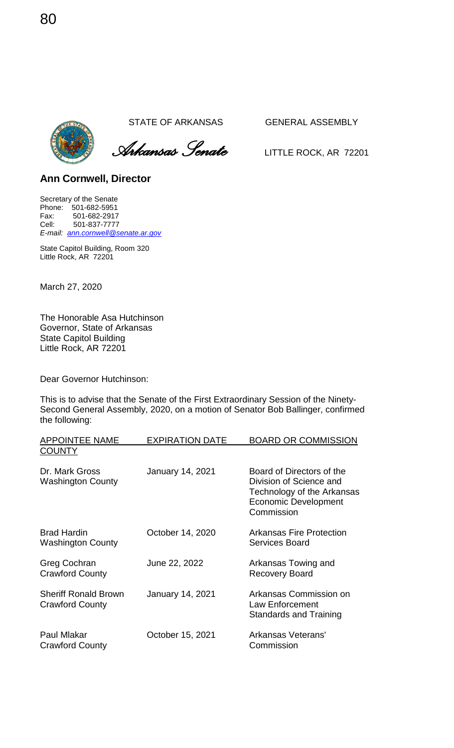STATE OF ARKANSAS GENERAL ASSEMBLY

*Arkansas Senate* LITTLE ROCK, AR 72201

**Ann Cornwell, Director**

Secretary of the Senate
Phone: 501-682-5951
Fax: 501-682-2917
Cell: 501-837-7777
*E-mail: ann.cornwell@senate.ar.gov*

State Capitol Building, Room 320
Little Rock, AR 72201

March 27, 2020

The Honorable Asa Hutchinson
Governor, State of Arkansas
State Capitol Building
Little Rock, AR 72201

Dear Governor Hutchinson:

This is to advise that the Senate of the First Extraordinary Session of the Ninety-Second General Assembly, 2020, on a motion of Senator Bob Ballinger, confirmed the following:

| APPOINTEE NAME COUNTY | EXPIRATION DATE | BOARD OR COMMISSION |
|---|---|---|
| Dr. Mark Gross<br>Washington County | January 14, 2021 | Board of Directors of the Division of Science and Technology of the Arkansas Economic Development Commission |
| Brad Hardin<br>Washington County | October 14, 2020 | Arkansas Fire Protection Services Board |
| Greg Cochran<br>Crawford County | June 22, 2022 | Arkansas Towing and Recovery Board |
| Sheriff Ronald Brown<br>Crawford County | January 14, 2021 | Arkansas Commission on Law Enforcement Standards and Training |
| Paul Mlakar<br>Crawford County | October 15, 2021 | Arkansas Veterans' Commission |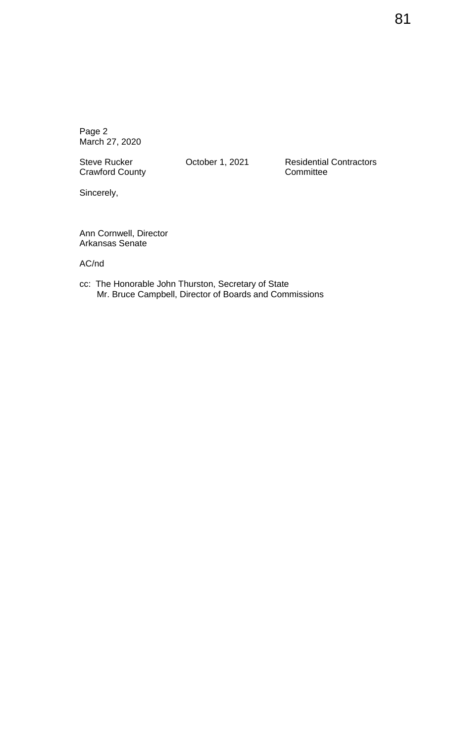Page 2
March 27, 2020

| Steve Rucker<br>Crawford County | October 1, 2021 | Residential Contractors<br>Committee |
|---|---|---|

Sincerely,

Ann Cornwell, Director
Arkansas Senate

AC/nd

cc: The Honorable John Thurston, Secretary of State
Mr. Bruce Campbell, Director of Boards and Commissions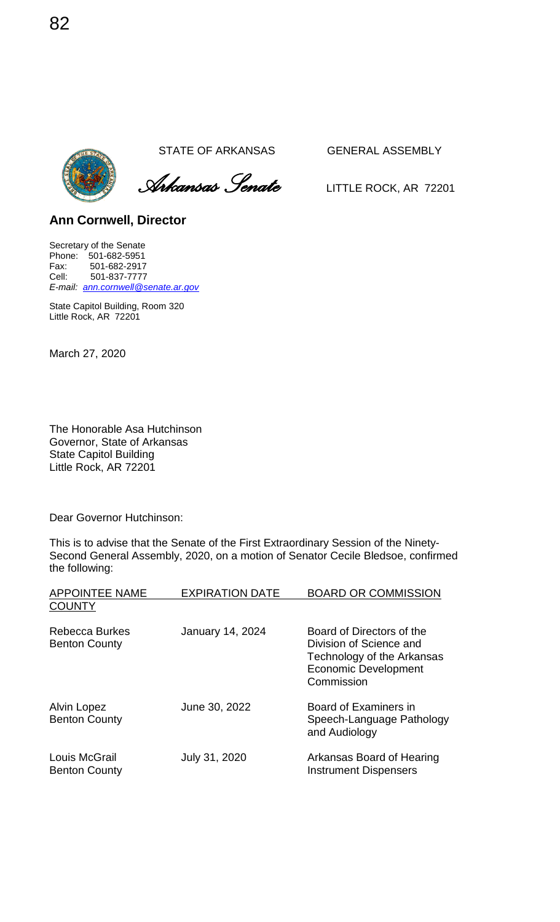STATE OF ARKANSAS GENERAL ASSEMBLY

*Arkansas Senate* LITTLE ROCK, AR 72201

**Ann Cornwell, Director**

Secretary of the Senate
Phone: 501-682-5951
Fax: 501-682-2917
Cell: 501-837-7777
*E-mail: ann.cornwell@senate.ar.gov*

State Capitol Building, Room 320
Little Rock, AR 72201

March 27, 2020

The Honorable Asa Hutchinson
Governor, State of Arkansas
State Capitol Building
Little Rock, AR 72201

Dear Governor Hutchinson:

This is to advise that the Senate of the First Extraordinary Session of the Ninety-Second General Assembly, 2020, on a motion of Senator Cecile Bledsoe, confirmed the following:

| APPOINTEE NAME<br>COUNTY | EXPIRATION DATE | BOARD OR COMMISSION |
|---|---|---|
| Rebecca Burkes<br>Benton County | January 14, 2024 | Board of Directors of the Division of Science and Technology of the Arkansas Economic Development Commission |
| Alvin Lopez<br>Benton County | June 30, 2022 | Board of Examiners in Speech-Language Pathology and Audiology |
| Louis McGrail<br>Benton County | July 31, 2020 | Arkansas Board of Hearing Instrument Dispensers |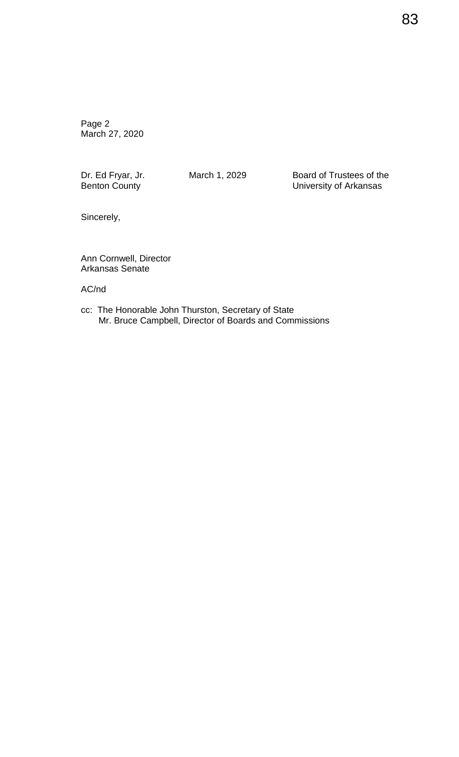Page 2
March 27, 2020

| | | |
|---|---|---|
| Dr. Ed Fryar, Jr.<br>Benton County | March 1, 2029 | Board of Trustees of the<br>University of Arkansas |

Sincerely,

Ann Cornwell, Director
Arkansas Senate

AC/nd

cc: The Honorable John Thurston, Secretary of State
Mr. Bruce Campbell, Director of Boards and Commissions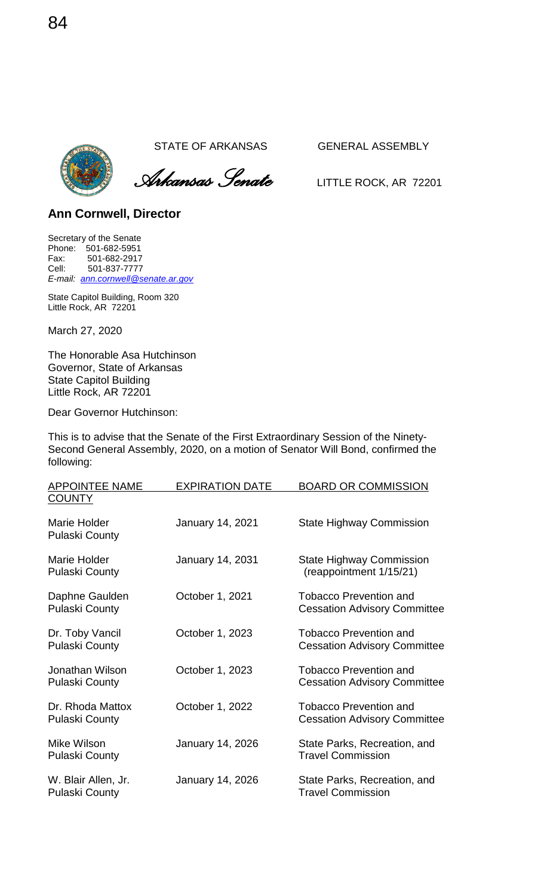STATE OF ARKANSAS GENERAL ASSEMBLY

*Arkansas Senate* LITTLE ROCK, AR 72201

**Ann Cornwell, Director**

Secretary of the Senate
Phone: 501-682-5951
Fax: 501-682-2917
Cell: 501-837-7777
*E-mail: ann.cornwell@senate.ar.gov*

State Capitol Building, Room 320
Little Rock, AR 72201

March 27, 2020

The Honorable Asa Hutchinson
Governor, State of Arkansas
State Capitol Building
Little Rock, AR 72201

Dear Governor Hutchinson:

This is to advise that the Senate of the First Extraordinary Session of the Ninety-Second General Assembly, 2020, on a motion of Senator Will Bond, confirmed the following:

| APPOINTEE NAME COUNTY | EXPIRATION DATE | BOARD OR COMMISSION |
|---|---|---|
| Marie Holder<br>Pulaski County | January 14, 2021 | State Highway Commission |
| Marie Holder<br>Pulaski County | January 14, 2031 | State Highway Commission<br>(reappointment 1/15/21) |
| Daphne Gaulden<br>Pulaski County | October 1, 2021 | Tobacco Prevention and Cessation Advisory Committee |
| Dr. Toby Vancil<br>Pulaski County | October 1, 2023 | Tobacco Prevention and Cessation Advisory Committee |
| Jonathan Wilson<br>Pulaski County | October 1, 2023 | Tobacco Prevention and Cessation Advisory Committee |
| Dr. Rhoda Mattox<br>Pulaski County | October 1, 2022 | Tobacco Prevention and Cessation Advisory Committee |
| Mike Wilson<br>Pulaski County | January 14, 2026 | State Parks, Recreation, and Travel Commission |
| W. Blair Allen, Jr.<br>Pulaski County | January 14, 2026 | State Parks, Recreation, and Travel Commission |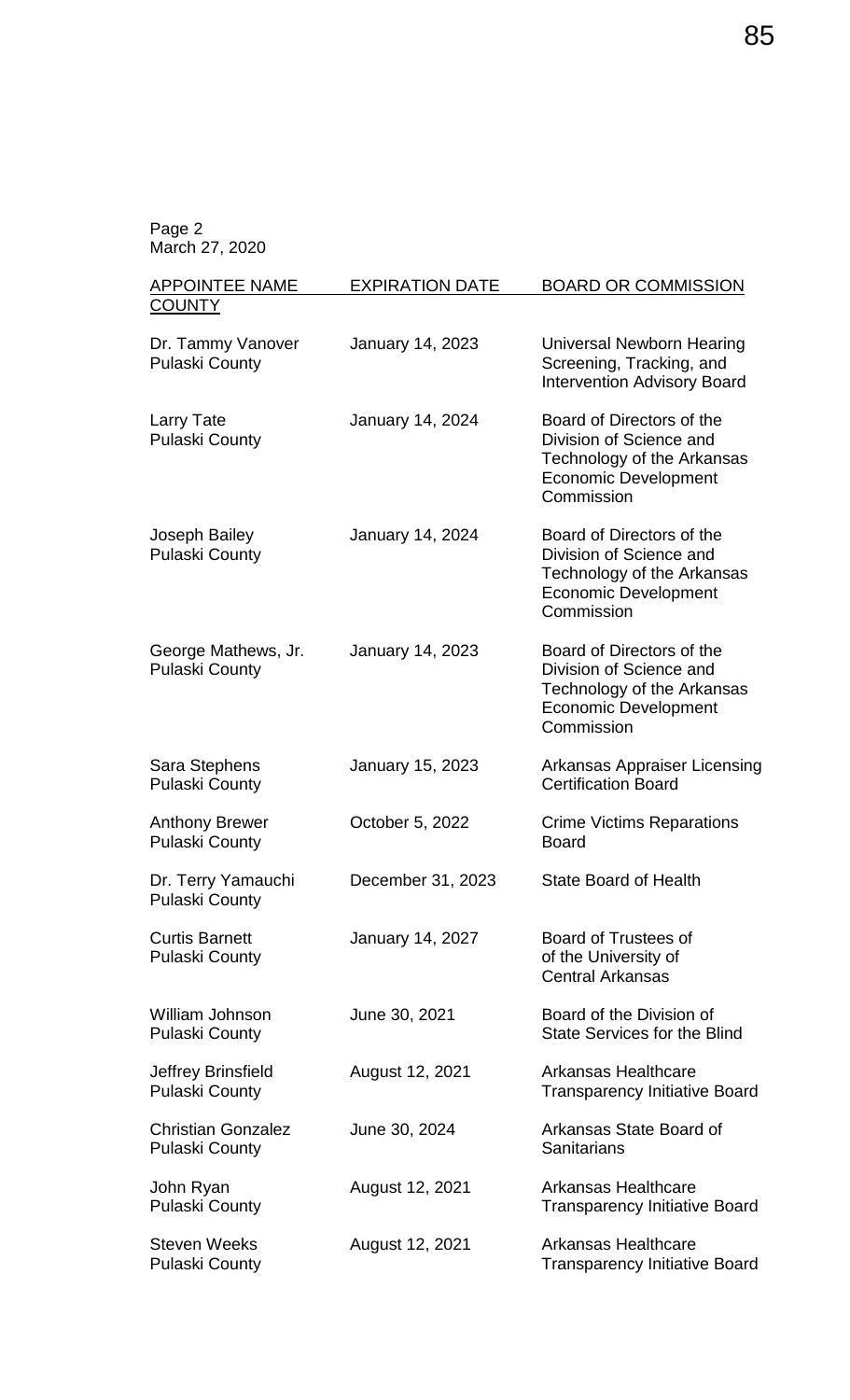Page 2
March 27, 2020

| APPOINTEE NAME COUNTY | EXPIRATION DATE | BOARD OR COMMISSION |
|---|---|---|
| Dr. Tammy Vanover Pulaski County | January 14, 2023 | Universal Newborn Hearing Screening, Tracking, and Intervention Advisory Board |
| Larry Tate Pulaski County | January 14, 2024 | Board of Directors of the Division of Science and Technology of the Arkansas Economic Development Commission |
| Joseph Bailey Pulaski County | January 14, 2024 | Board of Directors of the Division of Science and Technology of the Arkansas Economic Development Commission |
| George Mathews, Jr. Pulaski County | January 14, 2023 | Board of Directors of the Division of Science and Technology of the Arkansas Economic Development Commission |
| Sara Stephens Pulaski County | January 15, 2023 | Arkansas Appraiser Licensing Certification Board |
| Anthony Brewer Pulaski County | October 5, 2022 | Crime Victims Reparations Board |
| Dr. Terry Yamauchi Pulaski County | December 31, 2023 | State Board of Health |
| Curtis Barnett Pulaski County | January 14, 2027 | Board of Trustees of of the University of Central Arkansas |
| William Johnson Pulaski County | June 30, 2021 | Board of the Division of State Services for the Blind |
| Jeffrey Brinsfield Pulaski County | August 12, 2021 | Arkansas Healthcare Transparency Initiative Board |
| Christian Gonzalez Pulaski County | June 30, 2024 | Arkansas State Board of Sanitarians |
| John Ryan Pulaski County | August 12, 2021 | Arkansas Healthcare Transparency Initiative Board |
| Steven Weeks Pulaski County | August 12, 2021 | Arkansas Healthcare Transparency Initiative Board |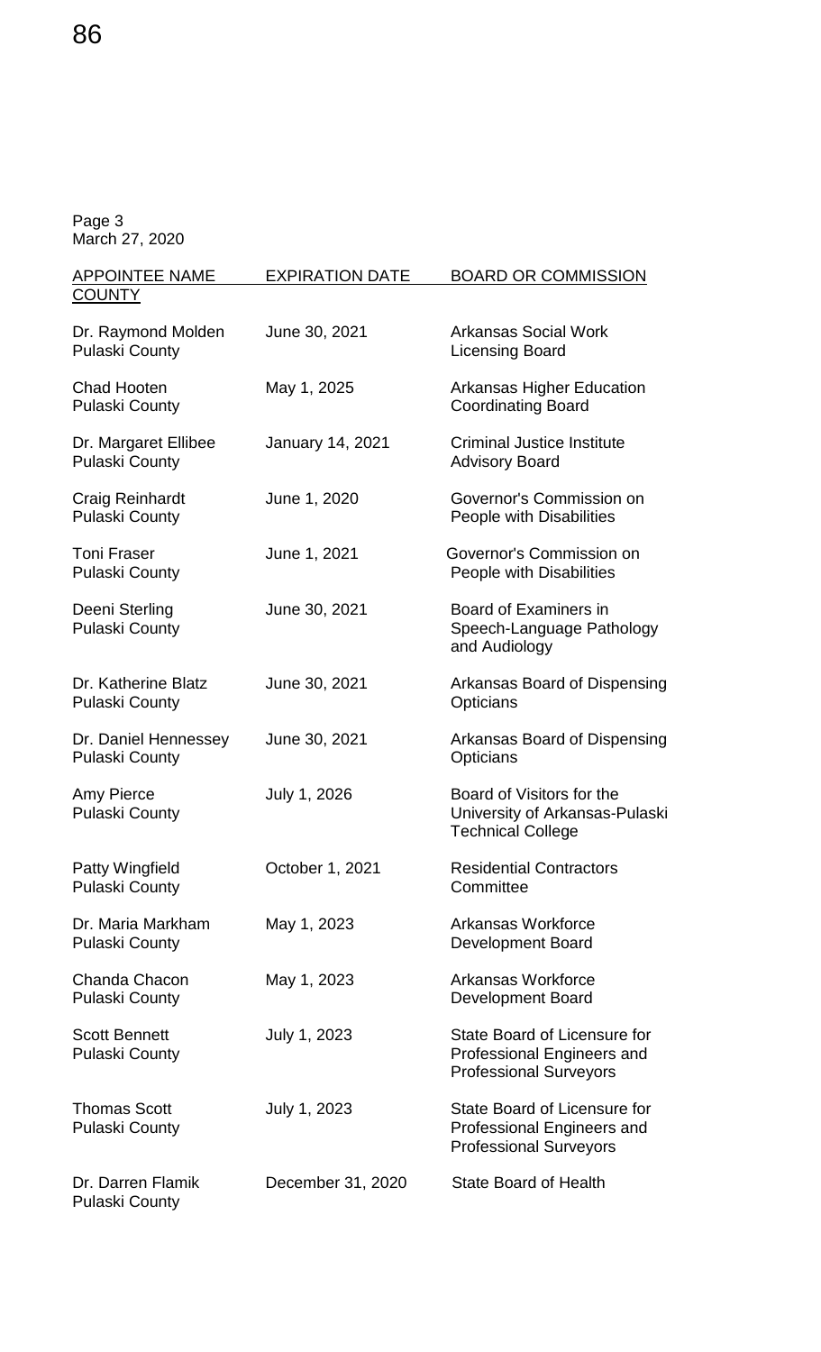Page 3
March 27, 2020

| APPOINTEE NAME COUNTY | EXPIRATION DATE | BOARD OR COMMISSION |
|---|---|---|
| Dr. Raymond Molden Pulaski County | June 30, 2021 | Arkansas Social Work Licensing Board |
| Chad Hooten Pulaski County | May 1, 2025 | Arkansas Higher Education Coordinating Board |
| Dr. Margaret Ellibee Pulaski County | January 14, 2021 | Criminal Justice Institute Advisory Board |
| Craig Reinhardt Pulaski County | June 1, 2020 | Governor's Commission on People with Disabilities |
| Toni Fraser Pulaski County | June 1, 2021 | Governor's Commission on People with Disabilities |
| Deeni Sterling Pulaski County | June 30, 2021 | Board of Examiners in Speech-Language Pathology and Audiology |
| Dr. Katherine Blatz Pulaski County | June 30, 2021 | Arkansas Board of Dispensing Opticians |
| Dr. Daniel Hennessey Pulaski County | June 30, 2021 | Arkansas Board of Dispensing Opticians |
| Amy Pierce Pulaski County | July 1, 2026 | Board of Visitors for the University of Arkansas-Pulaski Technical College |
| Patty Wingfield Pulaski County | October 1, 2021 | Residential Contractors Committee |
| Dr. Maria Markham Pulaski County | May 1, 2023 | Arkansas Workforce Development Board |
| Chanda Chacon Pulaski County | May 1, 2023 | Arkansas Workforce Development Board |
| Scott Bennett Pulaski County | July 1, 2023 | State Board of Licensure for Professional Engineers and Professional Surveyors |
| Thomas Scott Pulaski County | July 1, 2023 | State Board of Licensure for Professional Engineers and Professional Surveyors |
| Dr. Darren Flamik Pulaski County | December 31, 2020 | State Board of Health |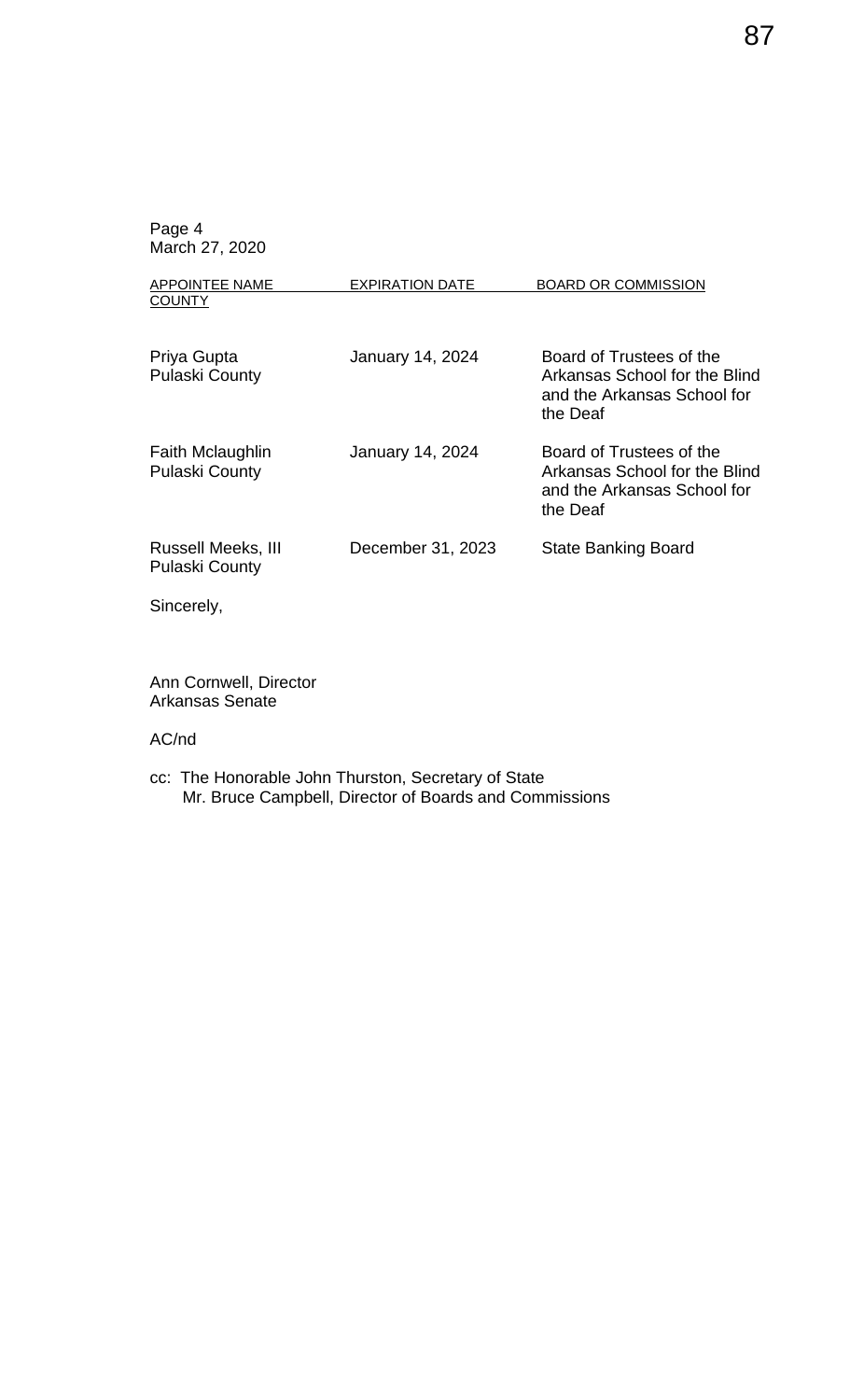Page 4
March 27, 2020

| APPOINTEE NAME COUNTY | EXPIRATION DATE | BOARD OR COMMISSION |
|---|---|---|
| Priya Gupta Pulaski County | January 14, 2024 | Board of Trustees of the Arkansas School for the Blind and the Arkansas School for the Deaf |
| Faith Mclaughlin Pulaski County | January 14, 2024 | Board of Trustees of the Arkansas School for the Blind and the Arkansas School for the Deaf |
| Russell Meeks, III Pulaski County | December 31, 2023 | State Banking Board |

Sincerely,

Ann Cornwell, Director
Arkansas Senate

AC/nd

cc: The Honorable John Thurston, Secretary of State
Mr. Bruce Campbell, Director of Boards and Commissions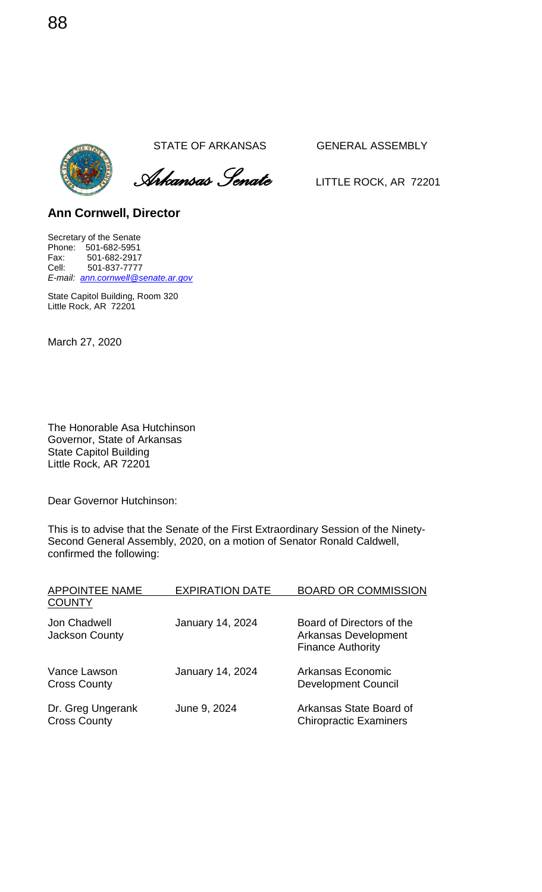STATE OF ARKANSAS GENERAL ASSEMBLY

*Arkansas Senate* LITTLE ROCK, AR 72201

**Ann Cornwell, Director**

Secretary of the Senate
Phone: 501-682-5951
Fax: 501-682-2917
Cell: 501-837-7777
*E-mail: ann.cornwell@senate.ar.gov*

State Capitol Building, Room 320
Little Rock, AR 72201

March 27, 2020

The Honorable Asa Hutchinson
Governor, State of Arkansas
State Capitol Building
Little Rock, AR 72201

Dear Governor Hutchinson:

This is to advise that the Senate of the First Extraordinary Session of the Ninety-Second General Assembly, 2020, on a motion of Senator Ronald Caldwell, confirmed the following:

| APPOINTEE NAME COUNTY | EXPIRATION DATE | BOARD OR COMMISSION |
|---|---|---|
| Jon Chadwell Jackson County | January 14, 2024 | Board of Directors of the Arkansas Development Finance Authority |
| Vance Lawson Cross County | January 14, 2024 | Arkansas Economic Development Council |
| Dr. Greg Ungerank Cross County | June 9, 2024 | Arkansas State Board of Chiropractic Examiners |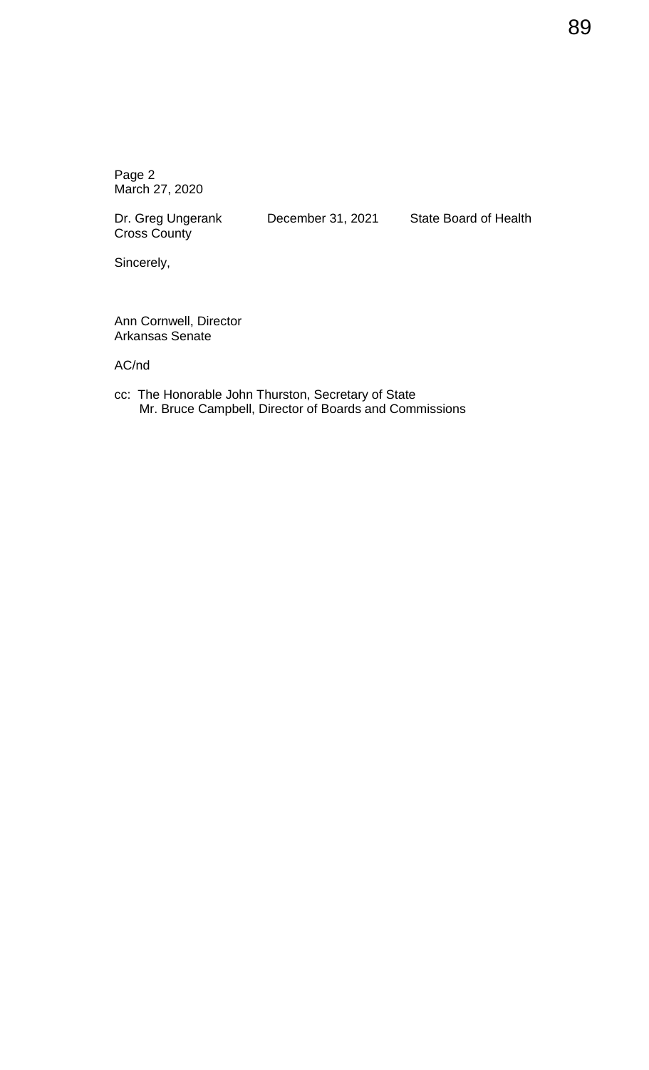Page 2
March 27, 2020

| Dr. Greg Ungerank<br>Cross County | December 31, 2021 | State Board of Health |
|---|---|---|

Sincerely,

Ann Cornwell, Director
Arkansas Senate

AC/nd

cc: The Honorable John Thurston, Secretary of State
Mr. Bruce Campbell, Director of Boards and Commissions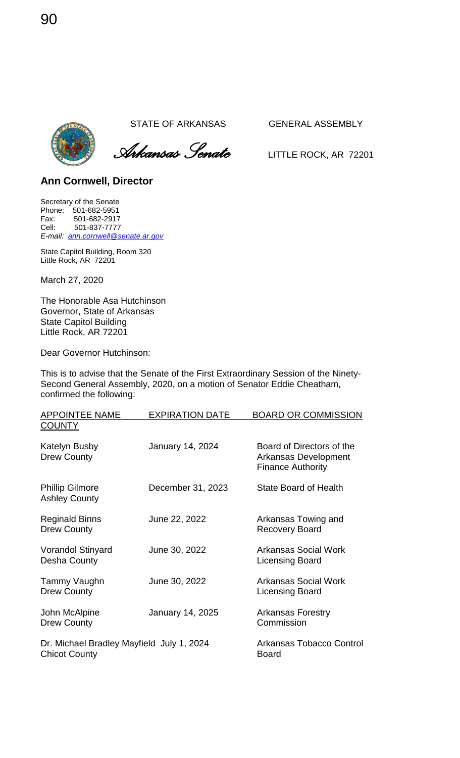STATE OF ARKANSAS GENERAL ASSEMBLY

*Arkansas Senate* LITTLE ROCK, AR 72201

## Ann Cornwell, Director

Secretary of the Senate
Phone: 501-682-5951
Fax: 501-682-2917
Cell: 501-837-7777
*E-mail: ann.cornwell@senate.ar.gov*

State Capitol Building, Room 320
Little Rock, AR 72201

March 27, 2020

The Honorable Asa Hutchinson
Governor, State of Arkansas
State Capitol Building
Little Rock, AR 72201

Dear Governor Hutchinson:

This is to advise that the Senate of the First Extraordinary Session of the Ninety-Second General Assembly, 2020, on a motion of Senator Eddie Cheatham, confirmed the following:

| APPOINTEE NAME COUNTY | EXPIRATION DATE | BOARD OR COMMISSION |
|---|---|---|
| Katelyn Busby Drew County | January 14, 2024 | Board of Directors of the Arkansas Development Finance Authority |
| Phillip Gilmore Ashley County | December 31, 2023 | State Board of Health |
| Reginald Binns Drew County | June 22, 2022 | Arkansas Towing and Recovery Board |
| Vorandol Stinyard Desha County | June 30, 2022 | Arkansas Social Work Licensing Board |
| Tammy Vaughn Drew County | June 30, 2022 | Arkansas Social Work Licensing Board |
| John McAlpine Drew County | January 14, 2025 | Arkansas Forestry Commission |
| Dr. Michael Bradley Mayfield Chicot County | July 1, 2024 | Arkansas Tobacco Control Board |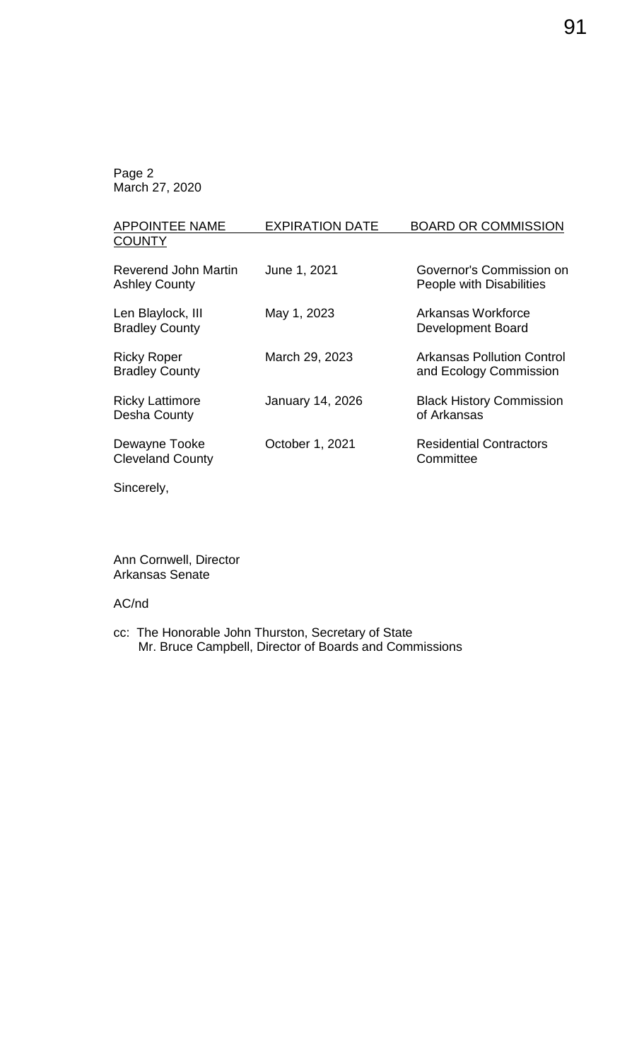Page 2
March 27, 2020

| APPOINTEE NAME COUNTY | EXPIRATION DATE | BOARD OR COMMISSION |
|---|---|---|
| Reverend John Martin Ashley County | June 1, 2021 | Governor's Commission on People with Disabilities |
| Len Blaylock, III Bradley County | May 1, 2023 | Arkansas Workforce Development Board |
| Ricky Roper Bradley County | March 29, 2023 | Arkansas Pollution Control and Ecology Commission |
| Ricky Lattimore Desha County | January 14, 2026 | Black History Commission of Arkansas |
| Dewayne Tooke Cleveland County | October 1, 2021 | Residential Contractors Committee |

Sincerely,

Ann Cornwell, Director
Arkansas Senate

AC/nd

cc: The Honorable John Thurston, Secretary of State
Mr. Bruce Campbell, Director of Boards and Commissions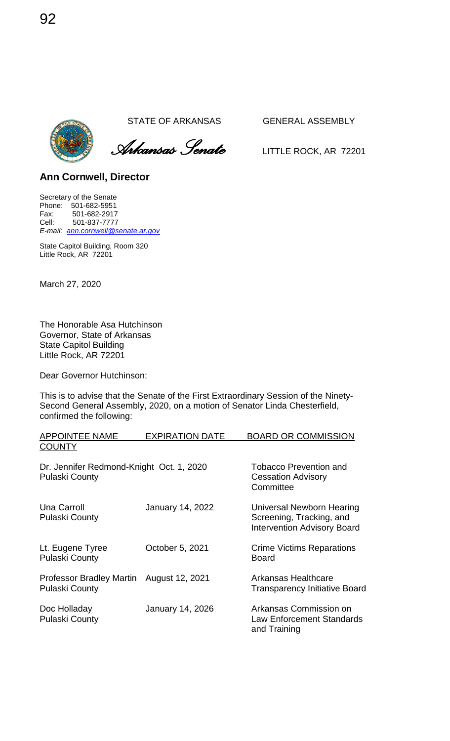STATE OF ARKANSAS GENERAL ASSEMBLY

*Arkansas Senate* LITTLE ROCK, AR 72201

**Ann Cornwell, Director**

Secretary of the Senate
Phone: 501-682-5951
Fax: 501-682-2917
Cell: 501-837-7777
*E-mail: ann.cornwell@senate.ar.gov*

State Capitol Building, Room 320
Little Rock, AR 72201

March 27, 2020

The Honorable Asa Hutchinson
Governor, State of Arkansas
State Capitol Building
Little Rock, AR 72201

Dear Governor Hutchinson:

This is to advise that the Senate of the First Extraordinary Session of the Ninety-Second General Assembly, 2020, on a motion of Senator Linda Chesterfield, confirmed the following:

| APPOINTEE NAME / COUNTY | EXPIRATION DATE | BOARD OR COMMISSION |
|---|---|---|
| Dr. Jennifer Redmond-Knight, Pulaski County | Oct. 1, 2020 | Tobacco Prevention and Cessation Advisory Committee |
| Una Carroll, Pulaski County | January 14, 2022 | Universal Newborn Hearing Screening, Tracking, and Intervention Advisory Board |
| Lt. Eugene Tyree, Pulaski County | October 5, 2021 | Crime Victims Reparations Board |
| Professor Bradley Martin, Pulaski County | August 12, 2021 | Arkansas Healthcare Transparency Initiative Board |
| Doc Holladay, Pulaski County | January 14, 2026 | Arkansas Commission on Law Enforcement Standards and Training |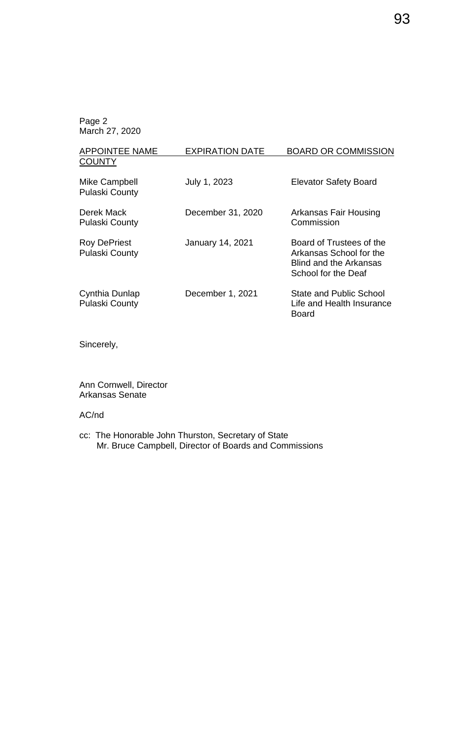Page 2
March 27, 2020

| APPOINTEE NAME COUNTY | EXPIRATION DATE | BOARD OR COMMISSION |
| --- | --- | --- |
| Mike Campbell Pulaski County | July 1, 2023 | Elevator Safety Board |
| Derek Mack Pulaski County | December 31, 2020 | Arkansas Fair Housing Commission |
| Roy DePriest Pulaski County | January 14, 2021 | Board of Trustees of the Arkansas School for the Blind and the Arkansas School for the Deaf |
| Cynthia Dunlap Pulaski County | December 1, 2021 | State and Public School Life and Health Insurance Board |

Sincerely,

Ann Cornwell, Director
Arkansas Senate

AC/nd

cc: The Honorable John Thurston, Secretary of State
Mr. Bruce Campbell, Director of Boards and Commissions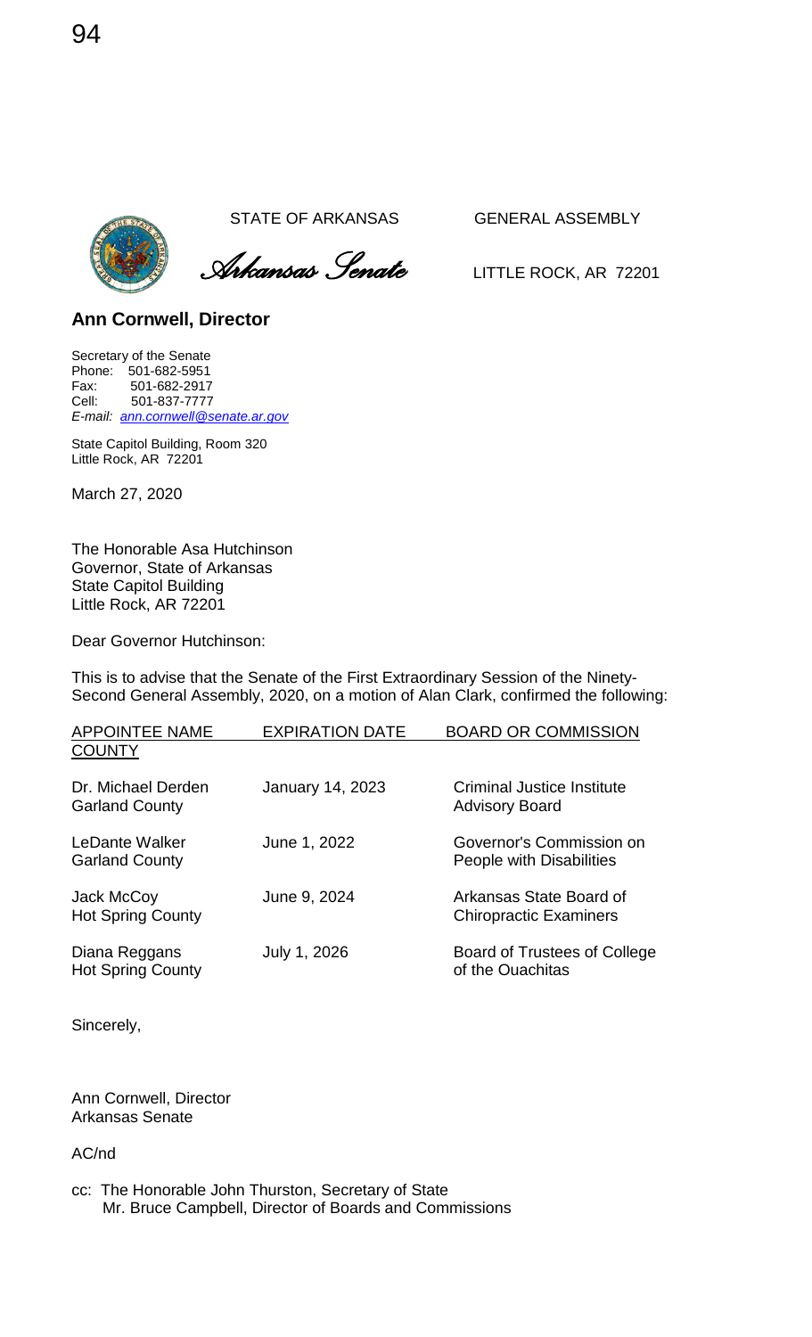STATE OF ARKANSAS GENERAL ASSEMBLY

*Arkansas Senate*

LITTLE ROCK, AR 72201

**Ann Cornwell, Director**

Secretary of the Senate
Phone: 501-682-5951
Fax: 501-682-2917
Cell: 501-837-7777
*E-mail: ann.cornwell@senate.ar.gov*

State Capitol Building, Room 320
Little Rock, AR 72201

March 27, 2020

The Honorable Asa Hutchinson
Governor, State of Arkansas
State Capitol Building
Little Rock, AR 72201

Dear Governor Hutchinson:

This is to advise that the Senate of the First Extraordinary Session of the Ninety-Second General Assembly, 2020, on a motion of Alan Clark, confirmed the following:

| APPOINTEE NAME COUNTY | EXPIRATION DATE | BOARD OR COMMISSION |
|---|---|---|
| Dr. Michael Derden Garland County | January 14, 2023 | Criminal Justice Institute Advisory Board |
| LeDante Walker Garland County | June 1, 2022 | Governor's Commission on People with Disabilities |
| Jack McCoy Hot Spring County | June 9, 2024 | Arkansas State Board of Chiropractic Examiners |
| Diana Reggans Hot Spring County | July 1, 2026 | Board of Trustees of College of the Ouachitas |

Sincerely,

Ann Cornwell, Director
Arkansas Senate

AC/nd

cc: The Honorable John Thurston, Secretary of State
Mr. Bruce Campbell, Director of Boards and Commissions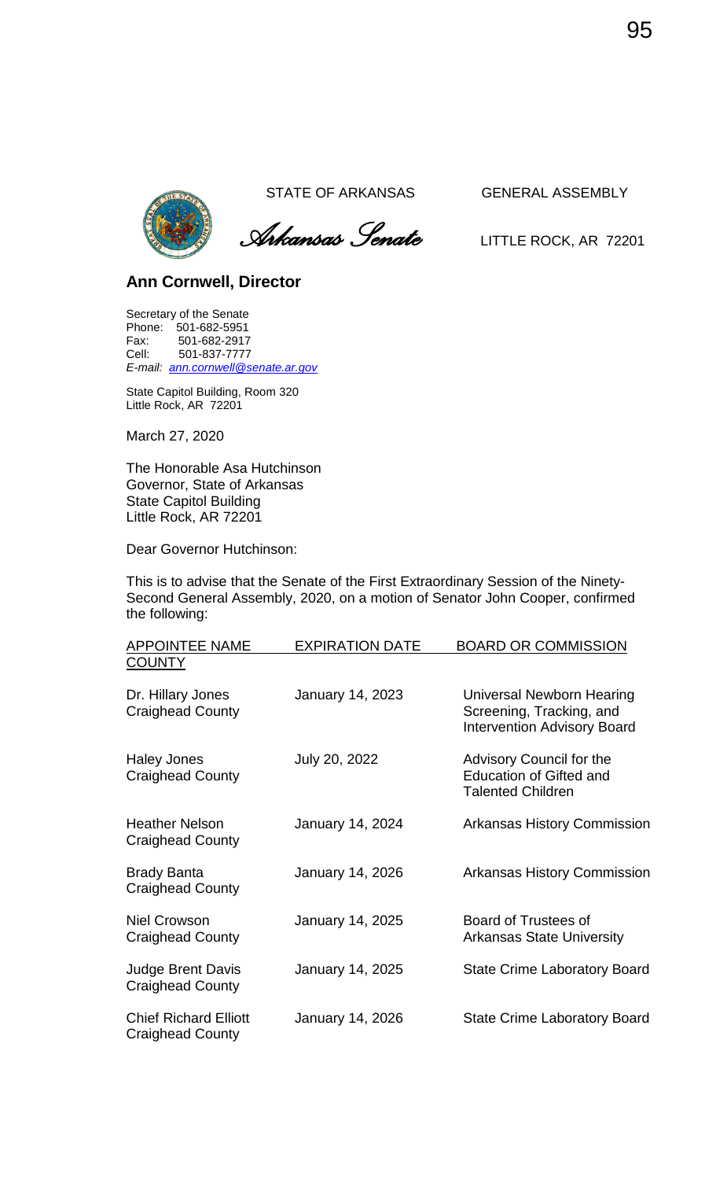STATE OF ARKANSAS GENERAL ASSEMBLY

*Arkansas Senate*

LITTLE ROCK, AR 72201

**Ann Cornwell, Director**

Secretary of the Senate
Phone: 501-682-5951
Fax: 501-682-2917
Cell: 501-837-7777
*E-mail: ann.cornwell@senate.ar.gov*

State Capitol Building, Room 320
Little Rock, AR 72201

March 27, 2020

The Honorable Asa Hutchinson
Governor, State of Arkansas
State Capitol Building
Little Rock, AR 72201

Dear Governor Hutchinson:

This is to advise that the Senate of the First Extraordinary Session of the Ninety-Second General Assembly, 2020, on a motion of Senator John Cooper, confirmed the following:

| APPOINTEE NAME COUNTY | EXPIRATION DATE | BOARD OR COMMISSION |
|---|---|---|
| Dr. Hillary Jones Craighead County | January 14, 2023 | Universal Newborn Hearing Screening, Tracking, and Intervention Advisory Board |
| Haley Jones Craighead County | July 20, 2022 | Advisory Council for the Education of Gifted and Talented Children |
| Heather Nelson Craighead County | January 14, 2024 | Arkansas History Commission |
| Brady Banta Craighead County | January 14, 2026 | Arkansas History Commission |
| Niel Crowson Craighead County | January 14, 2025 | Board of Trustees of Arkansas State University |
| Judge Brent Davis Craighead County | January 14, 2025 | State Crime Laboratory Board |
| Chief Richard Elliott Craighead County | January 14, 2026 | State Crime Laboratory Board |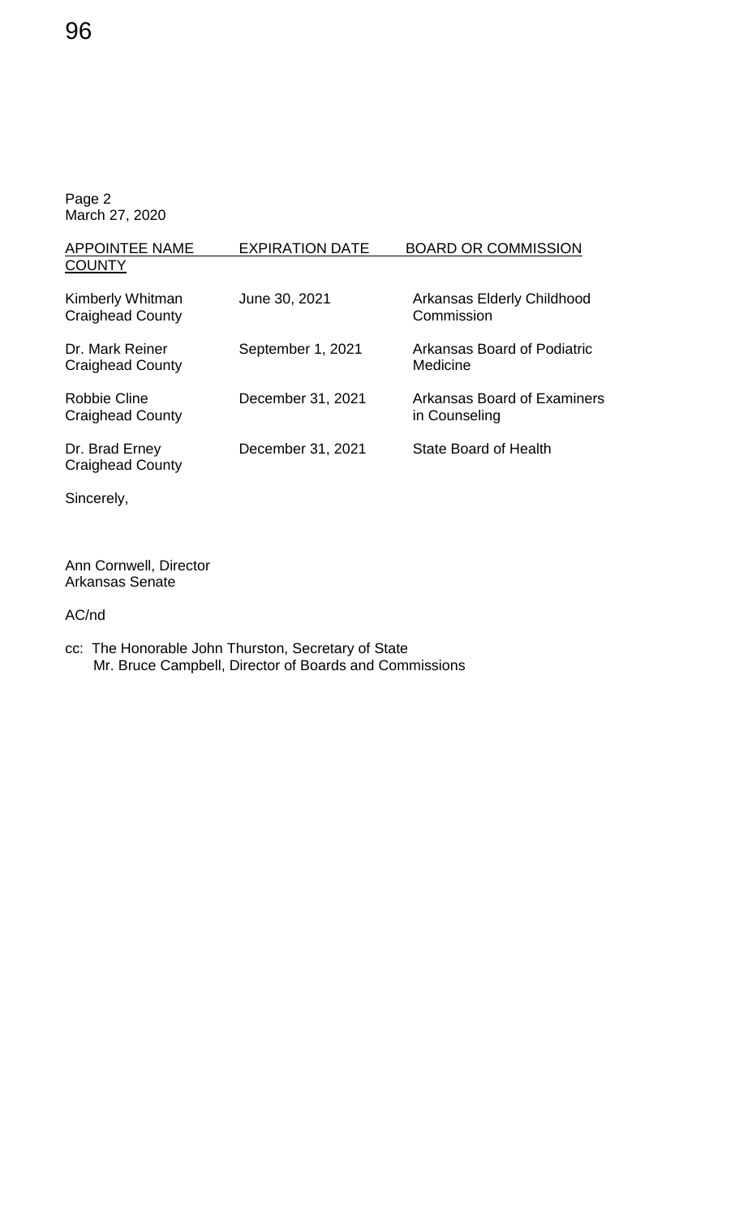Page 2
March 27, 2020

| APPOINTEE NAME COUNTY | EXPIRATION DATE | BOARD OR COMMISSION |
| --- | --- | --- |
| Kimberly Whitman Craighead County | June 30, 2021 | Arkansas Elderly Childhood Commission |
| Dr. Mark Reiner Craighead County | September 1, 2021 | Arkansas Board of Podiatric Medicine |
| Robbie Cline Craighead County | December 31, 2021 | Arkansas Board of Examiners in Counseling |
| Dr. Brad Erney Craighead County | December 31, 2021 | State Board of Health |

Sincerely,

Ann Cornwell, Director
Arkansas Senate

AC/nd

cc: The Honorable John Thurston, Secretary of State
Mr. Bruce Campbell, Director of Boards and Commissions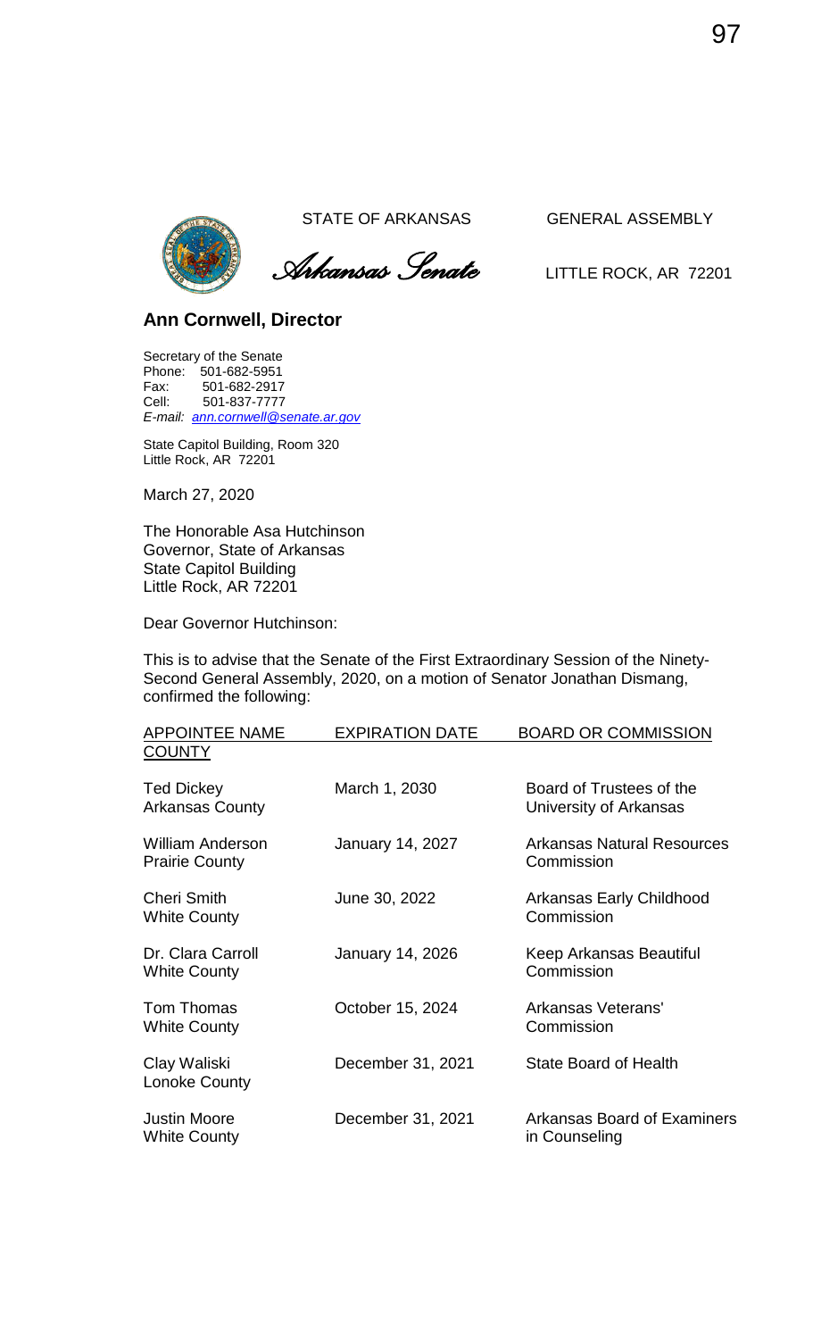STATE OF ARKANSAS GENERAL ASSEMBLY

*Arkansas Senate*

LITTLE ROCK, AR 72201

**Ann Cornwell, Director**

Secretary of the Senate
Phone: 501-682-5951
Fax: 501-682-2917
Cell: 501-837-7777
*E-mail: ann.cornwell@senate.ar.gov*

State Capitol Building, Room 320
Little Rock, AR 72201

March 27, 2020

The Honorable Asa Hutchinson
Governor, State of Arkansas
State Capitol Building
Little Rock, AR 72201

Dear Governor Hutchinson:

This is to advise that the Senate of the First Extraordinary Session of the Ninety-Second General Assembly, 2020, on a motion of Senator Jonathan Dismang, confirmed the following:

| APPOINTEE NAME COUNTY | EXPIRATION DATE | BOARD OR COMMISSION |
|---|---|---|
| Ted Dickey Arkansas County | March 1, 2030 | Board of Trustees of the University of Arkansas |
| William Anderson Prairie County | January 14, 2027 | Arkansas Natural Resources Commission |
| Cheri Smith White County | June 30, 2022 | Arkansas Early Childhood Commission |
| Dr. Clara Carroll White County | January 14, 2026 | Keep Arkansas Beautiful Commission |
| Tom Thomas White County | October 15, 2024 | Arkansas Veterans' Commission |
| Clay Waliski Lonoke County | December 31, 2021 | State Board of Health |
| Justin Moore White County | December 31, 2021 | Arkansas Board of Examiners in Counseling |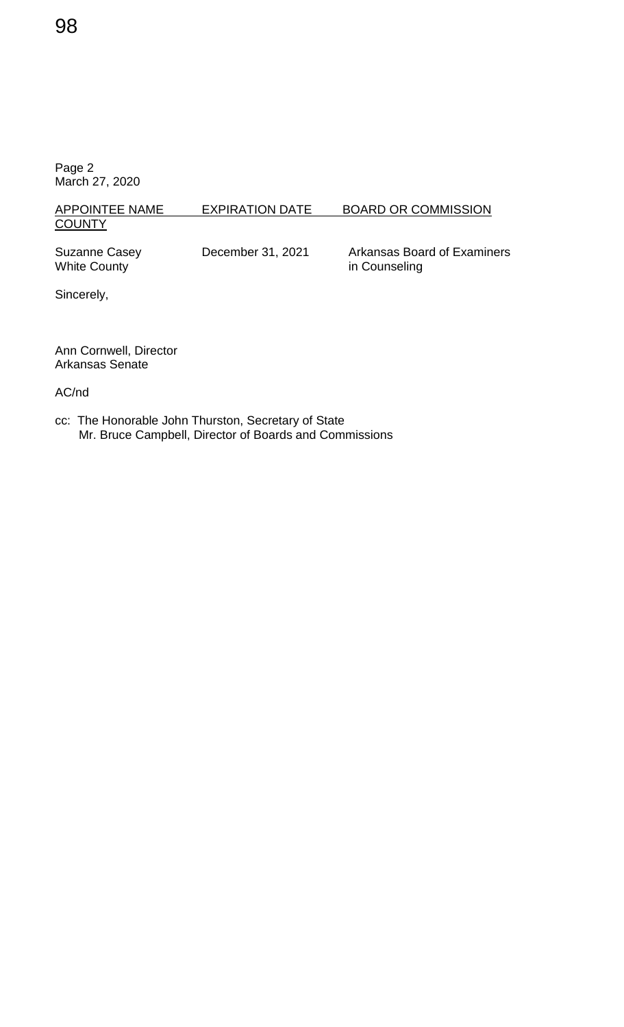Page 2
March 27, 2020

| APPOINTEE NAME COUNTY | EXPIRATION DATE | BOARD OR COMMISSION |
| --- | --- | --- |
| Suzanne Casey White County | December 31, 2021 | Arkansas Board of Examiners in Counseling |

Sincerely,

Ann Cornwell, Director
Arkansas Senate

AC/nd

cc: The Honorable John Thurston, Secretary of State
Mr. Bruce Campbell, Director of Boards and Commissions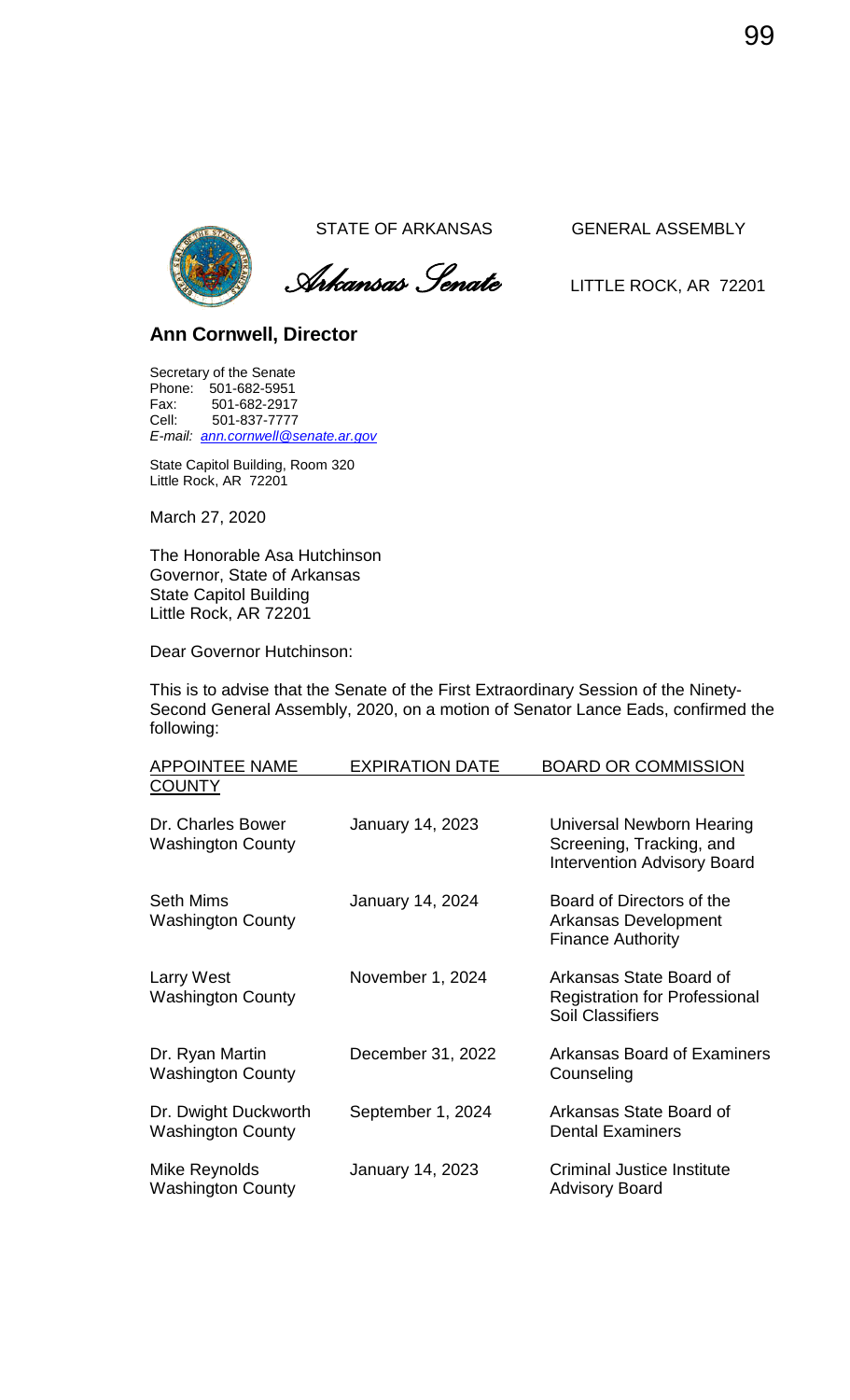STATE OF ARKANSAS GENERAL ASSEMBLY

*Arkansas Senate* LITTLE ROCK, AR 72201

**Ann Cornwell, Director**

Secretary of the Senate
Phone: 501-682-5951
Fax: 501-682-2917
Cell: 501-837-7777
*E-mail: ann.cornwell@senate.ar.gov*

State Capitol Building, Room 320
Little Rock, AR 72201

March 27, 2020

The Honorable Asa Hutchinson
Governor, State of Arkansas
State Capitol Building
Little Rock, AR 72201

Dear Governor Hutchinson:

This is to advise that the Senate of the First Extraordinary Session of the Ninety-Second General Assembly, 2020, on a motion of Senator Lance Eads, confirmed the following:

| APPOINTEE NAME COUNTY | EXPIRATION DATE | BOARD OR COMMISSION |
|---|---|---|
| Dr. Charles Bower<br>Washington County | January 14, 2023 | Universal Newborn Hearing Screening, Tracking, and Intervention Advisory Board |
| Seth Mims<br>Washington County | January 14, 2024 | Board of Directors of the Arkansas Development Finance Authority |
| Larry West<br>Washington County | November 1, 2024 | Arkansas State Board of Registration for Professional Soil Classifiers |
| Dr. Ryan Martin<br>Washington County | December 31, 2022 | Arkansas Board of Examiners Counseling |
| Dr. Dwight Duckworth<br>Washington County | September 1, 2024 | Arkansas State Board of Dental Examiners |
| Mike Reynolds<br>Washington County | January 14, 2023 | Criminal Justice Institute Advisory Board |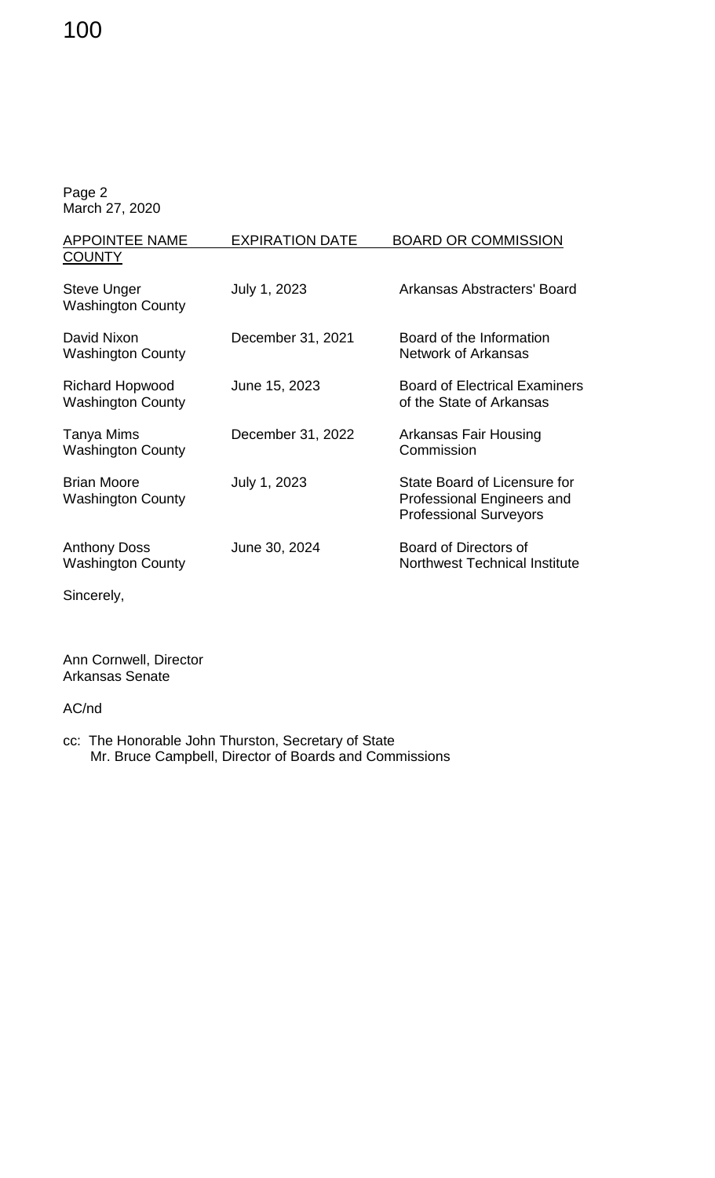Page 2
March 27, 2020

| APPOINTEE NAME COUNTY | EXPIRATION DATE | BOARD OR COMMISSION |
|---|---|---|
| Steve Unger Washington County | July 1, 2023 | Arkansas Abstracters' Board |
| David Nixon Washington County | December 31, 2021 | Board of the Information Network of Arkansas |
| Richard Hopwood Washington County | June 15, 2023 | Board of Electrical Examiners of the State of Arkansas |
| Tanya Mims Washington County | December 31, 2022 | Arkansas Fair Housing Commission |
| Brian Moore Washington County | July 1, 2023 | State Board of Licensure for Professional Engineers and Professional Surveyors |
| Anthony Doss Washington County | June 30, 2024 | Board of Directors of Northwest Technical Institute |

Sincerely,

Ann Cornwell, Director
Arkansas Senate

AC/nd

cc: The Honorable John Thurston, Secretary of State
Mr. Bruce Campbell, Director of Boards and Commissions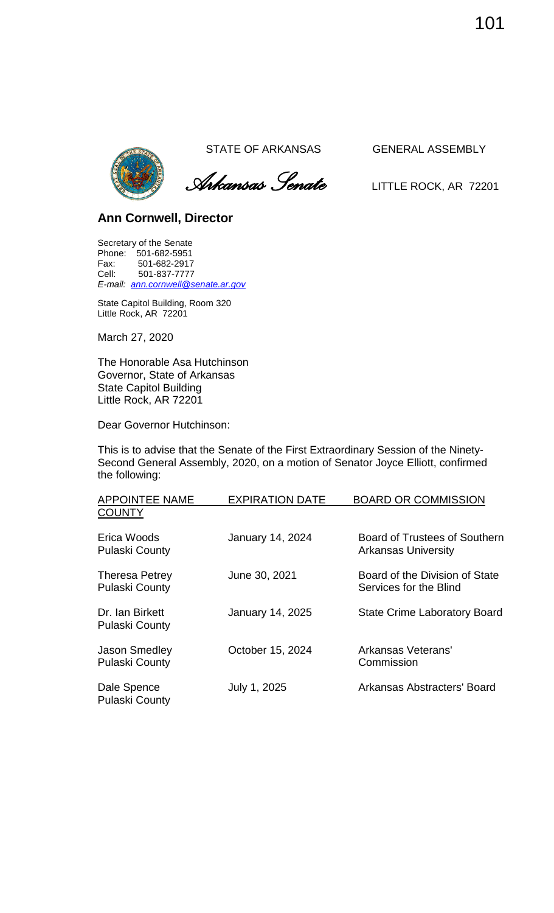STATE OF ARKANSAS GENERAL ASSEMBLY

*Arkansas Senate*

LITTLE ROCK, AR 72201

## Ann Cornwell, Director

Secretary of the Senate
Phone: 501-682-5951
Fax: 501-682-2917
Cell: 501-837-7777
*E-mail: ann.cornwell@senate.ar.gov*

State Capitol Building, Room 320
Little Rock, AR 72201

March 27, 2020

The Honorable Asa Hutchinson
Governor, State of Arkansas
State Capitol Building
Little Rock, AR 72201

Dear Governor Hutchinson:

This is to advise that the Senate of the First Extraordinary Session of the Ninety-Second General Assembly, 2020, on a motion of Senator Joyce Elliott, confirmed the following:

| APPOINTEE NAME COUNTY | EXPIRATION DATE | BOARD OR COMMISSION |
|---|---|---|
| Erica Woods<br>Pulaski County | January 14, 2024 | Board of Trustees of Southern Arkansas University |
| Theresa Petrey<br>Pulaski County | June 30, 2021 | Board of the Division of State Services for the Blind |
| Dr. Ian Birkett<br>Pulaski County | January 14, 2025 | State Crime Laboratory Board |
| Jason Smedley<br>Pulaski County | October 15, 2024 | Arkansas Veterans' Commission |
| Dale Spence<br>Pulaski County | July 1, 2025 | Arkansas Abstracters' Board |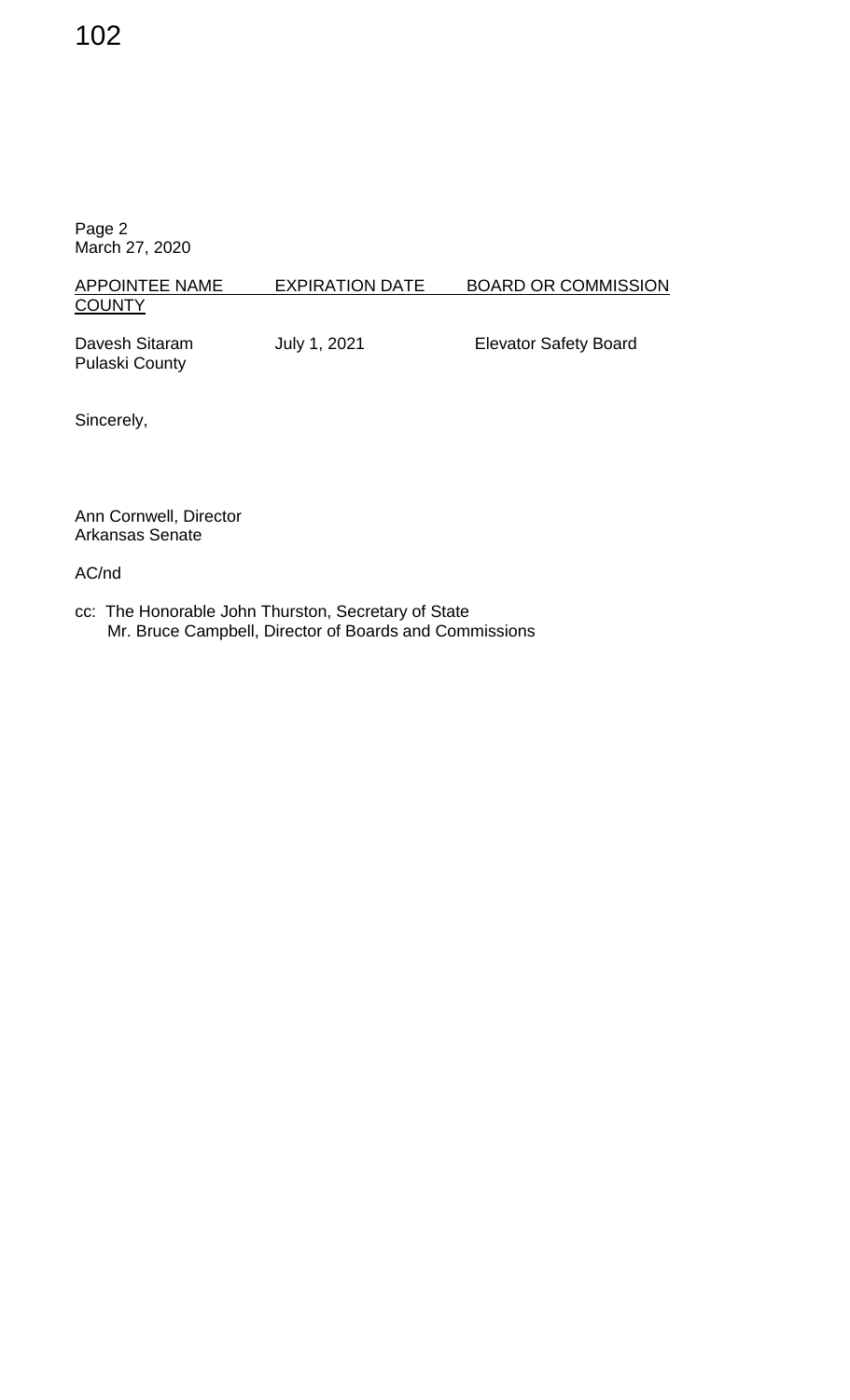Page 2
March 27, 2020

| APPOINTEE NAME COUNTY | EXPIRATION DATE | BOARD OR COMMISSION |
|---|---|---|
| Davesh Sitaram Pulaski County | July 1, 2021 | Elevator Safety Board |

Sincerely,

Ann Cornwell, Director
Arkansas Senate

AC/nd

cc: The Honorable John Thurston, Secretary of State
Mr. Bruce Campbell, Director of Boards and Commissions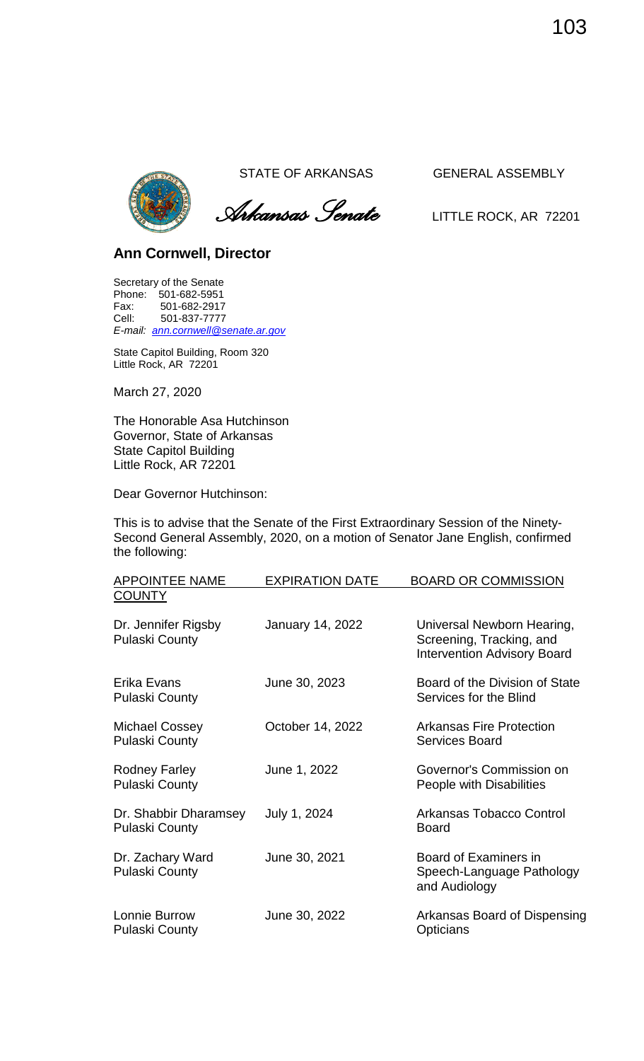STATE OF ARKANSAS GENERAL ASSEMBLY

*Arkansas Senate* LITTLE ROCK, AR 72201

## Ann Cornwell, Director

Secretary of the Senate
Phone: 501-682-5951
Fax: 501-682-2917
Cell: 501-837-7777
*E-mail: ann.cornwell@senate.ar.gov*

State Capitol Building, Room 320
Little Rock, AR 72201

March 27, 2020

The Honorable Asa Hutchinson
Governor, State of Arkansas
State Capitol Building
Little Rock, AR 72201

Dear Governor Hutchinson:

This is to advise that the Senate of the First Extraordinary Session of the Ninety-Second General Assembly, 2020, on a motion of Senator Jane English, confirmed the following:

| APPOINTEE NAME COUNTY | EXPIRATION DATE | BOARD OR COMMISSION |
|---|---|---|
| Dr. Jennifer Rigsby Pulaski County | January 14, 2022 | Universal Newborn Hearing, Screening, Tracking, and Intervention Advisory Board |
| Erika Evans Pulaski County | June 30, 2023 | Board of the Division of State Services for the Blind |
| Michael Cossey Pulaski County | October 14, 2022 | Arkansas Fire Protection Services Board |
| Rodney Farley Pulaski County | June 1, 2022 | Governor's Commission on People with Disabilities |
| Dr. Shabbir Dharamsey Pulaski County | July 1, 2024 | Arkansas Tobacco Control Board |
| Dr. Zachary Ward Pulaski County | June 30, 2021 | Board of Examiners in Speech-Language Pathology and Audiology |
| Lonnie Burrow Pulaski County | June 30, 2022 | Arkansas Board of Dispensing Opticians |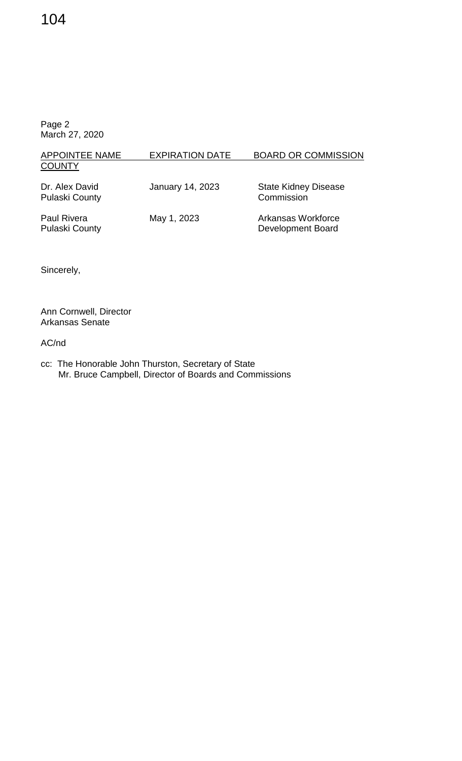Page 2
March 27, 2020

| APPOINTEE NAME COUNTY | EXPIRATION DATE | BOARD OR COMMISSION |
| --- | --- | --- |
| Dr. Alex David Pulaski County | January 14, 2023 | State Kidney Disease Commission |
| Paul Rivera Pulaski County | May 1, 2023 | Arkansas Workforce Development Board |

Sincerely,

Ann Cornwell, Director
Arkansas Senate

AC/nd

cc: The Honorable John Thurston, Secretary of State
Mr. Bruce Campbell, Director of Boards and Commissions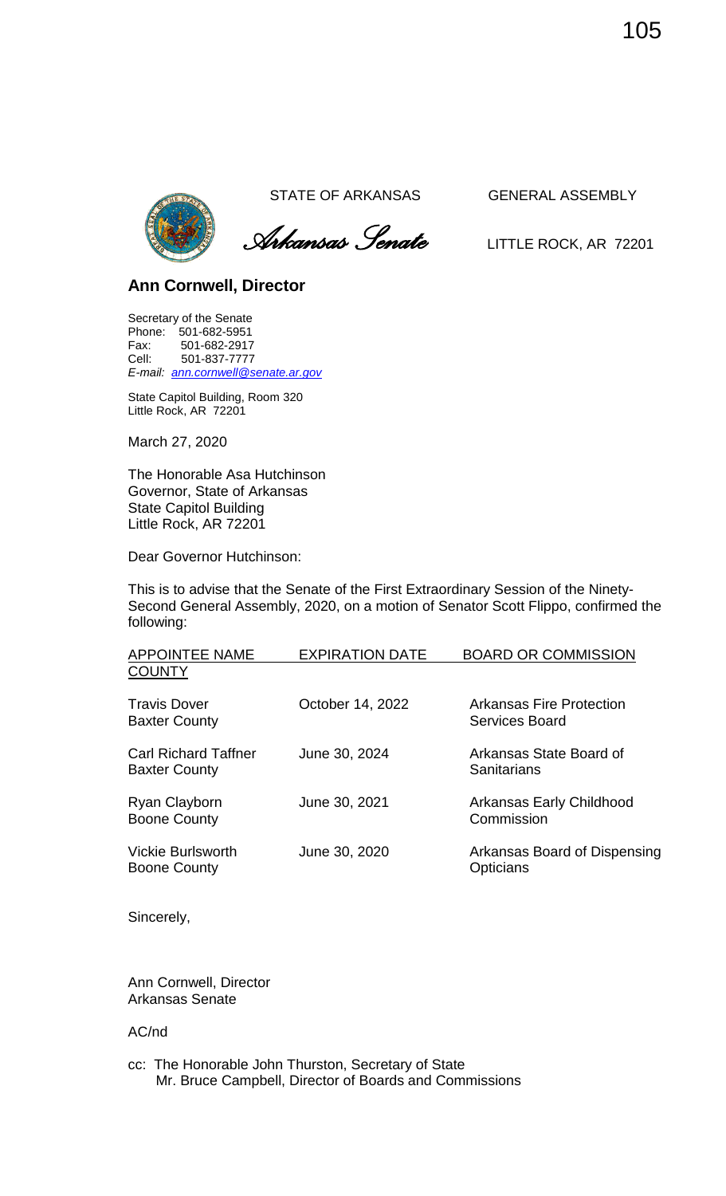STATE OF ARKANSAS GENERAL ASSEMBLY

*Arkansas Senate*

LITTLE ROCK, AR 72201

**Ann Cornwell, Director**

Secretary of the Senate
Phone: 501-682-5951
Fax: 501-682-2917
Cell: 501-837-7777
*E-mail: ann.cornwell@senate.ar.gov*

State Capitol Building, Room 320
Little Rock, AR 72201

March 27, 2020

The Honorable Asa Hutchinson
Governor, State of Arkansas
State Capitol Building
Little Rock, AR 72201

Dear Governor Hutchinson:

This is to advise that the Senate of the First Extraordinary Session of the Ninety-Second General Assembly, 2020, on a motion of Senator Scott Flippo, confirmed the following:

| APPOINTEE NAME COUNTY | EXPIRATION DATE | BOARD OR COMMISSION |
|---|---|---|
| Travis Dover<br>Baxter County | October 14, 2022 | Arkansas Fire Protection Services Board |
| Carl Richard Taffner<br>Baxter County | June 30, 2024 | Arkansas State Board of Sanitarians |
| Ryan Clayborn<br>Boone County | June 30, 2021 | Arkansas Early Childhood Commission |
| Vickie Burlsworth<br>Boone County | June 30, 2020 | Arkansas Board of Dispensing Opticians |

Sincerely,

Ann Cornwell, Director
Arkansas Senate

AC/nd

cc: The Honorable John Thurston, Secretary of State
Mr. Bruce Campbell, Director of Boards and Commissions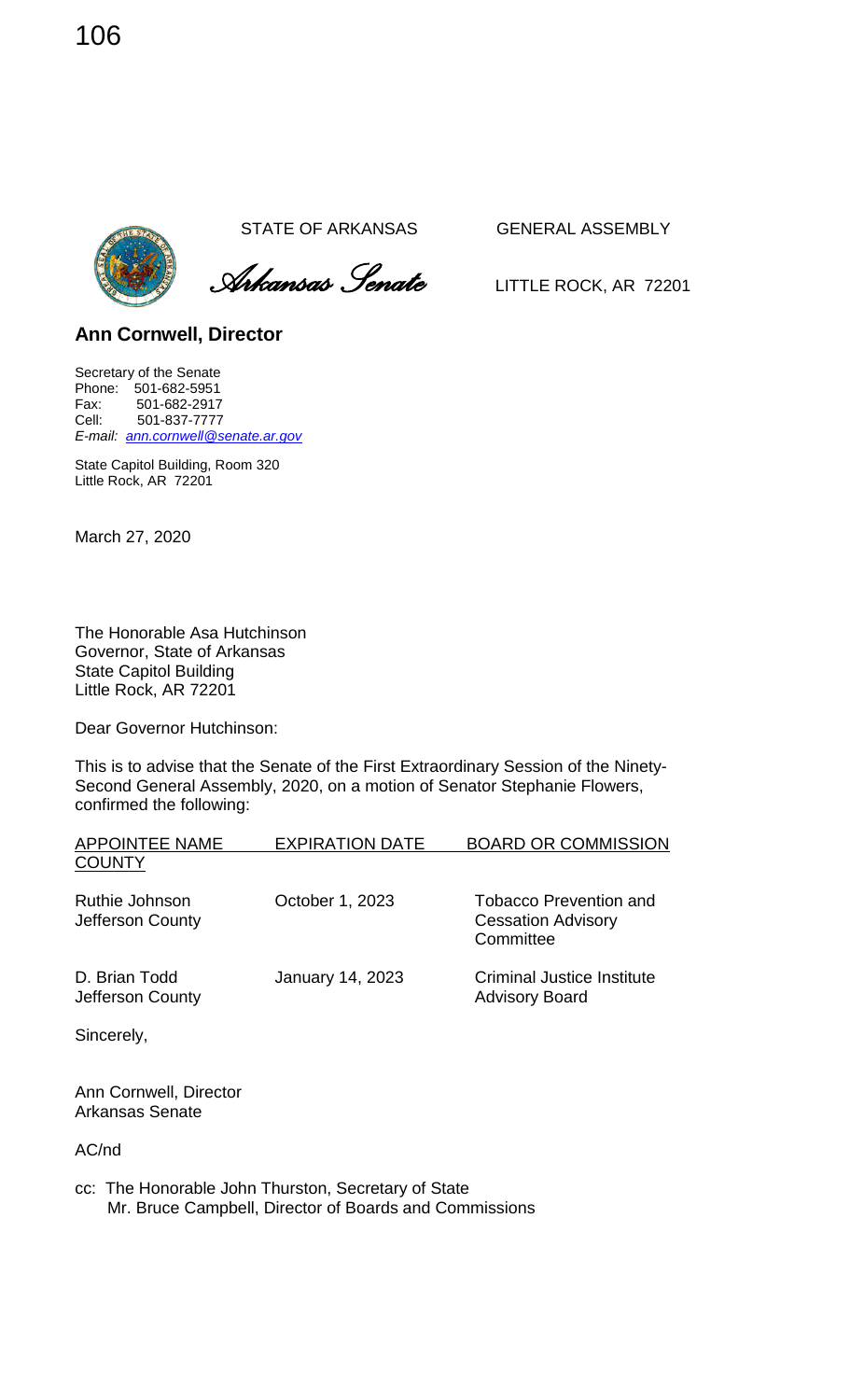STATE OF ARKANSAS GENERAL ASSEMBLY

*Arkansas Senate* LITTLE ROCK, AR 72201

## Ann Cornwell, Director

Secretary of the Senate
Phone: 501-682-5951
Fax: 501-682-2917
Cell: 501-837-7777
*E-mail: ann.cornwell@senate.ar.gov*

State Capitol Building, Room 320
Little Rock, AR 72201

March 27, 2020

The Honorable Asa Hutchinson
Governor, State of Arkansas
State Capitol Building
Little Rock, AR 72201

Dear Governor Hutchinson:

This is to advise that the Senate of the First Extraordinary Session of the Ninety-Second General Assembly, 2020, on a motion of Senator Stephanie Flowers, confirmed the following:

| APPOINTEE NAME COUNTY | EXPIRATION DATE | BOARD OR COMMISSION |
|---|---|---|
| Ruthie Johnson Jefferson County | October 1, 2023 | Tobacco Prevention and Cessation Advisory Committee |
| D. Brian Todd Jefferson County | January 14, 2023 | Criminal Justice Institute Advisory Board |

Sincerely,

Ann Cornwell, Director
Arkansas Senate

AC/nd

cc: The Honorable John Thurston, Secretary of State
Mr. Bruce Campbell, Director of Boards and Commissions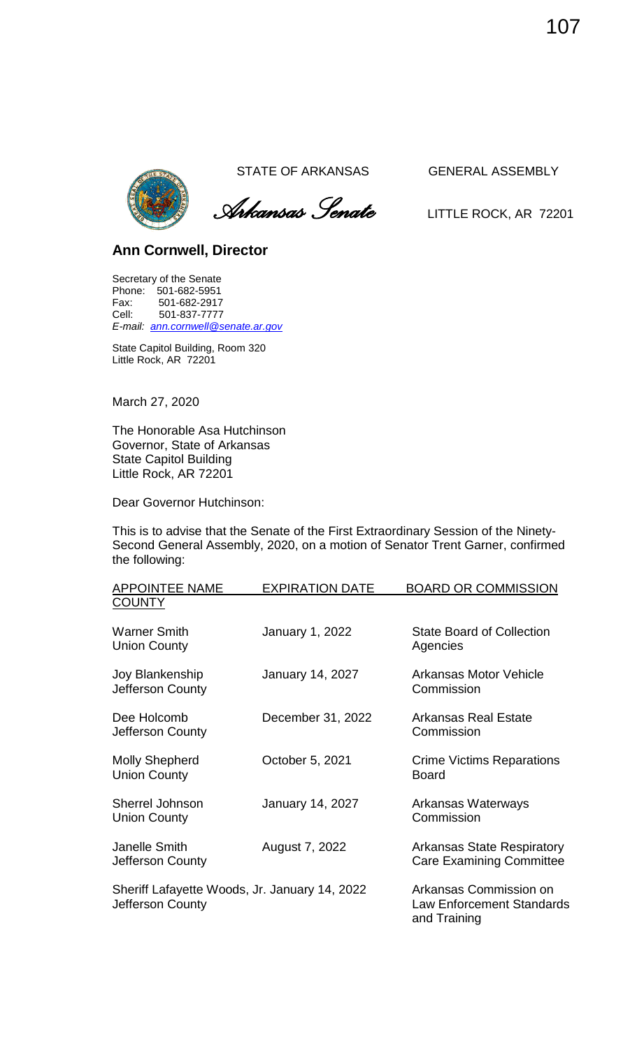STATE OF ARKANSAS GENERAL ASSEMBLY

*Arkansas Senate*

LITTLE ROCK, AR 72201

**Ann Cornwell, Director**

Secretary of the Senate
Phone: 501-682-5951
Fax: 501-682-2917
Cell: 501-837-7777
*E-mail: ann.cornwell@senate.ar.gov*

State Capitol Building, Room 320
Little Rock, AR 72201

March 27, 2020

The Honorable Asa Hutchinson
Governor, State of Arkansas
State Capitol Building
Little Rock, AR 72201

Dear Governor Hutchinson:

This is to advise that the Senate of the First Extraordinary Session of the Ninety-Second General Assembly, 2020, on a motion of Senator Trent Garner, confirmed the following:

| APPOINTEE NAME COUNTY | EXPIRATION DATE | BOARD OR COMMISSION |
|---|---|---|
| Warner Smith<br>Union County | January 1, 2022 | State Board of Collection Agencies |
| Joy Blankenship<br>Jefferson County | January 14, 2027 | Arkansas Motor Vehicle Commission |
| Dee Holcomb<br>Jefferson County | December 31, 2022 | Arkansas Real Estate Commission |
| Molly Shepherd<br>Union County | October 5, 2021 | Crime Victims Reparations Board |
| Sherrel Johnson<br>Union County | January 14, 2027 | Arkansas Waterways Commission |
| Janelle Smith<br>Jefferson County | August 7, 2022 | Arkansas State Respiratory Care Examining Committee |
| Sheriff Lafayette Woods, Jr.<br>Jefferson County | January 14, 2022 | Arkansas Commission on Law Enforcement Standards and Training |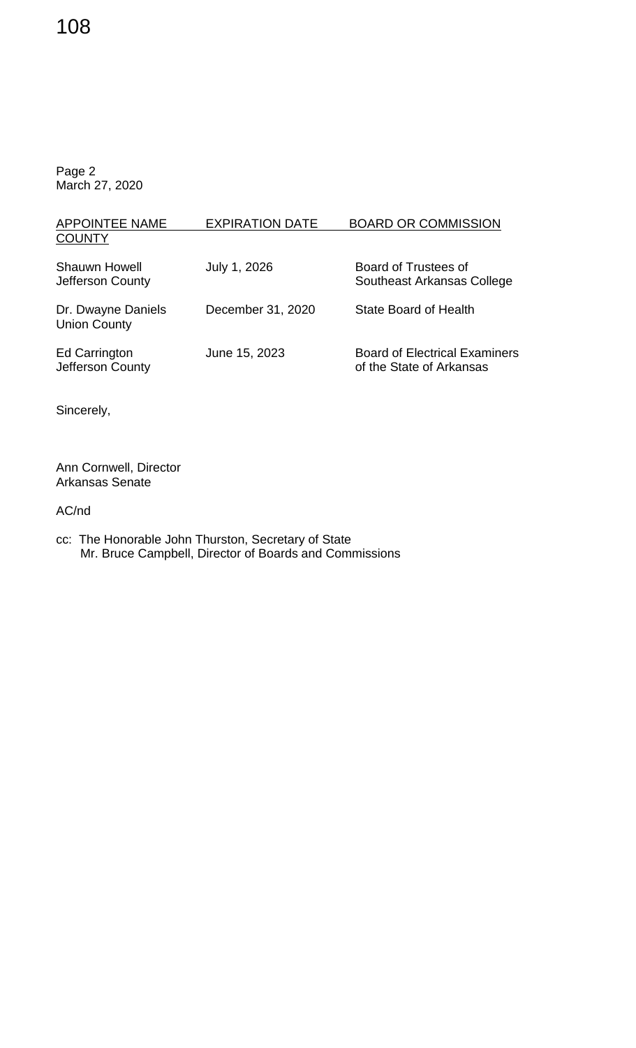Page 2
March 27, 2020

| APPOINTEE NAME COUNTY | EXPIRATION DATE | BOARD OR COMMISSION |
| --- | --- | --- |
| Shauwn Howell Jefferson County | July 1, 2026 | Board of Trustees of Southeast Arkansas College |
| Dr. Dwayne Daniels Union County | December 31, 2020 | State Board of Health |
| Ed Carrington Jefferson County | June 15, 2023 | Board of Electrical Examiners of the State of Arkansas |

Sincerely,

Ann Cornwell, Director
Arkansas Senate

AC/nd

cc: The Honorable John Thurston, Secretary of State
Mr. Bruce Campbell, Director of Boards and Commissions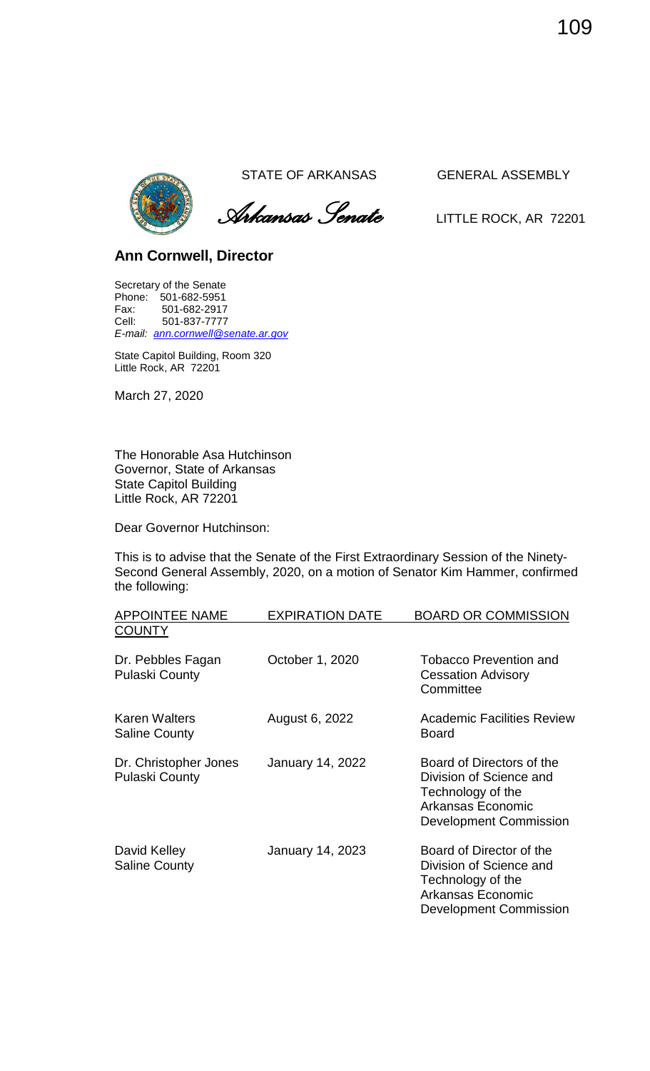STATE OF ARKANSAS GENERAL ASSEMBLY

*Arkansas Senate* LITTLE ROCK, AR 72201

**Ann Cornwell, Director**

Secretary of the Senate
Phone: 501-682-5951
Fax: 501-682-2917
Cell: 501-837-7777
*E-mail: ann.cornwell@senate.ar.gov*

State Capitol Building, Room 320
Little Rock, AR 72201

March 27, 2020

The Honorable Asa Hutchinson
Governor, State of Arkansas
State Capitol Building
Little Rock, AR 72201

Dear Governor Hutchinson:

This is to advise that the Senate of the First Extraordinary Session of the Ninety-Second General Assembly, 2020, on a motion of Senator Kim Hammer, confirmed the following:

| APPOINTEE NAME COUNTY | EXPIRATION DATE | BOARD OR COMMISSION |
|---|---|---|
| Dr. Pebbles Fagan Pulaski County | October 1, 2020 | Tobacco Prevention and Cessation Advisory Committee |
| Karen Walters Saline County | August 6, 2022 | Academic Facilities Review Board |
| Dr. Christopher Jones Pulaski County | January 14, 2022 | Board of Directors of the Division of Science and Technology of the Arkansas Economic Development Commission |
| David Kelley Saline County | January 14, 2023 | Board of Director of the Division of Science and Technology of the Arkansas Economic Development Commission |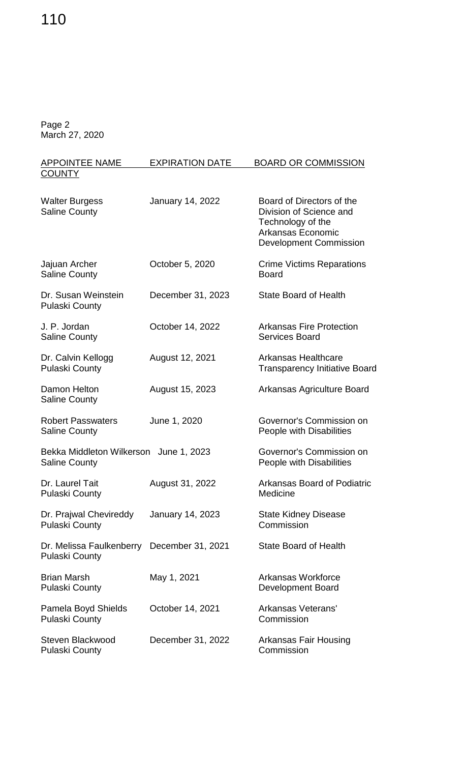Page 2
March 27, 2020

| APPOINTEE NAME<br>COUNTY | EXPIRATION DATE | BOARD OR COMMISSION |
|---|---|---|
| Walter Burgess<br>Saline County | January 14, 2022 | Board of Directors of the Division of Science and Technology of the Arkansas Economic Development Commission |
| Jajuan Archer<br>Saline County | October 5, 2020 | Crime Victims Reparations Board |
| Dr. Susan Weinstein<br>Pulaski County | December 31, 2023 | State Board of Health |
| J. P. Jordan<br>Saline County | October 14, 2022 | Arkansas Fire Protection Services Board |
| Dr. Calvin Kellogg<br>Pulaski County | August 12, 2021 | Arkansas Healthcare Transparency Initiative Board |
| Damon Helton<br>Saline County | August 15, 2023 | Arkansas Agriculture Board |
| Robert Passwaters<br>Saline County | June 1, 2020 | Governor's Commission on People with Disabilities |
| Bekka Middleton Wilkerson<br>Saline County | June 1, 2023 | Governor's Commission on People with Disabilities |
| Dr. Laurel Tait<br>Pulaski County | August 31, 2022 | Arkansas Board of Podiatric Medicine |
| Dr. Prajwal Chevireddy<br>Pulaski County | January 14, 2023 | State Kidney Disease Commission |
| Dr. Melissa Faulkenberry<br>Pulaski County | December 31, 2021 | State Board of Health |
| Brian Marsh<br>Pulaski County | May 1, 2021 | Arkansas Workforce Development Board |
| Pamela Boyd Shields<br>Pulaski County | October 14, 2021 | Arkansas Veterans' Commission |
| Steven Blackwood<br>Pulaski County | December 31, 2022 | Arkansas Fair Housing Commission |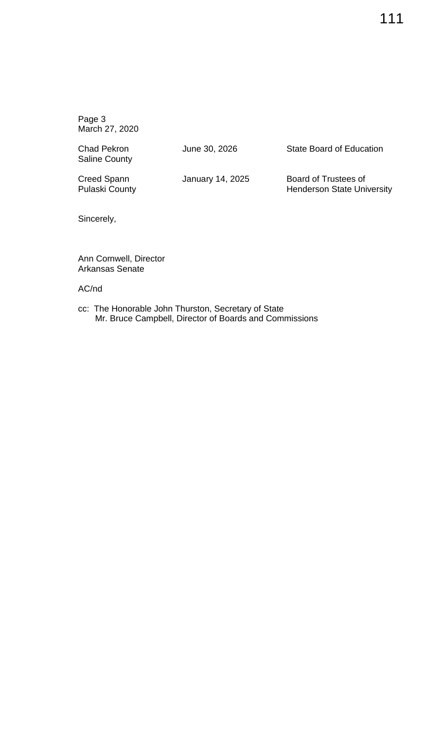Page 3
March 27, 2020

| | | |
|---|---|---|
| Chad Pekron<br>Saline County | June 30, 2026 | State Board of Education |
| Creed Spann<br>Pulaski County | January 14, 2025 | Board of Trustees of<br>Henderson State University |

Sincerely,

Ann Cornwell, Director
Arkansas Senate

AC/nd

cc: The Honorable John Thurston, Secretary of State
Mr. Bruce Campbell, Director of Boards and Commissions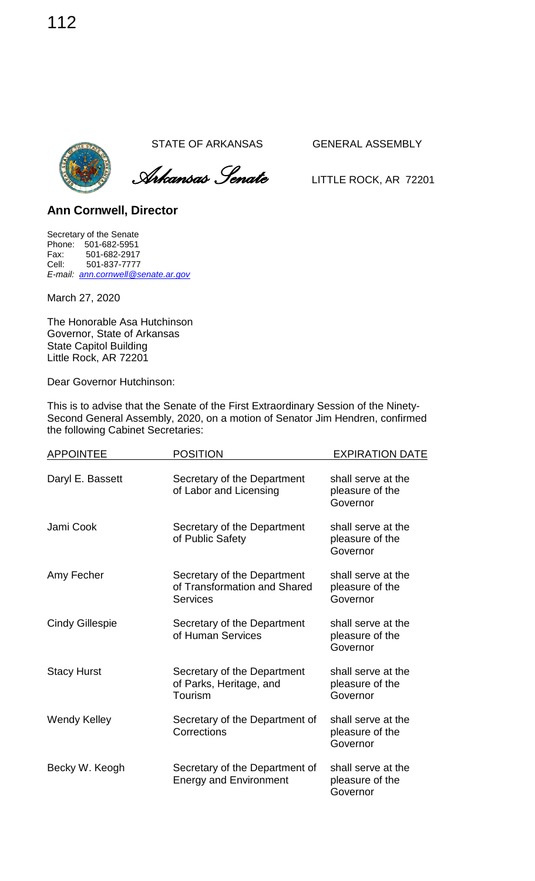STATE OF ARKANSAS GENERAL ASSEMBLY

*Arkansas Senate* LITTLE ROCK, AR 72201

## Ann Cornwell, Director

Secretary of the Senate
Phone: 501-682-5951
Fax: 501-682-2917
Cell: 501-837-7777
*E-mail: ann.cornwell@senate.ar.gov*

March 27, 2020

The Honorable Asa Hutchinson
Governor, State of Arkansas
State Capitol Building
Little Rock, AR 72201

Dear Governor Hutchinson:

This is to advise that the Senate of the First Extraordinary Session of the Ninety-Second General Assembly, 2020, on a motion of Senator Jim Hendren, confirmed the following Cabinet Secretaries:

| APPOINTEE | POSITION | EXPIRATION DATE |
|---|---|---|
| Daryl E. Bassett | Secretary of the Department of Labor and Licensing | shall serve at the pleasure of the Governor |
| Jami Cook | Secretary of the Department of Public Safety | shall serve at the pleasure of the Governor |
| Amy Fecher | Secretary of the Department of Transformation and Shared Services | shall serve at the pleasure of the Governor |
| Cindy Gillespie | Secretary of the Department of Human Services | shall serve at the pleasure of the Governor |
| Stacy Hurst | Secretary of the Department of Parks, Heritage, and Tourism | shall serve at the pleasure of the Governor |
| Wendy Kelley | Secretary of the Department of Corrections | shall serve at the pleasure of the Governor |
| Becky W. Keogh | Secretary of the Department of Energy and Environment | shall serve at the pleasure of the Governor |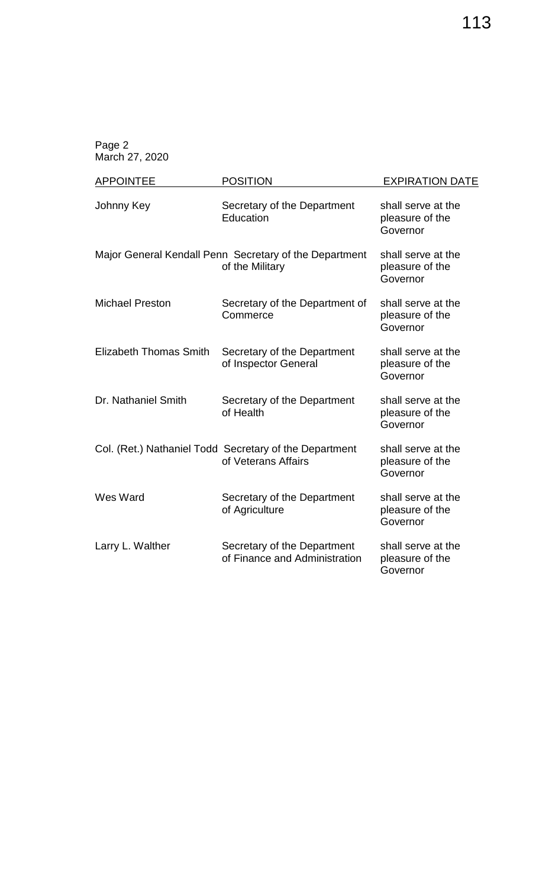Page 2
March 27, 2020

| APPOINTEE | POSITION | EXPIRATION DATE |
| --- | --- | --- |
| Johnny Key | Secretary of the Department Education | shall serve at the pleasure of the Governor |
| Major General Kendall Penn | Secretary of the Department of the Military | shall serve at the pleasure of the Governor |
| Michael Preston | Secretary of the Department of Commerce | shall serve at the pleasure of the Governor |
| Elizabeth Thomas Smith | Secretary of the Department of Inspector General | shall serve at the pleasure of the Governor |
| Dr. Nathaniel Smith | Secretary of the Department of Health | shall serve at the pleasure of the Governor |
| Col. (Ret.) Nathaniel Todd | Secretary of the Department of Veterans Affairs | shall serve at the pleasure of the Governor |
| Wes Ward | Secretary of the Department of Agriculture | shall serve at the pleasure of the Governor |
| Larry L. Walther | Secretary of the Department of Finance and Administration | shall serve at the pleasure of the Governor |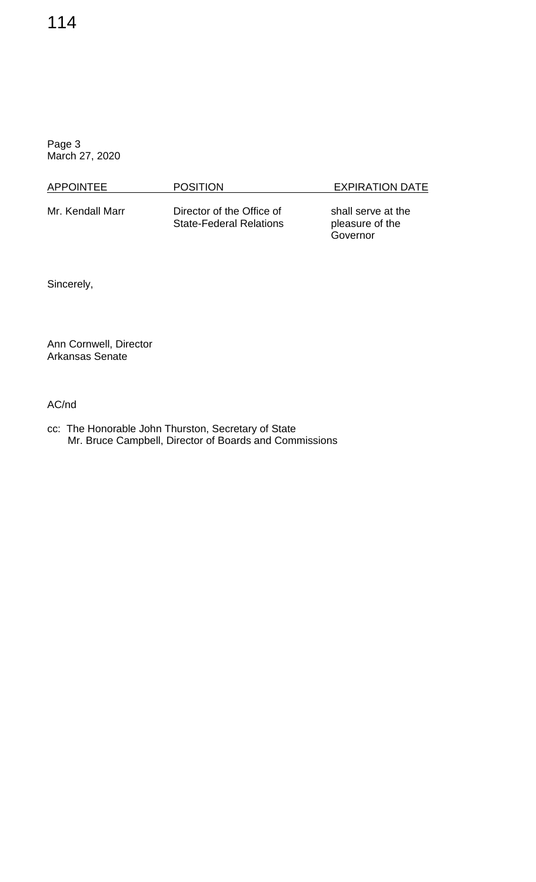Page 3
March 27, 2020

| APPOINTEE | POSITION | EXPIRATION DATE |
| --- | --- | --- |
| Mr. Kendall Marr | Director of the Office of State-Federal Relations | shall serve at the pleasure of the Governor |

Sincerely,

Ann Cornwell, Director
Arkansas Senate

AC/nd

cc: The Honorable John Thurston, Secretary of State
Mr. Bruce Campbell, Director of Boards and Commissions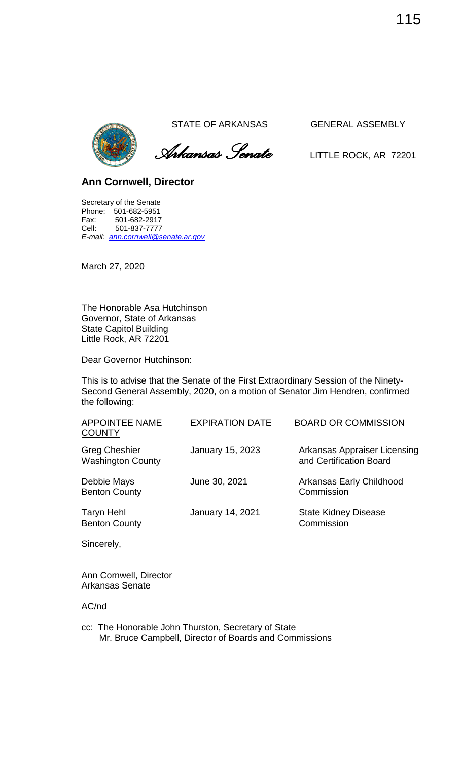STATE OF ARKANSAS GENERAL ASSEMBLY

*Arkansas Senate*

LITTLE ROCK, AR 72201

**Ann Cornwell, Director**

Secretary of the Senate
Phone: 501-682-5951
Fax: 501-682-2917
Cell: 501-837-7777
*E-mail: ann.cornwell@senate.ar.gov*

March 27, 2020

The Honorable Asa Hutchinson
Governor, State of Arkansas
State Capitol Building
Little Rock, AR 72201

Dear Governor Hutchinson:

This is to advise that the Senate of the First Extraordinary Session of the Ninety-Second General Assembly, 2020, on a motion of Senator Jim Hendren, confirmed the following:

| APPOINTEE NAME COUNTY | EXPIRATION DATE | BOARD OR COMMISSION |
|---|---|---|
| Greg Cheshier Washington County | January 15, 2023 | Arkansas Appraiser Licensing and Certification Board |
| Debbie Mays Benton County | June 30, 2021 | Arkansas Early Childhood Commission |
| Taryn Hehl Benton County | January 14, 2021 | State Kidney Disease Commission |

Sincerely,

Ann Cornwell, Director
Arkansas Senate

AC/nd

cc: The Honorable John Thurston, Secretary of State
Mr. Bruce Campbell, Director of Boards and Commissions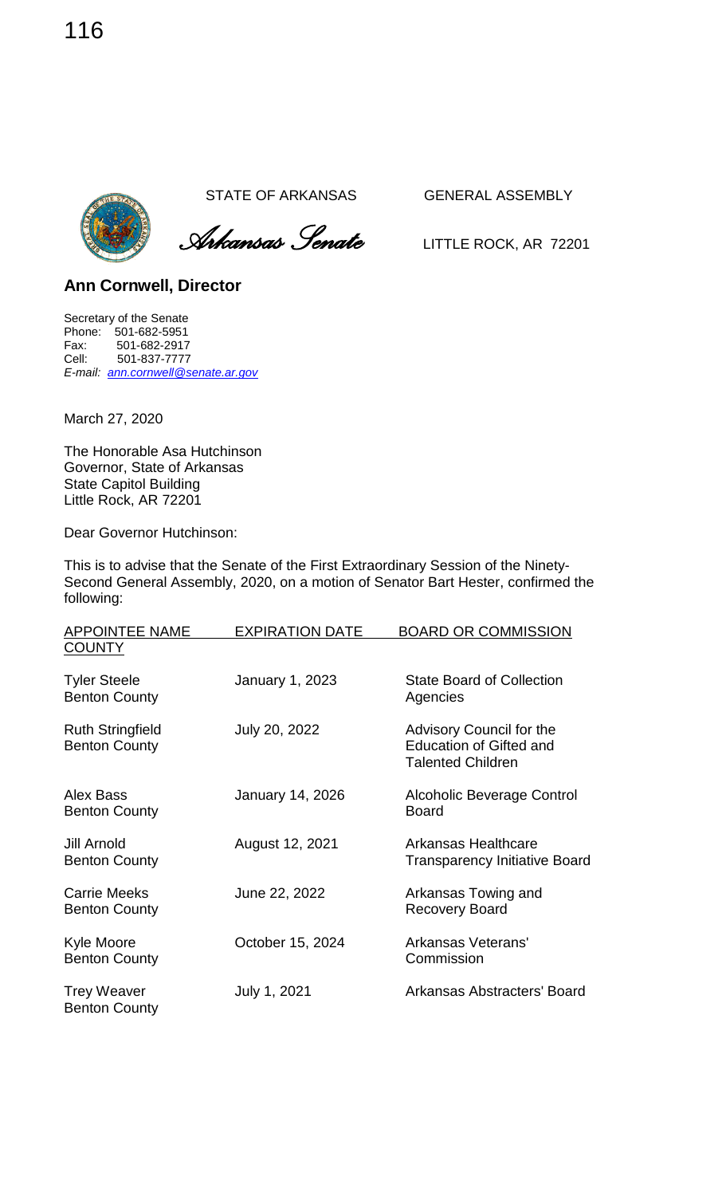STATE OF ARKANSAS GENERAL ASSEMBLY

*Arkansas Senate* LITTLE ROCK, AR 72201

## Ann Cornwell, Director

Secretary of the Senate
Phone: 501-682-5951
Fax: 501-682-2917
Cell: 501-837-7777
*E-mail: ann.cornwell@senate.ar.gov*

March 27, 2020

The Honorable Asa Hutchinson
Governor, State of Arkansas
State Capitol Building
Little Rock, AR 72201

Dear Governor Hutchinson:

This is to advise that the Senate of the First Extraordinary Session of the Ninety-Second General Assembly, 2020, on a motion of Senator Bart Hester, confirmed the following:

| APPOINTEE NAME COUNTY | EXPIRATION DATE | BOARD OR COMMISSION |
|---|---|---|
| Tyler Steele<br>Benton County | January 1, 2023 | State Board of Collection Agencies |
| Ruth Stringfield<br>Benton County | July 20, 2022 | Advisory Council for the Education of Gifted and Talented Children |
| Alex Bass<br>Benton County | January 14, 2026 | Alcoholic Beverage Control Board |
| Jill Arnold<br>Benton County | August 12, 2021 | Arkansas Healthcare Transparency Initiative Board |
| Carrie Meeks<br>Benton County | June 22, 2022 | Arkansas Towing and Recovery Board |
| Kyle Moore<br>Benton County | October 15, 2024 | Arkansas Veterans' Commission |
| Trey Weaver<br>Benton County | July 1, 2021 | Arkansas Abstracters' Board |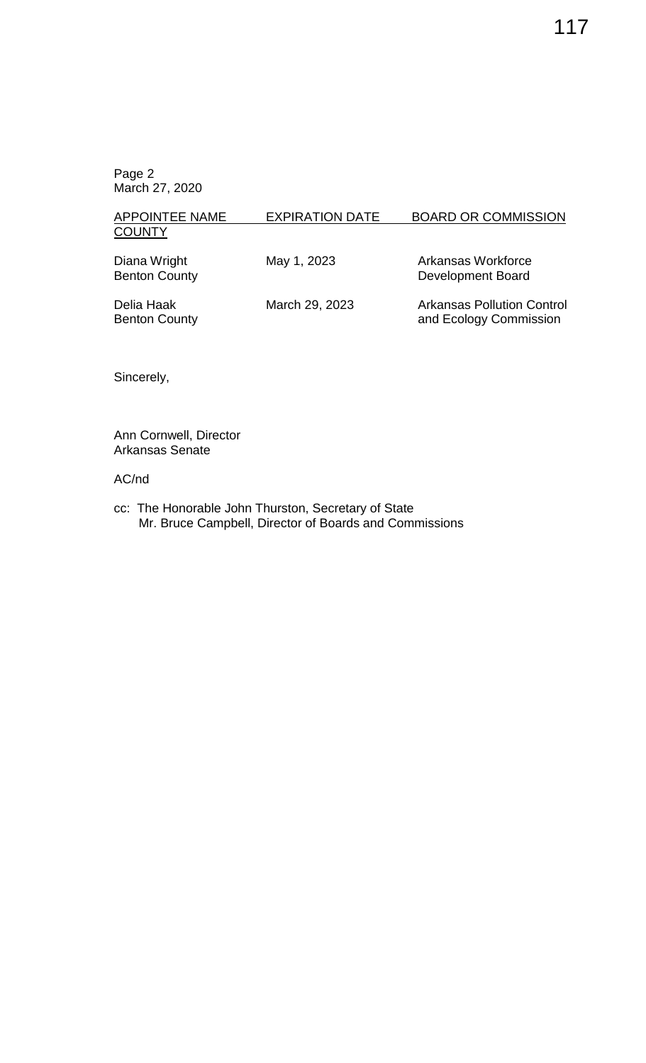Page 2
March 27, 2020

| APPOINTEE NAME COUNTY | EXPIRATION DATE | BOARD OR COMMISSION |
| --- | --- | --- |
| Diana Wright<br>Benton County | May 1, 2023 | Arkansas Workforce Development Board |
| Delia Haak<br>Benton County | March 29, 2023 | Arkansas Pollution Control and Ecology Commission |

Sincerely,

Ann Cornwell, Director
Arkansas Senate

AC/nd

cc: The Honorable John Thurston, Secretary of State
Mr. Bruce Campbell, Director of Boards and Commissions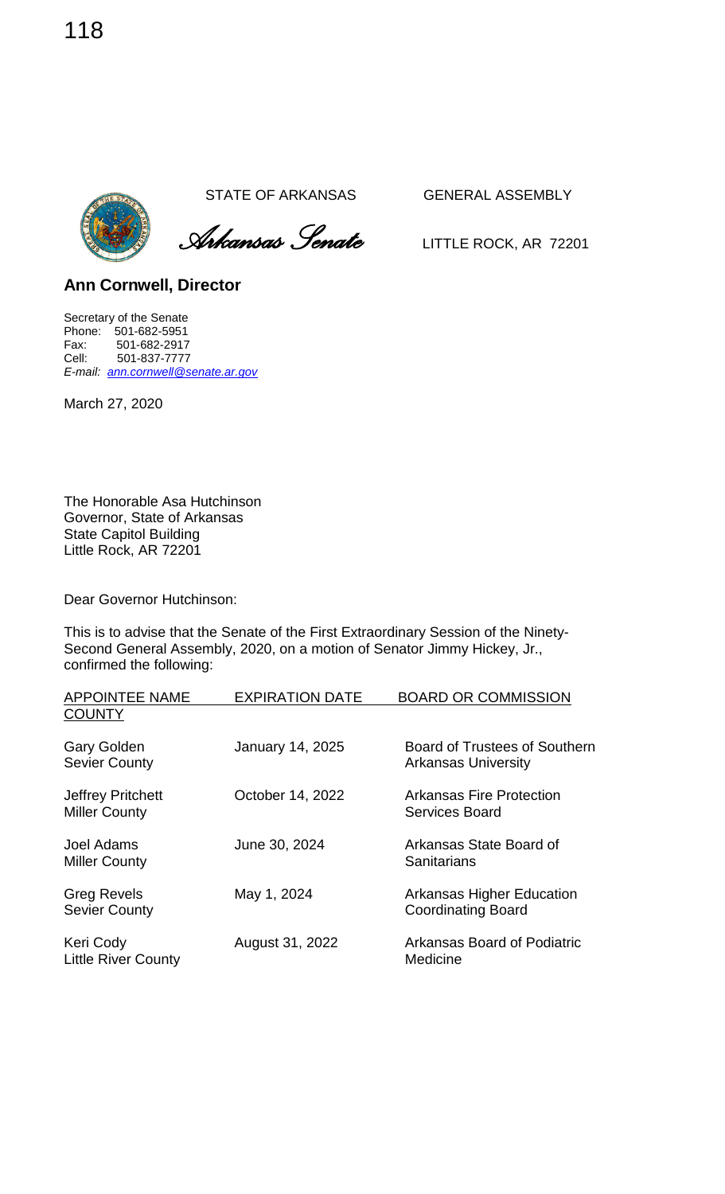STATE OF ARKANSAS GENERAL ASSEMBLY

*Arkansas Senate* LITTLE ROCK, AR 72201

**Ann Cornwell, Director**

Secretary of the Senate
Phone: 501-682-5951
Fax: 501-682-2917
Cell: 501-837-7777
*E-mail: ann.cornwell@senate.ar.gov*

March 27, 2020

The Honorable Asa Hutchinson
Governor, State of Arkansas
State Capitol Building
Little Rock, AR 72201

Dear Governor Hutchinson:

This is to advise that the Senate of the First Extraordinary Session of the Ninety-Second General Assembly, 2020, on a motion of Senator Jimmy Hickey, Jr., confirmed the following:

| APPOINTEE NAME COUNTY | EXPIRATION DATE | BOARD OR COMMISSION |
|---|---|---|
| Gary Golden<br>Sevier County | January 14, 2025 | Board of Trustees of Southern Arkansas University |
| Jeffrey Pritchett<br>Miller County | October 14, 2022 | Arkansas Fire Protection Services Board |
| Joel Adams<br>Miller County | June 30, 2024 | Arkansas State Board of Sanitarians |
| Greg Revels<br>Sevier County | May 1, 2024 | Arkansas Higher Education Coordinating Board |
| Keri Cody<br>Little River County | August 31, 2022 | Arkansas Board of Podiatric Medicine |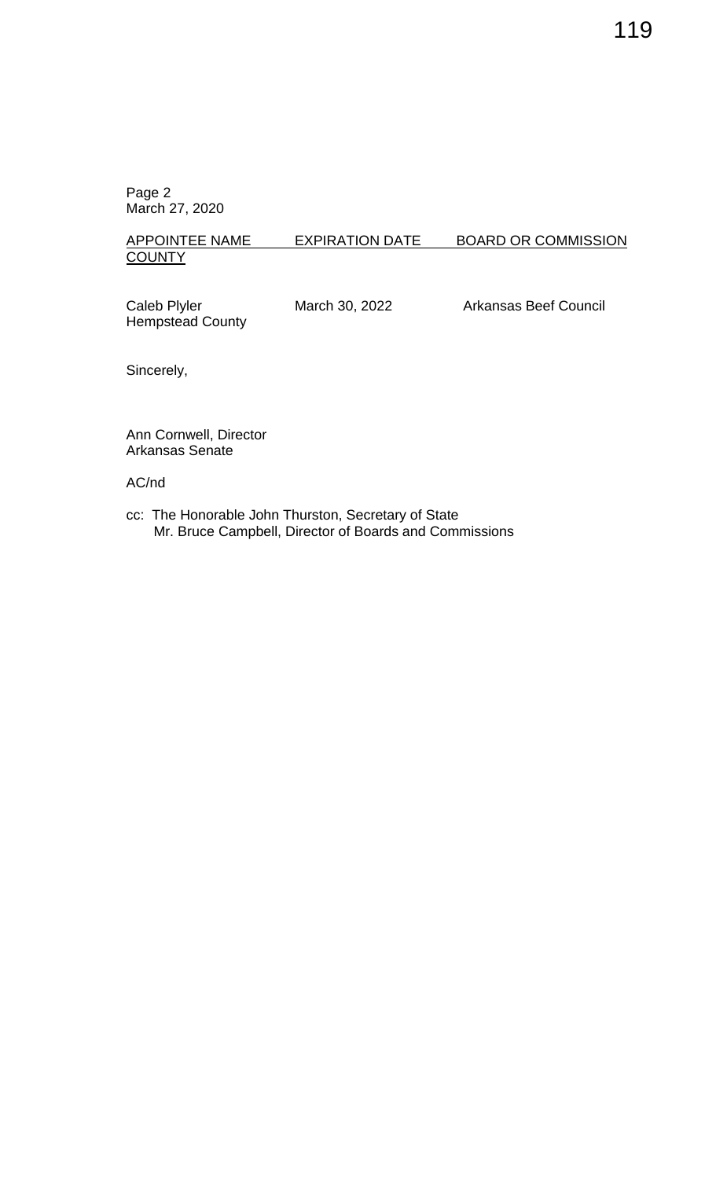Page 2
March 27, 2020

| APPOINTEE NAME COUNTY | EXPIRATION DATE | BOARD OR COMMISSION |
|---|---|---|
| Caleb Plyler Hempstead County | March 30, 2022 | Arkansas Beef Council |

Sincerely,

Ann Cornwell, Director
Arkansas Senate

AC/nd

cc: The Honorable John Thurston, Secretary of State
Mr. Bruce Campbell, Director of Boards and Commissions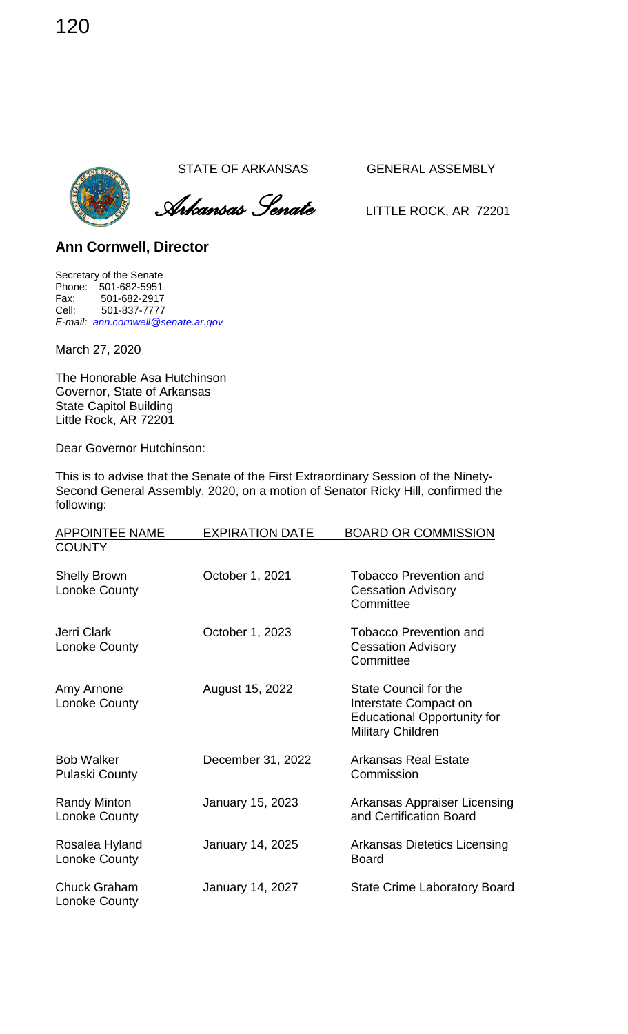STATE OF ARKANSAS GENERAL ASSEMBLY

*Arkansas Senate* LITTLE ROCK, AR 72201

**Ann Cornwell, Director**

Secretary of the Senate
Phone: 501-682-5951
Fax: 501-682-2917
Cell: 501-837-7777
*E-mail: ann.cornwell@senate.ar.gov*

March 27, 2020

The Honorable Asa Hutchinson
Governor, State of Arkansas
State Capitol Building
Little Rock, AR 72201

Dear Governor Hutchinson:

This is to advise that the Senate of the First Extraordinary Session of the Ninety-Second General Assembly, 2020, on a motion of Senator Ricky Hill, confirmed the following:

| APPOINTEE NAME COUNTY | EXPIRATION DATE | BOARD OR COMMISSION |
|---|---|---|
| Shelly Brown Lonoke County | October 1, 2021 | Tobacco Prevention and Cessation Advisory Committee |
| Jerri Clark Lonoke County | October 1, 2023 | Tobacco Prevention and Cessation Advisory Committee |
| Amy Arnone Lonoke County | August 15, 2022 | State Council for the Interstate Compact on Educational Opportunity for Military Children |
| Bob Walker Pulaski County | December 31, 2022 | Arkansas Real Estate Commission |
| Randy Minton Lonoke County | January 15, 2023 | Arkansas Appraiser Licensing and Certification Board |
| Rosalea Hyland Lonoke County | January 14, 2025 | Arkansas Dietetics Licensing Board |
| Chuck Graham Lonoke County | January 14, 2027 | State Crime Laboratory Board |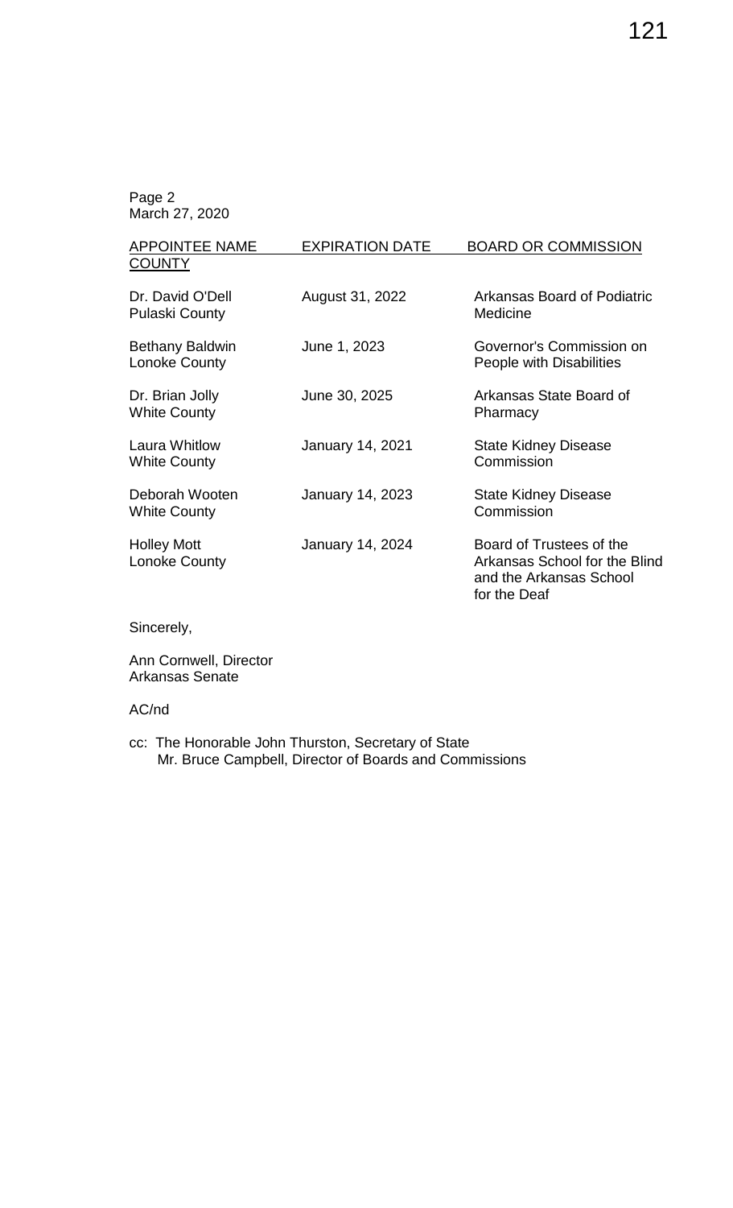Page 2
March 27, 2020

| APPOINTEE NAME<br>COUNTY | EXPIRATION DATE | BOARD OR COMMISSION |
|---|---|---|
| Dr. David O'Dell<br>Pulaski County | August 31, 2022 | Arkansas Board of Podiatric Medicine |
| Bethany Baldwin<br>Lonoke County | June 1, 2023 | Governor's Commission on People with Disabilities |
| Dr. Brian Jolly<br>White County | June 30, 2025 | Arkansas State Board of Pharmacy |
| Laura Whitlow<br>White County | January 14, 2021 | State Kidney Disease Commission |
| Deborah Wooten<br>White County | January 14, 2023 | State Kidney Disease Commission |
| Holley Mott<br>Lonoke County | January 14, 2024 | Board of Trustees of the Arkansas School for the Blind and the Arkansas School for the Deaf |

Sincerely,

Ann Cornwell, Director
Arkansas Senate

AC/nd

cc: The Honorable John Thurston, Secretary of State
Mr. Bruce Campbell, Director of Boards and Commissions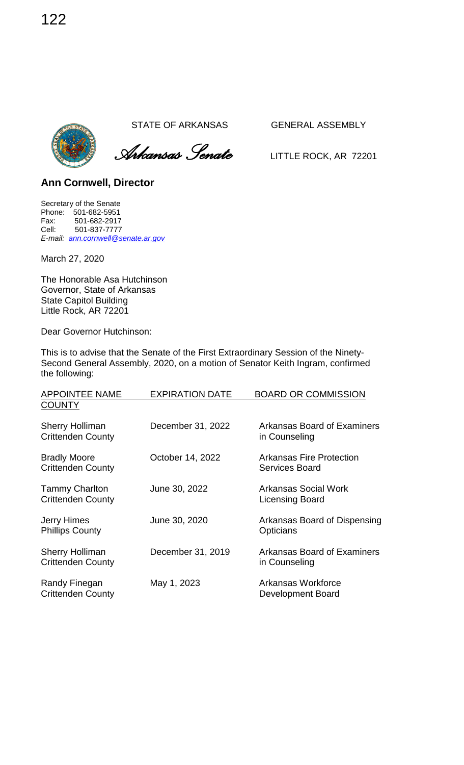STATE OF ARKANSAS GENERAL ASSEMBLY

*Arkansas Senate* LITTLE ROCK, AR 72201

**Ann Cornwell, Director**

Secretary of the Senate
Phone: 501-682-5951
Fax: 501-682-2917
Cell: 501-837-7777
*E-mail: ann.cornwell@senate.ar.gov*

March 27, 2020

The Honorable Asa Hutchinson
Governor, State of Arkansas
State Capitol Building
Little Rock, AR 72201

Dear Governor Hutchinson:

This is to advise that the Senate of the First Extraordinary Session of the Ninety-Second General Assembly, 2020, on a motion of Senator Keith Ingram, confirmed the following:

| APPOINTEE NAME COUNTY | EXPIRATION DATE | BOARD OR COMMISSION |
|---|---|---|
| Sherry Holliman Crittenden County | December 31, 2022 | Arkansas Board of Examiners in Counseling |
| Bradly Moore Crittenden County | October 14, 2022 | Arkansas Fire Protection Services Board |
| Tammy Charlton Crittenden County | June 30, 2022 | Arkansas Social Work Licensing Board |
| Jerry Himes Phillips County | June 30, 2020 | Arkansas Board of Dispensing Opticians |
| Sherry Holliman Crittenden County | December 31, 2019 | Arkansas Board of Examiners in Counseling |
| Randy Finegan Crittenden County | May 1, 2023 | Arkansas Workforce Development Board |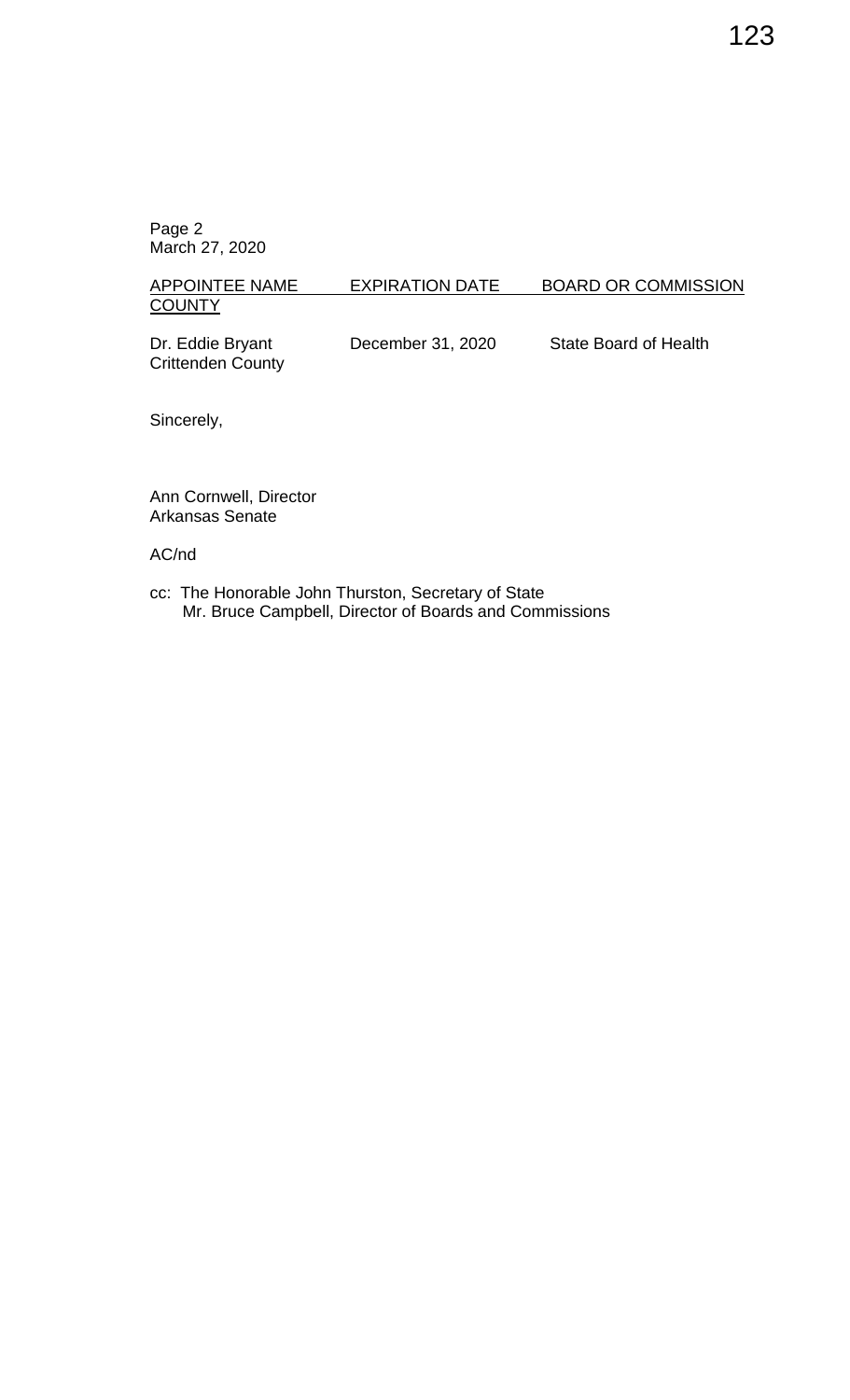Page 2
March 27, 2020

| APPOINTEE NAME COUNTY | EXPIRATION DATE | BOARD OR COMMISSION |
| --- | --- | --- |
| Dr. Eddie Bryant Crittenden County | December 31, 2020 | State Board of Health |

Sincerely,

Ann Cornwell, Director
Arkansas Senate

AC/nd

cc: The Honorable John Thurston, Secretary of State
 Mr. Bruce Campbell, Director of Boards and Commissions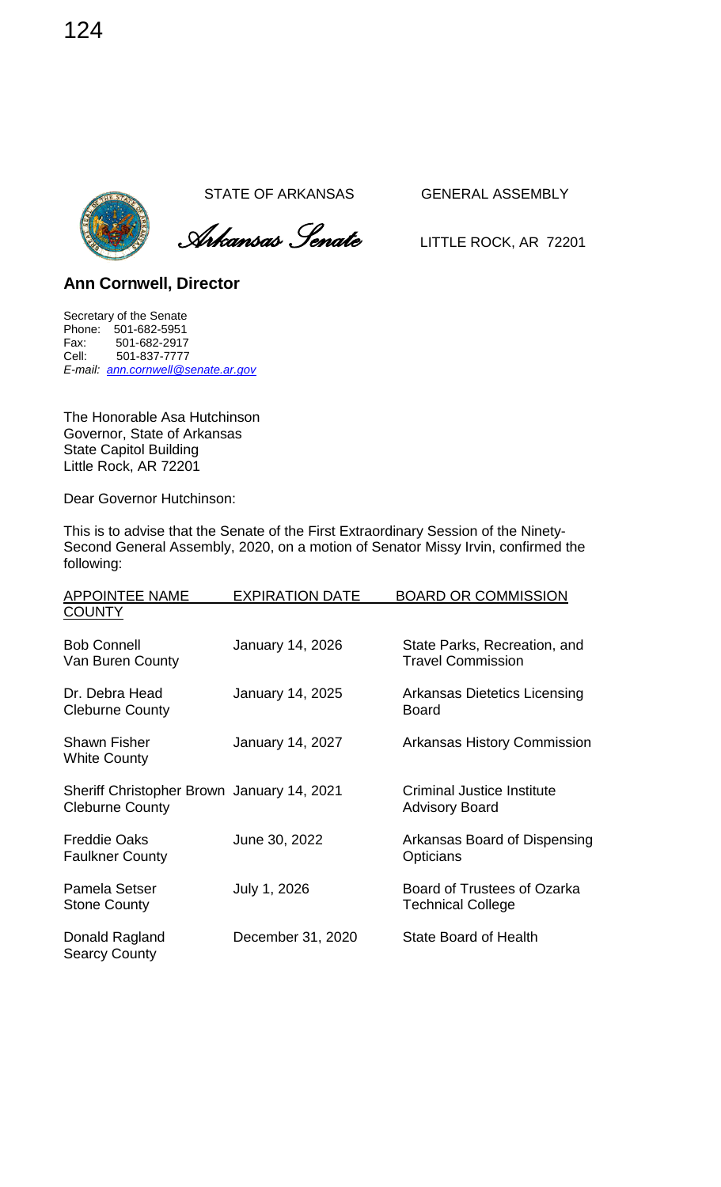STATE OF ARKANSAS GENERAL ASSEMBLY

*Arkansas Senate* LITTLE ROCK, AR 72201

**Ann Cornwell, Director**

Secretary of the Senate
Phone: 501-682-5951
Fax: 501-682-2917
Cell: 501-837-7777
*E-mail: ann.cornwell@senate.ar.gov*

The Honorable Asa Hutchinson
Governor, State of Arkansas
State Capitol Building
Little Rock, AR 72201

Dear Governor Hutchinson:

This is to advise that the Senate of the First Extraordinary Session of the Ninety-Second General Assembly, 2020, on a motion of Senator Missy Irvin, confirmed the following:

| APPOINTEE NAME COUNTY | EXPIRATION DATE | BOARD OR COMMISSION |
|---|---|---|
| Bob Connell<br>Van Buren County | January 14, 2026 | State Parks, Recreation, and Travel Commission |
| Dr. Debra Head<br>Cleburne County | January 14, 2025 | Arkansas Dietetics Licensing Board |
| Shawn Fisher<br>White County | January 14, 2027 | Arkansas History Commission |
| Sheriff Christopher Brown<br>Cleburne County | January 14, 2021 | Criminal Justice Institute Advisory Board |
| Freddie Oaks<br>Faulkner County | June 30, 2022 | Arkansas Board of Dispensing Opticians |
| Pamela Setser<br>Stone County | July 1, 2026 | Board of Trustees of Ozarka Technical College |
| Donald Ragland<br>Searcy County | December 31, 2020 | State Board of Health |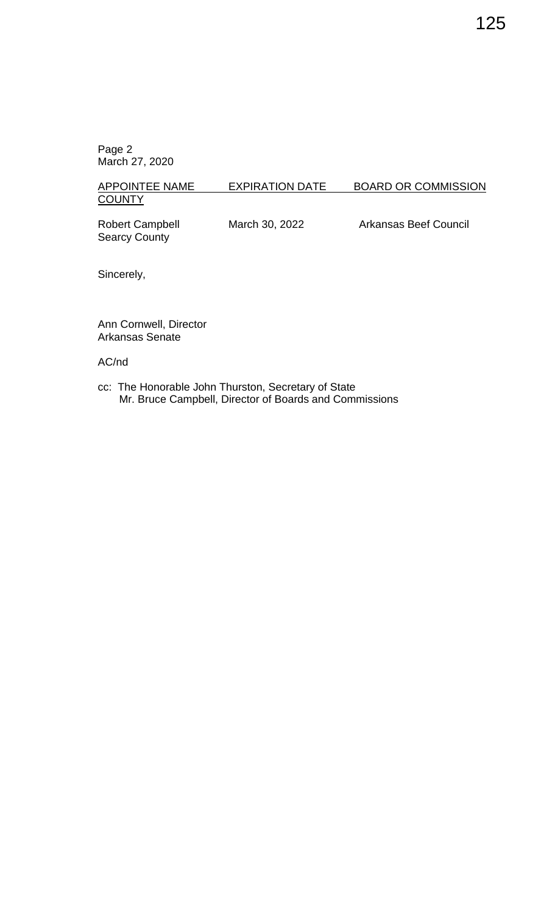Page 2
March 27, 2020

| APPOINTEE NAME COUNTY | EXPIRATION DATE | BOARD OR COMMISSION |
|---|---|---|
| Robert Campbell Searcy County | March 30, 2022 | Arkansas Beef Council |

Sincerely,

Ann Cornwell, Director
Arkansas Senate

AC/nd

cc: The Honorable John Thurston, Secretary of State
Mr. Bruce Campbell, Director of Boards and Commissions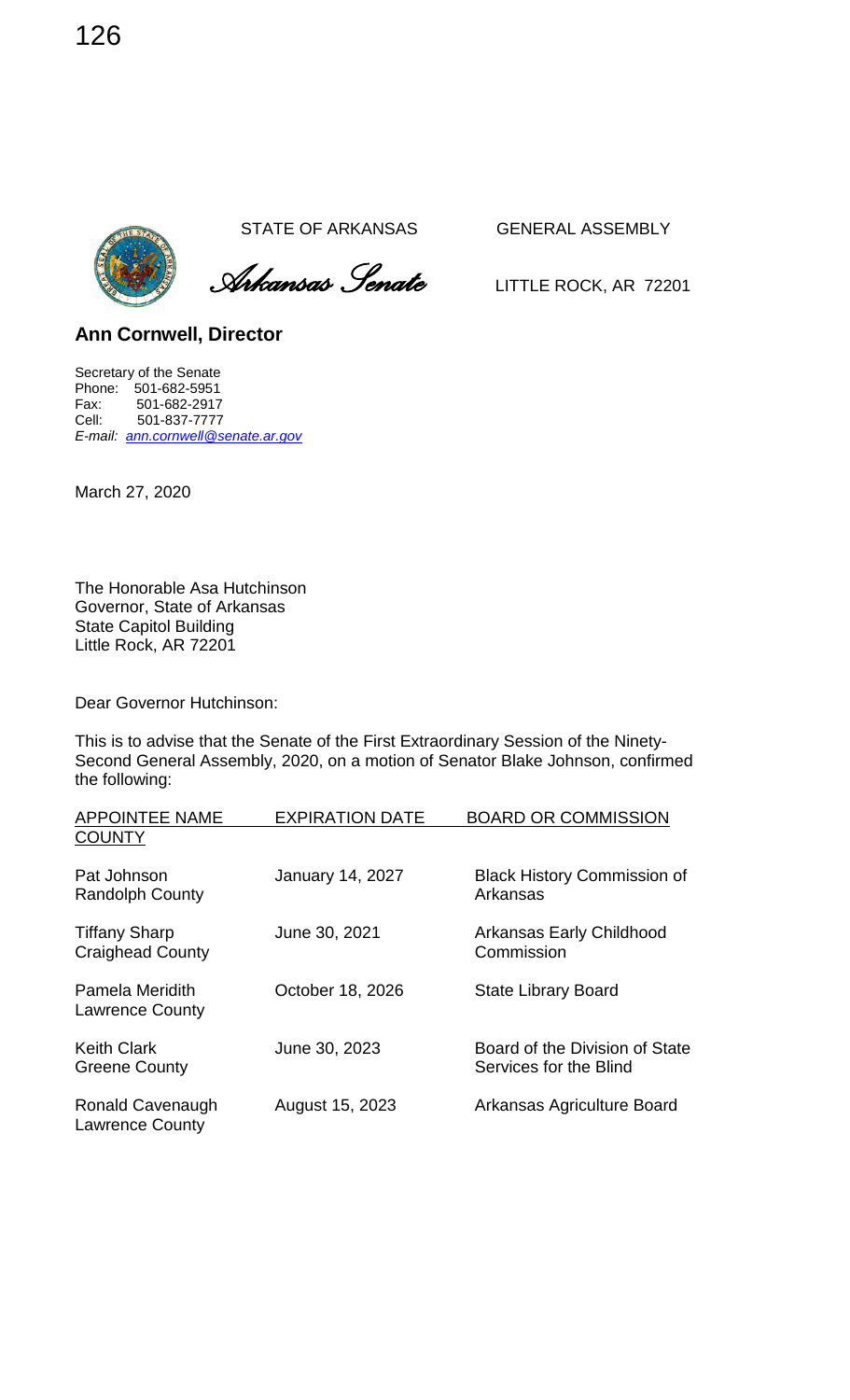STATE OF ARKANSAS GENERAL ASSEMBLY

*Arkansas Senate*

LITTLE ROCK, AR 72201

**Ann Cornwell, Director**

Secretary of the Senate
Phone: 501-682-5951
Fax: 501-682-2917
Cell: 501-837-7777
*E-mail: ann.cornwell@senate.ar.gov*

March 27, 2020

The Honorable Asa Hutchinson
Governor, State of Arkansas
State Capitol Building
Little Rock, AR 72201

Dear Governor Hutchinson:

This is to advise that the Senate of the First Extraordinary Session of the Ninety-Second General Assembly, 2020, on a motion of Senator Blake Johnson, confirmed the following:

| APPOINTEE NAME COUNTY | EXPIRATION DATE | BOARD OR COMMISSION |
|---|---|---|
| Pat Johnson Randolph County | January 14, 2027 | Black History Commission of Arkansas |
| Tiffany Sharp Craighead County | June 30, 2021 | Arkansas Early Childhood Commission |
| Pamela Meridith Lawrence County | October 18, 2026 | State Library Board |
| Keith Clark Greene County | June 30, 2023 | Board of the Division of State Services for the Blind |
| Ronald Cavenaugh Lawrence County | August 15, 2023 | Arkansas Agriculture Board |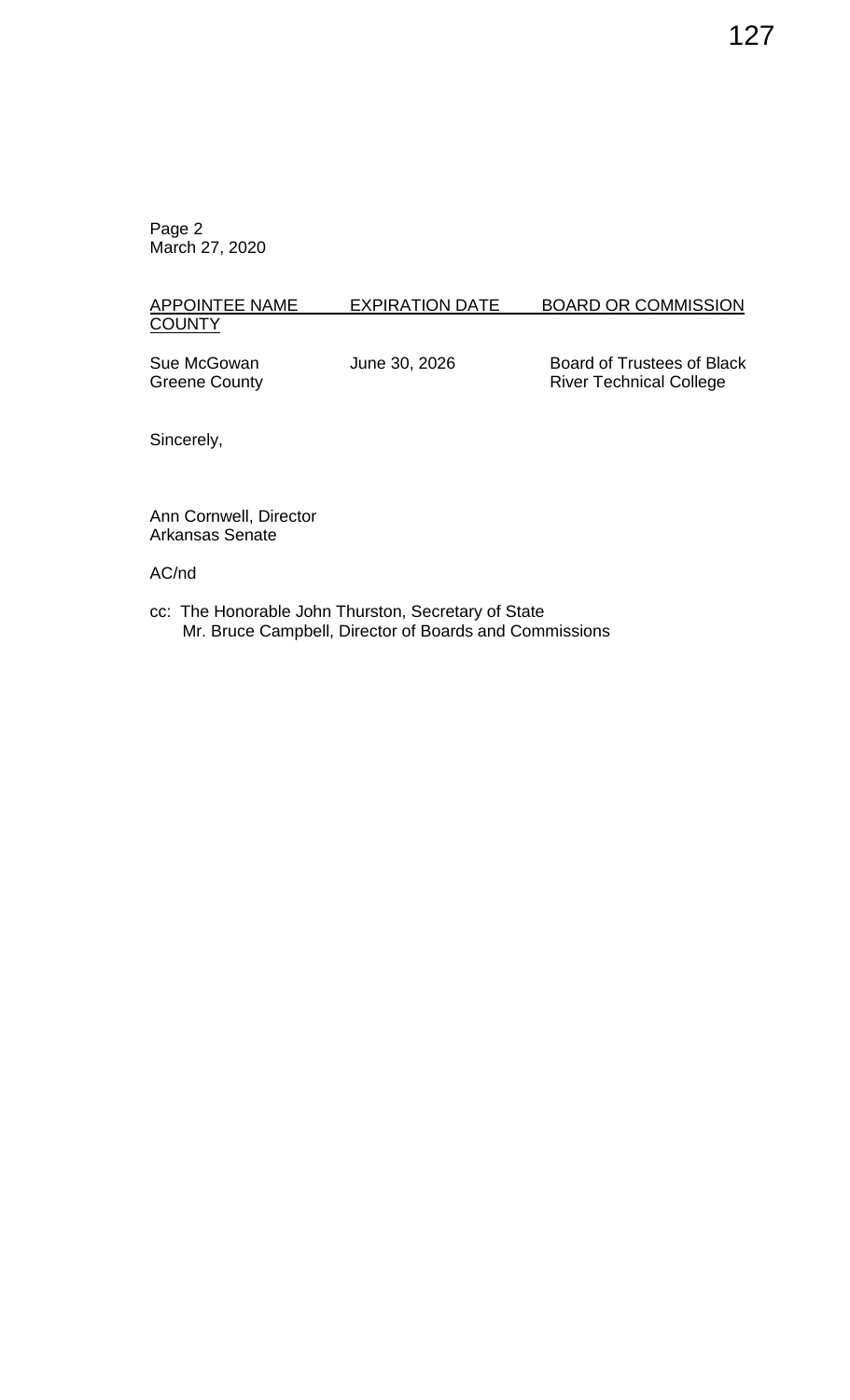Page 2
March 27, 2020

| APPOINTEE NAME COUNTY | EXPIRATION DATE | BOARD OR COMMISSION |
|---|---|---|
| Sue McGowan Greene County | June 30, 2026 | Board of Trustees of Black River Technical College |

Sincerely,

Ann Cornwell, Director
Arkansas Senate

AC/nd

cc: The Honorable John Thurston, Secretary of State
Mr. Bruce Campbell, Director of Boards and Commissions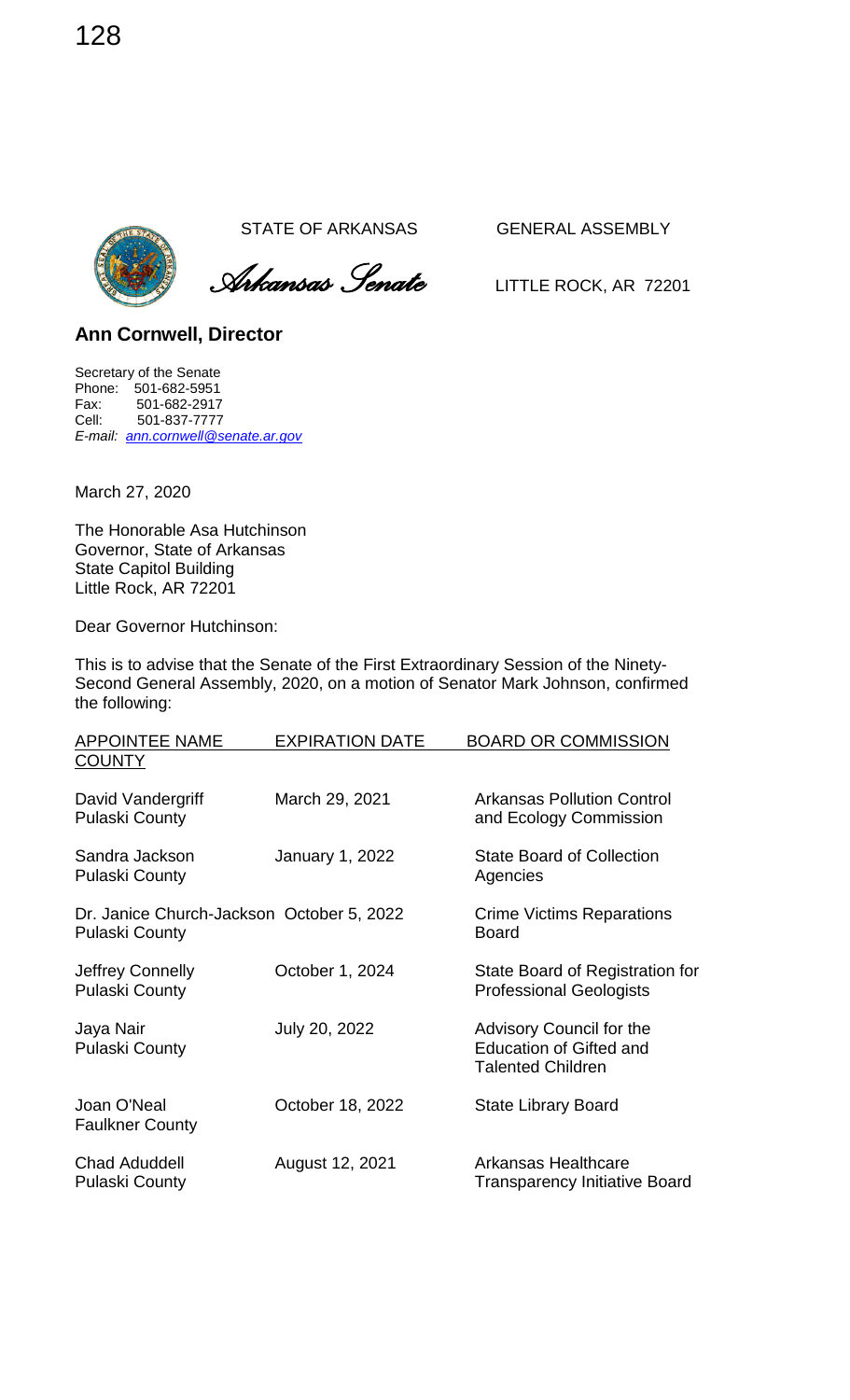STATE OF ARKANSAS GENERAL ASSEMBLY

*Arkansas Senate* LITTLE ROCK, AR 72201

**Ann Cornwell, Director**

Secretary of the Senate
Phone: 501-682-5951
Fax: 501-682-2917
Cell: 501-837-7777
*E-mail: ann.cornwell@senate.ar.gov*

March 27, 2020

The Honorable Asa Hutchinson
Governor, State of Arkansas
State Capitol Building
Little Rock, AR 72201

Dear Governor Hutchinson:

This is to advise that the Senate of the First Extraordinary Session of the Ninety-Second General Assembly, 2020, on a motion of Senator Mark Johnson, confirmed the following:

| APPOINTEE NAME COUNTY | EXPIRATION DATE | BOARD OR COMMISSION |
|---|---|---|
| David Vandergriff<br>Pulaski County | March 29, 2021 | Arkansas Pollution Control and Ecology Commission |
| Sandra Jackson<br>Pulaski County | January 1, 2022 | State Board of Collection Agencies |
| Dr. Janice Church-Jackson<br>Pulaski County | October 5, 2022 | Crime Victims Reparations Board |
| Jeffrey Connelly<br>Pulaski County | October 1, 2024 | State Board of Registration for Professional Geologists |
| Jaya Nair<br>Pulaski County | July 20, 2022 | Advisory Council for the Education of Gifted and Talented Children |
| Joan O'Neal<br>Faulkner County | October 18, 2022 | State Library Board |
| Chad Aduddell<br>Pulaski County | August 12, 2021 | Arkansas Healthcare Transparency Initiative Board |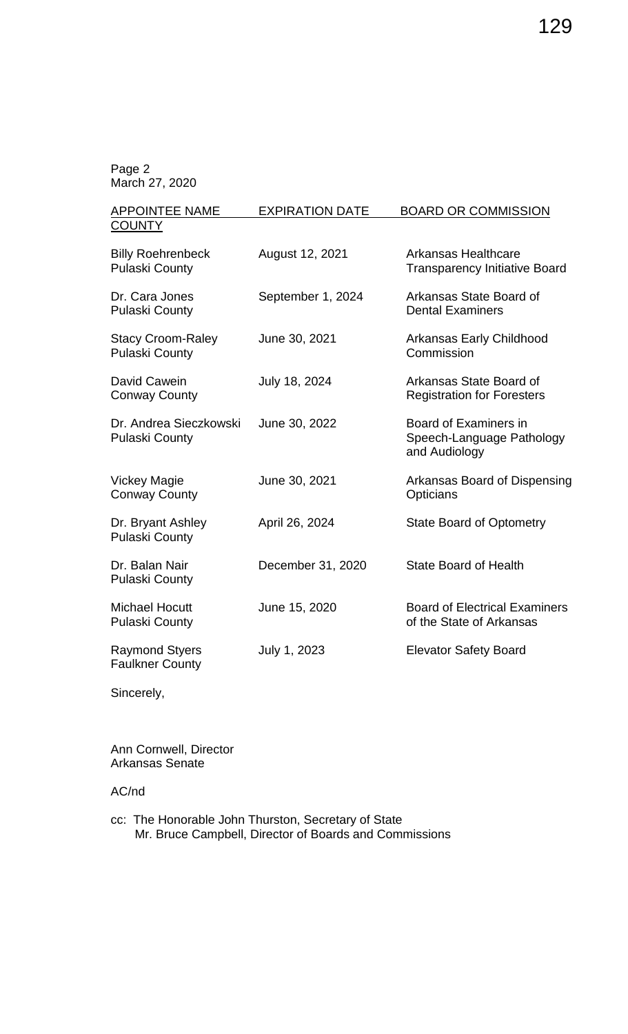Page 2
March 27, 2020

| APPOINTEE NAME COUNTY | EXPIRATION DATE | BOARD OR COMMISSION |
|---|---|---|
| Billy Roehrenbeck Pulaski County | August 12, 2021 | Arkansas Healthcare Transparency Initiative Board |
| Dr. Cara Jones Pulaski County | September 1, 2024 | Arkansas State Board of Dental Examiners |
| Stacy Croom-Raley Pulaski County | June 30, 2021 | Arkansas Early Childhood Commission |
| David Cawein Conway County | July 18, 2024 | Arkansas State Board of Registration for Foresters |
| Dr. Andrea Sieczkowski Pulaski County | June 30, 2022 | Board of Examiners in Speech-Language Pathology and Audiology |
| Vickey Magie Conway County | June 30, 2021 | Arkansas Board of Dispensing Opticians |
| Dr. Bryant Ashley Pulaski County | April 26, 2024 | State Board of Optometry |
| Dr. Balan Nair Pulaski County | December 31, 2020 | State Board of Health |
| Michael Hocutt Pulaski County | June 15, 2020 | Board of Electrical Examiners of the State of Arkansas |
| Raymond Styers Faulkner County | July 1, 2023 | Elevator Safety Board |

Sincerely,

Ann Cornwell, Director
Arkansas Senate

AC/nd

cc: The Honorable John Thurston, Secretary of State
Mr. Bruce Campbell, Director of Boards and Commissions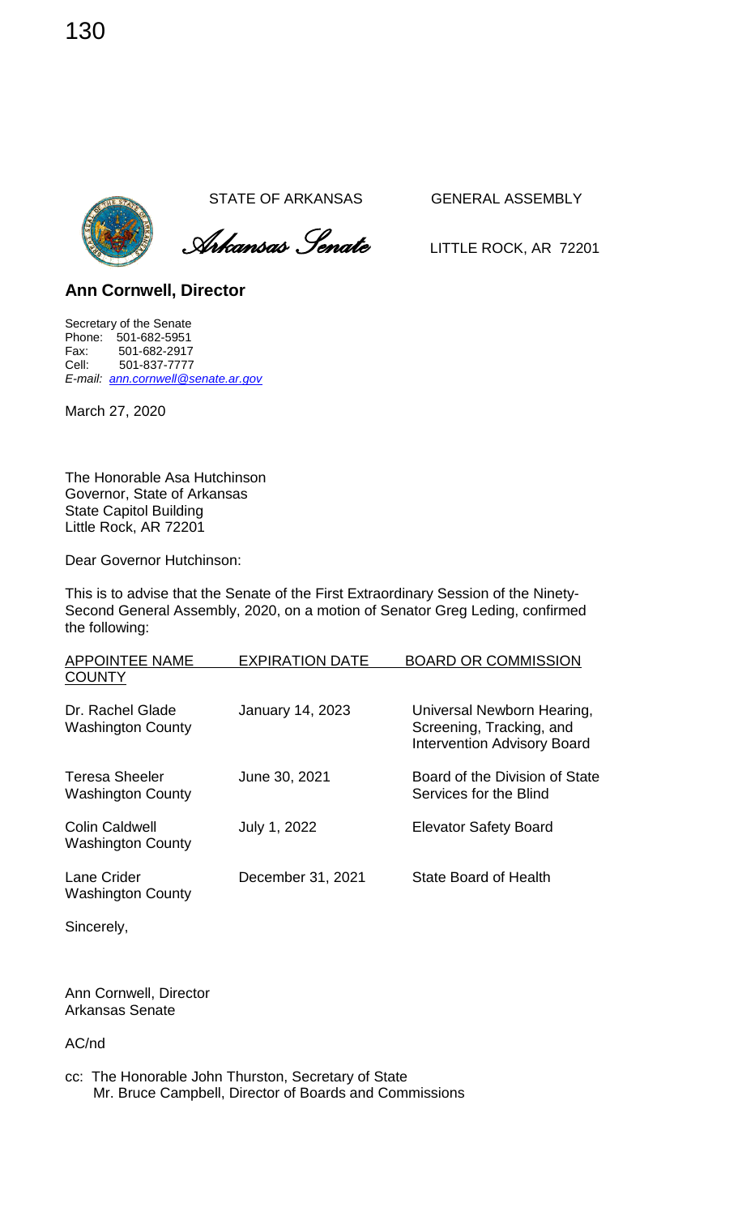STATE OF ARKANSAS GENERAL ASSEMBLY

*Arkansas Senate*

LITTLE ROCK, AR 72201

**Ann Cornwell, Director**

Secretary of the Senate
Phone: 501-682-5951
Fax: 501-682-2917
Cell: 501-837-7777
*E-mail: ann.cornwell@senate.ar.gov*

March 27, 2020

The Honorable Asa Hutchinson
Governor, State of Arkansas
State Capitol Building
Little Rock, AR 72201

Dear Governor Hutchinson:

This is to advise that the Senate of the First Extraordinary Session of the Ninety-Second General Assembly, 2020, on a motion of Senator Greg Leding, confirmed the following:

| APPOINTEE NAME COUNTY | EXPIRATION DATE | BOARD OR COMMISSION |
|---|---|---|
| Dr. Rachel Glade Washington County | January 14, 2023 | Universal Newborn Hearing, Screening, Tracking, and Intervention Advisory Board |
| Teresa Sheeler Washington County | June 30, 2021 | Board of the Division of State Services for the Blind |
| Colin Caldwell Washington County | July 1, 2022 | Elevator Safety Board |
| Lane Crider Washington County | December 31, 2021 | State Board of Health |

Sincerely,

Ann Cornwell, Director
Arkansas Senate

AC/nd

cc: The Honorable John Thurston, Secretary of State
Mr. Bruce Campbell, Director of Boards and Commissions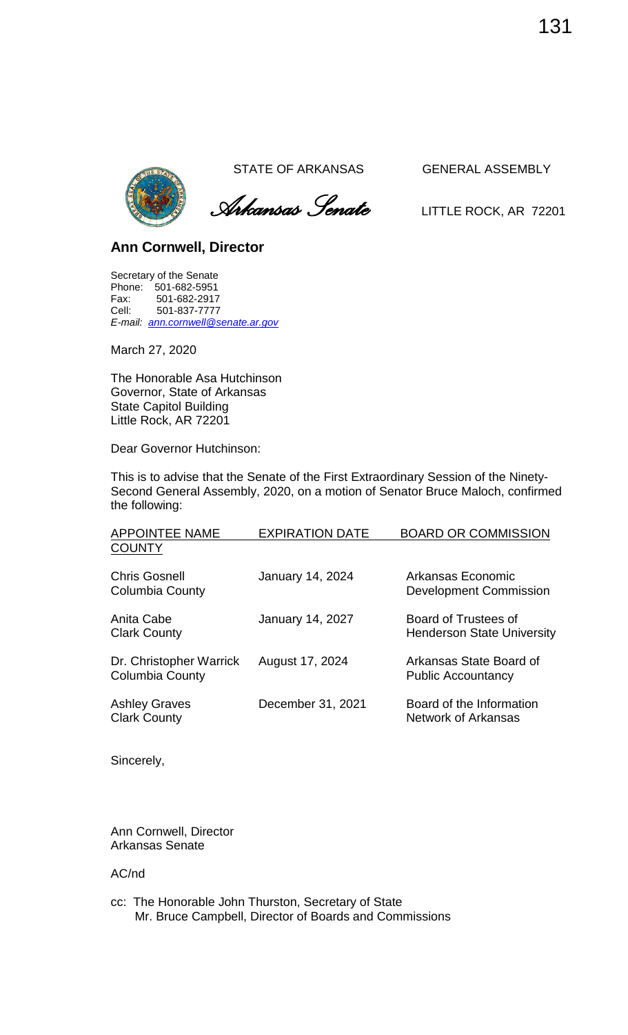STATE OF ARKANSAS GENERAL ASSEMBLY

*Arkansas Senate*

LITTLE ROCK, AR 72201

**Ann Cornwell, Director**

Secretary of the Senate
Phone: 501-682-5951
Fax: 501-682-2917
Cell: 501-837-7777
*E-mail: ann.cornwell@senate.ar.gov*

March 27, 2020

The Honorable Asa Hutchinson
Governor, State of Arkansas
State Capitol Building
Little Rock, AR 72201

Dear Governor Hutchinson:

This is to advise that the Senate of the First Extraordinary Session of the Ninety-Second General Assembly, 2020, on a motion of Senator Bruce Maloch, confirmed the following:

| APPOINTEE NAME COUNTY | EXPIRATION DATE | BOARD OR COMMISSION |
|---|---|---|
| Chris Gosnell Columbia County | January 14, 2024 | Arkansas Economic Development Commission |
| Anita Cabe Clark County | January 14, 2027 | Board of Trustees of Henderson State University |
| Dr. Christopher Warrick Columbia County | August 17, 2024 | Arkansas State Board of Public Accountancy |
| Ashley Graves Clark County | December 31, 2021 | Board of the Information Network of Arkansas |

Sincerely,

Ann Cornwell, Director
Arkansas Senate

AC/nd

cc: The Honorable John Thurston, Secretary of State
Mr. Bruce Campbell, Director of Boards and Commissions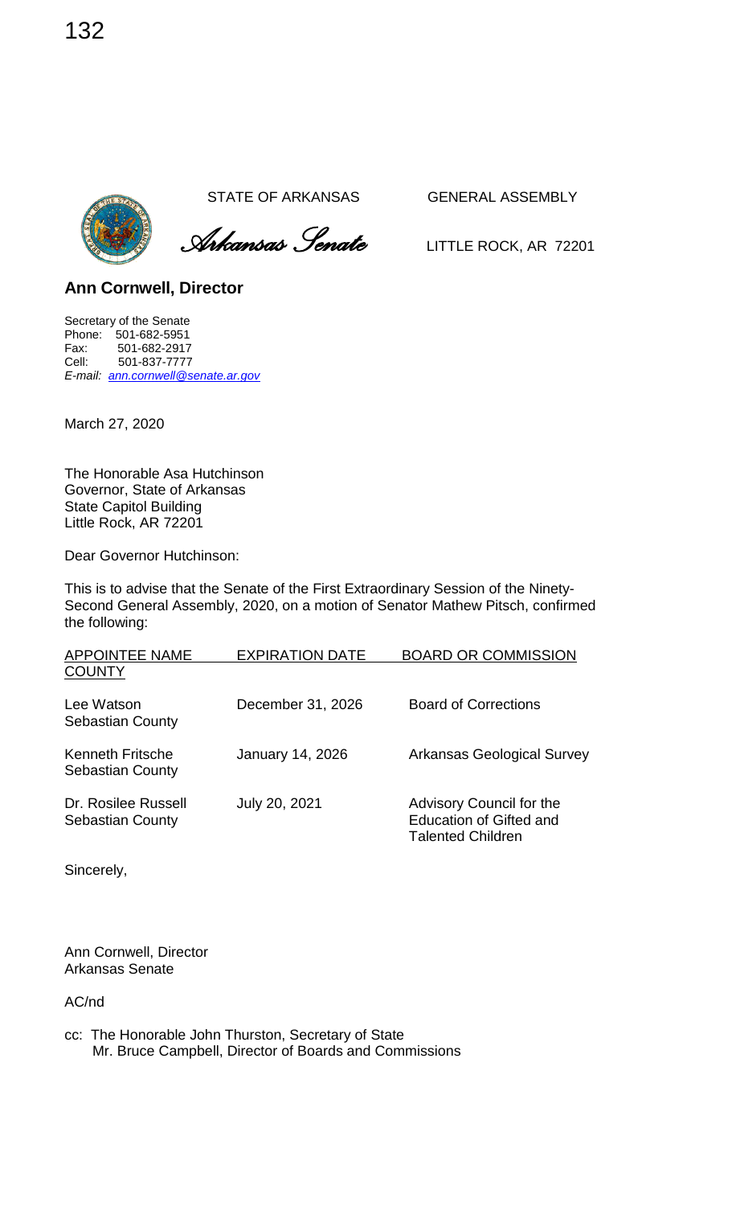STATE OF ARKANSAS GENERAL ASSEMBLY

*Arkansas Senate*

LITTLE ROCK, AR 72201

**Ann Cornwell, Director**

Secretary of the Senate
Phone: 501-682-5951
Fax: 501-682-2917
Cell: 501-837-7777
*E-mail: ann.cornwell@senate.ar.gov*

March 27, 2020

The Honorable Asa Hutchinson
Governor, State of Arkansas
State Capitol Building
Little Rock, AR 72201

Dear Governor Hutchinson:

This is to advise that the Senate of the First Extraordinary Session of the Ninety-Second General Assembly, 2020, on a motion of Senator Mathew Pitsch, confirmed the following:

| APPOINTEE NAME COUNTY | EXPIRATION DATE | BOARD OR COMMISSION |
| --- | --- | --- |
| Lee Watson<br>Sebastian County | December 31, 2026 | Board of Corrections |
| Kenneth Fritsche<br>Sebastian County | January 14, 2026 | Arkansas Geological Survey |
| Dr. Rosilee Russell<br>Sebastian County | July 20, 2021 | Advisory Council for the Education of Gifted and Talented Children |

Sincerely,

Ann Cornwell, Director
Arkansas Senate

AC/nd

cc: The Honorable John Thurston, Secretary of State
Mr. Bruce Campbell, Director of Boards and Commissions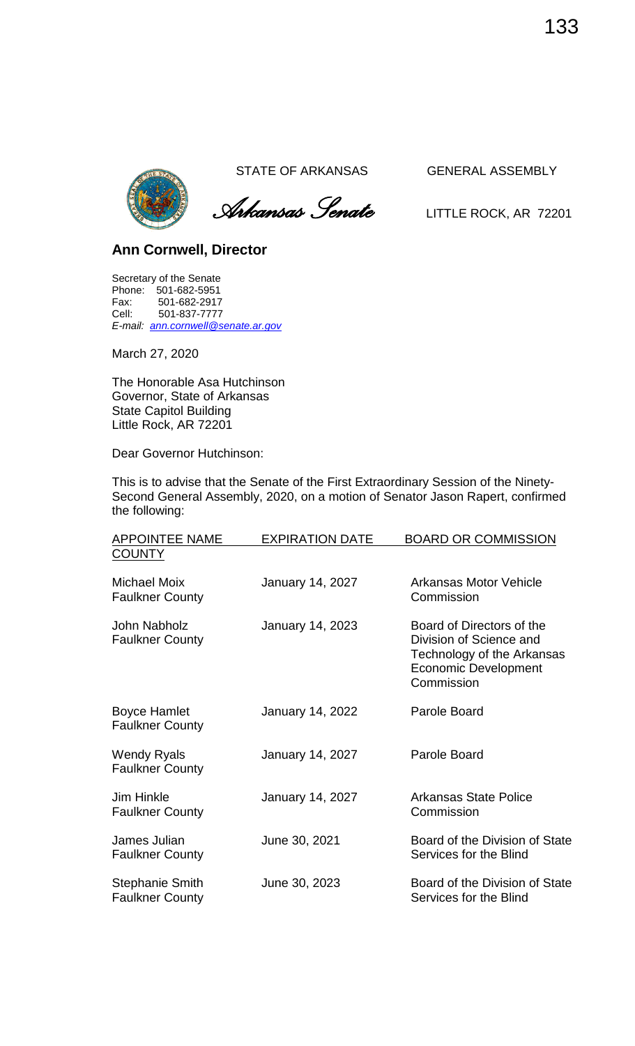STATE OF ARKANSAS GENERAL ASSEMBLY

*Arkansas Senate* LITTLE ROCK, AR 72201

**Ann Cornwell, Director**

Secretary of the Senate
Phone: 501-682-5951
Fax: 501-682-2917
Cell: 501-837-7777
*E-mail: ann.cornwell@senate.ar.gov*

March 27, 2020

The Honorable Asa Hutchinson
Governor, State of Arkansas
State Capitol Building
Little Rock, AR 72201

Dear Governor Hutchinson:

This is to advise that the Senate of the First Extraordinary Session of the Ninety-Second General Assembly, 2020, on a motion of Senator Jason Rapert, confirmed the following:

| APPOINTEE NAME COUNTY | EXPIRATION DATE | BOARD OR COMMISSION |
|---|---|---|
| Michael Moix<br>Faulkner County | January 14, 2027 | Arkansas Motor Vehicle Commission |
| John Nabholz<br>Faulkner County | January 14, 2023 | Board of Directors of the Division of Science and Technology of the Arkansas Economic Development Commission |
| Boyce Hamlet<br>Faulkner County | January 14, 2022 | Parole Board |
| Wendy Ryals<br>Faulkner County | January 14, 2027 | Parole Board |
| Jim Hinkle<br>Faulkner County | January 14, 2027 | Arkansas State Police Commission |
| James Julian<br>Faulkner County | June 30, 2021 | Board of the Division of State Services for the Blind |
| Stephanie Smith<br>Faulkner County | June 30, 2023 | Board of the Division of State Services for the Blind |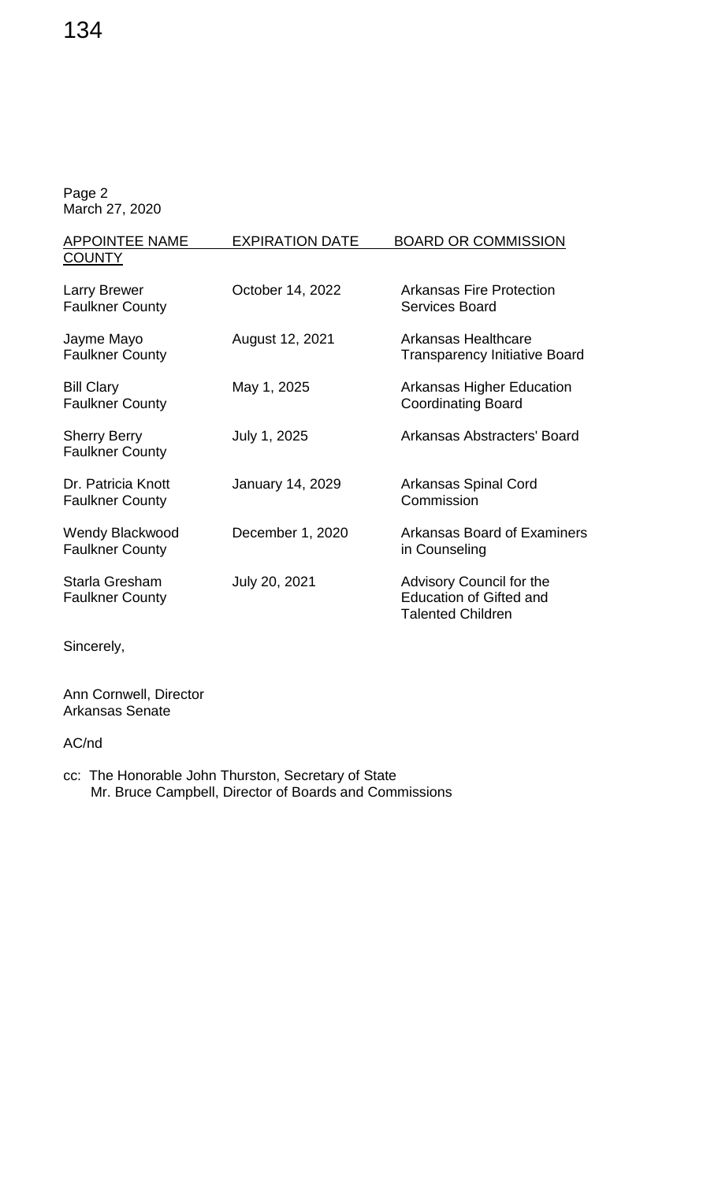Page 2
March 27, 2020

| APPOINTEE NAME COUNTY | EXPIRATION DATE | BOARD OR COMMISSION |
|---|---|---|
| Larry Brewer Faulkner County | October 14, 2022 | Arkansas Fire Protection Services Board |
| Jayme Mayo Faulkner County | August 12, 2021 | Arkansas Healthcare Transparency Initiative Board |
| Bill Clary Faulkner County | May 1, 2025 | Arkansas Higher Education Coordinating Board |
| Sherry Berry Faulkner County | July 1, 2025 | Arkansas Abstracters' Board |
| Dr. Patricia Knott Faulkner County | January 14, 2029 | Arkansas Spinal Cord Commission |
| Wendy Blackwood Faulkner County | December 1, 2020 | Arkansas Board of Examiners in Counseling |
| Starla Gresham Faulkner County | July 20, 2021 | Advisory Council for the Education of Gifted and Talented Children |

Sincerely,

Ann Cornwell, Director
Arkansas Senate

AC/nd

cc: The Honorable John Thurston, Secretary of State
Mr. Bruce Campbell, Director of Boards and Commissions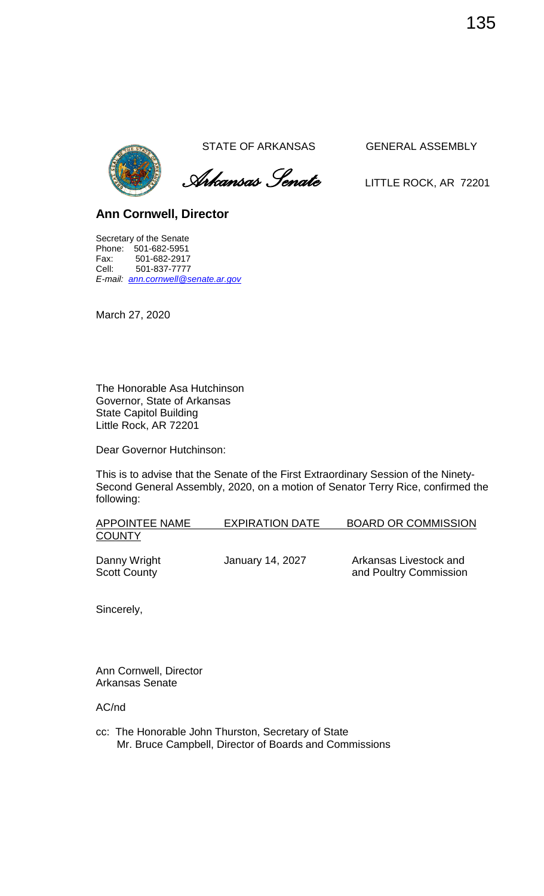STATE OF ARKANSAS GENERAL ASSEMBLY

*Arkansas Senate*

LITTLE ROCK, AR 72201

**Ann Cornwell, Director**

Secretary of the Senate
Phone: 501-682-5951
Fax: 501-682-2917
Cell: 501-837-7777
*E-mail: ann.cornwell@senate.ar.gov*

March 27, 2020

The Honorable Asa Hutchinson
Governor, State of Arkansas
State Capitol Building
Little Rock, AR 72201

Dear Governor Hutchinson:

This is to advise that the Senate of the First Extraordinary Session of the Ninety-Second General Assembly, 2020, on a motion of Senator Terry Rice, confirmed the following:

| APPOINTEE NAME COUNTY | EXPIRATION DATE | BOARD OR COMMISSION |
| --- | --- | --- |
| Danny Wright Scott County | January 14, 2027 | Arkansas Livestock and Poultry Commission |

Sincerely,

Ann Cornwell, Director
Arkansas Senate

AC/nd

cc: The Honorable John Thurston, Secretary of State
Mr. Bruce Campbell, Director of Boards and Commissions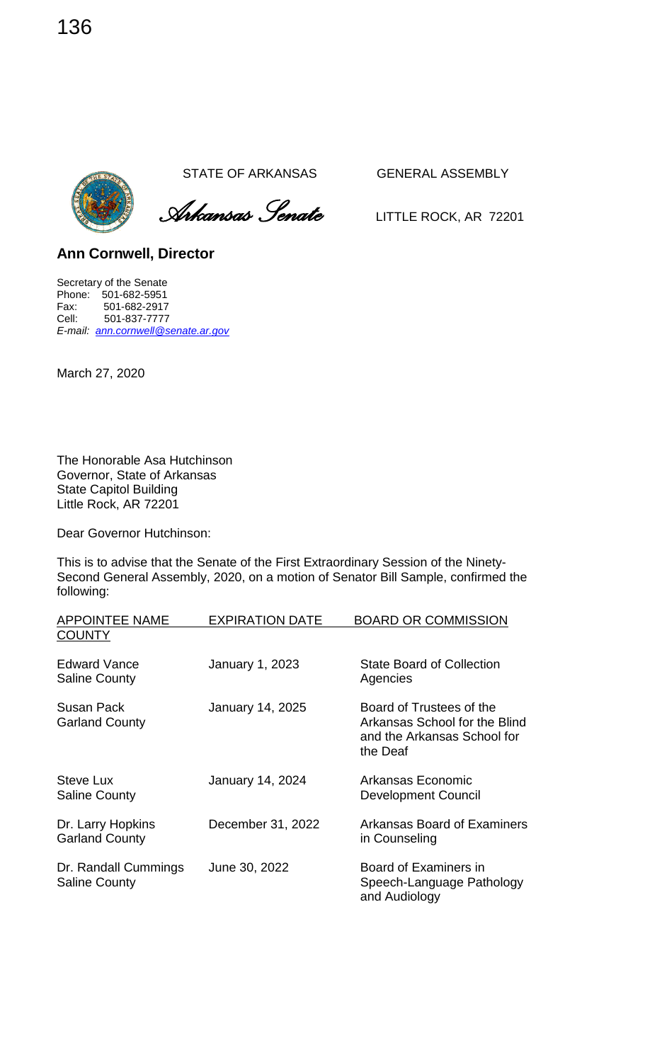STATE OF ARKANSAS GENERAL ASSEMBLY

*Arkansas Senate* LITTLE ROCK, AR 72201

**Ann Cornwell, Director**

Secretary of the Senate
Phone: 501-682-5951
Fax: 501-682-2917
Cell: 501-837-7777
*E-mail: ann.cornwell@senate.ar.gov*

March 27, 2020

The Honorable Asa Hutchinson
Governor, State of Arkansas
State Capitol Building
Little Rock, AR 72201

Dear Governor Hutchinson:

This is to advise that the Senate of the First Extraordinary Session of the Ninety-Second General Assembly, 2020, on a motion of Senator Bill Sample, confirmed the following:

| APPOINTEE NAME COUNTY | EXPIRATION DATE | BOARD OR COMMISSION |
|---|---|---|
| Edward Vance<br>Saline County | January 1, 2023 | State Board of Collection Agencies |
| Susan Pack<br>Garland County | January 14, 2025 | Board of Trustees of the Arkansas School for the Blind and the Arkansas School for the Deaf |
| Steve Lux<br>Saline County | January 14, 2024 | Arkansas Economic Development Council |
| Dr. Larry Hopkins<br>Garland County | December 31, 2022 | Arkansas Board of Examiners in Counseling |
| Dr. Randall Cummings<br>Saline County | June 30, 2022 | Board of Examiners in Speech-Language Pathology and Audiology |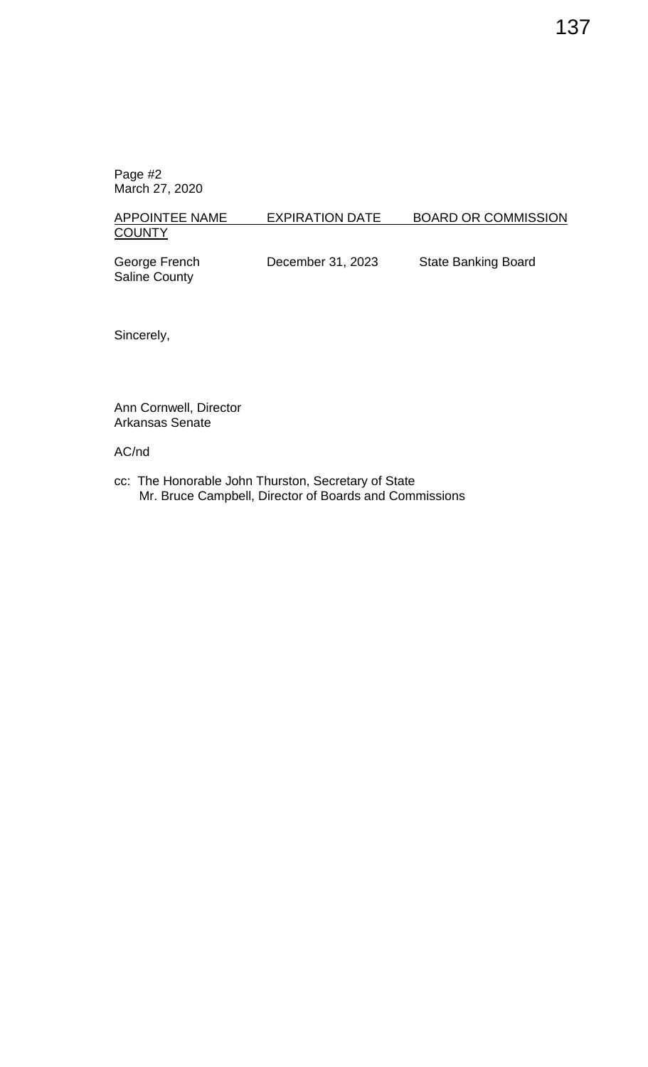Page #2
March 27, 2020

| APPOINTEE NAME COUNTY | EXPIRATION DATE | BOARD OR COMMISSION |
|---|---|---|
| George French Saline County | December 31, 2023 | State Banking Board |

Sincerely,

Ann Cornwell, Director
Arkansas Senate

AC/nd

cc: The Honorable John Thurston, Secretary of State
Mr. Bruce Campbell, Director of Boards and Commissions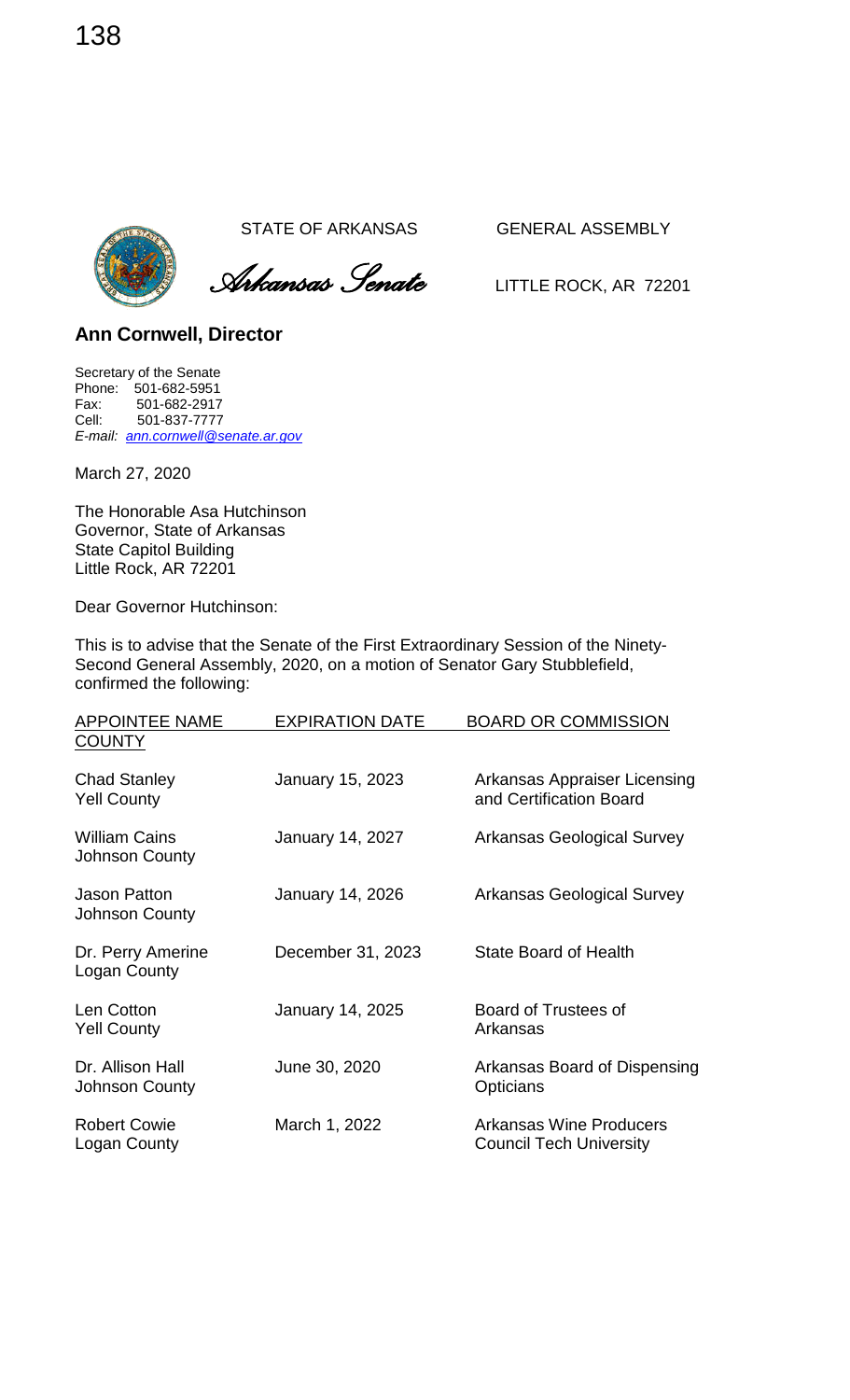STATE OF ARKANSAS GENERAL ASSEMBLY

*Arkansas Senate* LITTLE ROCK, AR 72201

**Ann Cornwell, Director**

Secretary of the Senate
Phone: 501-682-5951
Fax: 501-682-2917
Cell: 501-837-7777
*E-mail: ann.cornwell@senate.ar.gov*

March 27, 2020

The Honorable Asa Hutchinson
Governor, State of Arkansas
State Capitol Building
Little Rock, AR 72201

Dear Governor Hutchinson:

This is to advise that the Senate of the First Extraordinary Session of the Ninety-Second General Assembly, 2020, on a motion of Senator Gary Stubblefield, confirmed the following:

| APPOINTEE NAME<br>COUNTY | EXPIRATION DATE | BOARD OR COMMISSION |
|---|---|---|
| Chad Stanley<br>Yell County | January 15, 2023 | Arkansas Appraiser Licensing and Certification Board |
| William Cains<br>Johnson County | January 14, 2027 | Arkansas Geological Survey |
| Jason Patton<br>Johnson County | January 14, 2026 | Arkansas Geological Survey |
| Dr. Perry Amerine<br>Logan County | December 31, 2023 | State Board of Health |
| Len Cotton<br>Yell County | January 14, 2025 | Board of Trustees of Arkansas |
| Dr. Allison Hall<br>Johnson County | June 30, 2020 | Arkansas Board of Dispensing Opticians |
| Robert Cowie<br>Logan County | March 1, 2022 | Arkansas Wine Producers Council Tech University |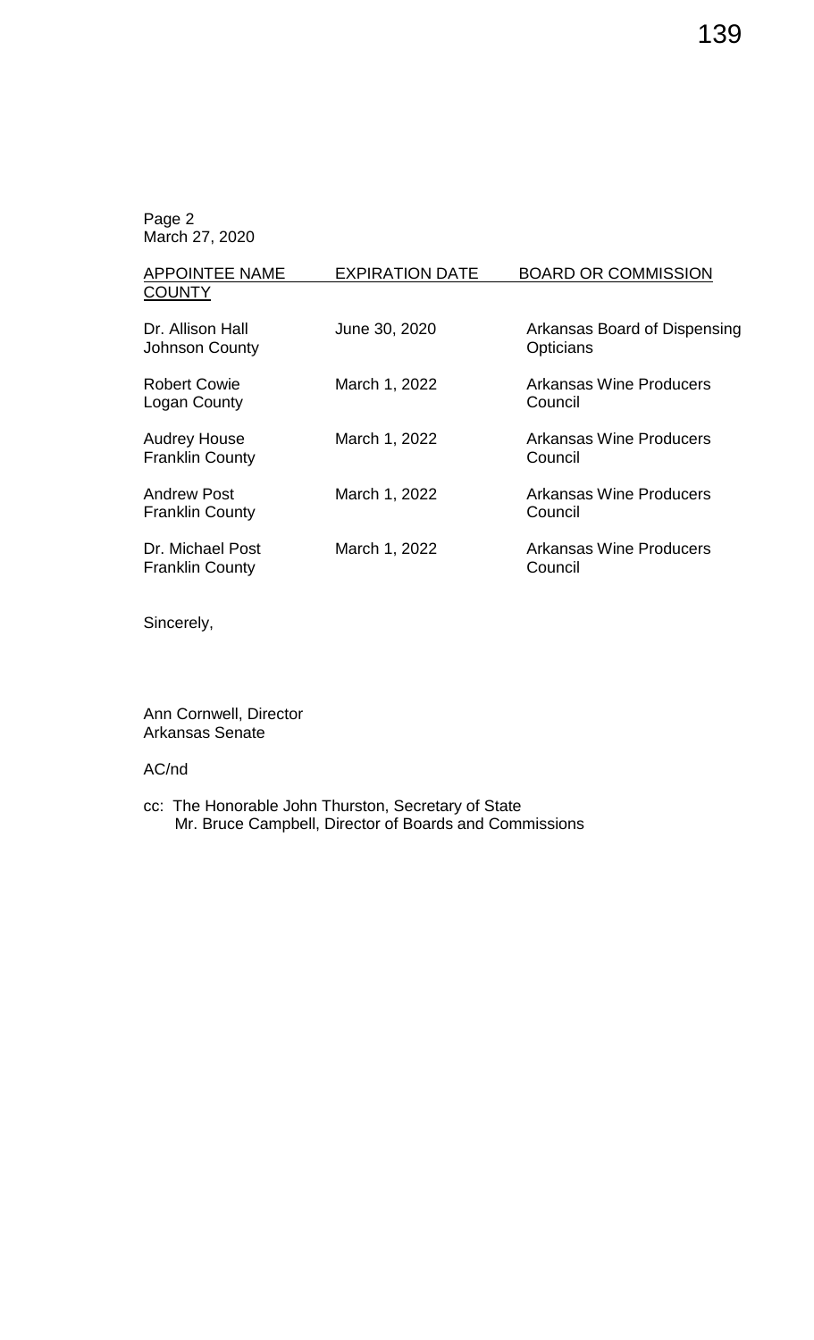Page 2
March 27, 2020

| APPOINTEE NAME COUNTY | EXPIRATION DATE | BOARD OR COMMISSION |
| --- | --- | --- |
| Dr. Allison Hall Johnson County | June 30, 2020 | Arkansas Board of Dispensing Opticians |
| Robert Cowie Logan County | March 1, 2022 | Arkansas Wine Producers Council |
| Audrey House Franklin County | March 1, 2022 | Arkansas Wine Producers Council |
| Andrew Post Franklin County | March 1, 2022 | Arkansas Wine Producers Council |
| Dr. Michael Post Franklin County | March 1, 2022 | Arkansas Wine Producers Council |

Sincerely,

Ann Cornwell, Director
Arkansas Senate

AC/nd

cc: The Honorable John Thurston, Secretary of State
Mr. Bruce Campbell, Director of Boards and Commissions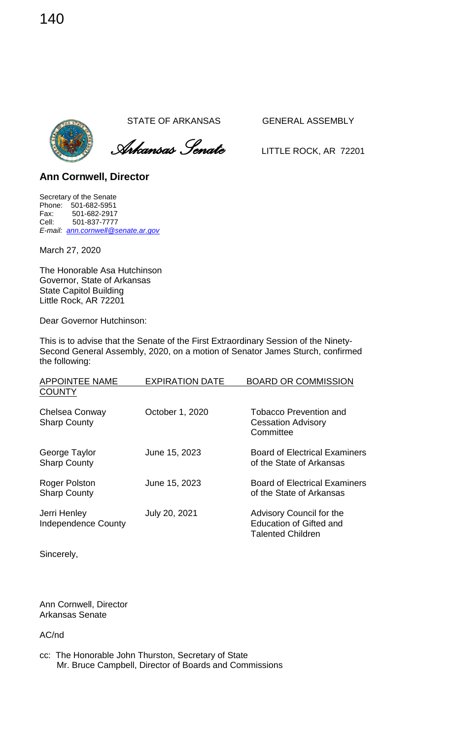STATE OF ARKANSAS GENERAL ASSEMBLY

*Arkansas Senate* LITTLE ROCK, AR 72201

**Ann Cornwell, Director**

Secretary of the Senate
Phone: 501-682-5951
Fax: 501-682-2917
Cell: 501-837-7777
*E-mail: ann.cornwell@senate.ar.gov*

March 27, 2020

The Honorable Asa Hutchinson
Governor, State of Arkansas
State Capitol Building
Little Rock, AR 72201

Dear Governor Hutchinson:

This is to advise that the Senate of the First Extraordinary Session of the Ninety-Second General Assembly, 2020, on a motion of Senator James Sturch, confirmed the following:

| APPOINTEE NAME COUNTY | EXPIRATION DATE | BOARD OR COMMISSION |
|---|---|---|
| Chelsea Conway Sharp County | October 1, 2020 | Tobacco Prevention and Cessation Advisory Committee |
| George Taylor Sharp County | June 15, 2023 | Board of Electrical Examiners of the State of Arkansas |
| Roger Polston Sharp County | June 15, 2023 | Board of Electrical Examiners of the State of Arkansas |
| Jerri Henley Independence County | July 20, 2021 | Advisory Council for the Education of Gifted and Talented Children |

Sincerely,

Ann Cornwell, Director
Arkansas Senate

AC/nd

cc: The Honorable John Thurston, Secretary of State
Mr. Bruce Campbell, Director of Boards and Commissions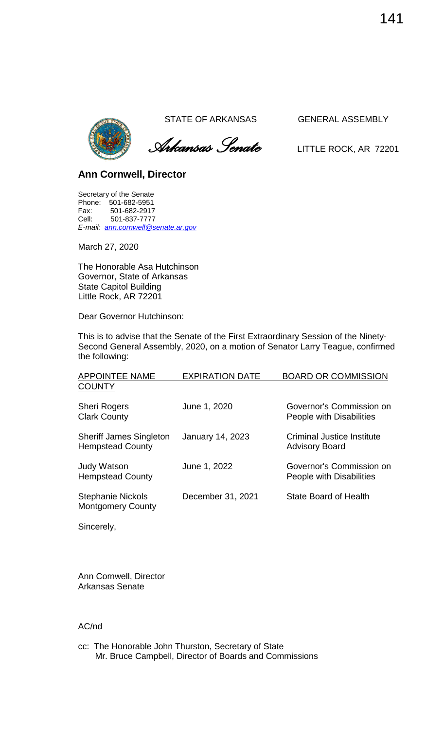STATE OF ARKANSAS GENERAL ASSEMBLY

*Arkansas Senate*

LITTLE ROCK, AR 72201

**Ann Cornwell, Director**

Secretary of the Senate
Phone: 501-682-5951
Fax: 501-682-2917
Cell: 501-837-7777
*E-mail: ann.cornwell@senate.ar.gov*

March 27, 2020

The Honorable Asa Hutchinson
Governor, State of Arkansas
State Capitol Building
Little Rock, AR 72201

Dear Governor Hutchinson:

This is to advise that the Senate of the First Extraordinary Session of the Ninety-Second General Assembly, 2020, on a motion of Senator Larry Teague, confirmed the following:

| APPOINTEE NAME COUNTY | EXPIRATION DATE | BOARD OR COMMISSION |
|---|---|---|
| Sheri Rogers<br>Clark County | June 1, 2020 | Governor's Commission on People with Disabilities |
| Sheriff James Singleton<br>Hempstead County | January 14, 2023 | Criminal Justice Institute Advisory Board |
| Judy Watson<br>Hempstead County | June 1, 2022 | Governor's Commission on People with Disabilities |
| Stephanie Nickols<br>Montgomery County | December 31, 2021 | State Board of Health |

Sincerely,

Ann Cornwell, Director
Arkansas Senate

AC/nd

cc: The Honorable John Thurston, Secretary of State
Mr. Bruce Campbell, Director of Boards and Commissions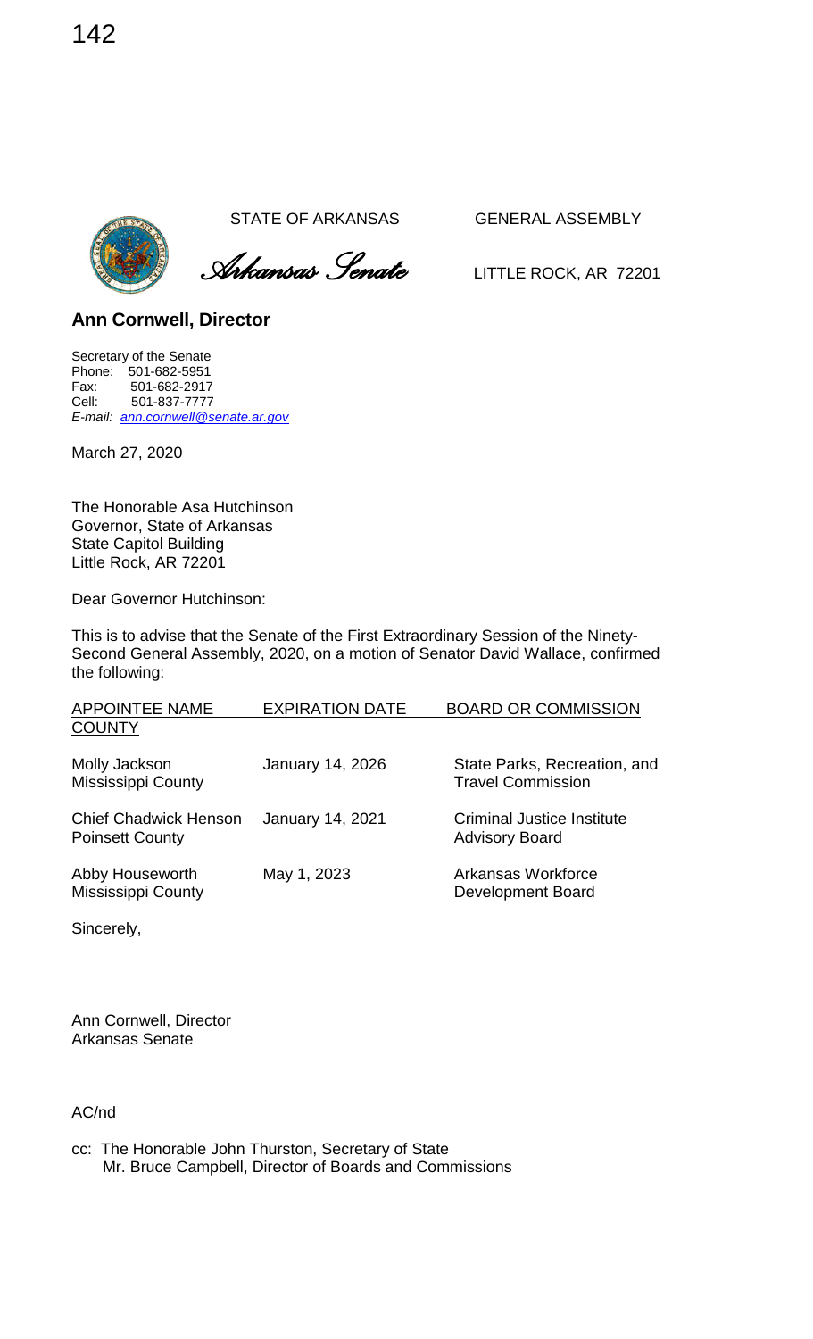STATE OF ARKANSAS GENERAL ASSEMBLY

*Arkansas Senate*

LITTLE ROCK, AR 72201

**Ann Cornwell, Director**

Secretary of the Senate
Phone: 501-682-5951
Fax: 501-682-2917
Cell: 501-837-7777
*E-mail: ann.cornwell@senate.ar.gov*

March 27, 2020

The Honorable Asa Hutchinson
Governor, State of Arkansas
State Capitol Building
Little Rock, AR 72201

Dear Governor Hutchinson:

This is to advise that the Senate of the First Extraordinary Session of the Ninety-Second General Assembly, 2020, on a motion of Senator David Wallace, confirmed the following:

| APPOINTEE NAME COUNTY | EXPIRATION DATE | BOARD OR COMMISSION |
|---|---|---|
| Molly Jackson Mississippi County | January 14, 2026 | State Parks, Recreation, and Travel Commission |
| Chief Chadwick Henson Poinsett County | January 14, 2021 | Criminal Justice Institute Advisory Board |
| Abby Houseworth Mississippi County | May 1, 2023 | Arkansas Workforce Development Board |

Sincerely,

Ann Cornwell, Director
Arkansas Senate

AC/nd

cc: The Honorable John Thurston, Secretary of State
Mr. Bruce Campbell, Director of Boards and Commissions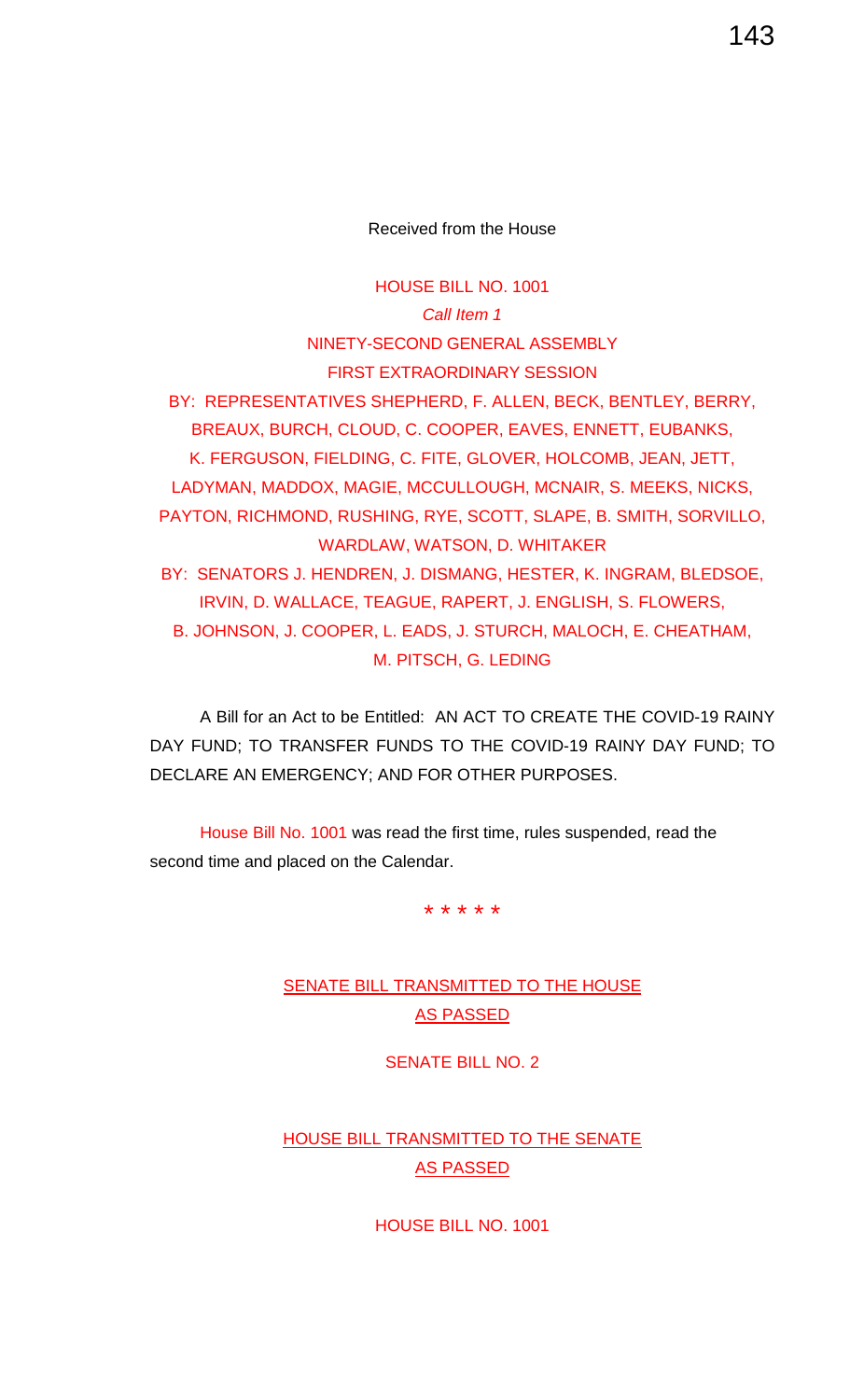Received from the House

HOUSE BILL NO. 1001

*Call Item 1*

NINETY-SECOND GENERAL ASSEMBLY

FIRST EXTRAORDINARY SESSION

BY: REPRESENTATIVES SHEPHERD, F. ALLEN, BECK, BENTLEY, BERRY, BREAUX, BURCH, CLOUD, C. COOPER, EAVES, ENNETT, EUBANKS, K. FERGUSON, FIELDING, C. FITE, GLOVER, HOLCOMB, JEAN, JETT, LADYMAN, MADDOX, MAGIE, MCCULLOUGH, MCNAIR, S. MEEKS, NICKS, PAYTON, RICHMOND, RUSHING, RYE, SCOTT, SLAPE, B. SMITH, SORVILLO, WARDLAW, WATSON, D. WHITAKER

BY: SENATORS J. HENDREN, J. DISMANG, HESTER, K. INGRAM, BLEDSOE, IRVIN, D. WALLACE, TEAGUE, RAPERT, J. ENGLISH, S. FLOWERS, B. JOHNSON, J. COOPER, L. EADS, J. STURCH, MALOCH, E. CHEATHAM, M. PITSCH, G. LEDING

A Bill for an Act to be Entitled: AN ACT TO CREATE THE COVID-19 RAINY DAY FUND; TO TRANSFER FUNDS TO THE COVID-19 RAINY DAY FUND; TO DECLARE AN EMERGENCY; AND FOR OTHER PURPOSES.

House Bill No. 1001 was read the first time, rules suspended, read the second time and placed on the Calendar.

\* \* \* \* \*

<u>SENATE BILL TRANSMITTED TO THE HOUSE AS PASSED</u>

SENATE BILL NO. 2

<u>HOUSE BILL TRANSMITTED TO THE SENATE AS PASSED</u>

HOUSE BILL NO. 1001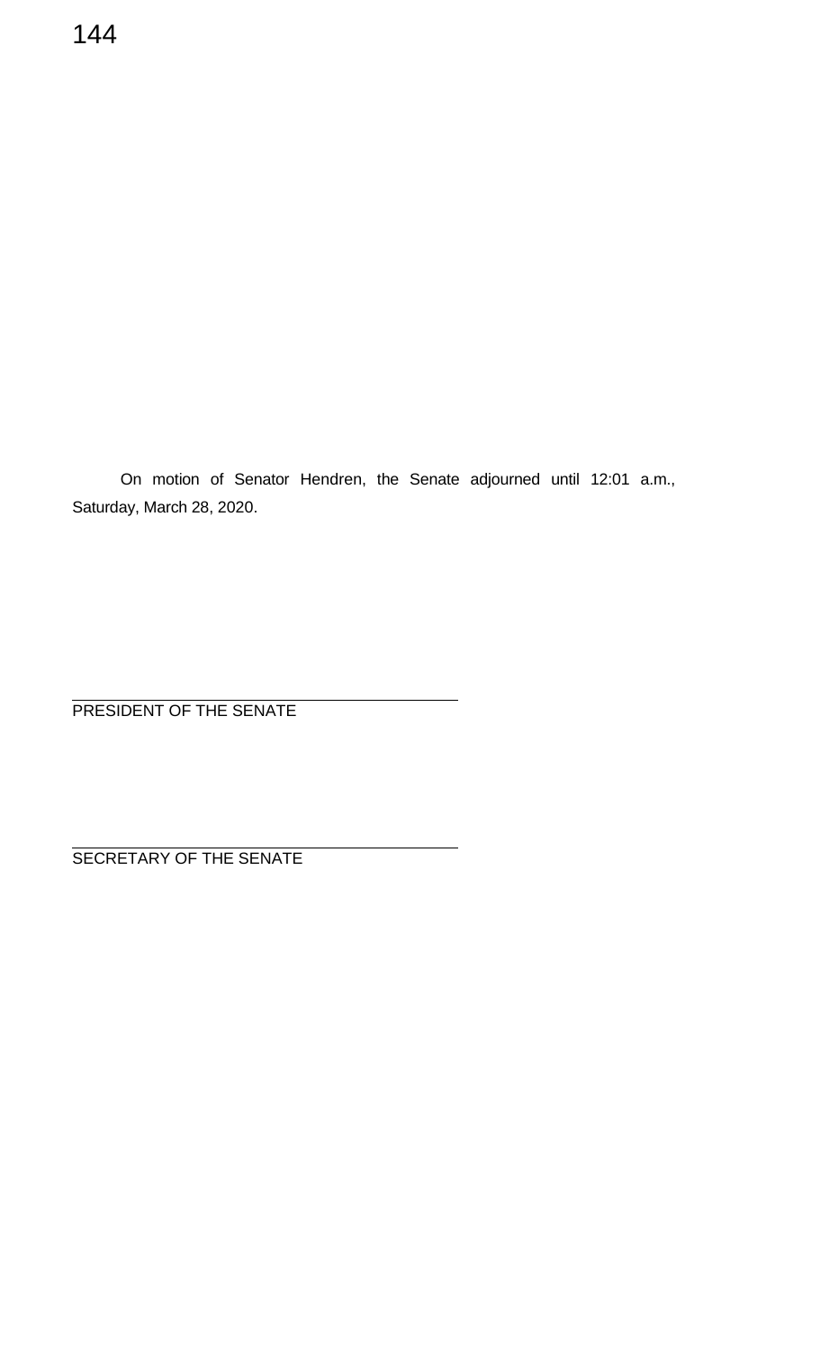On motion of Senator Hendren, the Senate adjourned until 12:01 a.m., Saturday, March 28, 2020.

______________________________
PRESIDENT OF THE SENATE

______________________________
SECRETARY OF THE SENATE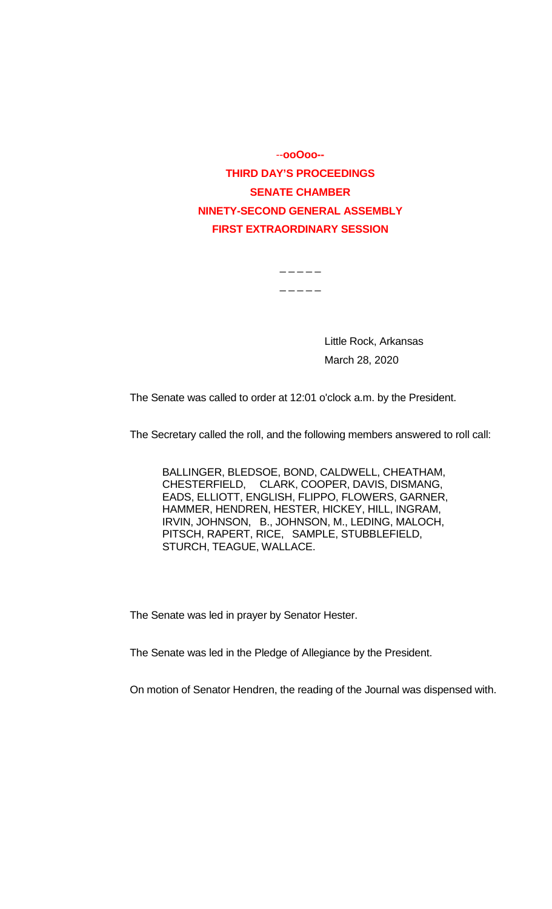--ooOoo--

**THIRD DAY'S PROCEEDINGS**

**SENATE CHAMBER**

**NINETY-SECOND GENERAL ASSEMBLY**

**FIRST EXTRAORDINARY SESSION**

\_ \_ \_ \_ \_

\_ \_ \_ \_ \_

Little Rock, Arkansas
March 28, 2020

The Senate was called to order at 12:01 o'clock a.m. by the President.

The Secretary called the roll, and the following members answered to roll call:

BALLINGER, BLEDSOE, BOND, CALDWELL, CHEATHAM, CHESTERFIELD, CLARK, COOPER, DAVIS, DISMANG, EADS, ELLIOTT, ENGLISH, FLIPPO, FLOWERS, GARNER, HAMMER, HENDREN, HESTER, HICKEY, HILL, INGRAM, IRVIN, JOHNSON, B., JOHNSON, M., LEDING, MALOCH, PITSCH, RAPERT, RICE, SAMPLE, STUBBLEFIELD, STURCH, TEAGUE, WALLACE.

The Senate was led in prayer by Senator Hester.

The Senate was led in the Pledge of Allegiance by the President.

On motion of Senator Hendren, the reading of the Journal was dispensed with.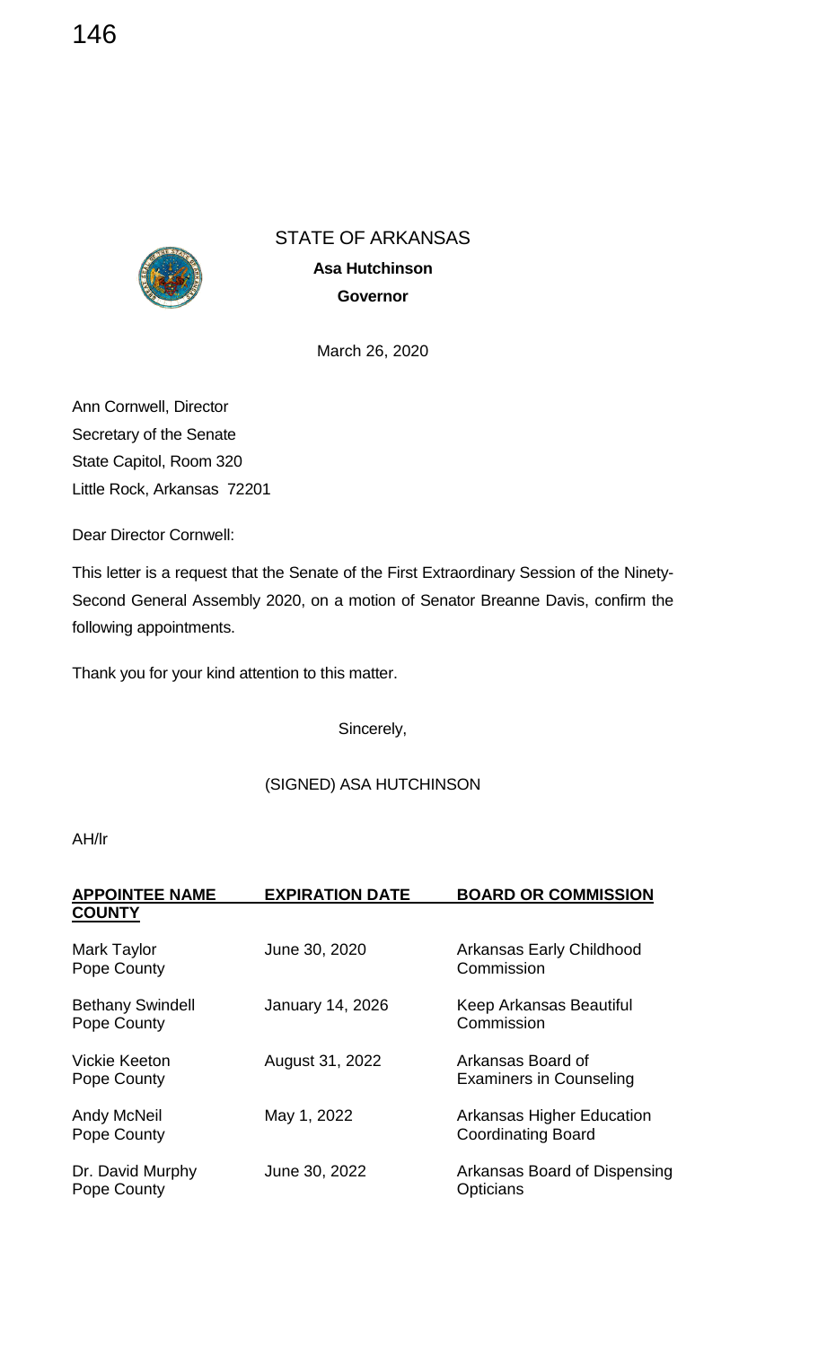STATE OF ARKANSAS

**Asa Hutchinson**

**Governor**

March 26, 2020

Ann Cornwell, Director
Secretary of the Senate
State Capitol, Room 320
Little Rock, Arkansas 72201

Dear Director Cornwell:

This letter is a request that the Senate of the First Extraordinary Session of the Ninety-Second General Assembly 2020, on a motion of Senator Breanne Davis, confirm the following appointments.

Thank you for your kind attention to this matter.

Sincerely,

(SIGNED) ASA HUTCHINSON

AH/lr

| **APPOINTEE NAME COUNTY** | **EXPIRATION DATE** | **BOARD OR COMMISSION** |
|---|---|---|
| Mark Taylor<br>Pope County | June 30, 2020 | Arkansas Early Childhood Commission |
| Bethany Swindell<br>Pope County | January 14, 2026 | Keep Arkansas Beautiful Commission |
| Vickie Keeton<br>Pope County | August 31, 2022 | Arkansas Board of Examiners in Counseling |
| Andy McNeil<br>Pope County | May 1, 2022 | Arkansas Higher Education Coordinating Board |
| Dr. David Murphy<br>Pope County | June 30, 2022 | Arkansas Board of Dispensing Opticians |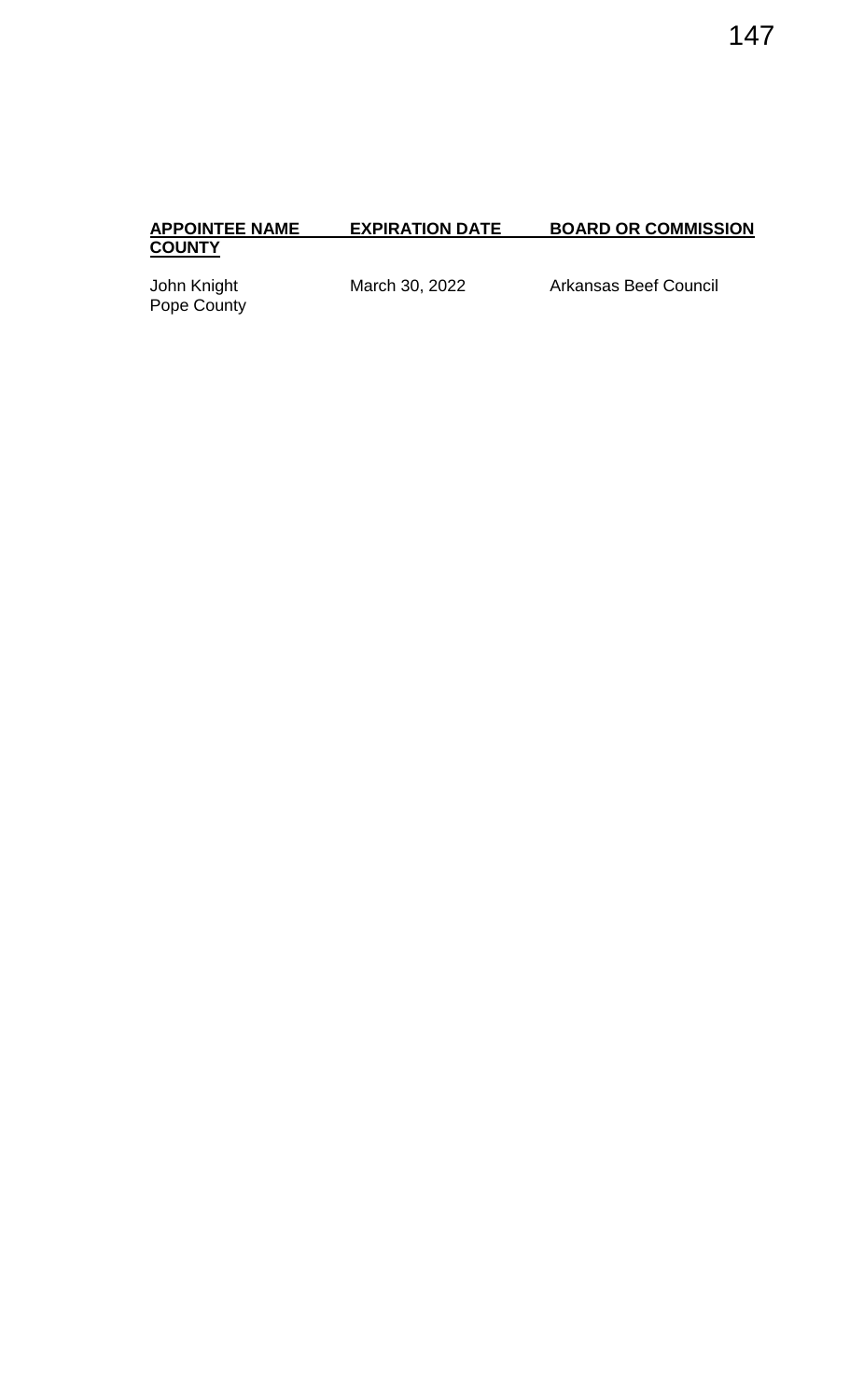| APPOINTEE NAME COUNTY | EXPIRATION DATE | BOARD OR COMMISSION |
| --- | --- | --- |
| John Knight Pope County | March 30, 2022 | Arkansas Beef Council |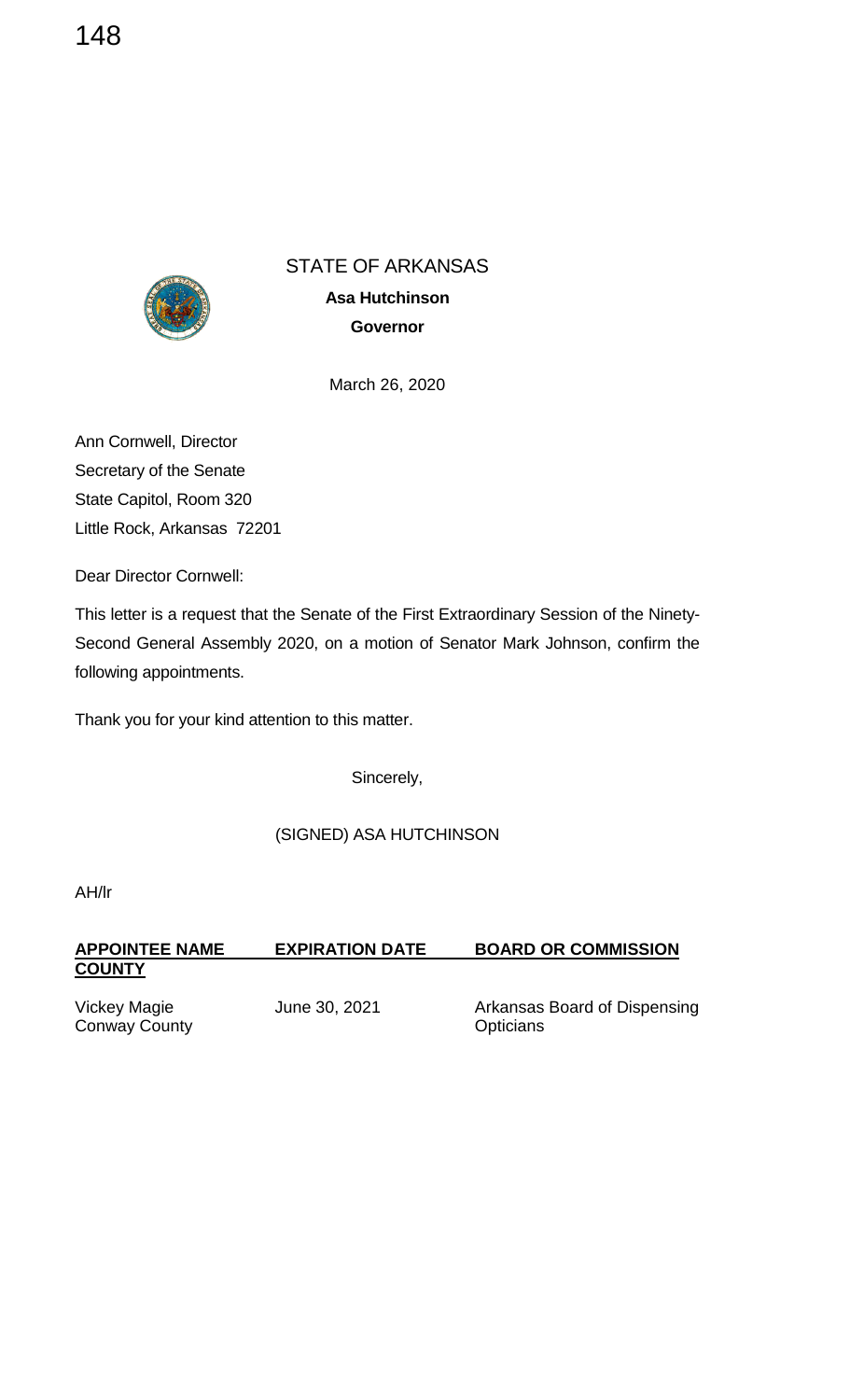STATE OF ARKANSAS

**Asa Hutchinson**

**Governor**

March 26, 2020

Ann Cornwell, Director
Secretary of the Senate
State Capitol, Room 320
Little Rock, Arkansas 72201

Dear Director Cornwell:

This letter is a request that the Senate of the First Extraordinary Session of the Ninety-Second General Assembly 2020, on a motion of Senator Mark Johnson, confirm the following appointments.

Thank you for your kind attention to this matter.

Sincerely,

(SIGNED) ASA HUTCHINSON

AH/lr

| APPOINTEE NAME COUNTY | EXPIRATION DATE | BOARD OR COMMISSION |
|---|---|---|
| Vickey Magie<br>Conway County | June 30, 2021 | Arkansas Board of Dispensing Opticians |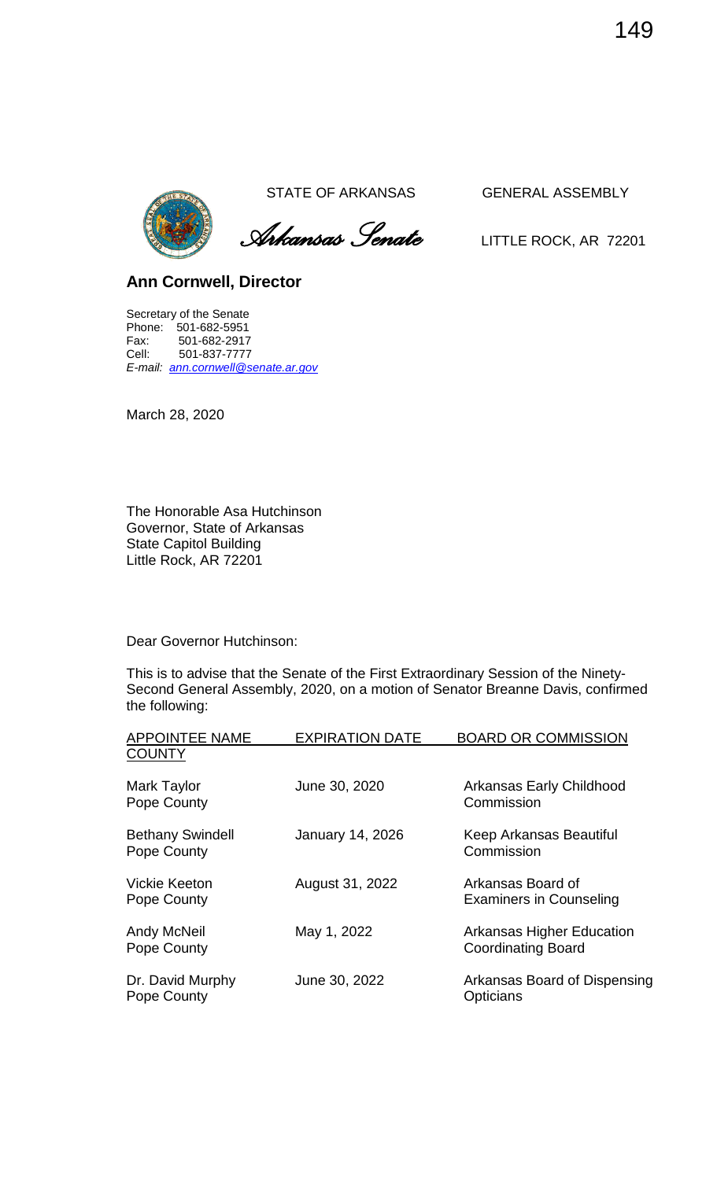STATE OF ARKANSAS GENERAL ASSEMBLY

*Arkansas Senate*

LITTLE ROCK, AR 72201

**Ann Cornwell, Director**

Secretary of the Senate
Phone: 501-682-5951
Fax: 501-682-2917
Cell: 501-837-7777
*E-mail: ann.cornwell@senate.ar.gov*

March 28, 2020

The Honorable Asa Hutchinson
Governor, State of Arkansas
State Capitol Building
Little Rock, AR 72201

Dear Governor Hutchinson:

This is to advise that the Senate of the First Extraordinary Session of the Ninety-Second General Assembly, 2020, on a motion of Senator Breanne Davis, confirmed the following:

| APPOINTEE NAME COUNTY | EXPIRATION DATE | BOARD OR COMMISSION |
|---|---|---|
| Mark Taylor<br>Pope County | June 30, 2020 | Arkansas Early Childhood Commission |
| Bethany Swindell<br>Pope County | January 14, 2026 | Keep Arkansas Beautiful Commission |
| Vickie Keeton<br>Pope County | August 31, 2022 | Arkansas Board of Examiners in Counseling |
| Andy McNeil<br>Pope County | May 1, 2022 | Arkansas Higher Education Coordinating Board |
| Dr. David Murphy<br>Pope County | June 30, 2022 | Arkansas Board of Dispensing Opticians |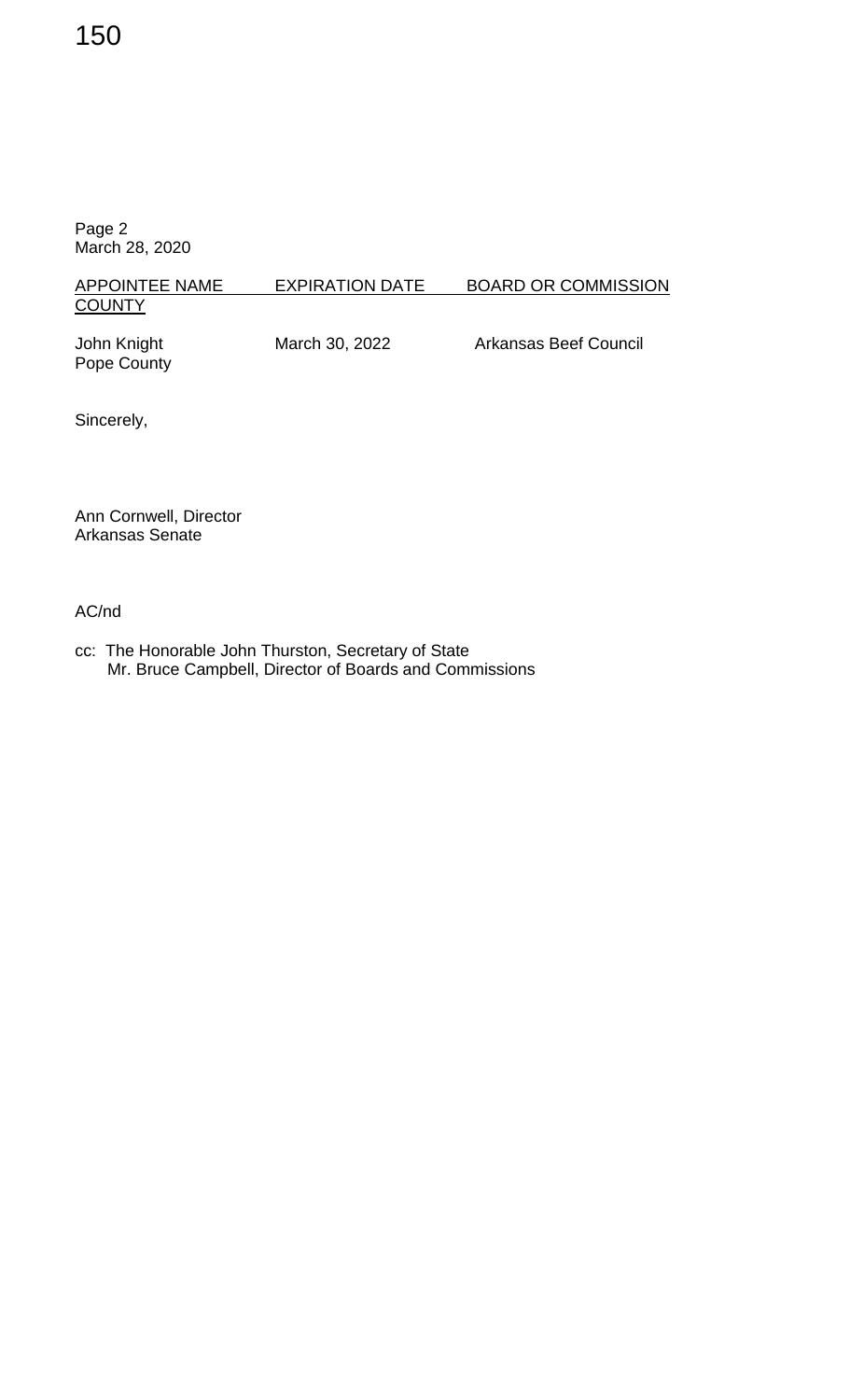Page 2
March 28, 2020

| APPOINTEE NAME<br>COUNTY | EXPIRATION DATE | BOARD OR COMMISSION |
|---|---|---|
| John Knight<br>Pope County | March 30, 2022 | Arkansas Beef Council |

Sincerely,

Ann Cornwell, Director
Arkansas Senate

AC/nd

cc: The Honorable John Thurston, Secretary of State
Mr. Bruce Campbell, Director of Boards and Commissions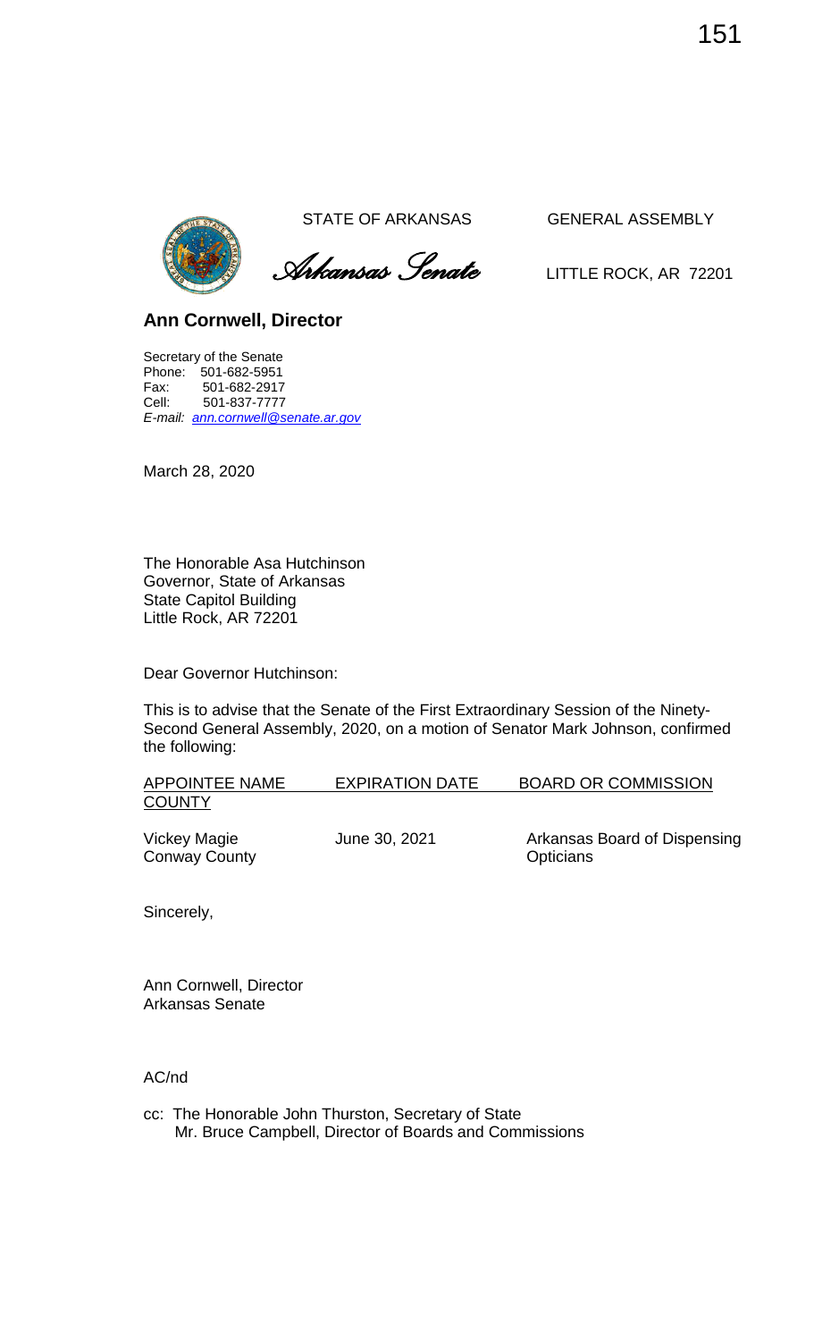STATE OF ARKANSAS GENERAL ASSEMBLY

*Arkansas Senate* LITTLE ROCK, AR 72201

**Ann Cornwell, Director**

Secretary of the Senate
Phone: 501-682-5951
Fax: 501-682-2917
Cell: 501-837-7777
*E-mail: ann.cornwell@senate.ar.gov*

March 28, 2020

The Honorable Asa Hutchinson
Governor, State of Arkansas
State Capitol Building
Little Rock, AR 72201

Dear Governor Hutchinson:

This is to advise that the Senate of the First Extraordinary Session of the Ninety-Second General Assembly, 2020, on a motion of Senator Mark Johnson, confirmed the following:

| APPOINTEE NAME COUNTY | EXPIRATION DATE | BOARD OR COMMISSION |
|---|---|---|
| Vickey Magie Conway County | June 30, 2021 | Arkansas Board of Dispensing Opticians |

Sincerely,

Ann Cornwell, Director
Arkansas Senate

AC/nd

cc: The Honorable John Thurston, Secretary of State
Mr. Bruce Campbell, Director of Boards and Commissions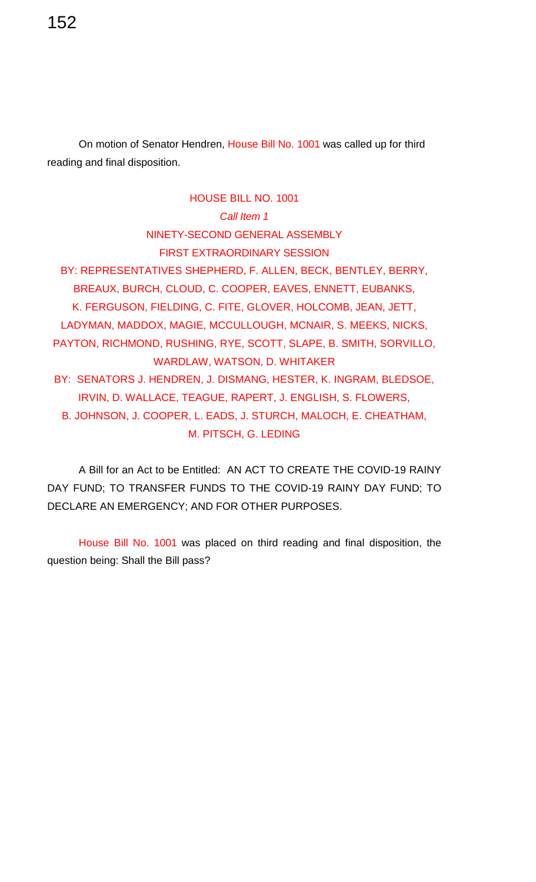On motion of Senator Hendren, House Bill No. 1001 was called up for third reading and final disposition.

HOUSE BILL NO. 1001

*Call Item 1*

NINETY-SECOND GENERAL ASSEMBLY

FIRST EXTRAORDINARY SESSION

BY: REPRESENTATIVES SHEPHERD, F. ALLEN, BECK, BENTLEY, BERRY, BREAUX, BURCH, CLOUD, C. COOPER, EAVES, ENNETT, EUBANKS, K. FERGUSON, FIELDING, C. FITE, GLOVER, HOLCOMB, JEAN, JETT, LADYMAN, MADDOX, MAGIE, MCCULLOUGH, MCNAIR, S. MEEKS, NICKS, PAYTON, RICHMOND, RUSHING, RYE, SCOTT, SLAPE, B. SMITH, SORVILLO, WARDLAW, WATSON, D. WHITAKER

BY: SENATORS J. HENDREN, J. DISMANG, HESTER, K. INGRAM, BLEDSOE, IRVIN, D. WALLACE, TEAGUE, RAPERT, J. ENGLISH, S. FLOWERS, B. JOHNSON, J. COOPER, L. EADS, J. STURCH, MALOCH, E. CHEATHAM, M. PITSCH, G. LEDING

A Bill for an Act to be Entitled: AN ACT TO CREATE THE COVID-19 RAINY DAY FUND; TO TRANSFER FUNDS TO THE COVID-19 RAINY DAY FUND; TO DECLARE AN EMERGENCY; AND FOR OTHER PURPOSES.

House Bill No. 1001 was placed on third reading and final disposition, the question being: Shall the Bill pass?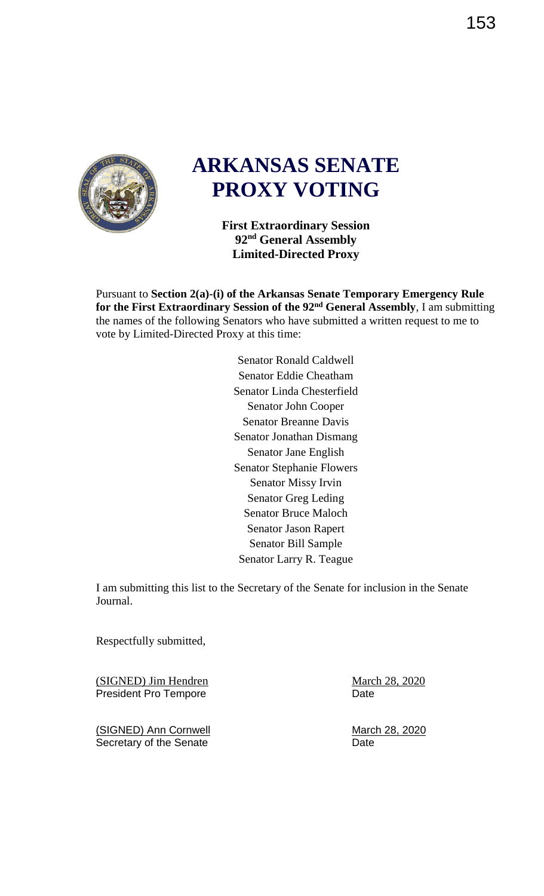# ARKANSAS SENATE PROXY VOTING

**First Extraordinary Session**
**92nd General Assembly**
**Limited-Directed Proxy**

Pursuant to **Section 2(a)-(i) of the Arkansas Senate Temporary Emergency Rule for the First Extraordinary Session of the 92nd General Assembly**, I am submitting the names of the following Senators who have submitted a written request to me to vote by Limited-Directed Proxy at this time:

Senator Ronald Caldwell
Senator Eddie Cheatham
Senator Linda Chesterfield
Senator John Cooper
Senator Breanne Davis
Senator Jonathan Dismang
Senator Jane English
Senator Stephanie Flowers
Senator Missy Irvin
Senator Greg Leding
Senator Bruce Maloch
Senator Jason Rapert
Senator Bill Sample
Senator Larry R. Teague

I am submitting this list to the Secretary of the Senate for inclusion in the Senate Journal.

Respectfully submitted,

(SIGNED) Jim Hendren — March 28, 2020
President Pro Tempore — Date

(SIGNED) Ann Cornwell — March 28, 2020
Secretary of the Senate — Date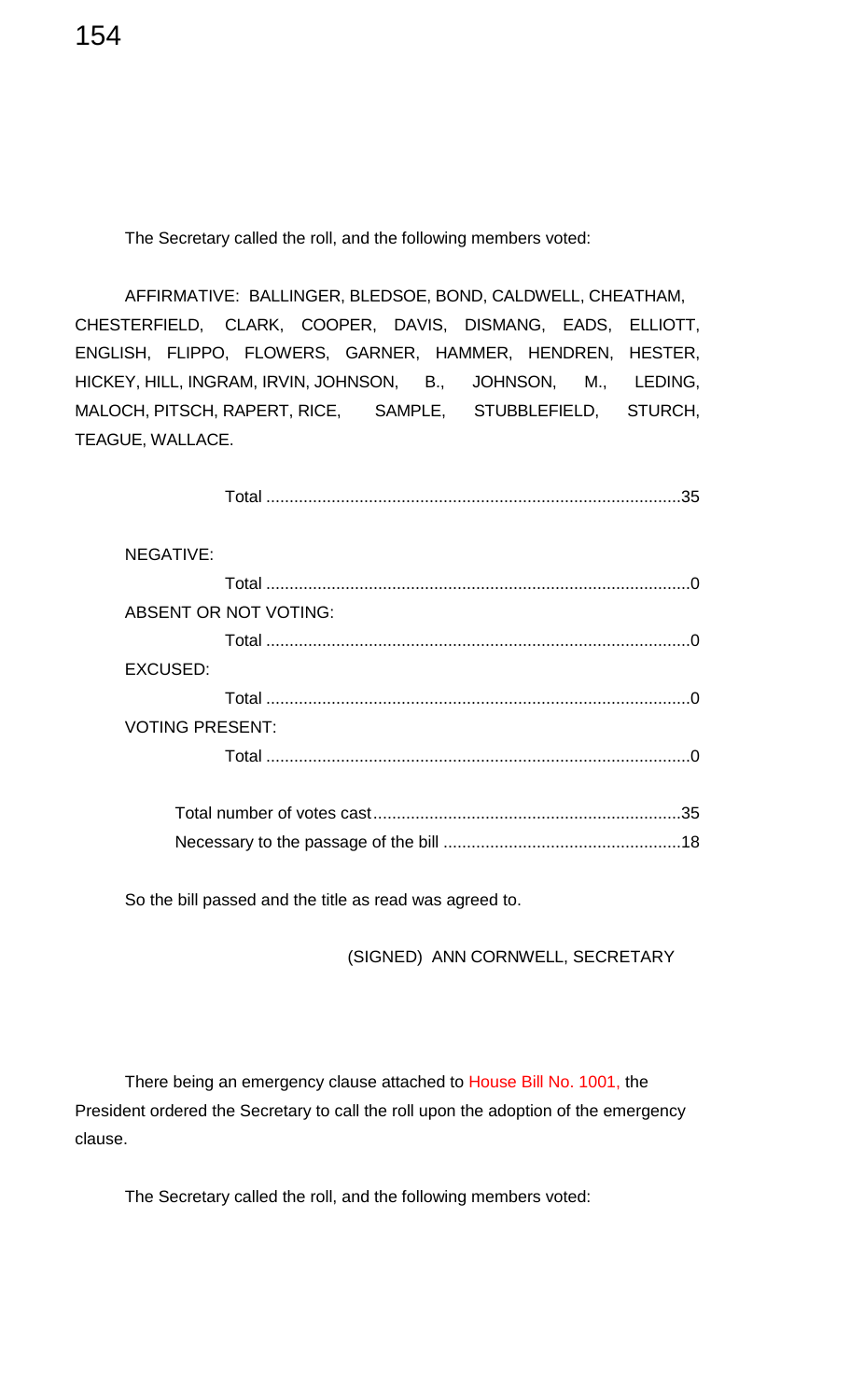The Secretary called the roll, and the following members voted:

AFFIRMATIVE: BALLINGER, BLEDSOE, BOND, CALDWELL, CHEATHAM, CHESTERFIELD, CLARK, COOPER, DAVIS, DISMANG, EADS, ELLIOTT, ENGLISH, FLIPPO, FLOWERS, GARNER, HAMMER, HENDREN, HESTER, HICKEY, HILL, INGRAM, IRVIN, JOHNSON, B., JOHNSON, M., LEDING, MALOCH, PITSCH, RAPERT, RICE, SAMPLE, STUBBLEFIELD, STURCH, TEAGUE, WALLACE.

Total ........................................................................................35

NEGATIVE:

Total ..........................................................................................0

ABSENT OR NOT VOTING:

Total ..........................................................................................0

EXCUSED:

Total ..........................................................................................0

VOTING PRESENT:

Total ..........................................................................................0

Total number of votes cast.................................................................35

Necessary to the passage of the bill ...................................................18

So the bill passed and the title as read was agreed to.

(SIGNED) ANN CORNWELL, SECRETARY

There being an emergency clause attached to House Bill No. 1001, the President ordered the Secretary to call the roll upon the adoption of the emergency clause.

The Secretary called the roll, and the following members voted: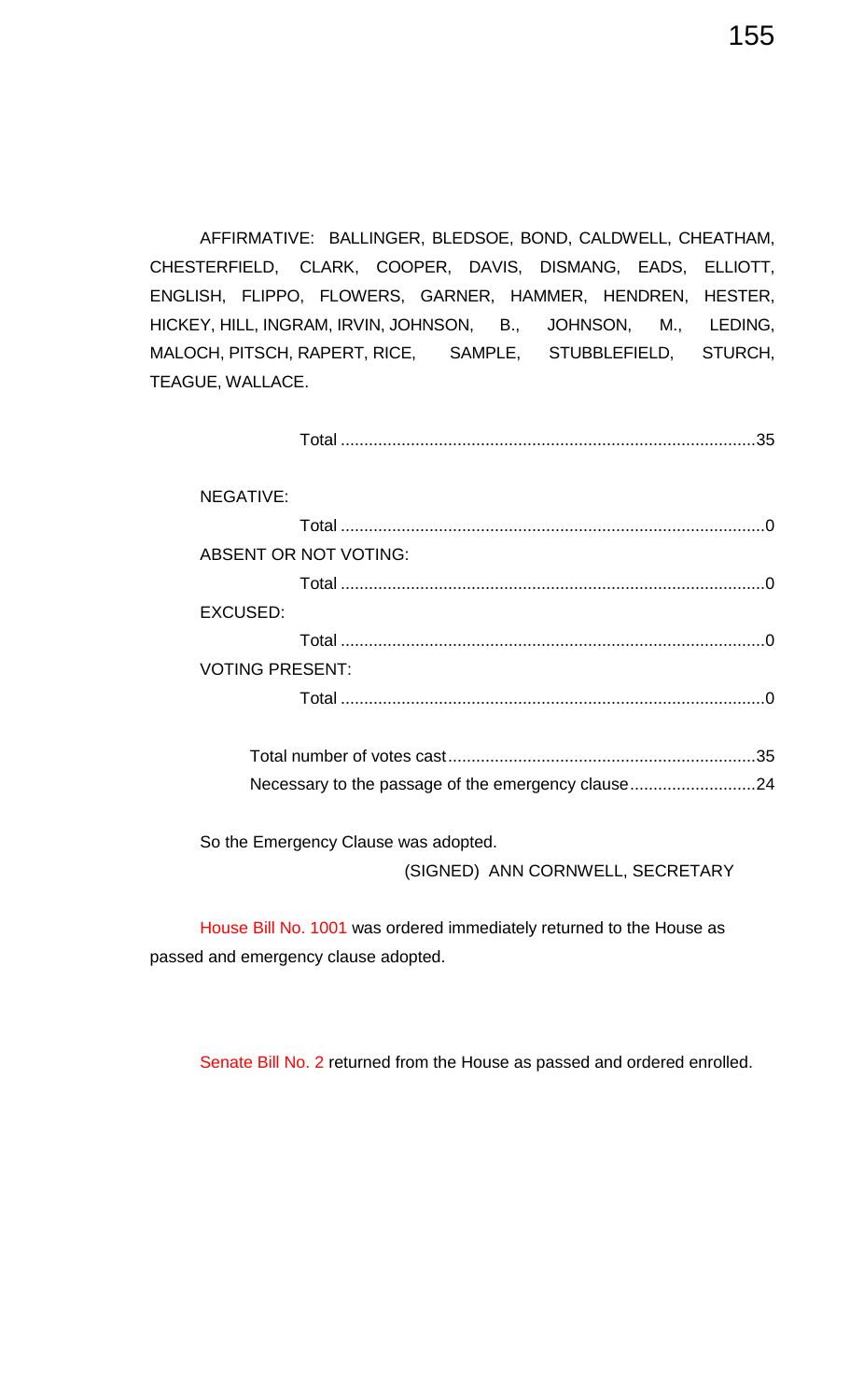AFFIRMATIVE: BALLINGER, BLEDSOE, BOND, CALDWELL, CHEATHAM, CHESTERFIELD, CLARK, COOPER, DAVIS, DISMANG, EADS, ELLIOTT, ENGLISH, FLIPPO, FLOWERS, GARNER, HAMMER, HENDREN, HESTER, HICKEY, HILL, INGRAM, IRVIN, JOHNSON, B., JOHNSON, M., LEDING, MALOCH, PITSCH, RAPERT, RICE, SAMPLE, STUBBLEFIELD, STURCH, TEAGUE, WALLACE.

Total ........................................................................................35

NEGATIVE:

Total ..........................................................................................0

ABSENT OR NOT VOTING:

Total ..........................................................................................0

EXCUSED:

Total ..........................................................................................0

VOTING PRESENT:

Total ..........................................................................................0

Total number of votes cast.................................................................35

Necessary to the passage of the emergency clause...........................24

So the Emergency Clause was adopted.

(SIGNED) ANN CORNWELL, SECRETARY

House Bill No. 1001 was ordered immediately returned to the House as passed and emergency clause adopted.

Senate Bill No. 2 returned from the House as passed and ordered enrolled.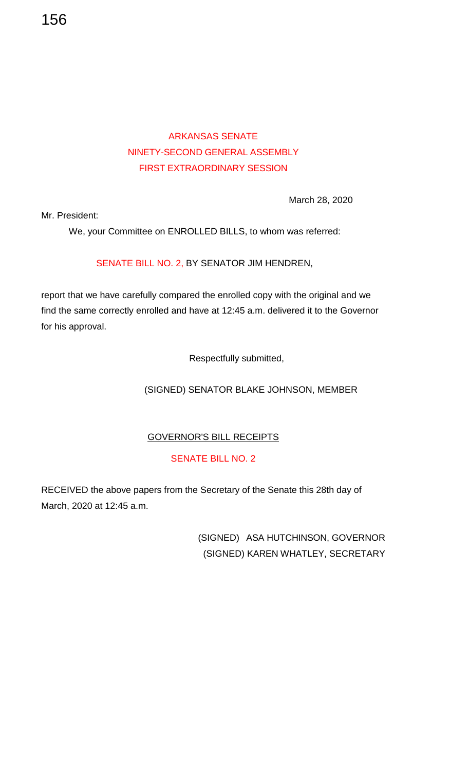ARKANSAS SENATE
NINETY-SECOND GENERAL ASSEMBLY
FIRST EXTRAORDINARY SESSION

March 28, 2020

Mr. President:

We, your Committee on ENROLLED BILLS, to whom was referred:

SENATE BILL NO. 2, BY SENATOR JIM HENDREN,

report that we have carefully compared the enrolled copy with the original and we find the same correctly enrolled and have at 12:45 a.m. delivered it to the Governor for his approval.

Respectfully submitted,

(SIGNED) SENATOR BLAKE JOHNSON, MEMBER

GOVERNOR'S BILL RECEIPTS

SENATE BILL NO. 2

RECEIVED the above papers from the Secretary of the Senate this 28th day of March, 2020 at 12:45 a.m.

(SIGNED) ASA HUTCHINSON, GOVERNOR
(SIGNED) KAREN WHATLEY, SECRETARY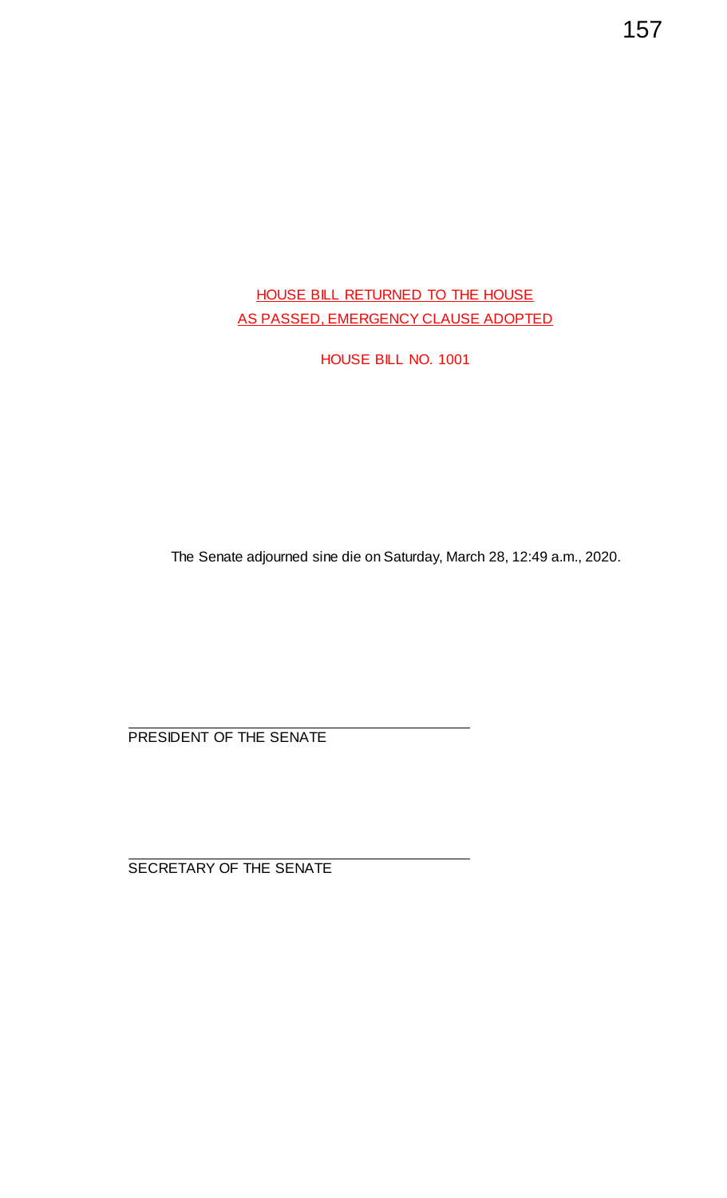HOUSE BILL RETURNED TO THE HOUSE
AS PASSED, EMERGENCY CLAUSE ADOPTED

HOUSE BILL NO. 1001

The Senate adjourned sine die on Saturday, March 28, 12:49 a.m., 2020.

PRESIDENT OF THE SENATE

SECRETARY OF THE SENATE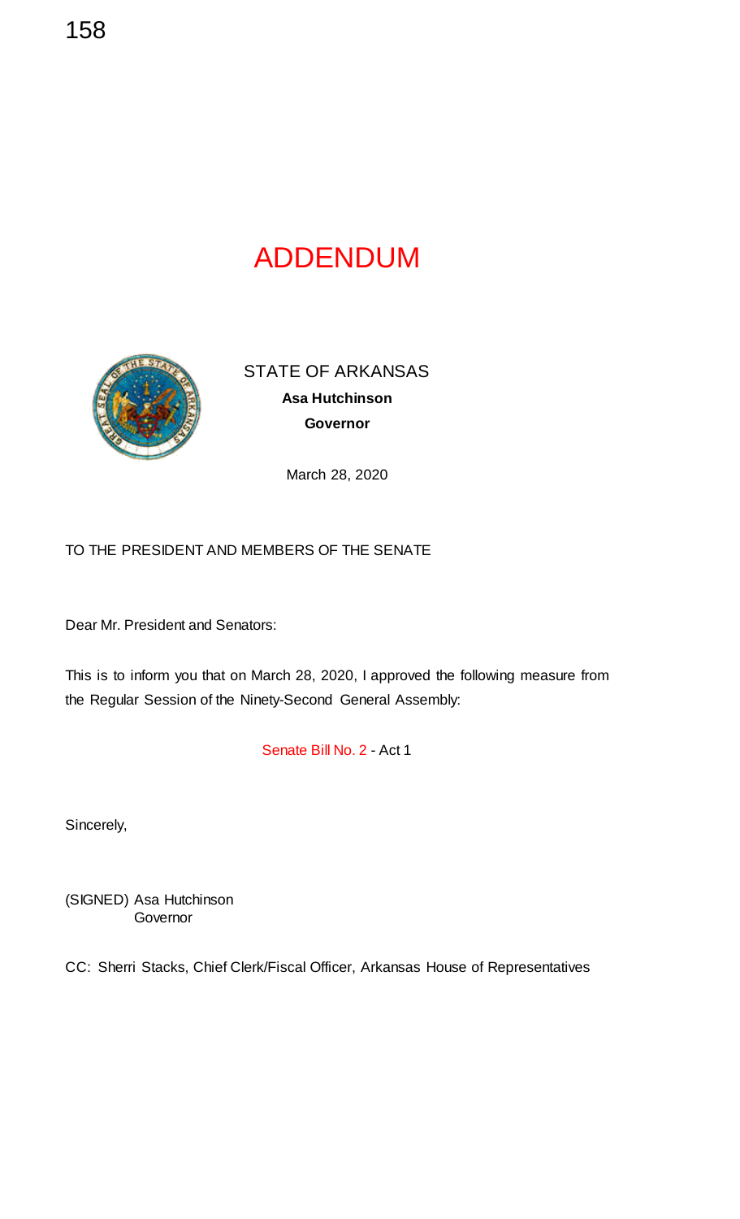# ADDENDUM

STATE OF ARKANSAS
**Asa Hutchinson**
**Governor**

March 28, 2020

TO THE PRESIDENT AND MEMBERS OF THE SENATE

Dear Mr. President and Senators:

This is to inform you that on March 28, 2020, I approved the following measure from the Regular Session of the Ninety-Second General Assembly:

Senate Bill No. 2 - Act 1

Sincerely,

(SIGNED) Asa Hutchinson
Governor

CC: Sherri Stacks, Chief Clerk/Fiscal Officer, Arkansas House of Representatives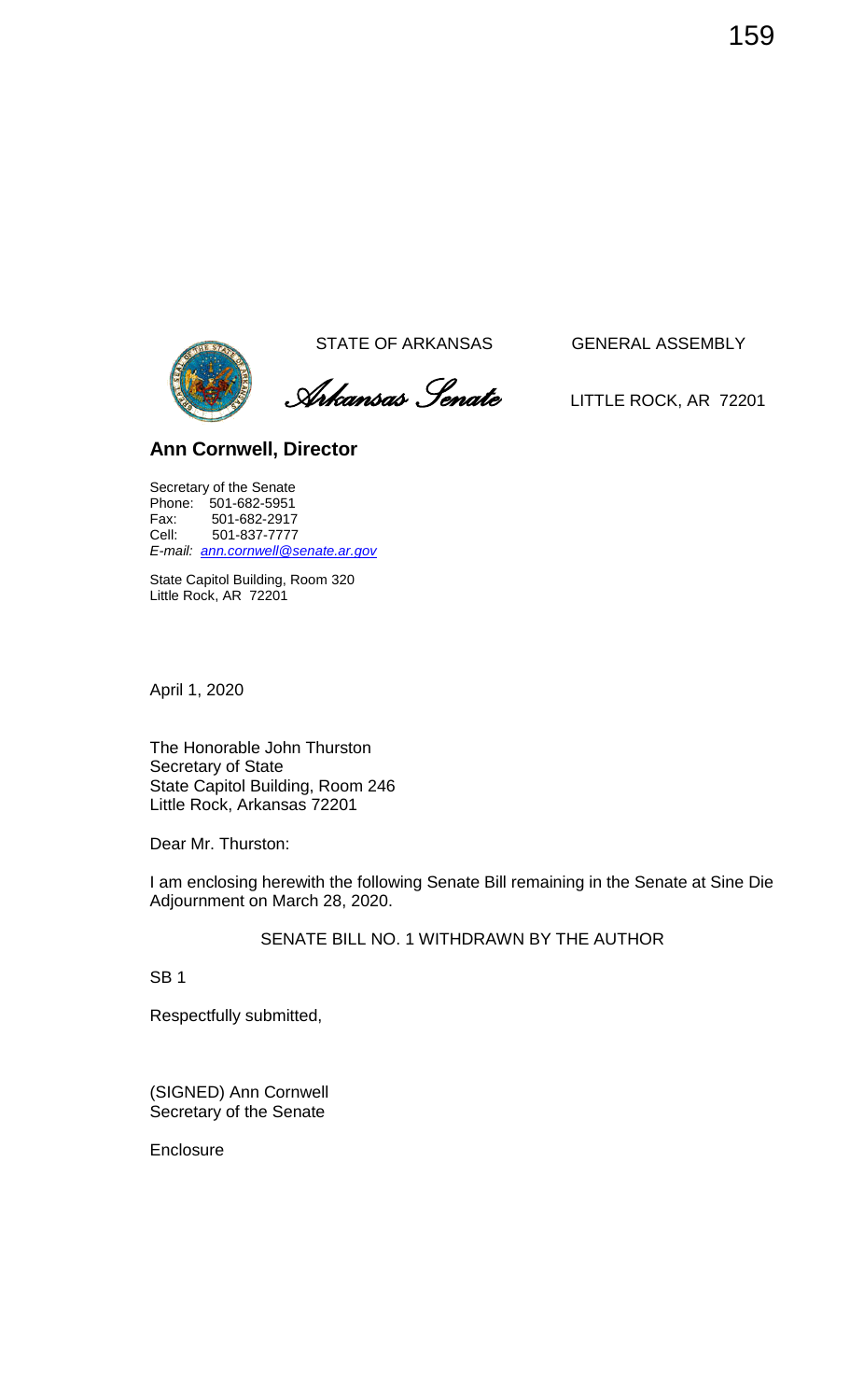STATE OF ARKANSAS GENERAL ASSEMBLY

*Arkansas Senate* LITTLE ROCK, AR 72201

**Ann Cornwell, Director**

Secretary of the Senate
Phone: 501-682-5951
Fax: 501-682-2917
Cell: 501-837-7777
*E-mail: ann.cornwell@senate.ar.gov*

State Capitol Building, Room 320
Little Rock, AR 72201

April 1, 2020

The Honorable John Thurston
Secretary of State
State Capitol Building, Room 246
Little Rock, Arkansas 72201

Dear Mr. Thurston:

I am enclosing herewith the following Senate Bill remaining in the Senate at Sine Die Adjournment on March 28, 2020.

SENATE BILL NO. 1 WITHDRAWN BY THE AUTHOR

SB 1

Respectfully submitted,

(SIGNED) Ann Cornwell
Secretary of the Senate

Enclosure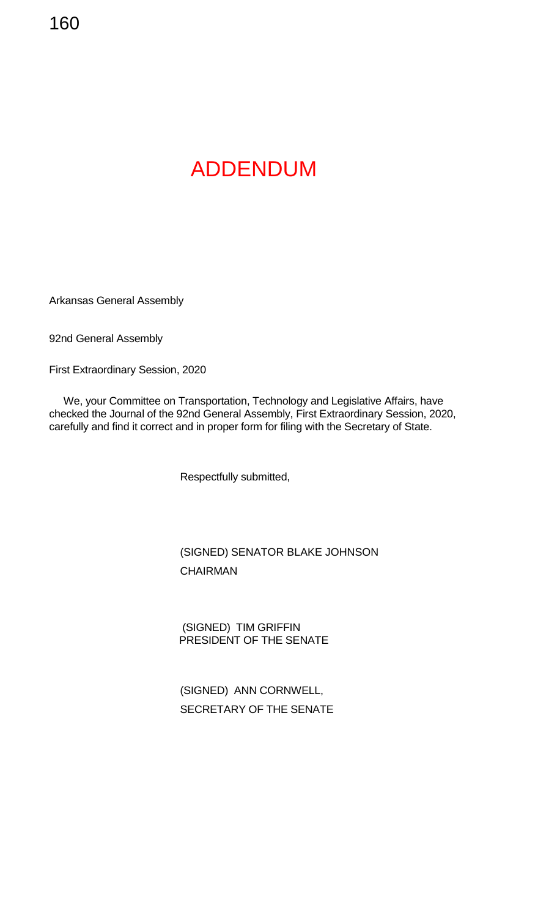# ADDENDUM

Arkansas General Assembly

92nd General Assembly

First Extraordinary Session, 2020

We, your Committee on Transportation, Technology and Legislative Affairs, have checked the Journal of the 92nd General Assembly, First Extraordinary Session, 2020, carefully and find it correct and in proper form for filing with the Secretary of State.

Respectfully submitted,

(SIGNED) SENATOR BLAKE JOHNSON
CHAIRMAN

(SIGNED) TIM GRIFFIN
PRESIDENT OF THE SENATE

(SIGNED) ANN CORNWELL,
SECRETARY OF THE SENATE